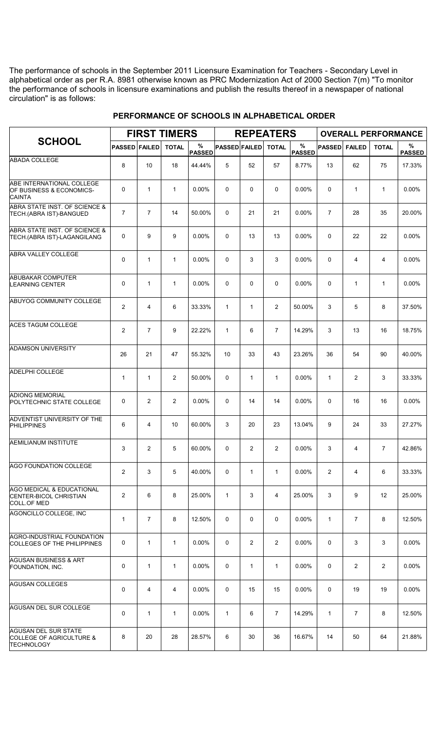The performance of schools in the September 2011 Licensure Examination for Teachers - Secondary Level in alphabetical order as per R.A. 8981 otherwise known as PRC Modernization Act of 2000 Section 7(m) "To monitor the performance of schools in licensure examinations and publish the results thereof in a newspaper of national circulation" is as follows:

## PERFORMANCE OF SCHOOLS IN ALPHABETICAL ORDER

| SCHOOL | FIRST TIMERS | | | | REPEATERS | | | | OVERALL PERFORMANCE | | | |
|---|---|---|---|---|---|---|---|---|---|---|---|---|
| | PASSED | FAILED | TOTAL | % PASSED | PASSED | FAILED | TOTAL | % PASSED | PASSED | FAILED | TOTAL | % PASSED |
| ABADA COLLEGE | 8 | 10 | 18 | 44.44% | 5 | 52 | 57 | 8.77% | 13 | 62 | 75 | 17.33% |
| ABE INTERNATIONAL COLLEGE OF BUSINESS & ECONOMICS-CAINTA | 0 | 1 | 1 | 0.00% | 0 | 0 | 0 | 0.00% | 0 | 1 | 1 | 0.00% |
| ABRA STATE INST. OF SCIENCE & TECH.(ABRA IST)-BANGUED | 7 | 7 | 14 | 50.00% | 0 | 21 | 21 | 0.00% | 7 | 28 | 35 | 20.00% |
| ABRA STATE INST. OF SCIENCE & TECH.(ABRA IST)-LAGANGILANG | 0 | 9 | 9 | 0.00% | 0 | 13 | 13 | 0.00% | 0 | 22 | 22 | 0.00% |
| ABRA VALLEY COLLEGE | 0 | 1 | 1 | 0.00% | 0 | 3 | 3 | 0.00% | 0 | 4 | 4 | 0.00% |
| ABUBAKAR COMPUTER LEARNING CENTER | 0 | 1 | 1 | 0.00% | 0 | 0 | 0 | 0.00% | 0 | 1 | 1 | 0.00% |
| ABUYOG COMMUNITY COLLEGE | 2 | 4 | 6 | 33.33% | 1 | 1 | 2 | 50.00% | 3 | 5 | 8 | 37.50% |
| ACES TAGUM COLLEGE | 2 | 7 | 9 | 22.22% | 1 | 6 | 7 | 14.29% | 3 | 13 | 16 | 18.75% |
| ADAMSON UNIVERSITY | 26 | 21 | 47 | 55.32% | 10 | 33 | 43 | 23.26% | 36 | 54 | 90 | 40.00% |
| ADELPHI COLLEGE | 1 | 1 | 2 | 50.00% | 0 | 1 | 1 | 0.00% | 1 | 2 | 3 | 33.33% |
| ADIONG MEMORIAL POLYTECHNIC STATE COLLEGE | 0 | 2 | 2 | 0.00% | 0 | 14 | 14 | 0.00% | 0 | 16 | 16 | 0.00% |
| ADVENTIST UNIVERSITY OF THE PHILIPPINES | 6 | 4 | 10 | 60.00% | 3 | 20 | 23 | 13.04% | 9 | 24 | 33 | 27.27% |
| AEMILIANUM INSTITUTE | 3 | 2 | 5 | 60.00% | 0 | 2 | 2 | 0.00% | 3 | 4 | 7 | 42.86% |
| AGO FOUNDATION COLLEGE | 2 | 3 | 5 | 40.00% | 0 | 1 | 1 | 0.00% | 2 | 4 | 6 | 33.33% |
| AGO MEDICAL & EDUCATIONAL CENTER-BICOL CHRISTIAN COLL.OF MED | 2 | 6 | 8 | 25.00% | 1 | 3 | 4 | 25.00% | 3 | 9 | 12 | 25.00% |
| AGONCILLO COLLEGE, INC | 1 | 7 | 8 | 12.50% | 0 | 0 | 0 | 0.00% | 1 | 7 | 8 | 12.50% |
| AGRO-INDUSTRIAL FOUNDATION COLLEGES OF THE PHILIPPINES | 0 | 1 | 1 | 0.00% | 0 | 2 | 2 | 0.00% | 0 | 3 | 3 | 0.00% |
| AGUSAN BUSINESS & ART FOUNDATION, INC. | 0 | 1 | 1 | 0.00% | 0 | 1 | 1 | 0.00% | 0 | 2 | 2 | 0.00% |
| AGUSAN COLLEGES | 0 | 4 | 4 | 0.00% | 0 | 15 | 15 | 0.00% | 0 | 19 | 19 | 0.00% |
| AGUSAN DEL SUR COLLEGE | 0 | 1 | 1 | 0.00% | 1 | 6 | 7 | 14.29% | 1 | 7 | 8 | 12.50% |
| AGUSAN DEL SUR STATE COLLEGE OF AGRICULTURE & TECHNOLOGY | 8 | 20 | 28 | 28.57% | 6 | 30 | 36 | 16.67% | 14 | 50 | 64 | 21.88% |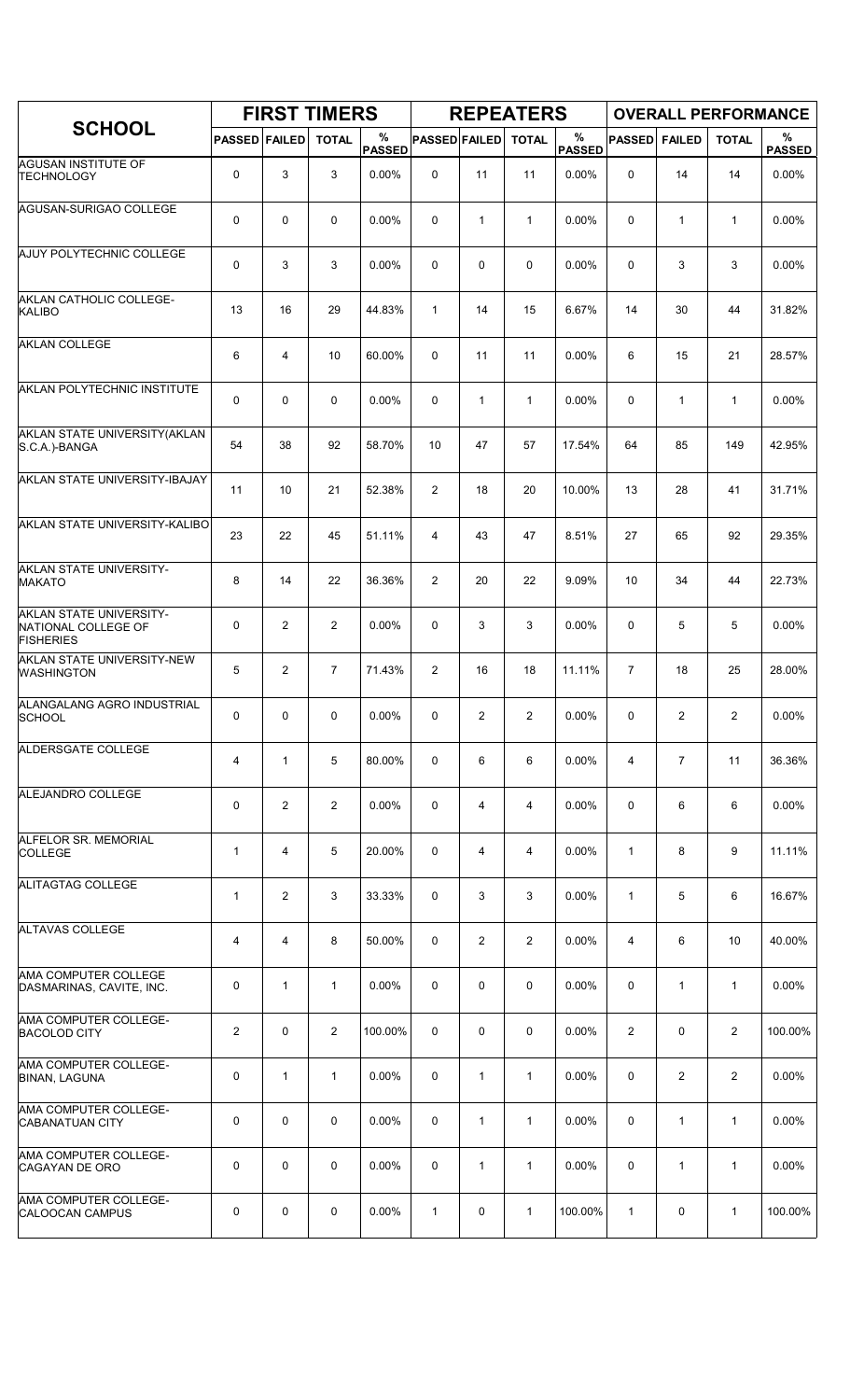| SCHOOL | FIRST TIMERS | | | | REPEATERS | | | | OVERALL PERFORMANCE | | | |
|---|---|---|---|---|---|---|---|---|---|---|---|---|
| | PASSED | FAILED | TOTAL | % PASSED | PASSED | FAILED | TOTAL | % PASSED | PASSED | FAILED | TOTAL | % PASSED |
| AGUSAN INSTITUTE OF TECHNOLOGY | 0 | 3 | 3 | 0.00% | 0 | 11 | 11 | 0.00% | 0 | 14 | 14 | 0.00% |
| AGUSAN-SURIGAO COLLEGE | 0 | 0 | 0 | 0.00% | 0 | 1 | 1 | 0.00% | 0 | 1 | 1 | 0.00% |
| AJUY POLYTECHNIC COLLEGE | 0 | 3 | 3 | 0.00% | 0 | 0 | 0 | 0.00% | 0 | 3 | 3 | 0.00% |
| AKLAN CATHOLIC COLLEGE-KALIBO | 13 | 16 | 29 | 44.83% | 1 | 14 | 15 | 6.67% | 14 | 30 | 44 | 31.82% |
| AKLAN COLLEGE | 6 | 4 | 10 | 60.00% | 0 | 11 | 11 | 0.00% | 6 | 15 | 21 | 28.57% |
| AKLAN POLYTECHNIC INSTITUTE | 0 | 0 | 0 | 0.00% | 0 | 1 | 1 | 0.00% | 0 | 1 | 1 | 0.00% |
| AKLAN STATE UNIVERSITY(AKLAN S.C.A.)-BANGA | 54 | 38 | 92 | 58.70% | 10 | 47 | 57 | 17.54% | 64 | 85 | 149 | 42.95% |
| AKLAN STATE UNIVERSITY-IBAJAY | 11 | 10 | 21 | 52.38% | 2 | 18 | 20 | 10.00% | 13 | 28 | 41 | 31.71% |
| AKLAN STATE UNIVERSITY-KALIBO | 23 | 22 | 45 | 51.11% | 4 | 43 | 47 | 8.51% | 27 | 65 | 92 | 29.35% |
| AKLAN STATE UNIVERSITY-MAKATO | 8 | 14 | 22 | 36.36% | 2 | 20 | 22 | 9.09% | 10 | 34 | 44 | 22.73% |
| AKLAN STATE UNIVERSITY-NATIONAL COLLEGE OF FISHERIES | 0 | 2 | 2 | 0.00% | 0 | 3 | 3 | 0.00% | 0 | 5 | 5 | 0.00% |
| AKLAN STATE UNIVERSITY-NEW WASHINGTON | 5 | 2 | 7 | 71.43% | 2 | 16 | 18 | 11.11% | 7 | 18 | 25 | 28.00% |
| ALANGALANG AGRO INDUSTRIAL SCHOOL | 0 | 0 | 0 | 0.00% | 0 | 2 | 2 | 0.00% | 0 | 2 | 2 | 0.00% |
| ALDERSGATE COLLEGE | 4 | 1 | 5 | 80.00% | 0 | 6 | 6 | 0.00% | 4 | 7 | 11 | 36.36% |
| ALEJANDRO COLLEGE | 0 | 2 | 2 | 0.00% | 0 | 4 | 4 | 0.00% | 0 | 6 | 6 | 0.00% |
| ALFELOR SR. MEMORIAL COLLEGE | 1 | 4 | 5 | 20.00% | 0 | 4 | 4 | 0.00% | 1 | 8 | 9 | 11.11% |
| ALITAGTAG COLLEGE | 1 | 2 | 3 | 33.33% | 0 | 3 | 3 | 0.00% | 1 | 5 | 6 | 16.67% |
| ALTAVAS COLLEGE | 4 | 4 | 8 | 50.00% | 0 | 2 | 2 | 0.00% | 4 | 6 | 10 | 40.00% |
| AMA COMPUTER COLLEGE DASMARINAS, CAVITE, INC. | 0 | 1 | 1 | 0.00% | 0 | 0 | 0 | 0.00% | 0 | 1 | 1 | 0.00% |
| AMA COMPUTER COLLEGE-BACOLOD CITY | 2 | 0 | 2 | 100.00% | 0 | 0 | 0 | 0.00% | 2 | 0 | 2 | 100.00% |
| AMA COMPUTER COLLEGE-BINAN, LAGUNA | 0 | 1 | 1 | 0.00% | 0 | 1 | 1 | 0.00% | 0 | 2 | 2 | 0.00% |
| AMA COMPUTER COLLEGE-CABANATUAN CITY | 0 | 0 | 0 | 0.00% | 0 | 1 | 1 | 0.00% | 0 | 1 | 1 | 0.00% |
| AMA COMPUTER COLLEGE-CAGAYAN DE ORO | 0 | 0 | 0 | 0.00% | 0 | 1 | 1 | 0.00% | 0 | 1 | 1 | 0.00% |
| AMA COMPUTER COLLEGE-CALOOCAN CAMPUS | 0 | 0 | 0 | 0.00% | 1 | 0 | 1 | 100.00% | 1 | 0 | 1 | 100.00% |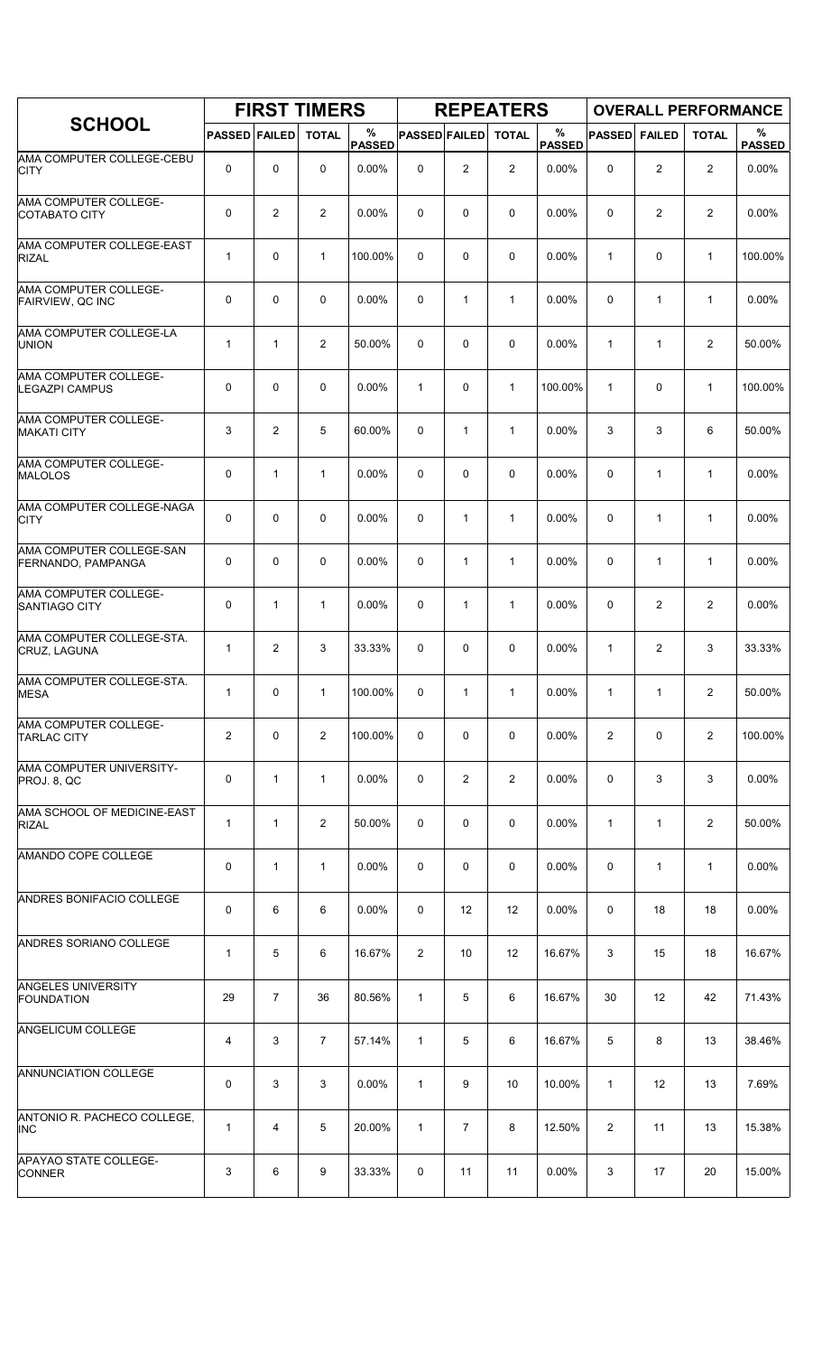| SCHOOL | FIRST TIMERS | | | | REPEATERS | | | | OVERALL PERFORMANCE | | | |
|---|---|---|---|---|---|---|---|---|---|---|---|---|
| | PASSED | FAILED | TOTAL | % PASSED | PASSED | FAILED | TOTAL | % PASSED | PASSED | FAILED | TOTAL | % PASSED |
| AMA COMPUTER COLLEGE-CEBU CITY | 0 | 0 | 0 | 0.00% | 0 | 2 | 2 | 0.00% | 0 | 2 | 2 | 0.00% |
| AMA COMPUTER COLLEGE-COTABATO CITY | 0 | 2 | 2 | 0.00% | 0 | 0 | 0 | 0.00% | 0 | 2 | 2 | 0.00% |
| AMA COMPUTER COLLEGE-EAST RIZAL | 1 | 0 | 1 | 100.00% | 0 | 0 | 0 | 0.00% | 1 | 0 | 1 | 100.00% |
| AMA COMPUTER COLLEGE-FAIRVIEW, QC INC | 0 | 0 | 0 | 0.00% | 0 | 1 | 1 | 0.00% | 0 | 1 | 1 | 0.00% |
| AMA COMPUTER COLLEGE-LA UNION | 1 | 1 | 2 | 50.00% | 0 | 0 | 0 | 0.00% | 1 | 1 | 2 | 50.00% |
| AMA COMPUTER COLLEGE-LEGAZPI CAMPUS | 0 | 0 | 0 | 0.00% | 1 | 0 | 1 | 100.00% | 1 | 0 | 1 | 100.00% |
| AMA COMPUTER COLLEGE-MAKATI CITY | 3 | 2 | 5 | 60.00% | 0 | 1 | 1 | 0.00% | 3 | 3 | 6 | 50.00% |
| AMA COMPUTER COLLEGE-MALOLOS | 0 | 1 | 1 | 0.00% | 0 | 0 | 0 | 0.00% | 0 | 1 | 1 | 0.00% |
| AMA COMPUTER COLLEGE-NAGA CITY | 0 | 0 | 0 | 0.00% | 0 | 1 | 1 | 0.00% | 0 | 1 | 1 | 0.00% |
| AMA COMPUTER COLLEGE-SAN FERNANDO, PAMPANGA | 0 | 0 | 0 | 0.00% | 0 | 1 | 1 | 0.00% | 0 | 1 | 1 | 0.00% |
| AMA COMPUTER COLLEGE-SANTIAGO CITY | 0 | 1 | 1 | 0.00% | 0 | 1 | 1 | 0.00% | 0 | 2 | 2 | 0.00% |
| AMA COMPUTER COLLEGE-STA. CRUZ, LAGUNA | 1 | 2 | 3 | 33.33% | 0 | 0 | 0 | 0.00% | 1 | 2 | 3 | 33.33% |
| AMA COMPUTER COLLEGE-STA. MESA | 1 | 0 | 1 | 100.00% | 0 | 1 | 1 | 0.00% | 1 | 1 | 2 | 50.00% |
| AMA COMPUTER COLLEGE-TARLAC CITY | 2 | 0 | 2 | 100.00% | 0 | 0 | 0 | 0.00% | 2 | 0 | 2 | 100.00% |
| AMA COMPUTER UNIVERSITY-PROJ. 8, QC | 0 | 1 | 1 | 0.00% | 0 | 2 | 2 | 0.00% | 0 | 3 | 3 | 0.00% |
| AMA SCHOOL OF MEDICINE-EAST RIZAL | 1 | 1 | 2 | 50.00% | 0 | 0 | 0 | 0.00% | 1 | 1 | 2 | 50.00% |
| AMANDO COPE COLLEGE | 0 | 1 | 1 | 0.00% | 0 | 0 | 0 | 0.00% | 0 | 1 | 1 | 0.00% |
| ANDRES BONIFACIO COLLEGE | 0 | 6 | 6 | 0.00% | 0 | 12 | 12 | 0.00% | 0 | 18 | 18 | 0.00% |
| ANDRES SORIANO COLLEGE | 1 | 5 | 6 | 16.67% | 2 | 10 | 12 | 16.67% | 3 | 15 | 18 | 16.67% |
| ANGELES UNIVERSITY FOUNDATION | 29 | 7 | 36 | 80.56% | 1 | 5 | 6 | 16.67% | 30 | 12 | 42 | 71.43% |
| ANGELICUM COLLEGE | 4 | 3 | 7 | 57.14% | 1 | 5 | 6 | 16.67% | 5 | 8 | 13 | 38.46% |
| ANNUNCIATION COLLEGE | 0 | 3 | 3 | 0.00% | 1 | 9 | 10 | 10.00% | 1 | 12 | 13 | 7.69% |
| ANTONIO R. PACHECO COLLEGE, INC | 1 | 4 | 5 | 20.00% | 1 | 7 | 8 | 12.50% | 2 | 11 | 13 | 15.38% |
| APAYAO STATE COLLEGE-CONNER | 3 | 6 | 9 | 33.33% | 0 | 11 | 11 | 0.00% | 3 | 17 | 20 | 15.00% |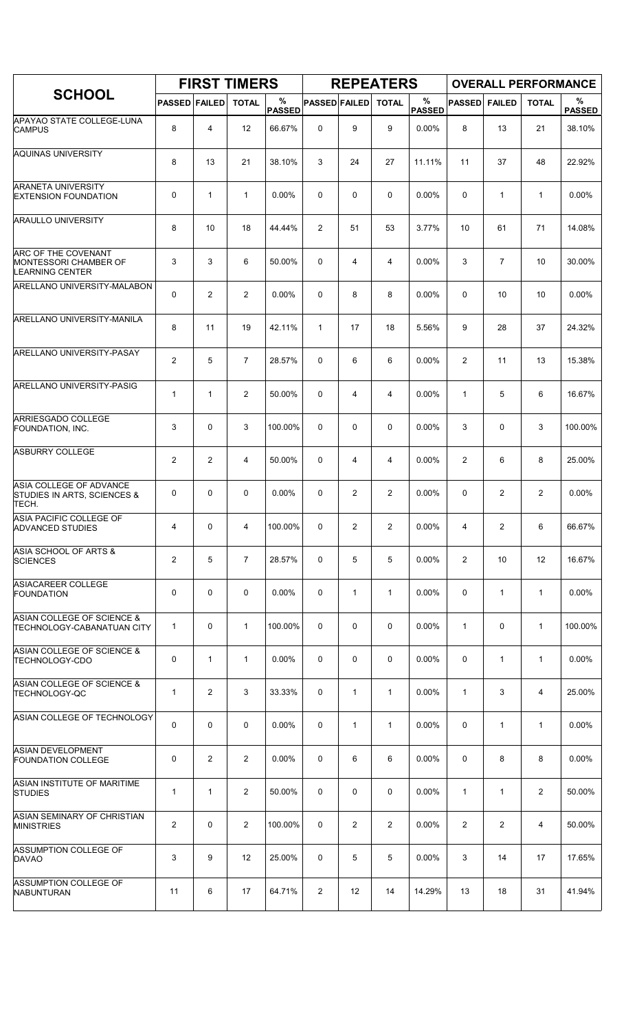| SCHOOL | FIRST TIMERS | | | | REPEATERS | | | | OVERALL PERFORMANCE | | | |
|---|---|---|---|---|---|---|---|---|---|---|---|---|
| | PASSED | FAILED | TOTAL | % PASSED | PASSED | FAILED | TOTAL | % PASSED | PASSED | FAILED | TOTAL | % PASSED |
| APAYAO STATE COLLEGE-LUNA CAMPUS | 8 | 4 | 12 | 66.67% | 0 | 9 | 9 | 0.00% | 8 | 13 | 21 | 38.10% |
| AQUINAS UNIVERSITY | 8 | 13 | 21 | 38.10% | 3 | 24 | 27 | 11.11% | 11 | 37 | 48 | 22.92% |
| ARANETA UNIVERSITY EXTENSION FOUNDATION | 0 | 1 | 1 | 0.00% | 0 | 0 | 0 | 0.00% | 0 | 1 | 1 | 0.00% |
| ARAULLO UNIVERSITY | 8 | 10 | 18 | 44.44% | 2 | 51 | 53 | 3.77% | 10 | 61 | 71 | 14.08% |
| ARC OF THE COVENANT MONTESSORI CHAMBER OF LEARNING CENTER | 3 | 3 | 6 | 50.00% | 0 | 4 | 4 | 0.00% | 3 | 7 | 10 | 30.00% |
| ARELLANO UNIVERSITY-MALABON | 0 | 2 | 2 | 0.00% | 0 | 8 | 8 | 0.00% | 0 | 10 | 10 | 0.00% |
| ARELLANO UNIVERSITY-MANILA | 8 | 11 | 19 | 42.11% | 1 | 17 | 18 | 5.56% | 9 | 28 | 37 | 24.32% |
| ARELLANO UNIVERSITY-PASAY | 2 | 5 | 7 | 28.57% | 0 | 6 | 6 | 0.00% | 2 | 11 | 13 | 15.38% |
| ARELLANO UNIVERSITY-PASIG | 1 | 1 | 2 | 50.00% | 0 | 4 | 4 | 0.00% | 1 | 5 | 6 | 16.67% |
| ARRIESGADO COLLEGE FOUNDATION, INC. | 3 | 0 | 3 | 100.00% | 0 | 0 | 0 | 0.00% | 3 | 0 | 3 | 100.00% |
| ASBURRY COLLEGE | 2 | 2 | 4 | 50.00% | 0 | 4 | 4 | 0.00% | 2 | 6 | 8 | 25.00% |
| ASIA COLLEGE OF ADVANCE STUDIES IN ARTS, SCIENCES & TECH. | 0 | 0 | 0 | 0.00% | 0 | 2 | 2 | 0.00% | 0 | 2 | 2 | 0.00% |
| ASIA PACIFIC COLLEGE OF ADVANCED STUDIES | 4 | 0 | 4 | 100.00% | 0 | 2 | 2 | 0.00% | 4 | 2 | 6 | 66.67% |
| ASIA SCHOOL OF ARTS & SCIENCES | 2 | 5 | 7 | 28.57% | 0 | 5 | 5 | 0.00% | 2 | 10 | 12 | 16.67% |
| ASIACAREER COLLEGE FOUNDATION | 0 | 0 | 0 | 0.00% | 0 | 1 | 1 | 0.00% | 0 | 1 | 1 | 0.00% |
| ASIAN COLLEGE OF SCIENCE & TECHNOLOGY-CABANATUAN CITY | 1 | 0 | 1 | 100.00% | 0 | 0 | 0 | 0.00% | 1 | 0 | 1 | 100.00% |
| ASIAN COLLEGE OF SCIENCE & TECHNOLOGY-CDO | 0 | 1 | 1 | 0.00% | 0 | 0 | 0 | 0.00% | 0 | 1 | 1 | 0.00% |
| ASIAN COLLEGE OF SCIENCE & TECHNOLOGY-QC | 1 | 2 | 3 | 33.33% | 0 | 1 | 1 | 0.00% | 1 | 3 | 4 | 25.00% |
| ASIAN COLLEGE OF TECHNOLOGY | 0 | 0 | 0 | 0.00% | 0 | 1 | 1 | 0.00% | 0 | 1 | 1 | 0.00% |
| ASIAN DEVELOPMENT FOUNDATION COLLEGE | 0 | 2 | 2 | 0.00% | 0 | 6 | 6 | 0.00% | 0 | 8 | 8 | 0.00% |
| ASIAN INSTITUTE OF MARITIME STUDIES | 1 | 1 | 2 | 50.00% | 0 | 0 | 0 | 0.00% | 1 | 1 | 2 | 50.00% |
| ASIAN SEMINARY OF CHRISTIAN MINISTRIES | 2 | 0 | 2 | 100.00% | 0 | 2 | 2 | 0.00% | 2 | 2 | 4 | 50.00% |
| ASSUMPTION COLLEGE OF DAVAO | 3 | 9 | 12 | 25.00% | 0 | 5 | 5 | 0.00% | 3 | 14 | 17 | 17.65% |
| ASSUMPTION COLLEGE OF NABUNTURAN | 11 | 6 | 17 | 64.71% | 2 | 12 | 14 | 14.29% | 13 | 18 | 31 | 41.94% |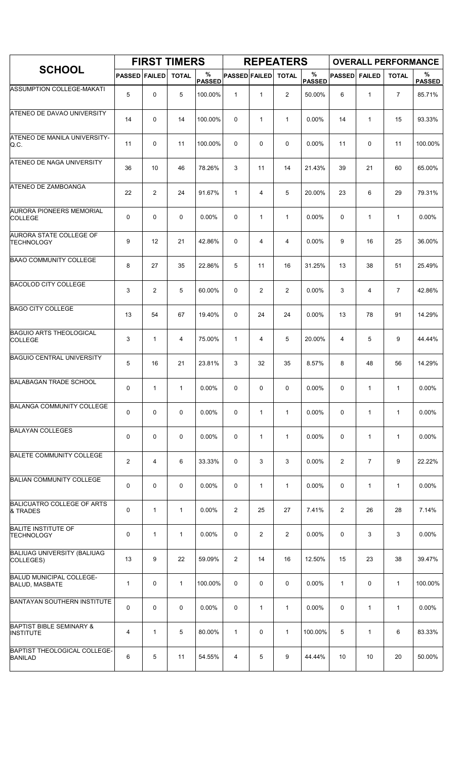| SCHOOL | FIRST TIMERS | | | | REPEATERS | | | | OVERALL PERFORMANCE | | | |
|---|---|---|---|---|---|---|---|---|---|---|---|---|
| | PASSED | FAILED | TOTAL | % PASSED | PASSED | FAILED | TOTAL | % PASSED | PASSED | FAILED | TOTAL | % PASSED |
| ASSUMPTION COLLEGE-MAKATI | 5 | 0 | 5 | 100.00% | 1 | 1 | 2 | 50.00% | 6 | 1 | 7 | 85.71% |
| ATENEO DE DAVAO UNIVERSITY | 14 | 0 | 14 | 100.00% | 0 | 1 | 1 | 0.00% | 14 | 1 | 15 | 93.33% |
| ATENEO DE MANILA UNIVERSITY-Q.C. | 11 | 0 | 11 | 100.00% | 0 | 0 | 0 | 0.00% | 11 | 0 | 11 | 100.00% |
| ATENEO DE NAGA UNIVERSITY | 36 | 10 | 46 | 78.26% | 3 | 11 | 14 | 21.43% | 39 | 21 | 60 | 65.00% |
| ATENEO DE ZAMBOANGA | 22 | 2 | 24 | 91.67% | 1 | 4 | 5 | 20.00% | 23 | 6 | 29 | 79.31% |
| AURORA PIONEERS MEMORIAL COLLEGE | 0 | 0 | 0 | 0.00% | 0 | 1 | 1 | 0.00% | 0 | 1 | 1 | 0.00% |
| AURORA STATE COLLEGE OF TECHNOLOGY | 9 | 12 | 21 | 42.86% | 0 | 4 | 4 | 0.00% | 9 | 16 | 25 | 36.00% |
| BAAO COMMUNITY COLLEGE | 8 | 27 | 35 | 22.86% | 5 | 11 | 16 | 31.25% | 13 | 38 | 51 | 25.49% |
| BACOLOD CITY COLLEGE | 3 | 2 | 5 | 60.00% | 0 | 2 | 2 | 0.00% | 3 | 4 | 7 | 42.86% |
| BAGO CITY COLLEGE | 13 | 54 | 67 | 19.40% | 0 | 24 | 24 | 0.00% | 13 | 78 | 91 | 14.29% |
| BAGUIO ARTS THEOLOGICAL COLLEGE | 3 | 1 | 4 | 75.00% | 1 | 4 | 5 | 20.00% | 4 | 5 | 9 | 44.44% |
| BAGUIO CENTRAL UNIVERSITY | 5 | 16 | 21 | 23.81% | 3 | 32 | 35 | 8.57% | 8 | 48 | 56 | 14.29% |
| BALABAGAN TRADE SCHOOL | 0 | 1 | 1 | 0.00% | 0 | 0 | 0 | 0.00% | 0 | 1 | 1 | 0.00% |
| BALANGA COMMUNITY COLLEGE | 0 | 0 | 0 | 0.00% | 0 | 1 | 1 | 0.00% | 0 | 1 | 1 | 0.00% |
| BALAYAN COLLEGES | 0 | 0 | 0 | 0.00% | 0 | 1 | 1 | 0.00% | 0 | 1 | 1 | 0.00% |
| BALETE COMMUNITY COLLEGE | 2 | 4 | 6 | 33.33% | 0 | 3 | 3 | 0.00% | 2 | 7 | 9 | 22.22% |
| BALIAN COMMUNITY COLLEGE | 0 | 0 | 0 | 0.00% | 0 | 1 | 1 | 0.00% | 0 | 1 | 1 | 0.00% |
| BALICUATRO COLLEGE OF ARTS & TRADES | 0 | 1 | 1 | 0.00% | 2 | 25 | 27 | 7.41% | 2 | 26 | 28 | 7.14% |
| BALITE INSTITUTE OF TECHNOLOGY | 0 | 1 | 1 | 0.00% | 0 | 2 | 2 | 0.00% | 0 | 3 | 3 | 0.00% |
| BALIUAG UNIVERSITY (BALIUAG COLLEGES) | 13 | 9 | 22 | 59.09% | 2 | 14 | 16 | 12.50% | 15 | 23 | 38 | 39.47% |
| BALUD MUNICIPAL COLLEGE-BALUD, MASBATE | 1 | 0 | 1 | 100.00% | 0 | 0 | 0 | 0.00% | 1 | 0 | 1 | 100.00% |
| BANTAYAN SOUTHERN INSTITUTE | 0 | 0 | 0 | 0.00% | 0 | 1 | 1 | 0.00% | 0 | 1 | 1 | 0.00% |
| BAPTIST BIBLE SEMINARY & INSTITUTE | 4 | 1 | 5 | 80.00% | 1 | 0 | 1 | 100.00% | 5 | 1 | 6 | 83.33% |
| BAPTIST THEOLOGICAL COLLEGE-BANILAD | 6 | 5 | 11 | 54.55% | 4 | 5 | 9 | 44.44% | 10 | 10 | 20 | 50.00% |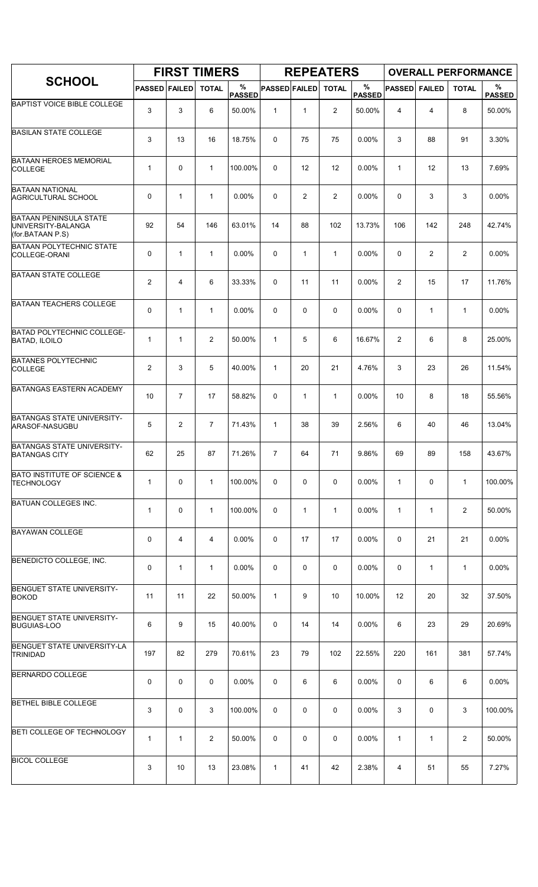| SCHOOL | FIRST TIMERS | | | | REPEATERS | | | | OVERALL PERFORMANCE | | | |
|---|---|---|---|---|---|---|---|---|---|---|---|---|
| | PASSED | FAILED | TOTAL | % PASSED | PASSED | FAILED | TOTAL | % PASSED | PASSED | FAILED | TOTAL | % PASSED |
| BAPTIST VOICE BIBLE COLLEGE | 3 | 3 | 6 | 50.00% | 1 | 1 | 2 | 50.00% | 4 | 4 | 8 | 50.00% |
| BASILAN STATE COLLEGE | 3 | 13 | 16 | 18.75% | 0 | 75 | 75 | 0.00% | 3 | 88 | 91 | 3.30% |
| BATAAN HEROES MEMORIAL COLLEGE | 1 | 0 | 1 | 100.00% | 0 | 12 | 12 | 0.00% | 1 | 12 | 13 | 7.69% |
| BATAAN NATIONAL AGRICULTURAL SCHOOL | 0 | 1 | 1 | 0.00% | 0 | 2 | 2 | 0.00% | 0 | 3 | 3 | 0.00% |
| BATAAN PENINSULA STATE UNIVERSITY-BALANGA (for.BATAAN P.S) | 92 | 54 | 146 | 63.01% | 14 | 88 | 102 | 13.73% | 106 | 142 | 248 | 42.74% |
| BATAAN POLYTECHNIC STATE COLLEGE-ORANI | 0 | 1 | 1 | 0.00% | 0 | 1 | 1 | 0.00% | 0 | 2 | 2 | 0.00% |
| BATAAN STATE COLLEGE | 2 | 4 | 6 | 33.33% | 0 | 11 | 11 | 0.00% | 2 | 15 | 17 | 11.76% |
| BATAAN TEACHERS COLLEGE | 0 | 1 | 1 | 0.00% | 0 | 0 | 0 | 0.00% | 0 | 1 | 1 | 0.00% |
| BATAD POLYTECHNIC COLLEGE-BATAD, ILOILO | 1 | 1 | 2 | 50.00% | 1 | 5 | 6 | 16.67% | 2 | 6 | 8 | 25.00% |
| BATANES POLYTECHNIC COLLEGE | 2 | 3 | 5 | 40.00% | 1 | 20 | 21 | 4.76% | 3 | 23 | 26 | 11.54% |
| BATANGAS EASTERN ACADEMY | 10 | 7 | 17 | 58.82% | 0 | 1 | 1 | 0.00% | 10 | 8 | 18 | 55.56% |
| BATANGAS STATE UNIVERSITY-ARASOF-NASUGBU | 5 | 2 | 7 | 71.43% | 1 | 38 | 39 | 2.56% | 6 | 40 | 46 | 13.04% |
| BATANGAS STATE UNIVERSITY-BATANGAS CITY | 62 | 25 | 87 | 71.26% | 7 | 64 | 71 | 9.86% | 69 | 89 | 158 | 43.67% |
| BATO INSTITUTE OF SCIENCE & TECHNOLOGY | 1 | 0 | 1 | 100.00% | 0 | 0 | 0 | 0.00% | 1 | 0 | 1 | 100.00% |
| BATUAN COLLEGES INC. | 1 | 0 | 1 | 100.00% | 0 | 1 | 1 | 0.00% | 1 | 1 | 2 | 50.00% |
| BAYAWAN COLLEGE | 0 | 4 | 4 | 0.00% | 0 | 17 | 17 | 0.00% | 0 | 21 | 21 | 0.00% |
| BENEDICTO COLLEGE, INC. | 0 | 1 | 1 | 0.00% | 0 | 0 | 0 | 0.00% | 0 | 1 | 1 | 0.00% |
| BENGUET STATE UNIVERSITY-BOKOD | 11 | 11 | 22 | 50.00% | 1 | 9 | 10 | 10.00% | 12 | 20 | 32 | 37.50% |
| BENGUET STATE UNIVERSITY-BUGUIAS-LOO | 6 | 9 | 15 | 40.00% | 0 | 14 | 14 | 0.00% | 6 | 23 | 29 | 20.69% |
| BENGUET STATE UNIVERSITY-LA TRINIDAD | 197 | 82 | 279 | 70.61% | 23 | 79 | 102 | 22.55% | 220 | 161 | 381 | 57.74% |
| BERNARDO COLLEGE | 0 | 0 | 0 | 0.00% | 0 | 6 | 6 | 0.00% | 0 | 6 | 6 | 0.00% |
| BETHEL BIBLE COLLEGE | 3 | 0 | 3 | 100.00% | 0 | 0 | 0 | 0.00% | 3 | 0 | 3 | 100.00% |
| BETI COLLEGE OF TECHNOLOGY | 1 | 1 | 2 | 50.00% | 0 | 0 | 0 | 0.00% | 1 | 1 | 2 | 50.00% |
| BICOL COLLEGE | 3 | 10 | 13 | 23.08% | 1 | 41 | 42 | 2.38% | 4 | 51 | 55 | 7.27% |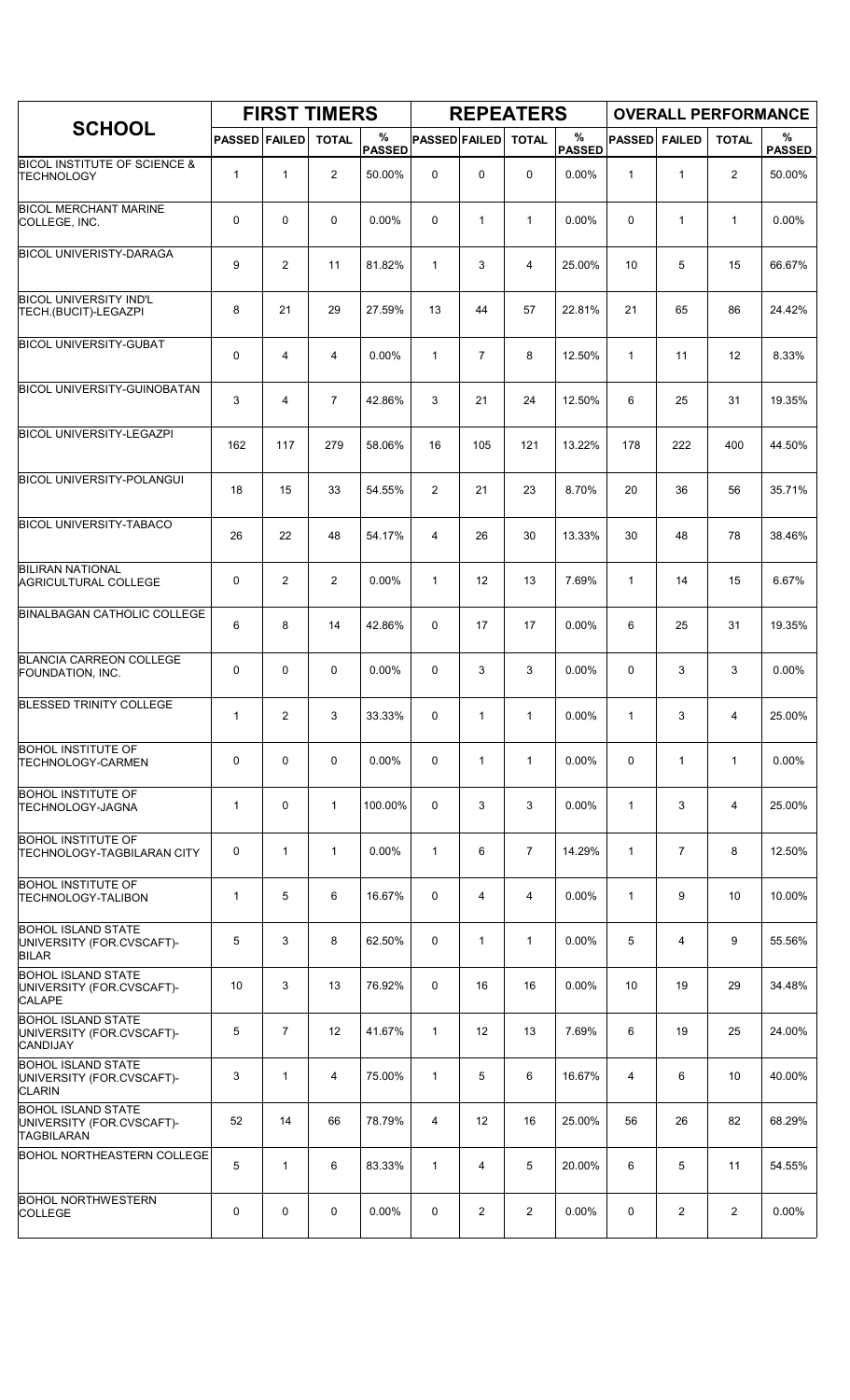| SCHOOL | FIRST TIMERS | | | | REPEATERS | | | | OVERALL PERFORMANCE | | | |
|---|---|---|---|---|---|---|---|---|---|---|---|---|
| | PASSED | FAILED | TOTAL | % PASSED | PASSED | FAILED | TOTAL | % PASSED | PASSED | FAILED | TOTAL | % PASSED |
| BICOL INSTITUTE OF SCIENCE & TECHNOLOGY | 1 | 1 | 2 | 50.00% | 0 | 0 | 0 | 0.00% | 1 | 1 | 2 | 50.00% |
| BICOL MERCHANT MARINE COLLEGE, INC. | 0 | 0 | 0 | 0.00% | 0 | 1 | 1 | 0.00% | 0 | 1 | 1 | 0.00% |
| BICOL UNIVERISTY-DARAGA | 9 | 2 | 11 | 81.82% | 1 | 3 | 4 | 25.00% | 10 | 5 | 15 | 66.67% |
| BICOL UNIVERSITY IND'L TECH.(BUCIT)-LEGAZPI | 8 | 21 | 29 | 27.59% | 13 | 44 | 57 | 22.81% | 21 | 65 | 86 | 24.42% |
| BICOL UNIVERSITY-GUBAT | 0 | 4 | 4 | 0.00% | 1 | 7 | 8 | 12.50% | 1 | 11 | 12 | 8.33% |
| BICOL UNIVERSITY-GUINOBATAN | 3 | 4 | 7 | 42.86% | 3 | 21 | 24 | 12.50% | 6 | 25 | 31 | 19.35% |
| BICOL UNIVERSITY-LEGAZPI | 162 | 117 | 279 | 58.06% | 16 | 105 | 121 | 13.22% | 178 | 222 | 400 | 44.50% |
| BICOL UNIVERSITY-POLANGUI | 18 | 15 | 33 | 54.55% | 2 | 21 | 23 | 8.70% | 20 | 36 | 56 | 35.71% |
| BICOL UNIVERSITY-TABACO | 26 | 22 | 48 | 54.17% | 4 | 26 | 30 | 13.33% | 30 | 48 | 78 | 38.46% |
| BILIRAN NATIONAL AGRICULTURAL COLLEGE | 0 | 2 | 2 | 0.00% | 1 | 12 | 13 | 7.69% | 1 | 14 | 15 | 6.67% |
| BINALBAGAN CATHOLIC COLLEGE | 6 | 8 | 14 | 42.86% | 0 | 17 | 17 | 0.00% | 6 | 25 | 31 | 19.35% |
| BLANCIA CARREON COLLEGE FOUNDATION, INC. | 0 | 0 | 0 | 0.00% | 0 | 3 | 3 | 0.00% | 0 | 3 | 3 | 0.00% |
| BLESSED TRINITY COLLEGE | 1 | 2 | 3 | 33.33% | 0 | 1 | 1 | 0.00% | 1 | 3 | 4 | 25.00% |
| BOHOL INSTITUTE OF TECHNOLOGY-CARMEN | 0 | 0 | 0 | 0.00% | 0 | 1 | 1 | 0.00% | 0 | 1 | 1 | 0.00% |
| BOHOL INSTITUTE OF TECHNOLOGY-JAGNA | 1 | 0 | 1 | 100.00% | 0 | 3 | 3 | 0.00% | 1 | 3 | 4 | 25.00% |
| BOHOL INSTITUTE OF TECHNOLOGY-TAGBILARAN CITY | 0 | 1 | 1 | 0.00% | 1 | 6 | 7 | 14.29% | 1 | 7 | 8 | 12.50% |
| BOHOL INSTITUTE OF TECHNOLOGY-TALIBON | 1 | 5 | 6 | 16.67% | 0 | 4 | 4 | 0.00% | 1 | 9 | 10 | 10.00% |
| BOHOL ISLAND STATE UNIVERSITY (FOR.CVSCAFT)-BILAR | 5 | 3 | 8 | 62.50% | 0 | 1 | 1 | 0.00% | 5 | 4 | 9 | 55.56% |
| BOHOL ISLAND STATE UNIVERSITY (FOR.CVSCAFT)-CALAPE | 10 | 3 | 13 | 76.92% | 0 | 16 | 16 | 0.00% | 10 | 19 | 29 | 34.48% |
| BOHOL ISLAND STATE UNIVERSITY (FOR.CVSCAFT)-CANDIJAY | 5 | 7 | 12 | 41.67% | 1 | 12 | 13 | 7.69% | 6 | 19 | 25 | 24.00% |
| BOHOL ISLAND STATE UNIVERSITY (FOR.CVSCAFT)-CLARIN | 3 | 1 | 4 | 75.00% | 1 | 5 | 6 | 16.67% | 4 | 6 | 10 | 40.00% |
| BOHOL ISLAND STATE UNIVERSITY (FOR.CVSCAFT)-TAGBILARAN | 52 | 14 | 66 | 78.79% | 4 | 12 | 16 | 25.00% | 56 | 26 | 82 | 68.29% |
| BOHOL NORTHEASTERN COLLEGE | 5 | 1 | 6 | 83.33% | 1 | 4 | 5 | 20.00% | 6 | 5 | 11 | 54.55% |
| BOHOL NORTHWESTERN COLLEGE | 0 | 0 | 0 | 0.00% | 0 | 2 | 2 | 0.00% | 0 | 2 | 2 | 0.00% |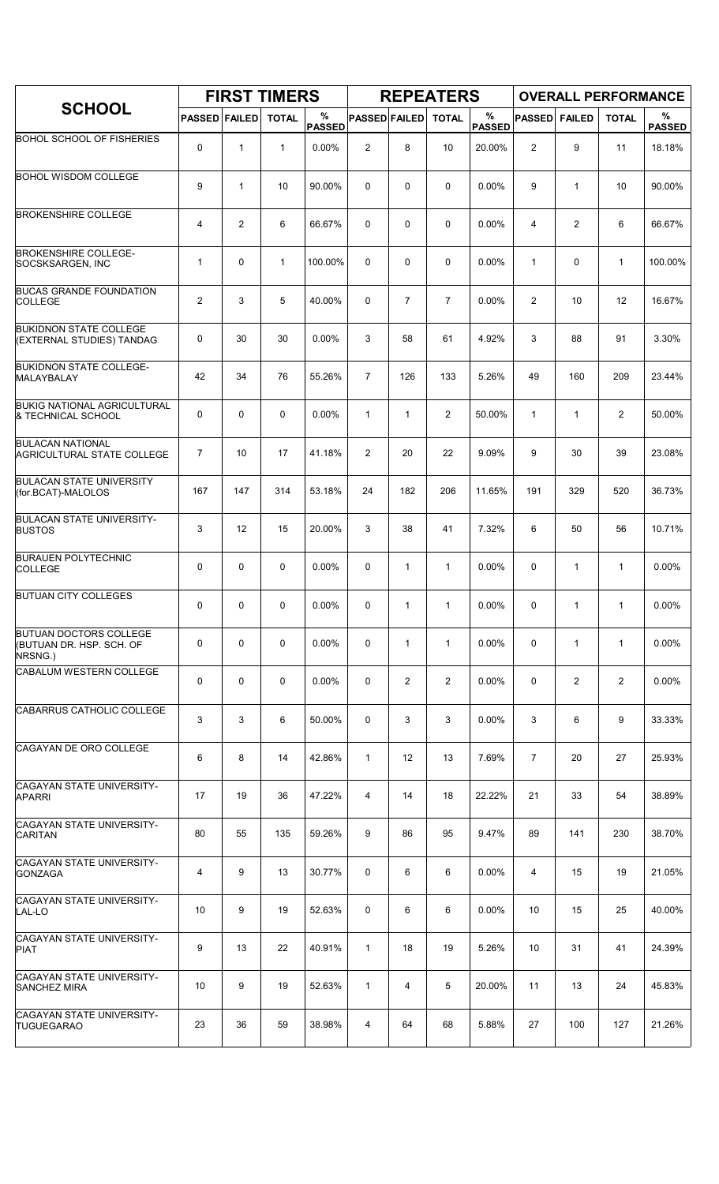| SCHOOL | FIRST TIMERS | | | | REPEATERS | | | | OVERALL PERFORMANCE | | | |
|---|---|---|---|---|---|---|---|---|---|---|---|---|
| | PASSED | FAILED | TOTAL | % PASSED | PASSED | FAILED | TOTAL | % PASSED | PASSED | FAILED | TOTAL | % PASSED |
| BOHOL SCHOOL OF FISHERIES | 0 | 1 | 1 | 0.00% | 2 | 8 | 10 | 20.00% | 2 | 9 | 11 | 18.18% |
| BOHOL WISDOM COLLEGE | 9 | 1 | 10 | 90.00% | 0 | 0 | 0 | 0.00% | 9 | 1 | 10 | 90.00% |
| BROKENSHIRE COLLEGE | 4 | 2 | 6 | 66.67% | 0 | 0 | 0 | 0.00% | 4 | 2 | 6 | 66.67% |
| BROKENSHIRE COLLEGE-SOCSKSARGEN, INC | 1 | 0 | 1 | 100.00% | 0 | 0 | 0 | 0.00% | 1 | 0 | 1 | 100.00% |
| BUCAS GRANDE FOUNDATION COLLEGE | 2 | 3 | 5 | 40.00% | 0 | 7 | 7 | 0.00% | 2 | 10 | 12 | 16.67% |
| BUKIDNON STATE COLLEGE (EXTERNAL STUDIES) TANDAG | 0 | 30 | 30 | 0.00% | 3 | 58 | 61 | 4.92% | 3 | 88 | 91 | 3.30% |
| BUKIDNON STATE COLLEGE-MALAYBALAY | 42 | 34 | 76 | 55.26% | 7 | 126 | 133 | 5.26% | 49 | 160 | 209 | 23.44% |
| BUKIG NATIONAL AGRICULTURAL & TECHNICAL SCHOOL | 0 | 0 | 0 | 0.00% | 1 | 1 | 2 | 50.00% | 1 | 1 | 2 | 50.00% |
| BULACAN NATIONAL AGRICULTURAL STATE COLLEGE | 7 | 10 | 17 | 41.18% | 2 | 20 | 22 | 9.09% | 9 | 30 | 39 | 23.08% |
| BULACAN STATE UNIVERSITY (for.BCAT)-MALOLOS | 167 | 147 | 314 | 53.18% | 24 | 182 | 206 | 11.65% | 191 | 329 | 520 | 36.73% |
| BULACAN STATE UNIVERSITY-BUSTOS | 3 | 12 | 15 | 20.00% | 3 | 38 | 41 | 7.32% | 6 | 50 | 56 | 10.71% |
| BURAUEN POLYTECHNIC COLLEGE | 0 | 0 | 0 | 0.00% | 0 | 1 | 1 | 0.00% | 0 | 1 | 1 | 0.00% |
| BUTUAN CITY COLLEGES | 0 | 0 | 0 | 0.00% | 0 | 1 | 1 | 0.00% | 0 | 1 | 1 | 0.00% |
| BUTUAN DOCTORS COLLEGE (BUTUAN DR. HSP. SCH. OF NRSNG.) | 0 | 0 | 0 | 0.00% | 0 | 1 | 1 | 0.00% | 0 | 1 | 1 | 0.00% |
| CABALUM WESTERN COLLEGE | 0 | 0 | 0 | 0.00% | 0 | 2 | 2 | 0.00% | 0 | 2 | 2 | 0.00% |
| CABARRUS CATHOLIC COLLEGE | 3 | 3 | 6 | 50.00% | 0 | 3 | 3 | 0.00% | 3 | 6 | 9 | 33.33% |
| CAGAYAN DE ORO COLLEGE | 6 | 8 | 14 | 42.86% | 1 | 12 | 13 | 7.69% | 7 | 20 | 27 | 25.93% |
| CAGAYAN STATE UNIVERSITY-APARRI | 17 | 19 | 36 | 47.22% | 4 | 14 | 18 | 22.22% | 21 | 33 | 54 | 38.89% |
| CAGAYAN STATE UNIVERSITY-CARITAN | 80 | 55 | 135 | 59.26% | 9 | 86 | 95 | 9.47% | 89 | 141 | 230 | 38.70% |
| CAGAYAN STATE UNIVERSITY-GONZAGA | 4 | 9 | 13 | 30.77% | 0 | 6 | 6 | 0.00% | 4 | 15 | 19 | 21.05% |
| CAGAYAN STATE UNIVERSITY-LAL-LO | 10 | 9 | 19 | 52.63% | 0 | 6 | 6 | 0.00% | 10 | 15 | 25 | 40.00% |
| CAGAYAN STATE UNIVERSITY-PIAT | 9 | 13 | 22 | 40.91% | 1 | 18 | 19 | 5.26% | 10 | 31 | 41 | 24.39% |
| CAGAYAN STATE UNIVERSITY-SANCHEZ MIRA | 10 | 9 | 19 | 52.63% | 1 | 4 | 5 | 20.00% | 11 | 13 | 24 | 45.83% |
| CAGAYAN STATE UNIVERSITY-TUGUEGARAO | 23 | 36 | 59 | 38.98% | 4 | 64 | 68 | 5.88% | 27 | 100 | 127 | 21.26% |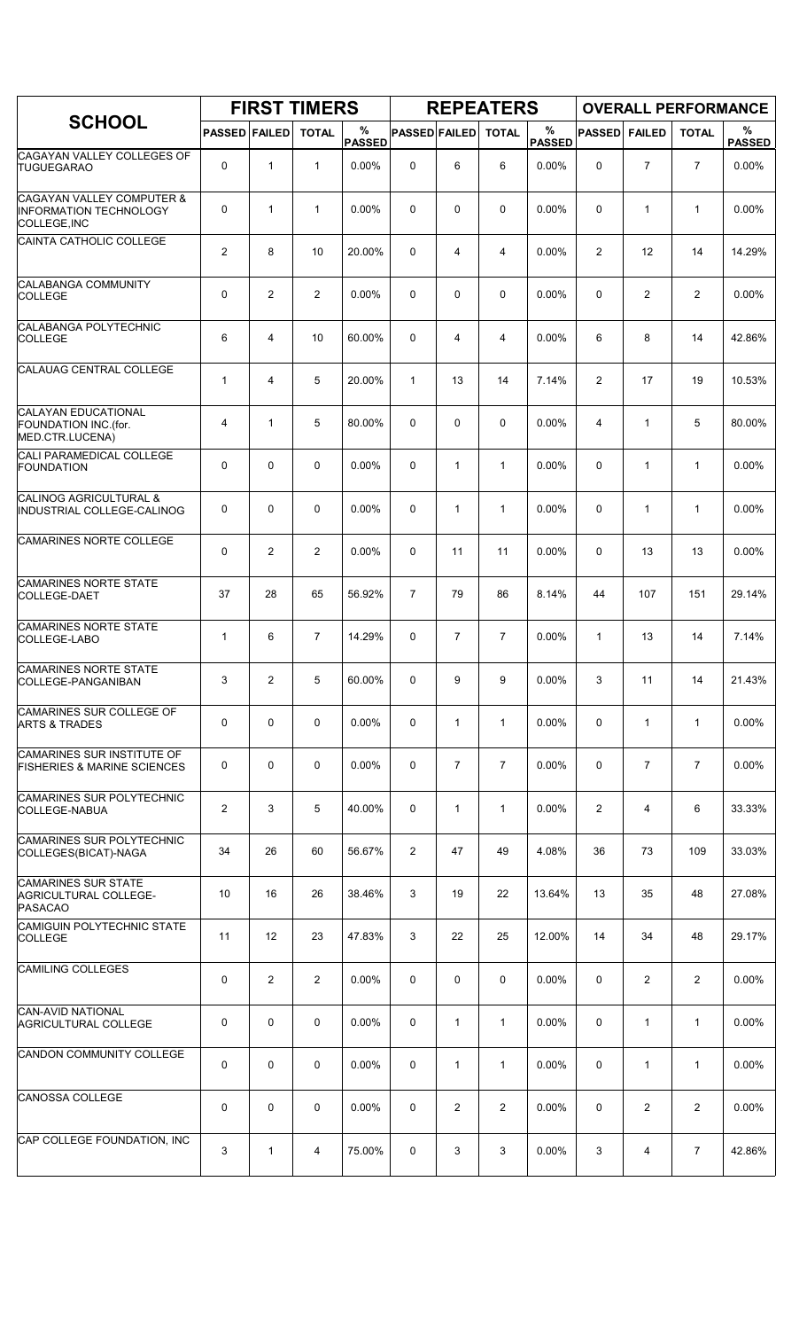| SCHOOL | FIRST TIMERS | | | | REPEATERS | | | | OVERALL PERFORMANCE | | | |
|---|---|---|---|---|---|---|---|---|---|---|---|---|
| | PASSED | FAILED | TOTAL | % PASSED | PASSED | FAILED | TOTAL | % PASSED | PASSED | FAILED | TOTAL | % PASSED |
| CAGAYAN VALLEY COLLEGES OF TUGUEGARAO | 0 | 1 | 1 | 0.00% | 0 | 6 | 6 | 0.00% | 0 | 7 | 7 | 0.00% |
| CAGAYAN VALLEY COMPUTER & INFORMATION TECHNOLOGY COLLEGE,INC | 0 | 1 | 1 | 0.00% | 0 | 0 | 0 | 0.00% | 0 | 1 | 1 | 0.00% |
| CAINTA CATHOLIC COLLEGE | 2 | 8 | 10 | 20.00% | 0 | 4 | 4 | 0.00% | 2 | 12 | 14 | 14.29% |
| CALABANGA COMMUNITY COLLEGE | 0 | 2 | 2 | 0.00% | 0 | 0 | 0 | 0.00% | 0 | 2 | 2 | 0.00% |
| CALABANGA POLYTECHNIC COLLEGE | 6 | 4 | 10 | 60.00% | 0 | 4 | 4 | 0.00% | 6 | 8 | 14 | 42.86% |
| CALAUAG CENTRAL COLLEGE | 1 | 4 | 5 | 20.00% | 1 | 13 | 14 | 7.14% | 2 | 17 | 19 | 10.53% |
| CALAYAN EDUCATIONAL FOUNDATION INC.(for. MED.CTR.LUCENA) | 4 | 1 | 5 | 80.00% | 0 | 0 | 0 | 0.00% | 4 | 1 | 5 | 80.00% |
| CALI PARAMEDICAL COLLEGE FOUNDATION | 0 | 0 | 0 | 0.00% | 0 | 1 | 1 | 0.00% | 0 | 1 | 1 | 0.00% |
| CALINOG AGRICULTURAL & INDUSTRIAL COLLEGE-CALINOG | 0 | 0 | 0 | 0.00% | 0 | 1 | 1 | 0.00% | 0 | 1 | 1 | 0.00% |
| CAMARINES NORTE COLLEGE | 0 | 2 | 2 | 0.00% | 0 | 11 | 11 | 0.00% | 0 | 13 | 13 | 0.00% |
| CAMARINES NORTE STATE COLLEGE-DAET | 37 | 28 | 65 | 56.92% | 7 | 79 | 86 | 8.14% | 44 | 107 | 151 | 29.14% |
| CAMARINES NORTE STATE COLLEGE-LABO | 1 | 6 | 7 | 14.29% | 0 | 7 | 7 | 0.00% | 1 | 13 | 14 | 7.14% |
| CAMARINES NORTE STATE COLLEGE-PANGANIBAN | 3 | 2 | 5 | 60.00% | 0 | 9 | 9 | 0.00% | 3 | 11 | 14 | 21.43% |
| CAMARINES SUR COLLEGE OF ARTS & TRADES | 0 | 0 | 0 | 0.00% | 0 | 1 | 1 | 0.00% | 0 | 1 | 1 | 0.00% |
| CAMARINES SUR INSTITUTE OF FISHERIES & MARINE SCIENCES | 0 | 0 | 0 | 0.00% | 0 | 7 | 7 | 0.00% | 0 | 7 | 7 | 0.00% |
| CAMARINES SUR POLYTECHNIC COLLEGE-NABUA | 2 | 3 | 5 | 40.00% | 0 | 1 | 1 | 0.00% | 2 | 4 | 6 | 33.33% |
| CAMARINES SUR POLYTECHNIC COLLEGES(BICAT)-NAGA | 34 | 26 | 60 | 56.67% | 2 | 47 | 49 | 4.08% | 36 | 73 | 109 | 33.03% |
| CAMARINES SUR STATE AGRICULTURAL COLLEGE-PASACAO | 10 | 16 | 26 | 38.46% | 3 | 19 | 22 | 13.64% | 13 | 35 | 48 | 27.08% |
| CAMIGUIN POLYTECHNIC STATE COLLEGE | 11 | 12 | 23 | 47.83% | 3 | 22 | 25 | 12.00% | 14 | 34 | 48 | 29.17% |
| CAMILING COLLEGES | 0 | 2 | 2 | 0.00% | 0 | 0 | 0 | 0.00% | 0 | 2 | 2 | 0.00% |
| CAN-AVID NATIONAL AGRICULTURAL COLLEGE | 0 | 0 | 0 | 0.00% | 0 | 1 | 1 | 0.00% | 0 | 1 | 1 | 0.00% |
| CANDON COMMUNITY COLLEGE | 0 | 0 | 0 | 0.00% | 0 | 1 | 1 | 0.00% | 0 | 1 | 1 | 0.00% |
| CANOSSA COLLEGE | 0 | 0 | 0 | 0.00% | 0 | 2 | 2 | 0.00% | 0 | 2 | 2 | 0.00% |
| CAP COLLEGE FOUNDATION, INC | 3 | 1 | 4 | 75.00% | 0 | 3 | 3 | 0.00% | 3 | 4 | 7 | 42.86% |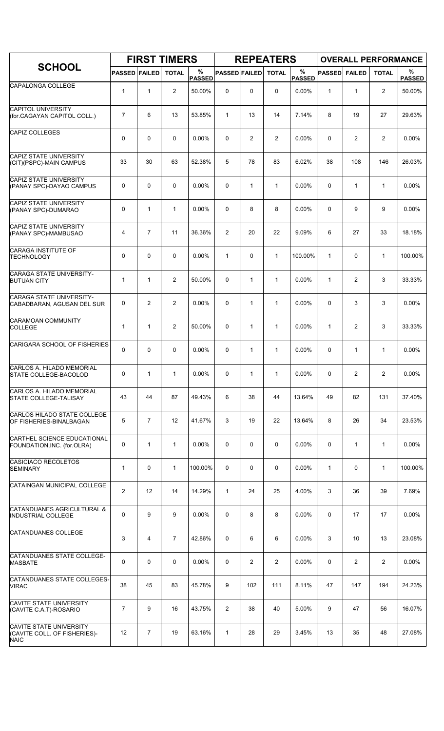| SCHOOL | FIRST TIMERS | | | | REPEATERS | | | | OVERALL PERFORMANCE | | | |
|---|---|---|---|---|---|---|---|---|---|---|---|---|
| | PASSED | FAILED | TOTAL | % PASSED | PASSED | FAILED | TOTAL | % PASSED | PASSED | FAILED | TOTAL | % PASSED |
| CAPALONGA COLLEGE | 1 | 1 | 2 | 50.00% | 0 | 0 | 0 | 0.00% | 1 | 1 | 2 | 50.00% |
| CAPITOL UNIVERSITY (for.CAGAYAN CAPITOL COLL.) | 7 | 6 | 13 | 53.85% | 1 | 13 | 14 | 7.14% | 8 | 19 | 27 | 29.63% |
| CAPIZ COLLEGES | 0 | 0 | 0 | 0.00% | 0 | 2 | 2 | 0.00% | 0 | 2 | 2 | 0.00% |
| CAPIZ STATE UNIVERSITY (CIT)(PSPC)-MAIN CAMPUS | 33 | 30 | 63 | 52.38% | 5 | 78 | 83 | 6.02% | 38 | 108 | 146 | 26.03% |
| CAPIZ STATE UNIVERSITY (PANAY SPC)-DAYAO CAMPUS | 0 | 0 | 0 | 0.00% | 0 | 1 | 1 | 0.00% | 0 | 1 | 1 | 0.00% |
| CAPIZ STATE UNIVERSITY (PANAY SPC)-DUMARAO | 0 | 1 | 1 | 0.00% | 0 | 8 | 8 | 0.00% | 0 | 9 | 9 | 0.00% |
| CAPIZ STATE UNIVERSITY (PANAY SPC)-MAMBUSAO | 4 | 7 | 11 | 36.36% | 2 | 20 | 22 | 9.09% | 6 | 27 | 33 | 18.18% |
| CARAGA INSTITUTE OF TECHNOLOGY | 0 | 0 | 0 | 0.00% | 1 | 0 | 1 | 100.00% | 1 | 0 | 1 | 100.00% |
| CARAGA STATE UNIVERSITY-BUTUAN CITY | 1 | 1 | 2 | 50.00% | 0 | 1 | 1 | 0.00% | 1 | 2 | 3 | 33.33% |
| CARAGA STATE UNIVERSITY-CABADBARAN, AGUSAN DEL SUR | 0 | 2 | 2 | 0.00% | 0 | 1 | 1 | 0.00% | 0 | 3 | 3 | 0.00% |
| CARAMOAN COMMUNITY COLLEGE | 1 | 1 | 2 | 50.00% | 0 | 1 | 1 | 0.00% | 1 | 2 | 3 | 33.33% |
| CARIGARA SCHOOL OF FISHERIES | 0 | 0 | 0 | 0.00% | 0 | 1 | 1 | 0.00% | 0 | 1 | 1 | 0.00% |
| CARLOS A. HILADO MEMORIAL STATE COLLEGE-BACOLOD | 0 | 1 | 1 | 0.00% | 0 | 1 | 1 | 0.00% | 0 | 2 | 2 | 0.00% |
| CARLOS A. HILADO MEMORIAL STATE COLLEGE-TALISAY | 43 | 44 | 87 | 49.43% | 6 | 38 | 44 | 13.64% | 49 | 82 | 131 | 37.40% |
| CARLOS HILADO STATE COLLEGE OF FISHERIES-BINALBAGAN | 5 | 7 | 12 | 41.67% | 3 | 19 | 22 | 13.64% | 8 | 26 | 34 | 23.53% |
| CARTHEL SCIENCE EDUCATIONAL FOUNDATION,INC. (for.OLRA) | 0 | 1 | 1 | 0.00% | 0 | 0 | 0 | 0.00% | 0 | 1 | 1 | 0.00% |
| CASICIACO RECOLETOS SEMINARY | 1 | 0 | 1 | 100.00% | 0 | 0 | 0 | 0.00% | 1 | 0 | 1 | 100.00% |
| CATAINGAN MUNICIPAL COLLEGE | 2 | 12 | 14 | 14.29% | 1 | 24 | 25 | 4.00% | 3 | 36 | 39 | 7.69% |
| CATANDUANES AGRICULTURAL & INDUSTRIAL COLLEGE | 0 | 9 | 9 | 0.00% | 0 | 8 | 8 | 0.00% | 0 | 17 | 17 | 0.00% |
| CATANDUANES COLLEGE | 3 | 4 | 7 | 42.86% | 0 | 6 | 6 | 0.00% | 3 | 10 | 13 | 23.08% |
| CATANDUANES STATE COLLEGE-MASBATE | 0 | 0 | 0 | 0.00% | 0 | 2 | 2 | 0.00% | 0 | 2 | 2 | 0.00% |
| CATANDUANES STATE COLLEGES-VIRAC | 38 | 45 | 83 | 45.78% | 9 | 102 | 111 | 8.11% | 47 | 147 | 194 | 24.23% |
| CAVITE STATE UNIVERSITY (CAVITE C.A.T)-ROSARIO | 7 | 9 | 16 | 43.75% | 2 | 38 | 40 | 5.00% | 9 | 47 | 56 | 16.07% |
| CAVITE STATE UNIVERSITY (CAVITE COLL. OF FISHERIES)-NAIC | 12 | 7 | 19 | 63.16% | 1 | 28 | 29 | 3.45% | 13 | 35 | 48 | 27.08% |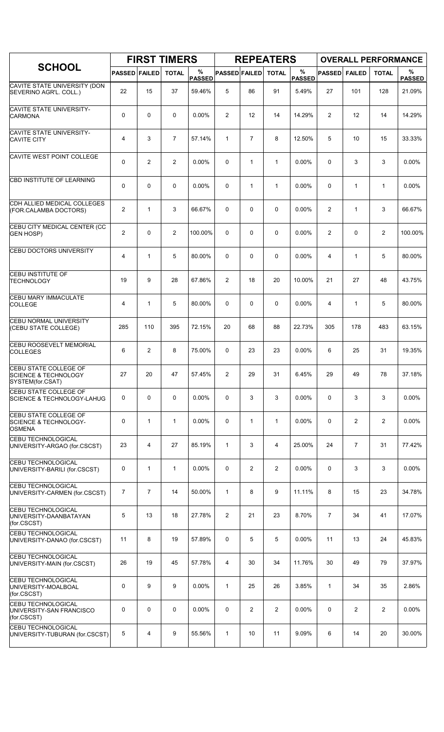| SCHOOL | FIRST TIMERS | | | | REPEATERS | | | | OVERALL PERFORMANCE | | | |
|---|---|---|---|---|---|---|---|---|---|---|---|---|
| | PASSED | FAILED | TOTAL | % PASSED | PASSED | FAILED | TOTAL | % PASSED | PASSED | FAILED | TOTAL | % PASSED |
| CAVITE STATE UNIVERSITY (DON SEVERINO AGR'L. COLL.) | 22 | 15 | 37 | 59.46% | 5 | 86 | 91 | 5.49% | 27 | 101 | 128 | 21.09% |
| CAVITE STATE UNIVERSITY-CARMONA | 0 | 0 | 0 | 0.00% | 2 | 12 | 14 | 14.29% | 2 | 12 | 14 | 14.29% |
| CAVITE STATE UNIVERSITY-CAVITE CITY | 4 | 3 | 7 | 57.14% | 1 | 7 | 8 | 12.50% | 5 | 10 | 15 | 33.33% |
| CAVITE WEST POINT COLLEGE | 0 | 2 | 2 | 0.00% | 0 | 1 | 1 | 0.00% | 0 | 3 | 3 | 0.00% |
| CBD INSTITUTE OF LEARNING | 0 | 0 | 0 | 0.00% | 0 | 1 | 1 | 0.00% | 0 | 1 | 1 | 0.00% |
| CDH ALLIED MEDICAL COLLEGES (FOR.CALAMBA DOCTORS) | 2 | 1 | 3 | 66.67% | 0 | 0 | 0 | 0.00% | 2 | 1 | 3 | 66.67% |
| CEBU CITY MEDICAL CENTER (CC GEN HOSP) | 2 | 0 | 2 | 100.00% | 0 | 0 | 0 | 0.00% | 2 | 0 | 2 | 100.00% |
| CEBU DOCTORS UNIVERSITY | 4 | 1 | 5 | 80.00% | 0 | 0 | 0 | 0.00% | 4 | 1 | 5 | 80.00% |
| CEBU INSTITUTE OF TECHNOLOGY | 19 | 9 | 28 | 67.86% | 2 | 18 | 20 | 10.00% | 21 | 27 | 48 | 43.75% |
| CEBU MARY IMMACULATE COLLEGE | 4 | 1 | 5 | 80.00% | 0 | 0 | 0 | 0.00% | 4 | 1 | 5 | 80.00% |
| CEBU NORMAL UNIVERSITY (CEBU STATE COLLEGE) | 285 | 110 | 395 | 72.15% | 20 | 68 | 88 | 22.73% | 305 | 178 | 483 | 63.15% |
| CEBU ROOSEVELT MEMORIAL COLLEGES | 6 | 2 | 8 | 75.00% | 0 | 23 | 23 | 0.00% | 6 | 25 | 31 | 19.35% |
| CEBU STATE COLLEGE OF SCIENCE & TECHNOLOGY SYSTEM(for.CSAT) | 27 | 20 | 47 | 57.45% | 2 | 29 | 31 | 6.45% | 29 | 49 | 78 | 37.18% |
| CEBU STATE COLLEGE OF SCIENCE & TECHNOLOGY-LAHUG | 0 | 0 | 0 | 0.00% | 0 | 3 | 3 | 0.00% | 0 | 3 | 3 | 0.00% |
| CEBU STATE COLLEGE OF SCIENCE & TECHNOLOGY-OSMENA | 0 | 1 | 1 | 0.00% | 0 | 1 | 1 | 0.00% | 0 | 2 | 2 | 0.00% |
| CEBU TECHNOLOGICAL UNIVERSITY-ARGAO (for.CSCST) | 23 | 4 | 27 | 85.19% | 1 | 3 | 4 | 25.00% | 24 | 7 | 31 | 77.42% |
| CEBU TECHNOLOGICAL UNIVERSITY-BARILI (for.CSCST) | 0 | 1 | 1 | 0.00% | 0 | 2 | 2 | 0.00% | 0 | 3 | 3 | 0.00% |
| CEBU TECHNOLOGICAL UNIVERSITY-CARMEN (for.CSCST) | 7 | 7 | 14 | 50.00% | 1 | 8 | 9 | 11.11% | 8 | 15 | 23 | 34.78% |
| CEBU TECHNOLOGICAL UNIVERSITY-DAANBATAYAN (for.CSCST) | 5 | 13 | 18 | 27.78% | 2 | 21 | 23 | 8.70% | 7 | 34 | 41 | 17.07% |
| CEBU TECHNOLOGICAL UNIVERSITY-DANAO (for.CSCST) | 11 | 8 | 19 | 57.89% | 0 | 5 | 5 | 0.00% | 11 | 13 | 24 | 45.83% |
| CEBU TECHNOLOGICAL UNIVERSITY-MAIN (for.CSCST) | 26 | 19 | 45 | 57.78% | 4 | 30 | 34 | 11.76% | 30 | 49 | 79 | 37.97% |
| CEBU TECHNOLOGICAL UNIVERSITY-MOALBOAL (for.CSCST) | 0 | 9 | 9 | 0.00% | 1 | 25 | 26 | 3.85% | 1 | 34 | 35 | 2.86% |
| CEBU TECHNOLOGICAL UNIVERSITY-SAN FRANCISCO (for.CSCST) | 0 | 0 | 0 | 0.00% | 0 | 2 | 2 | 0.00% | 0 | 2 | 2 | 0.00% |
| CEBU TECHNOLOGICAL UNIVERSITY-TUBURAN (for.CSCST) | 5 | 4 | 9 | 55.56% | 1 | 10 | 11 | 9.09% | 6 | 14 | 20 | 30.00% |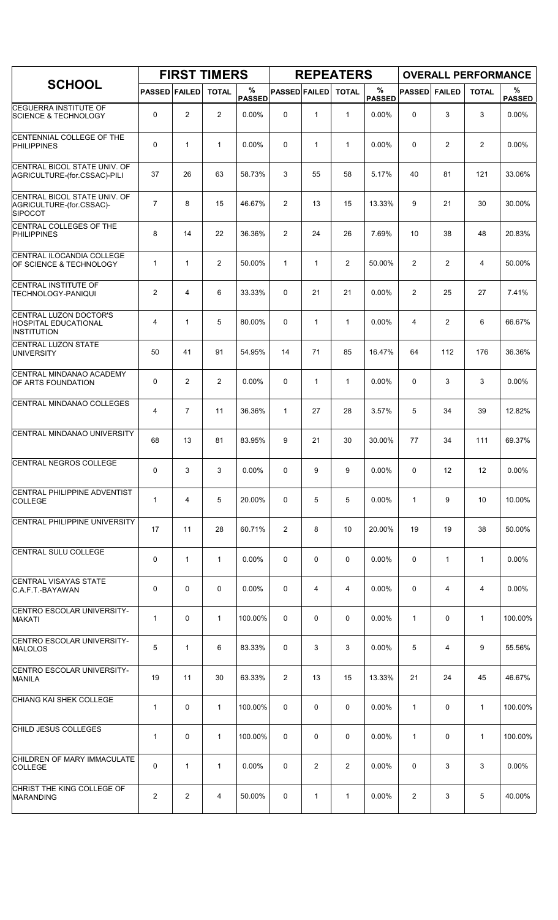| SCHOOL | FIRST TIMERS | | | | REPEATERS | | | | OVERALL PERFORMANCE | | | |
|---|---|---|---|---|---|---|---|---|---|---|---|---|
| | PASSED | FAILED | TOTAL | % PASSED | PASSED | FAILED | TOTAL | % PASSED | PASSED | FAILED | TOTAL | % PASSED |
| CEGUERRA INSTITUTE OF SCIENCE & TECHNOLOGY | 0 | 2 | 2 | 0.00% | 0 | 1 | 1 | 0.00% | 0 | 3 | 3 | 0.00% |
| CENTENNIAL COLLEGE OF THE PHILIPPINES | 0 | 1 | 1 | 0.00% | 0 | 1 | 1 | 0.00% | 0 | 2 | 2 | 0.00% |
| CENTRAL BICOL STATE UNIV. OF AGRICULTURE-(for.CSSAC)-PILI | 37 | 26 | 63 | 58.73% | 3 | 55 | 58 | 5.17% | 40 | 81 | 121 | 33.06% |
| CENTRAL BICOL STATE UNIV. OF AGRICULTURE-(for.CSSAC)-SIPOCOT | 7 | 8 | 15 | 46.67% | 2 | 13 | 15 | 13.33% | 9 | 21 | 30 | 30.00% |
| CENTRAL COLLEGES OF THE PHILIPPINES | 8 | 14 | 22 | 36.36% | 2 | 24 | 26 | 7.69% | 10 | 38 | 48 | 20.83% |
| CENTRAL ILOCANDIA COLLEGE OF SCIENCE & TECHNOLOGY | 1 | 1 | 2 | 50.00% | 1 | 1 | 2 | 50.00% | 2 | 2 | 4 | 50.00% |
| CENTRAL INSTITUTE OF TECHNOLOGY-PANIQUI | 2 | 4 | 6 | 33.33% | 0 | 21 | 21 | 0.00% | 2 | 25 | 27 | 7.41% |
| CENTRAL LUZON DOCTOR'S HOSPITAL EDUCATIONAL INSTITUTION | 4 | 1 | 5 | 80.00% | 0 | 1 | 1 | 0.00% | 4 | 2 | 6 | 66.67% |
| CENTRAL LUZON STATE UNIVERSITY | 50 | 41 | 91 | 54.95% | 14 | 71 | 85 | 16.47% | 64 | 112 | 176 | 36.36% |
| CENTRAL MINDANAO ACADEMY OF ARTS FOUNDATION | 0 | 2 | 2 | 0.00% | 0 | 1 | 1 | 0.00% | 0 | 3 | 3 | 0.00% |
| CENTRAL MINDANAO COLLEGES | 4 | 7 | 11 | 36.36% | 1 | 27 | 28 | 3.57% | 5 | 34 | 39 | 12.82% |
| CENTRAL MINDANAO UNIVERSITY | 68 | 13 | 81 | 83.95% | 9 | 21 | 30 | 30.00% | 77 | 34 | 111 | 69.37% |
| CENTRAL NEGROS COLLEGE | 0 | 3 | 3 | 0.00% | 0 | 9 | 9 | 0.00% | 0 | 12 | 12 | 0.00% |
| CENTRAL PHILIPPINE ADVENTIST COLLEGE | 1 | 4 | 5 | 20.00% | 0 | 5 | 5 | 0.00% | 1 | 9 | 10 | 10.00% |
| CENTRAL PHILIPPINE UNIVERSITY | 17 | 11 | 28 | 60.71% | 2 | 8 | 10 | 20.00% | 19 | 19 | 38 | 50.00% |
| CENTRAL SULU COLLEGE | 0 | 1 | 1 | 0.00% | 0 | 0 | 0 | 0.00% | 0 | 1 | 1 | 0.00% |
| CENTRAL VISAYAS STATE C.A.F.T.-BAYAWAN | 0 | 0 | 0 | 0.00% | 0 | 4 | 4 | 0.00% | 0 | 4 | 4 | 0.00% |
| CENTRO ESCOLAR UNIVERSITY-MAKATI | 1 | 0 | 1 | 100.00% | 0 | 0 | 0 | 0.00% | 1 | 0 | 1 | 100.00% |
| CENTRO ESCOLAR UNIVERSITY-MALOLOS | 5 | 1 | 6 | 83.33% | 0 | 3 | 3 | 0.00% | 5 | 4 | 9 | 55.56% |
| CENTRO ESCOLAR UNIVERSITY-MANILA | 19 | 11 | 30 | 63.33% | 2 | 13 | 15 | 13.33% | 21 | 24 | 45 | 46.67% |
| CHIANG KAI SHEK COLLEGE | 1 | 0 | 1 | 100.00% | 0 | 0 | 0 | 0.00% | 1 | 0 | 1 | 100.00% |
| CHILD JESUS COLLEGES | 1 | 0 | 1 | 100.00% | 0 | 0 | 0 | 0.00% | 1 | 0 | 1 | 100.00% |
| CHILDREN OF MARY IMMACULATE COLLEGE | 0 | 1 | 1 | 0.00% | 0 | 2 | 2 | 0.00% | 0 | 3 | 3 | 0.00% |
| CHRIST THE KING COLLEGE OF MARANDING | 2 | 2 | 4 | 50.00% | 0 | 1 | 1 | 0.00% | 2 | 3 | 5 | 40.00% |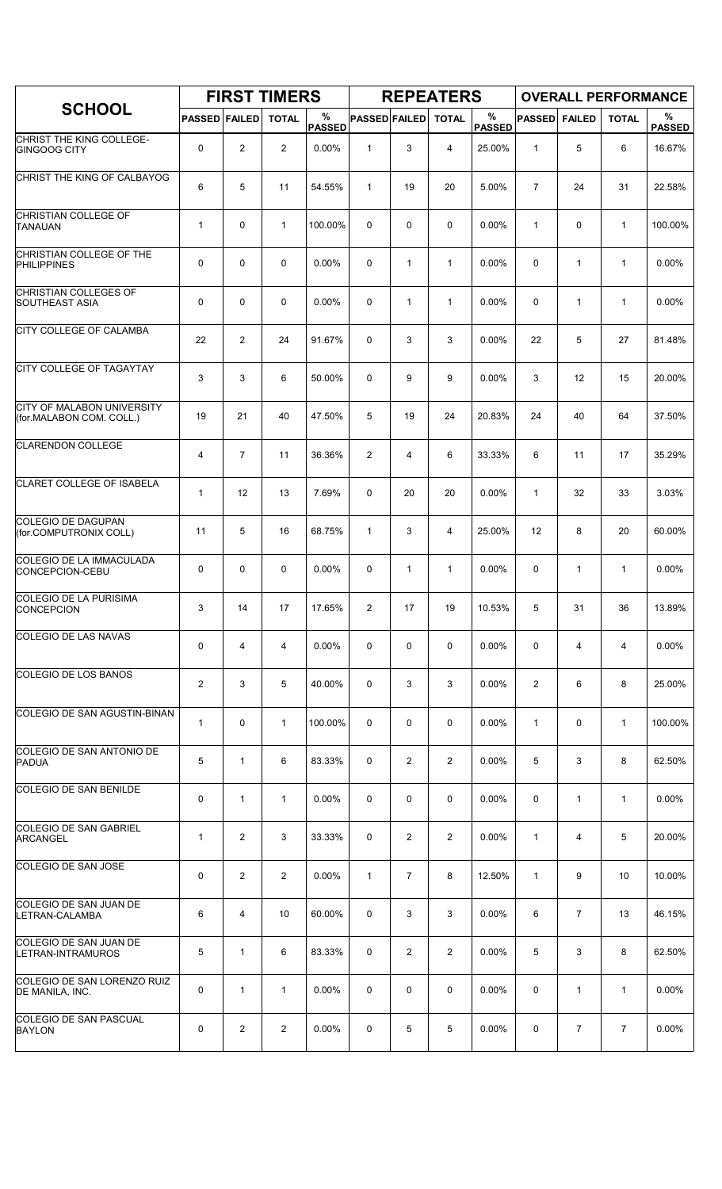| SCHOOL | FIRST TIMERS | | | | REPEATERS | | | | OVERALL PERFORMANCE | | | |
|---|---|---|---|---|---|---|---|---|---|---|---|---|
| | PASSED | FAILED | TOTAL | % PASSED | PASSED | FAILED | TOTAL | % PASSED | PASSED | FAILED | TOTAL | % PASSED |
| CHRIST THE KING COLLEGE-GINGOOG CITY | 0 | 2 | 2 | 0.00% | 1 | 3 | 4 | 25.00% | 1 | 5 | 6 | 16.67% |
| CHRIST THE KING OF CALBAYOG | 6 | 5 | 11 | 54.55% | 1 | 19 | 20 | 5.00% | 7 | 24 | 31 | 22.58% |
| CHRISTIAN COLLEGE OF TANAUAN | 1 | 0 | 1 | 100.00% | 0 | 0 | 0 | 0.00% | 1 | 0 | 1 | 100.00% |
| CHRISTIAN COLLEGE OF THE PHILIPPINES | 0 | 0 | 0 | 0.00% | 0 | 1 | 1 | 0.00% | 0 | 1 | 1 | 0.00% |
| CHRISTIAN COLLEGES OF SOUTHEAST ASIA | 0 | 0 | 0 | 0.00% | 0 | 1 | 1 | 0.00% | 0 | 1 | 1 | 0.00% |
| CITY COLLEGE OF CALAMBA | 22 | 2 | 24 | 91.67% | 0 | 3 | 3 | 0.00% | 22 | 5 | 27 | 81.48% |
| CITY COLLEGE OF TAGAYTAY | 3 | 3 | 6 | 50.00% | 0 | 9 | 9 | 0.00% | 3 | 12 | 15 | 20.00% |
| CITY OF MALABON UNIVERSITY (for.MALABON COM. COLL.) | 19 | 21 | 40 | 47.50% | 5 | 19 | 24 | 20.83% | 24 | 40 | 64 | 37.50% |
| CLARENDON COLLEGE | 4 | 7 | 11 | 36.36% | 2 | 4 | 6 | 33.33% | 6 | 11 | 17 | 35.29% |
| CLARET COLLEGE OF ISABELA | 1 | 12 | 13 | 7.69% | 0 | 20 | 20 | 0.00% | 1 | 32 | 33 | 3.03% |
| COLEGIO DE DAGUPAN (for.COMPUTRONIX COLL) | 11 | 5 | 16 | 68.75% | 1 | 3 | 4 | 25.00% | 12 | 8 | 20 | 60.00% |
| COLEGIO DE LA IMMACULADA CONCEPCION-CEBU | 0 | 0 | 0 | 0.00% | 0 | 1 | 1 | 0.00% | 0 | 1 | 1 | 0.00% |
| COLEGIO DE LA PURISIMA CONCEPCION | 3 | 14 | 17 | 17.65% | 2 | 17 | 19 | 10.53% | 5 | 31 | 36 | 13.89% |
| COLEGIO DE LAS NAVAS | 0 | 4 | 4 | 0.00% | 0 | 0 | 0 | 0.00% | 0 | 4 | 4 | 0.00% |
| COLEGIO DE LOS BANOS | 2 | 3 | 5 | 40.00% | 0 | 3 | 3 | 0.00% | 2 | 6 | 8 | 25.00% |
| COLEGIO DE SAN AGUSTIN-BINAN | 1 | 0 | 1 | 100.00% | 0 | 0 | 0 | 0.00% | 1 | 0 | 1 | 100.00% |
| COLEGIO DE SAN ANTONIO DE PADUA | 5 | 1 | 6 | 83.33% | 0 | 2 | 2 | 0.00% | 5 | 3 | 8 | 62.50% |
| COLEGIO DE SAN BENILDE | 0 | 1 | 1 | 0.00% | 0 | 0 | 0 | 0.00% | 0 | 1 | 1 | 0.00% |
| COLEGIO DE SAN GABRIEL ARCANGEL | 1 | 2 | 3 | 33.33% | 0 | 2 | 2 | 0.00% | 1 | 4 | 5 | 20.00% |
| COLEGIO DE SAN JOSE | 0 | 2 | 2 | 0.00% | 1 | 7 | 8 | 12.50% | 1 | 9 | 10 | 10.00% |
| COLEGIO DE SAN JUAN DE LETRAN-CALAMBA | 6 | 4 | 10 | 60.00% | 0 | 3 | 3 | 0.00% | 6 | 7 | 13 | 46.15% |
| COLEGIO DE SAN JUAN DE LETRAN-INTRAMUROS | 5 | 1 | 6 | 83.33% | 0 | 2 | 2 | 0.00% | 5 | 3 | 8 | 62.50% |
| COLEGIO DE SAN LORENZO RUIZ DE MANILA, INC. | 0 | 1 | 1 | 0.00% | 0 | 0 | 0 | 0.00% | 0 | 1 | 1 | 0.00% |
| COLEGIO DE SAN PASCUAL BAYLON | 0 | 2 | 2 | 0.00% | 0 | 5 | 5 | 0.00% | 0 | 7 | 7 | 0.00% |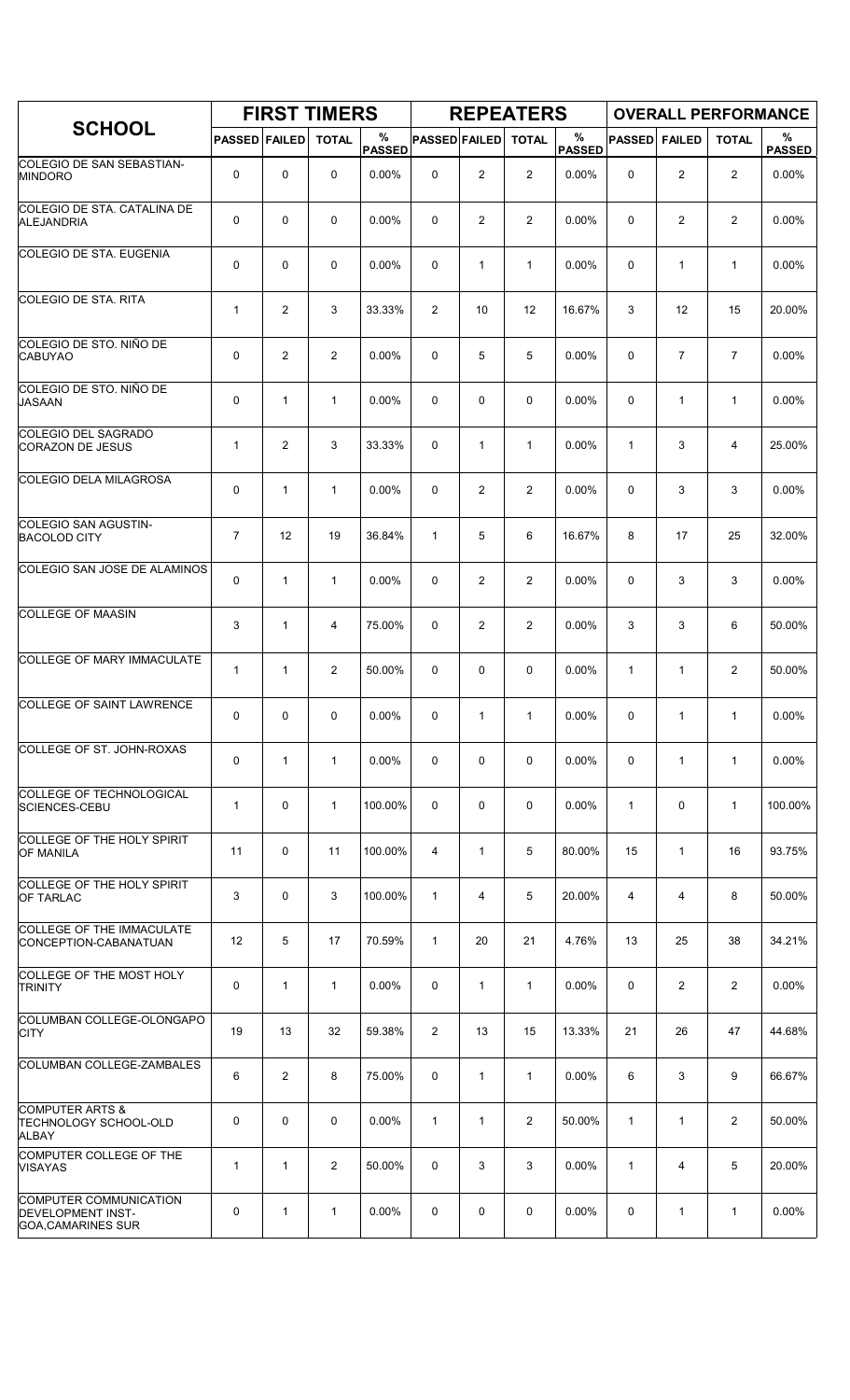| SCHOOL | FIRST TIMERS | | | | REPEATERS | | | | OVERALL PERFORMANCE | | | |
|---|---|---|---|---|---|---|---|---|---|---|---|---|
| | PASSED | FAILED | TOTAL | % PASSED | PASSED | FAILED | TOTAL | % PASSED | PASSED | FAILED | TOTAL | % PASSED |
| COLEGIO DE SAN SEBASTIAN-MINDORO | 0 | 0 | 0 | 0.00% | 0 | 2 | 2 | 0.00% | 0 | 2 | 2 | 0.00% |
| COLEGIO DE STA. CATALINA DE ALEJANDRIA | 0 | 0 | 0 | 0.00% | 0 | 2 | 2 | 0.00% | 0 | 2 | 2 | 0.00% |
| COLEGIO DE STA. EUGENIA | 0 | 0 | 0 | 0.00% | 0 | 1 | 1 | 0.00% | 0 | 1 | 1 | 0.00% |
| COLEGIO DE STA. RITA | 1 | 2 | 3 | 33.33% | 2 | 10 | 12 | 16.67% | 3 | 12 | 15 | 20.00% |
| COLEGIO DE STO. NIÑO DE CABUYAO | 0 | 2 | 2 | 0.00% | 0 | 5 | 5 | 0.00% | 0 | 7 | 7 | 0.00% |
| COLEGIO DE STO. NIÑO DE JASAAN | 0 | 1 | 1 | 0.00% | 0 | 0 | 0 | 0.00% | 0 | 1 | 1 | 0.00% |
| COLEGIO DEL SAGRADO CORAZON DE JESUS | 1 | 2 | 3 | 33.33% | 0 | 1 | 1 | 0.00% | 1 | 3 | 4 | 25.00% |
| COLEGIO DELA MILAGROSA | 0 | 1 | 1 | 0.00% | 0 | 2 | 2 | 0.00% | 0 | 3 | 3 | 0.00% |
| COLEGIO SAN AGUSTIN-BACOLOD CITY | 7 | 12 | 19 | 36.84% | 1 | 5 | 6 | 16.67% | 8 | 17 | 25 | 32.00% |
| COLEGIO SAN JOSE DE ALAMINOS | 0 | 1 | 1 | 0.00% | 0 | 2 | 2 | 0.00% | 0 | 3 | 3 | 0.00% |
| COLLEGE OF MAASIN | 3 | 1 | 4 | 75.00% | 0 | 2 | 2 | 0.00% | 3 | 3 | 6 | 50.00% |
| COLLEGE OF MARY IMMACULATE | 1 | 1 | 2 | 50.00% | 0 | 0 | 0 | 0.00% | 1 | 1 | 2 | 50.00% |
| COLLEGE OF SAINT LAWRENCE | 0 | 0 | 0 | 0.00% | 0 | 1 | 1 | 0.00% | 0 | 1 | 1 | 0.00% |
| COLLEGE OF ST. JOHN-ROXAS | 0 | 1 | 1 | 0.00% | 0 | 0 | 0 | 0.00% | 0 | 1 | 1 | 0.00% |
| COLLEGE OF TECHNOLOGICAL SCIENCES-CEBU | 1 | 0 | 1 | 100.00% | 0 | 0 | 0 | 0.00% | 1 | 0 | 1 | 100.00% |
| COLLEGE OF THE HOLY SPIRIT OF MANILA | 11 | 0 | 11 | 100.00% | 4 | 1 | 5 | 80.00% | 15 | 1 | 16 | 93.75% |
| COLLEGE OF THE HOLY SPIRIT OF TARLAC | 3 | 0 | 3 | 100.00% | 1 | 4 | 5 | 20.00% | 4 | 4 | 8 | 50.00% |
| COLLEGE OF THE IMMACULATE CONCEPTION-CABANATUAN | 12 | 5 | 17 | 70.59% | 1 | 20 | 21 | 4.76% | 13 | 25 | 38 | 34.21% |
| COLLEGE OF THE MOST HOLY TRINITY | 0 | 1 | 1 | 0.00% | 0 | 1 | 1 | 0.00% | 0 | 2 | 2 | 0.00% |
| COLUMBAN COLLEGE-OLONGAPO CITY | 19 | 13 | 32 | 59.38% | 2 | 13 | 15 | 13.33% | 21 | 26 | 47 | 44.68% |
| COLUMBAN COLLEGE-ZAMBALES | 6 | 2 | 8 | 75.00% | 0 | 1 | 1 | 0.00% | 6 | 3 | 9 | 66.67% |
| COMPUTER ARTS & TECHNOLOGY SCHOOL-OLD ALBAY | 0 | 0 | 0 | 0.00% | 1 | 1 | 2 | 50.00% | 1 | 1 | 2 | 50.00% |
| COMPUTER COLLEGE OF THE VISAYAS | 1 | 1 | 2 | 50.00% | 0 | 3 | 3 | 0.00% | 1 | 4 | 5 | 20.00% |
| COMPUTER COMMUNICATION DEVELOPMENT INST-GOA,CAMARINES SUR | 0 | 1 | 1 | 0.00% | 0 | 0 | 0 | 0.00% | 0 | 1 | 1 | 0.00% |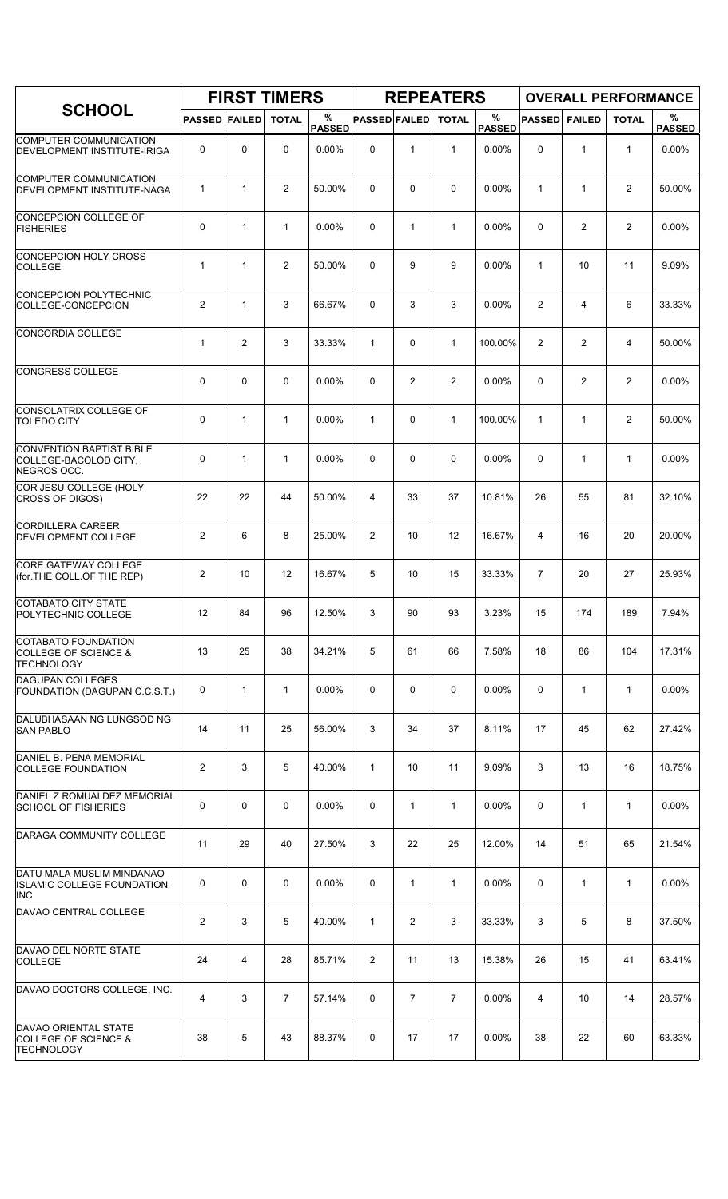| SCHOOL | FIRST TIMERS | | | | REPEATERS | | | | OVERALL PERFORMANCE | | | |
|---|---|---|---|---|---|---|---|---|---|---|---|---|
| | PASSED | FAILED | TOTAL | % PASSED | PASSED | FAILED | TOTAL | % PASSED | PASSED | FAILED | TOTAL | % PASSED |
| COMPUTER COMMUNICATION DEVELOPMENT INSTITUTE-IRIGA | 0 | 0 | 0 | 0.00% | 0 | 1 | 1 | 0.00% | 0 | 1 | 1 | 0.00% |
| COMPUTER COMMUNICATION DEVELOPMENT INSTITUTE-NAGA | 1 | 1 | 2 | 50.00% | 0 | 0 | 0 | 0.00% | 1 | 1 | 2 | 50.00% |
| CONCEPCION COLLEGE OF FISHERIES | 0 | 1 | 1 | 0.00% | 0 | 1 | 1 | 0.00% | 0 | 2 | 2 | 0.00% |
| CONCEPCION HOLY CROSS COLLEGE | 1 | 1 | 2 | 50.00% | 0 | 9 | 9 | 0.00% | 1 | 10 | 11 | 9.09% |
| CONCEPCION POLYTECHNIC COLLEGE-CONCEPCION | 2 | 1 | 3 | 66.67% | 0 | 3 | 3 | 0.00% | 2 | 4 | 6 | 33.33% |
| CONCORDIA COLLEGE | 1 | 2 | 3 | 33.33% | 1 | 0 | 1 | 100.00% | 2 | 2 | 4 | 50.00% |
| CONGRESS COLLEGE | 0 | 0 | 0 | 0.00% | 0 | 2 | 2 | 0.00% | 0 | 2 | 2 | 0.00% |
| CONSOLATRIX COLLEGE OF TOLEDO CITY | 0 | 1 | 1 | 0.00% | 1 | 0 | 1 | 100.00% | 1 | 1 | 2 | 50.00% |
| CONVENTION BAPTIST BIBLE COLLEGE-BACOLOD CITY, NEGROS OCC. | 0 | 1 | 1 | 0.00% | 0 | 0 | 0 | 0.00% | 0 | 1 | 1 | 0.00% |
| COR JESU COLLEGE (HOLY CROSS OF DIGOS) | 22 | 22 | 44 | 50.00% | 4 | 33 | 37 | 10.81% | 26 | 55 | 81 | 32.10% |
| CORDILLERA CAREER DEVELOPMENT COLLEGE | 2 | 6 | 8 | 25.00% | 2 | 10 | 12 | 16.67% | 4 | 16 | 20 | 20.00% |
| CORE GATEWAY COLLEGE (for.THE COLL.OF THE REP) | 2 | 10 | 12 | 16.67% | 5 | 10 | 15 | 33.33% | 7 | 20 | 27 | 25.93% |
| COTABATO CITY STATE POLYTECHNIC COLLEGE | 12 | 84 | 96 | 12.50% | 3 | 90 | 93 | 3.23% | 15 | 174 | 189 | 7.94% |
| COTABATO FOUNDATION COLLEGE OF SCIENCE & TECHNOLOGY | 13 | 25 | 38 | 34.21% | 5 | 61 | 66 | 7.58% | 18 | 86 | 104 | 17.31% |
| DAGUPAN COLLEGES FOUNDATION (DAGUPAN C.C.S.T.) | 0 | 1 | 1 | 0.00% | 0 | 0 | 0 | 0.00% | 0 | 1 | 1 | 0.00% |
| DALUBHASAAN NG LUNGSOD NG SAN PABLO | 14 | 11 | 25 | 56.00% | 3 | 34 | 37 | 8.11% | 17 | 45 | 62 | 27.42% |
| DANIEL B. PENA MEMORIAL COLLEGE FOUNDATION | 2 | 3 | 5 | 40.00% | 1 | 10 | 11 | 9.09% | 3 | 13 | 16 | 18.75% |
| DANIEL Z ROMUALDEZ MEMORIAL SCHOOL OF FISHERIES | 0 | 0 | 0 | 0.00% | 0 | 1 | 1 | 0.00% | 0 | 1 | 1 | 0.00% |
| DARAGA COMMUNITY COLLEGE | 11 | 29 | 40 | 27.50% | 3 | 22 | 25 | 12.00% | 14 | 51 | 65 | 21.54% |
| DATU MALA MUSLIM MINDANAO ISLAMIC COLLEGE FOUNDATION INC | 0 | 0 | 0 | 0.00% | 0 | 1 | 1 | 0.00% | 0 | 1 | 1 | 0.00% |
| DAVAO CENTRAL COLLEGE | 2 | 3 | 5 | 40.00% | 1 | 2 | 3 | 33.33% | 3 | 5 | 8 | 37.50% |
| DAVAO DEL NORTE STATE COLLEGE | 24 | 4 | 28 | 85.71% | 2 | 11 | 13 | 15.38% | 26 | 15 | 41 | 63.41% |
| DAVAO DOCTORS COLLEGE, INC. | 4 | 3 | 7 | 57.14% | 0 | 7 | 7 | 0.00% | 4 | 10 | 14 | 28.57% |
| DAVAO ORIENTAL STATE COLLEGE OF SCIENCE & TECHNOLOGY | 38 | 5 | 43 | 88.37% | 0 | 17 | 17 | 0.00% | 38 | 22 | 60 | 63.33% |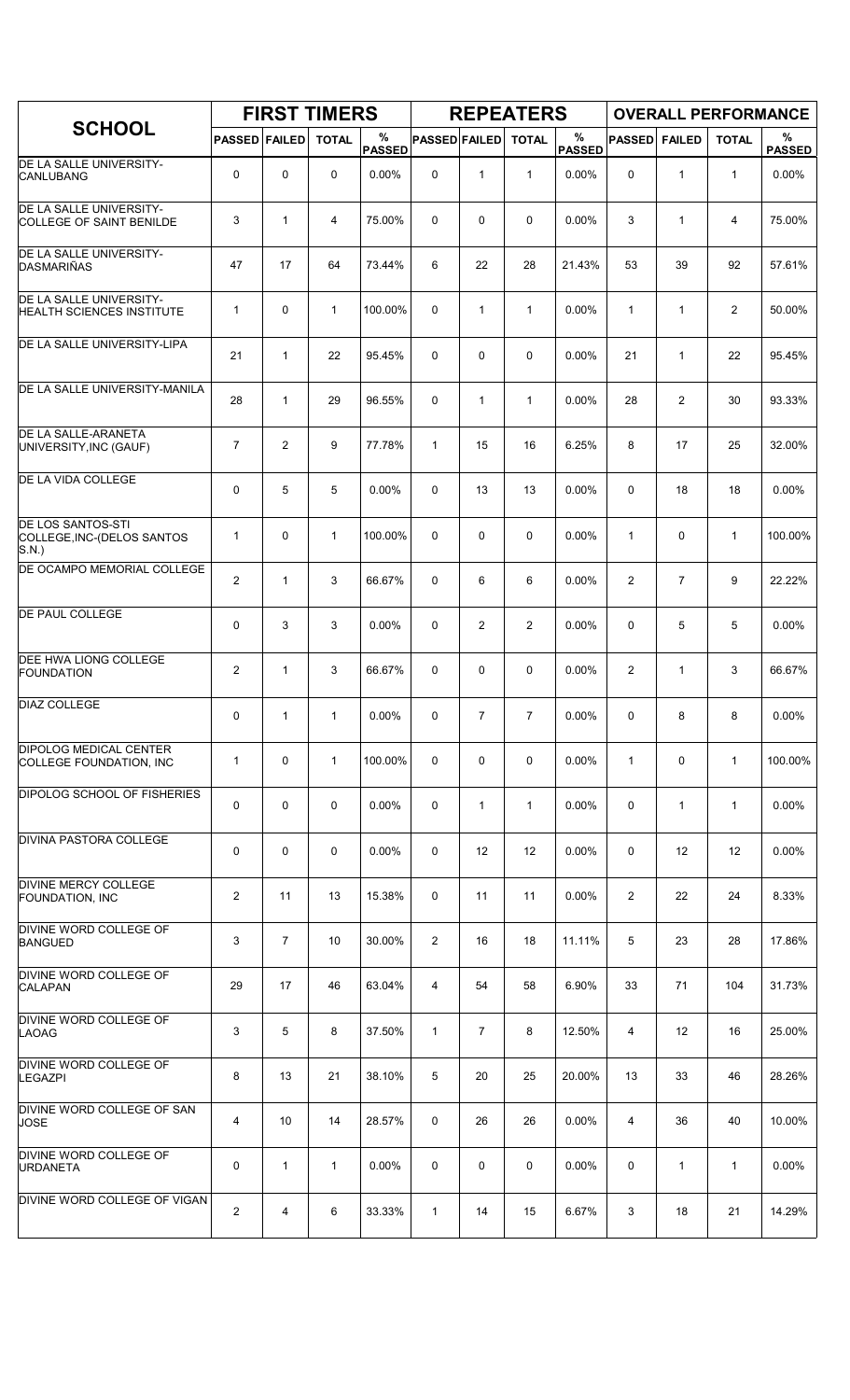| SCHOOL | FIRST TIMERS | | | | REPEATERS | | | | OVERALL PERFORMANCE | | | |
|---|---|---|---|---|---|---|---|---|---|---|---|---|
| | PASSED | FAILED | TOTAL | % PASSED | PASSED | FAILED | TOTAL | % PASSED | PASSED | FAILED | TOTAL | % PASSED |
| DE LA SALLE UNIVERSITY-CANLUBANG | 0 | 0 | 0 | 0.00% | 0 | 1 | 1 | 0.00% | 0 | 1 | 1 | 0.00% |
| DE LA SALLE UNIVERSITY-COLLEGE OF SAINT BENILDE | 3 | 1 | 4 | 75.00% | 0 | 0 | 0 | 0.00% | 3 | 1 | 4 | 75.00% |
| DE LA SALLE UNIVERSITY-DASMARIÑAS | 47 | 17 | 64 | 73.44% | 6 | 22 | 28 | 21.43% | 53 | 39 | 92 | 57.61% |
| DE LA SALLE UNIVERSITY-HEALTH SCIENCES INSTITUTE | 1 | 0 | 1 | 100.00% | 0 | 1 | 1 | 0.00% | 1 | 1 | 2 | 50.00% |
| DE LA SALLE UNIVERSITY-LIPA | 21 | 1 | 22 | 95.45% | 0 | 0 | 0 | 0.00% | 21 | 1 | 22 | 95.45% |
| DE LA SALLE UNIVERSITY-MANILA | 28 | 1 | 29 | 96.55% | 0 | 1 | 1 | 0.00% | 28 | 2 | 30 | 93.33% |
| DE LA SALLE-ARANETA UNIVERSITY,INC (GAUF) | 7 | 2 | 9 | 77.78% | 1 | 15 | 16 | 6.25% | 8 | 17 | 25 | 32.00% |
| DE LA VIDA COLLEGE | 0 | 5 | 5 | 0.00% | 0 | 13 | 13 | 0.00% | 0 | 18 | 18 | 0.00% |
| DE LOS SANTOS-STI COLLEGE,INC-(DELOS SANTOS S.N.) | 1 | 0 | 1 | 100.00% | 0 | 0 | 0 | 0.00% | 1 | 0 | 1 | 100.00% |
| DE OCAMPO MEMORIAL COLLEGE | 2 | 1 | 3 | 66.67% | 0 | 6 | 6 | 0.00% | 2 | 7 | 9 | 22.22% |
| DE PAUL COLLEGE | 0 | 3 | 3 | 0.00% | 0 | 2 | 2 | 0.00% | 0 | 5 | 5 | 0.00% |
| DEE HWA LIONG COLLEGE FOUNDATION | 2 | 1 | 3 | 66.67% | 0 | 0 | 0 | 0.00% | 2 | 1 | 3 | 66.67% |
| DIAZ COLLEGE | 0 | 1 | 1 | 0.00% | 0 | 7 | 7 | 0.00% | 0 | 8 | 8 | 0.00% |
| DIPOLOG MEDICAL CENTER COLLEGE FOUNDATION, INC | 1 | 0 | 1 | 100.00% | 0 | 0 | 0 | 0.00% | 1 | 0 | 1 | 100.00% |
| DIPOLOG SCHOOL OF FISHERIES | 0 | 0 | 0 | 0.00% | 0 | 1 | 1 | 0.00% | 0 | 1 | 1 | 0.00% |
| DIVINA PASTORA COLLEGE | 0 | 0 | 0 | 0.00% | 0 | 12 | 12 | 0.00% | 0 | 12 | 12 | 0.00% |
| DIVINE MERCY COLLEGE FOUNDATION, INC | 2 | 11 | 13 | 15.38% | 0 | 11 | 11 | 0.00% | 2 | 22 | 24 | 8.33% |
| DIVINE WORD COLLEGE OF BANGUED | 3 | 7 | 10 | 30.00% | 2 | 16 | 18 | 11.11% | 5 | 23 | 28 | 17.86% |
| DIVINE WORD COLLEGE OF CALAPAN | 29 | 17 | 46 | 63.04% | 4 | 54 | 58 | 6.90% | 33 | 71 | 104 | 31.73% |
| DIVINE WORD COLLEGE OF LAOAG | 3 | 5 | 8 | 37.50% | 1 | 7 | 8 | 12.50% | 4 | 12 | 16 | 25.00% |
| DIVINE WORD COLLEGE OF LEGAZPI | 8 | 13 | 21 | 38.10% | 5 | 20 | 25 | 20.00% | 13 | 33 | 46 | 28.26% |
| DIVINE WORD COLLEGE OF SAN JOSE | 4 | 10 | 14 | 28.57% | 0 | 26 | 26 | 0.00% | 4 | 36 | 40 | 10.00% |
| DIVINE WORD COLLEGE OF URDANETA | 0 | 1 | 1 | 0.00% | 0 | 0 | 0 | 0.00% | 0 | 1 | 1 | 0.00% |
| DIVINE WORD COLLEGE OF VIGAN | 2 | 4 | 6 | 33.33% | 1 | 14 | 15 | 6.67% | 3 | 18 | 21 | 14.29% |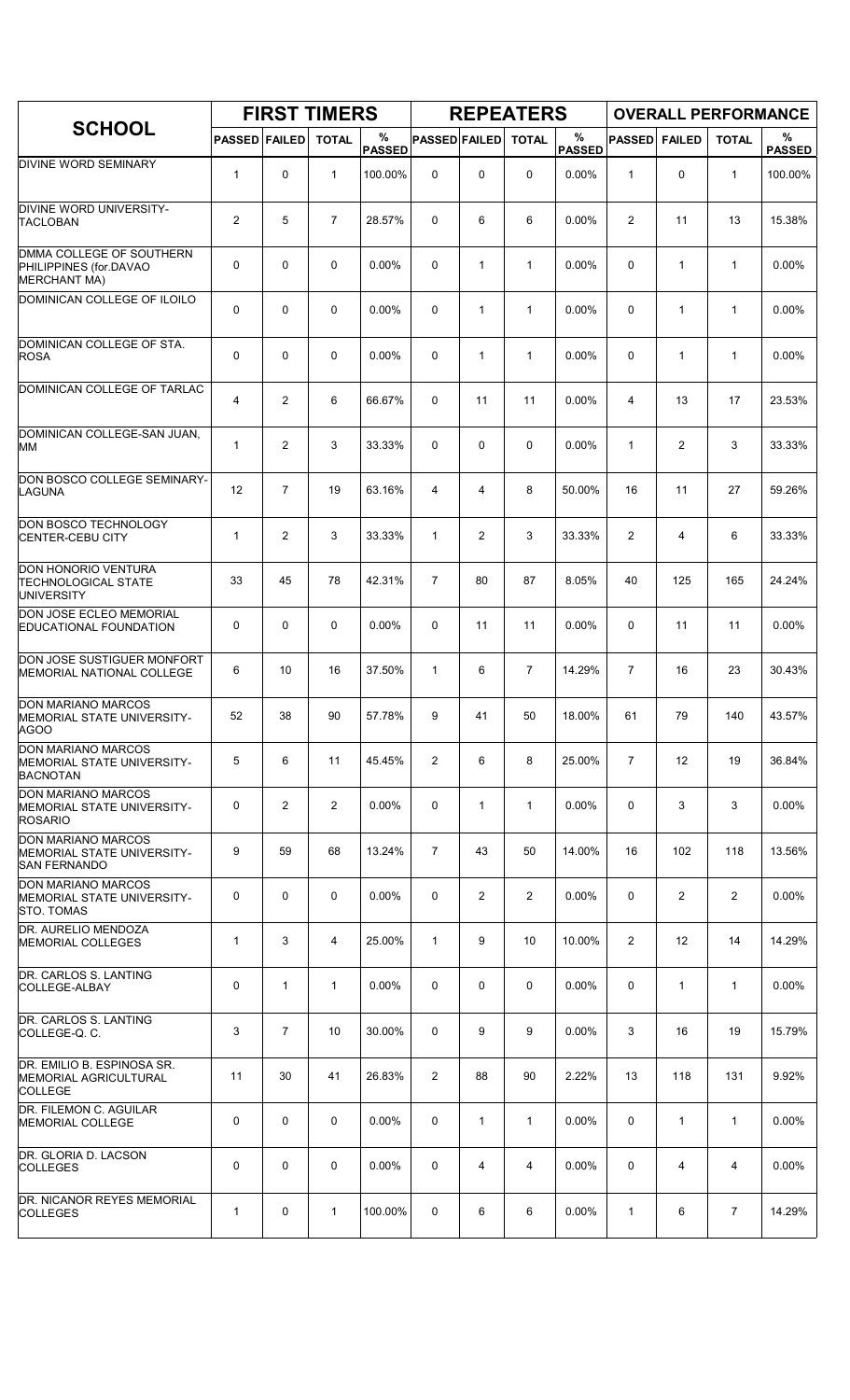| SCHOOL | FIRST TIMERS | | | | REPEATERS | | | | OVERALL PERFORMANCE | | | |
|---|---|---|---|---|---|---|---|---|---|---|---|---|
| | PASSED | FAILED | TOTAL | % PASSED | PASSED | FAILED | TOTAL | % PASSED | PASSED | FAILED | TOTAL | % PASSED |
| DIVINE WORD SEMINARY | 1 | 0 | 1 | 100.00% | 0 | 0 | 0 | 0.00% | 1 | 0 | 1 | 100.00% |
| DIVINE WORD UNIVERSITY-TACLOBAN | 2 | 5 | 7 | 28.57% | 0 | 6 | 6 | 0.00% | 2 | 11 | 13 | 15.38% |
| DMMA COLLEGE OF SOUTHERN PHILIPPINES (for.DAVAO MERCHANT MA) | 0 | 0 | 0 | 0.00% | 0 | 1 | 1 | 0.00% | 0 | 1 | 1 | 0.00% |
| DOMINICAN COLLEGE OF ILOILO | 0 | 0 | 0 | 0.00% | 0 | 1 | 1 | 0.00% | 0 | 1 | 1 | 0.00% |
| DOMINICAN COLLEGE OF STA. ROSA | 0 | 0 | 0 | 0.00% | 0 | 1 | 1 | 0.00% | 0 | 1 | 1 | 0.00% |
| DOMINICAN COLLEGE OF TARLAC | 4 | 2 | 6 | 66.67% | 0 | 11 | 11 | 0.00% | 4 | 13 | 17 | 23.53% |
| DOMINICAN COLLEGE-SAN JUAN, MM | 1 | 2 | 3 | 33.33% | 0 | 0 | 0 | 0.00% | 1 | 2 | 3 | 33.33% |
| DON BOSCO COLLEGE SEMINARY-LAGUNA | 12 | 7 | 19 | 63.16% | 4 | 4 | 8 | 50.00% | 16 | 11 | 27 | 59.26% |
| DON BOSCO TECHNOLOGY CENTER-CEBU CITY | 1 | 2 | 3 | 33.33% | 1 | 2 | 3 | 33.33% | 2 | 4 | 6 | 33.33% |
| DON HONORIO VENTURA TECHNOLOGICAL STATE UNIVERSITY | 33 | 45 | 78 | 42.31% | 7 | 80 | 87 | 8.05% | 40 | 125 | 165 | 24.24% |
| DON JOSE ECLEO MEMORIAL EDUCATIONAL FOUNDATION | 0 | 0 | 0 | 0.00% | 0 | 11 | 11 | 0.00% | 0 | 11 | 11 | 0.00% |
| DON JOSE SUSTIGUER MONFORT MEMORIAL NATIONAL COLLEGE | 6 | 10 | 16 | 37.50% | 1 | 6 | 7 | 14.29% | 7 | 16 | 23 | 30.43% |
| DON MARIANO MARCOS MEMORIAL STATE UNIVERSITY-AGOO | 52 | 38 | 90 | 57.78% | 9 | 41 | 50 | 18.00% | 61 | 79 | 140 | 43.57% |
| DON MARIANO MARCOS MEMORIAL STATE UNIVERSITY-BACNOTAN | 5 | 6 | 11 | 45.45% | 2 | 6 | 8 | 25.00% | 7 | 12 | 19 | 36.84% |
| DON MARIANO MARCOS MEMORIAL STATE UNIVERSITY-ROSARIO | 0 | 2 | 2 | 0.00% | 0 | 1 | 1 | 0.00% | 0 | 3 | 3 | 0.00% |
| DON MARIANO MARCOS MEMORIAL STATE UNIVERSITY-SAN FERNANDO | 9 | 59 | 68 | 13.24% | 7 | 43 | 50 | 14.00% | 16 | 102 | 118 | 13.56% |
| DON MARIANO MARCOS MEMORIAL STATE UNIVERSITY-STO. TOMAS | 0 | 0 | 0 | 0.00% | 0 | 2 | 2 | 0.00% | 0 | 2 | 2 | 0.00% |
| DR. AURELIO MENDOZA MEMORIAL COLLEGES | 1 | 3 | 4 | 25.00% | 1 | 9 | 10 | 10.00% | 2 | 12 | 14 | 14.29% |
| DR. CARLOS S. LANTING COLLEGE-ALBAY | 0 | 1 | 1 | 0.00% | 0 | 0 | 0 | 0.00% | 0 | 1 | 1 | 0.00% |
| DR. CARLOS S. LANTING COLLEGE-Q. C. | 3 | 7 | 10 | 30.00% | 0 | 9 | 9 | 0.00% | 3 | 16 | 19 | 15.79% |
| DR. EMILIO B. ESPINOSA SR. MEMORIAL AGRICULTURAL COLLEGE | 11 | 30 | 41 | 26.83% | 2 | 88 | 90 | 2.22% | 13 | 118 | 131 | 9.92% |
| DR. FILEMON C. AGUILAR MEMORIAL COLLEGE | 0 | 0 | 0 | 0.00% | 0 | 1 | 1 | 0.00% | 0 | 1 | 1 | 0.00% |
| DR. GLORIA D. LACSON COLLEGES | 0 | 0 | 0 | 0.00% | 0 | 4 | 4 | 0.00% | 0 | 4 | 4 | 0.00% |
| DR. NICANOR REYES MEMORIAL COLLEGES | 1 | 0 | 1 | 100.00% | 0 | 6 | 6 | 0.00% | 1 | 6 | 7 | 14.29% |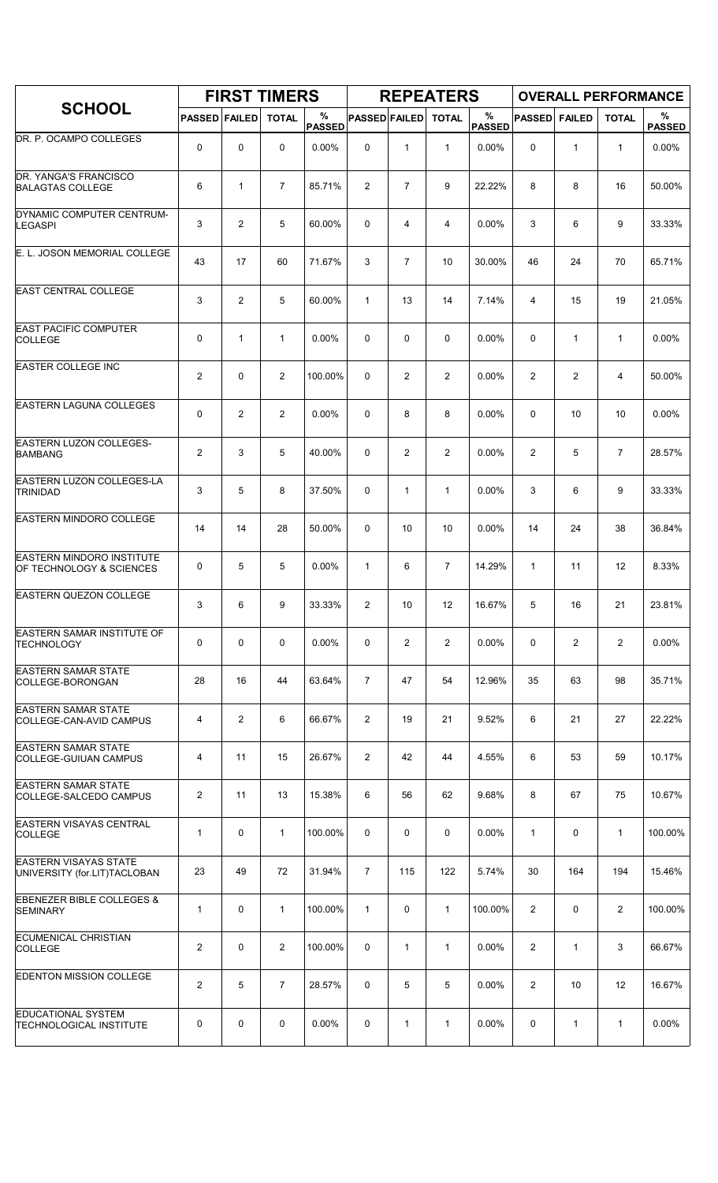| SCHOOL | FIRST TIMERS | | | | REPEATERS | | | | OVERALL PERFORMANCE | | | |
|---|---|---|---|---|---|---|---|---|---|---|---|---|
| | PASSED | FAILED | TOTAL | % PASSED | PASSED | FAILED | TOTAL | % PASSED | PASSED | FAILED | TOTAL | % PASSED |
| DR. P. OCAMPO COLLEGES | 0 | 0 | 0 | 0.00% | 0 | 1 | 1 | 0.00% | 0 | 1 | 1 | 0.00% |
| DR. YANGA'S FRANCISCO BALAGTAS COLLEGE | 6 | 1 | 7 | 85.71% | 2 | 7 | 9 | 22.22% | 8 | 8 | 16 | 50.00% |
| DYNAMIC COMPUTER CENTRUM-LEGASPI | 3 | 2 | 5 | 60.00% | 0 | 4 | 4 | 0.00% | 3 | 6 | 9 | 33.33% |
| E. L. JOSON MEMORIAL COLLEGE | 43 | 17 | 60 | 71.67% | 3 | 7 | 10 | 30.00% | 46 | 24 | 70 | 65.71% |
| EAST CENTRAL COLLEGE | 3 | 2 | 5 | 60.00% | 1 | 13 | 14 | 7.14% | 4 | 15 | 19 | 21.05% |
| EAST PACIFIC COMPUTER COLLEGE | 0 | 1 | 1 | 0.00% | 0 | 0 | 0 | 0.00% | 0 | 1 | 1 | 0.00% |
| EASTER COLLEGE INC | 2 | 0 | 2 | 100.00% | 0 | 2 | 2 | 0.00% | 2 | 2 | 4 | 50.00% |
| EASTERN LAGUNA COLLEGES | 0 | 2 | 2 | 0.00% | 0 | 8 | 8 | 0.00% | 0 | 10 | 10 | 0.00% |
| EASTERN LUZON COLLEGES-BAMBANG | 2 | 3 | 5 | 40.00% | 0 | 2 | 2 | 0.00% | 2 | 5 | 7 | 28.57% |
| EASTERN LUZON COLLEGES-LA TRINIDAD | 3 | 5 | 8 | 37.50% | 0 | 1 | 1 | 0.00% | 3 | 6 | 9 | 33.33% |
| EASTERN MINDORO COLLEGE | 14 | 14 | 28 | 50.00% | 0 | 10 | 10 | 0.00% | 14 | 24 | 38 | 36.84% |
| EASTERN MINDORO INSTITUTE OF TECHNOLOGY & SCIENCES | 0 | 5 | 5 | 0.00% | 1 | 6 | 7 | 14.29% | 1 | 11 | 12 | 8.33% |
| EASTERN QUEZON COLLEGE | 3 | 6 | 9 | 33.33% | 2 | 10 | 12 | 16.67% | 5 | 16 | 21 | 23.81% |
| EASTERN SAMAR INSTITUTE OF TECHNOLOGY | 0 | 0 | 0 | 0.00% | 0 | 2 | 2 | 0.00% | 0 | 2 | 2 | 0.00% |
| EASTERN SAMAR STATE COLLEGE-BORONGAN | 28 | 16 | 44 | 63.64% | 7 | 47 | 54 | 12.96% | 35 | 63 | 98 | 35.71% |
| EASTERN SAMAR STATE COLLEGE-CAN-AVID CAMPUS | 4 | 2 | 6 | 66.67% | 2 | 19 | 21 | 9.52% | 6 | 21 | 27 | 22.22% |
| EASTERN SAMAR STATE COLLEGE-GUIUAN CAMPUS | 4 | 11 | 15 | 26.67% | 2 | 42 | 44 | 4.55% | 6 | 53 | 59 | 10.17% |
| EASTERN SAMAR STATE COLLEGE-SALCEDO CAMPUS | 2 | 11 | 13 | 15.38% | 6 | 56 | 62 | 9.68% | 8 | 67 | 75 | 10.67% |
| EASTERN VISAYAS CENTRAL COLLEGE | 1 | 0 | 1 | 100.00% | 0 | 0 | 0 | 0.00% | 1 | 0 | 1 | 100.00% |
| EASTERN VISAYAS STATE UNIVERSITY (for.LIT)TACLOBAN | 23 | 49 | 72 | 31.94% | 7 | 115 | 122 | 5.74% | 30 | 164 | 194 | 15.46% |
| EBENEZER BIBLE COLLEGES & SEMINARY | 1 | 0 | 1 | 100.00% | 1 | 0 | 1 | 100.00% | 2 | 0 | 2 | 100.00% |
| ECUMENICAL CHRISTIAN COLLEGE | 2 | 0 | 2 | 100.00% | 0 | 1 | 1 | 0.00% | 2 | 1 | 3 | 66.67% |
| EDENTON MISSION COLLEGE | 2 | 5 | 7 | 28.57% | 0 | 5 | 5 | 0.00% | 2 | 10 | 12 | 16.67% |
| EDUCATIONAL SYSTEM TECHNOLOGICAL INSTITUTE | 0 | 0 | 0 | 0.00% | 0 | 1 | 1 | 0.00% | 0 | 1 | 1 | 0.00% |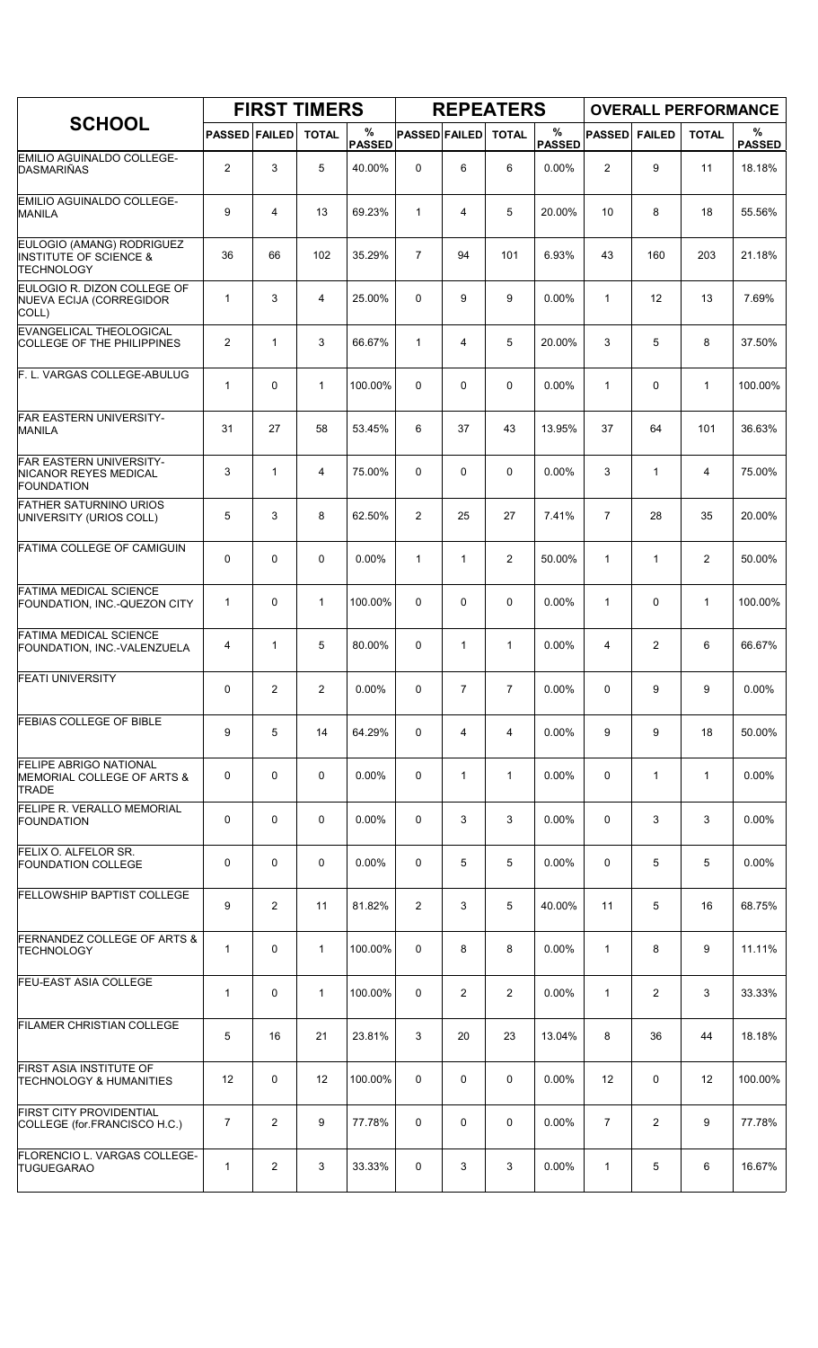| SCHOOL | FIRST TIMERS | | | | REPEATERS | | | | OVERALL PERFORMANCE | | | |
|---|---|---|---|---|---|---|---|---|---|---|---|---|
| | PASSED | FAILED | TOTAL | % PASSED | PASSED | FAILED | TOTAL | % PASSED | PASSED | FAILED | TOTAL | % PASSED |
| EMILIO AGUINALDO COLLEGE-DASMARIÑAS | 2 | 3 | 5 | 40.00% | 0 | 6 | 6 | 0.00% | 2 | 9 | 11 | 18.18% |
| EMILIO AGUINALDO COLLEGE-MANILA | 9 | 4 | 13 | 69.23% | 1 | 4 | 5 | 20.00% | 10 | 8 | 18 | 55.56% |
| EULOGIO (AMANG) RODRIGUEZ INSTITUTE OF SCIENCE & TECHNOLOGY | 36 | 66 | 102 | 35.29% | 7 | 94 | 101 | 6.93% | 43 | 160 | 203 | 21.18% |
| EULOGIO R. DIZON COLLEGE OF NUEVA ECIJA (CORREGIDOR COLL) | 1 | 3 | 4 | 25.00% | 0 | 9 | 9 | 0.00% | 1 | 12 | 13 | 7.69% |
| EVANGELICAL THEOLOGICAL COLLEGE OF THE PHILIPPINES | 2 | 1 | 3 | 66.67% | 1 | 4 | 5 | 20.00% | 3 | 5 | 8 | 37.50% |
| F. L. VARGAS COLLEGE-ABULUG | 1 | 0 | 1 | 100.00% | 0 | 0 | 0 | 0.00% | 1 | 0 | 1 | 100.00% |
| FAR EASTERN UNIVERSITY-MANILA | 31 | 27 | 58 | 53.45% | 6 | 37 | 43 | 13.95% | 37 | 64 | 101 | 36.63% |
| FAR EASTERN UNIVERSITY-NICANOR REYES MEDICAL FOUNDATION | 3 | 1 | 4 | 75.00% | 0 | 0 | 0 | 0.00% | 3 | 1 | 4 | 75.00% |
| FATHER SATURNINO URIOS UNIVERSITY (URIOS COLL) | 5 | 3 | 8 | 62.50% | 2 | 25 | 27 | 7.41% | 7 | 28 | 35 | 20.00% |
| FATIMA COLLEGE OF CAMIGUIN | 0 | 0 | 0 | 0.00% | 1 | 1 | 2 | 50.00% | 1 | 1 | 2 | 50.00% |
| FATIMA MEDICAL SCIENCE FOUNDATION, INC.-QUEZON CITY | 1 | 0 | 1 | 100.00% | 0 | 0 | 0 | 0.00% | 1 | 0 | 1 | 100.00% |
| FATIMA MEDICAL SCIENCE FOUNDATION, INC.-VALENZUELA | 4 | 1 | 5 | 80.00% | 0 | 1 | 1 | 0.00% | 4 | 2 | 6 | 66.67% |
| FEATI UNIVERSITY | 0 | 2 | 2 | 0.00% | 0 | 7 | 7 | 0.00% | 0 | 9 | 9 | 0.00% |
| FEBIAS COLLEGE OF BIBLE | 9 | 5 | 14 | 64.29% | 0 | 4 | 4 | 0.00% | 9 | 9 | 18 | 50.00% |
| FELIPE ABRIGO NATIONAL MEMORIAL COLLEGE OF ARTS & TRADE | 0 | 0 | 0 | 0.00% | 0 | 1 | 1 | 0.00% | 0 | 1 | 1 | 0.00% |
| FELIPE R. VERALLO MEMORIAL FOUNDATION | 0 | 0 | 0 | 0.00% | 0 | 3 | 3 | 0.00% | 0 | 3 | 3 | 0.00% |
| FELIX O. ALFELOR SR. FOUNDATION COLLEGE | 0 | 0 | 0 | 0.00% | 0 | 5 | 5 | 0.00% | 0 | 5 | 5 | 0.00% |
| FELLOWSHIP BAPTIST COLLEGE | 9 | 2 | 11 | 81.82% | 2 | 3 | 5 | 40.00% | 11 | 5 | 16 | 68.75% |
| FERNANDEZ COLLEGE OF ARTS & TECHNOLOGY | 1 | 0 | 1 | 100.00% | 0 | 8 | 8 | 0.00% | 1 | 8 | 9 | 11.11% |
| FEU-EAST ASIA COLLEGE | 1 | 0 | 1 | 100.00% | 0 | 2 | 2 | 0.00% | 1 | 2 | 3 | 33.33% |
| FILAMER CHRISTIAN COLLEGE | 5 | 16 | 21 | 23.81% | 3 | 20 | 23 | 13.04% | 8 | 36 | 44 | 18.18% |
| FIRST ASIA INSTITUTE OF TECHNOLOGY & HUMANITIES | 12 | 0 | 12 | 100.00% | 0 | 0 | 0 | 0.00% | 12 | 0 | 12 | 100.00% |
| FIRST CITY PROVIDENTIAL COLLEGE (for.FRANCISCO H.C.) | 7 | 2 | 9 | 77.78% | 0 | 0 | 0 | 0.00% | 7 | 2 | 9 | 77.78% |
| FLORENCIO L. VARGAS COLLEGE-TUGUEGARAO | 1 | 2 | 3 | 33.33% | 0 | 3 | 3 | 0.00% | 1 | 5 | 6 | 16.67% |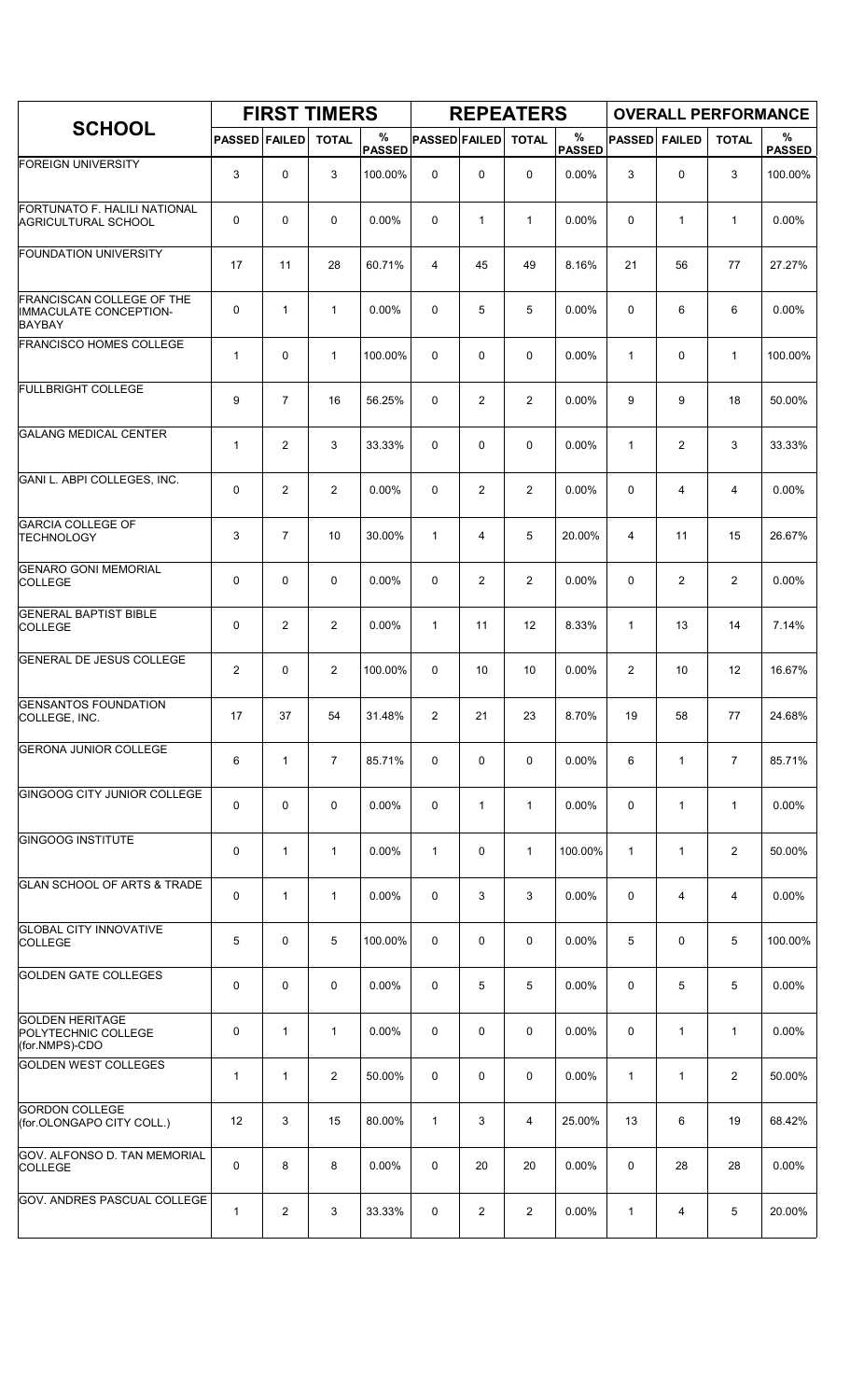| SCHOOL | FIRST TIMERS | | | | REPEATERS | | | | OVERALL PERFORMANCE | | | |
|---|---|---|---|---|---|---|---|---|---|---|---|---|
| | PASSED | FAILED | TOTAL | % PASSED | PASSED | FAILED | TOTAL | % PASSED | PASSED | FAILED | TOTAL | % PASSED |
| FOREIGN UNIVERSITY | 3 | 0 | 3 | 100.00% | 0 | 0 | 0 | 0.00% | 3 | 0 | 3 | 100.00% |
| FORTUNATO F. HALILI NATIONAL AGRICULTURAL SCHOOL | 0 | 0 | 0 | 0.00% | 0 | 1 | 1 | 0.00% | 0 | 1 | 1 | 0.00% |
| FOUNDATION UNIVERSITY | 17 | 11 | 28 | 60.71% | 4 | 45 | 49 | 8.16% | 21 | 56 | 77 | 27.27% |
| FRANCISCAN COLLEGE OF THE IMMACULATE CONCEPTION-BAYBAY | 0 | 1 | 1 | 0.00% | 0 | 5 | 5 | 0.00% | 0 | 6 | 6 | 0.00% |
| FRANCISCO HOMES COLLEGE | 1 | 0 | 1 | 100.00% | 0 | 0 | 0 | 0.00% | 1 | 0 | 1 | 100.00% |
| FULLBRIGHT COLLEGE | 9 | 7 | 16 | 56.25% | 0 | 2 | 2 | 0.00% | 9 | 9 | 18 | 50.00% |
| GALANG MEDICAL CENTER | 1 | 2 | 3 | 33.33% | 0 | 0 | 0 | 0.00% | 1 | 2 | 3 | 33.33% |
| GANI L. ABPI COLLEGES, INC. | 0 | 2 | 2 | 0.00% | 0 | 2 | 2 | 0.00% | 0 | 4 | 4 | 0.00% |
| GARCIA COLLEGE OF TECHNOLOGY | 3 | 7 | 10 | 30.00% | 1 | 4 | 5 | 20.00% | 4 | 11 | 15 | 26.67% |
| GENARO GONI MEMORIAL COLLEGE | 0 | 0 | 0 | 0.00% | 0 | 2 | 2 | 0.00% | 0 | 2 | 2 | 0.00% |
| GENERAL BAPTIST BIBLE COLLEGE | 0 | 2 | 2 | 0.00% | 1 | 11 | 12 | 8.33% | 1 | 13 | 14 | 7.14% |
| GENERAL DE JESUS COLLEGE | 2 | 0 | 2 | 100.00% | 0 | 10 | 10 | 0.00% | 2 | 10 | 12 | 16.67% |
| GENSANTOS FOUNDATION COLLEGE, INC. | 17 | 37 | 54 | 31.48% | 2 | 21 | 23 | 8.70% | 19 | 58 | 77 | 24.68% |
| GERONA JUNIOR COLLEGE | 6 | 1 | 7 | 85.71% | 0 | 0 | 0 | 0.00% | 6 | 1 | 7 | 85.71% |
| GINGOOG CITY JUNIOR COLLEGE | 0 | 0 | 0 | 0.00% | 0 | 1 | 1 | 0.00% | 0 | 1 | 1 | 0.00% |
| GINGOOG INSTITUTE | 0 | 1 | 1 | 0.00% | 1 | 0 | 1 | 100.00% | 1 | 1 | 2 | 50.00% |
| GLAN SCHOOL OF ARTS & TRADE | 0 | 1 | 1 | 0.00% | 0 | 3 | 3 | 0.00% | 0 | 4 | 4 | 0.00% |
| GLOBAL CITY INNOVATIVE COLLEGE | 5 | 0 | 5 | 100.00% | 0 | 0 | 0 | 0.00% | 5 | 0 | 5 | 100.00% |
| GOLDEN GATE COLLEGES | 0 | 0 | 0 | 0.00% | 0 | 5 | 5 | 0.00% | 0 | 5 | 5 | 0.00% |
| GOLDEN HERITAGE POLYTECHNIC COLLEGE (for.NMPS)-CDO | 0 | 1 | 1 | 0.00% | 0 | 0 | 0 | 0.00% | 0 | 1 | 1 | 0.00% |
| GOLDEN WEST COLLEGES | 1 | 1 | 2 | 50.00% | 0 | 0 | 0 | 0.00% | 1 | 1 | 2 | 50.00% |
| GORDON COLLEGE (for.OLONGAPO CITY COLL.) | 12 | 3 | 15 | 80.00% | 1 | 3 | 4 | 25.00% | 13 | 6 | 19 | 68.42% |
| GOV. ALFONSO D. TAN MEMORIAL COLLEGE | 0 | 8 | 8 | 0.00% | 0 | 20 | 20 | 0.00% | 0 | 28 | 28 | 0.00% |
| GOV. ANDRES PASCUAL COLLEGE | 1 | 2 | 3 | 33.33% | 0 | 2 | 2 | 0.00% | 1 | 4 | 5 | 20.00% |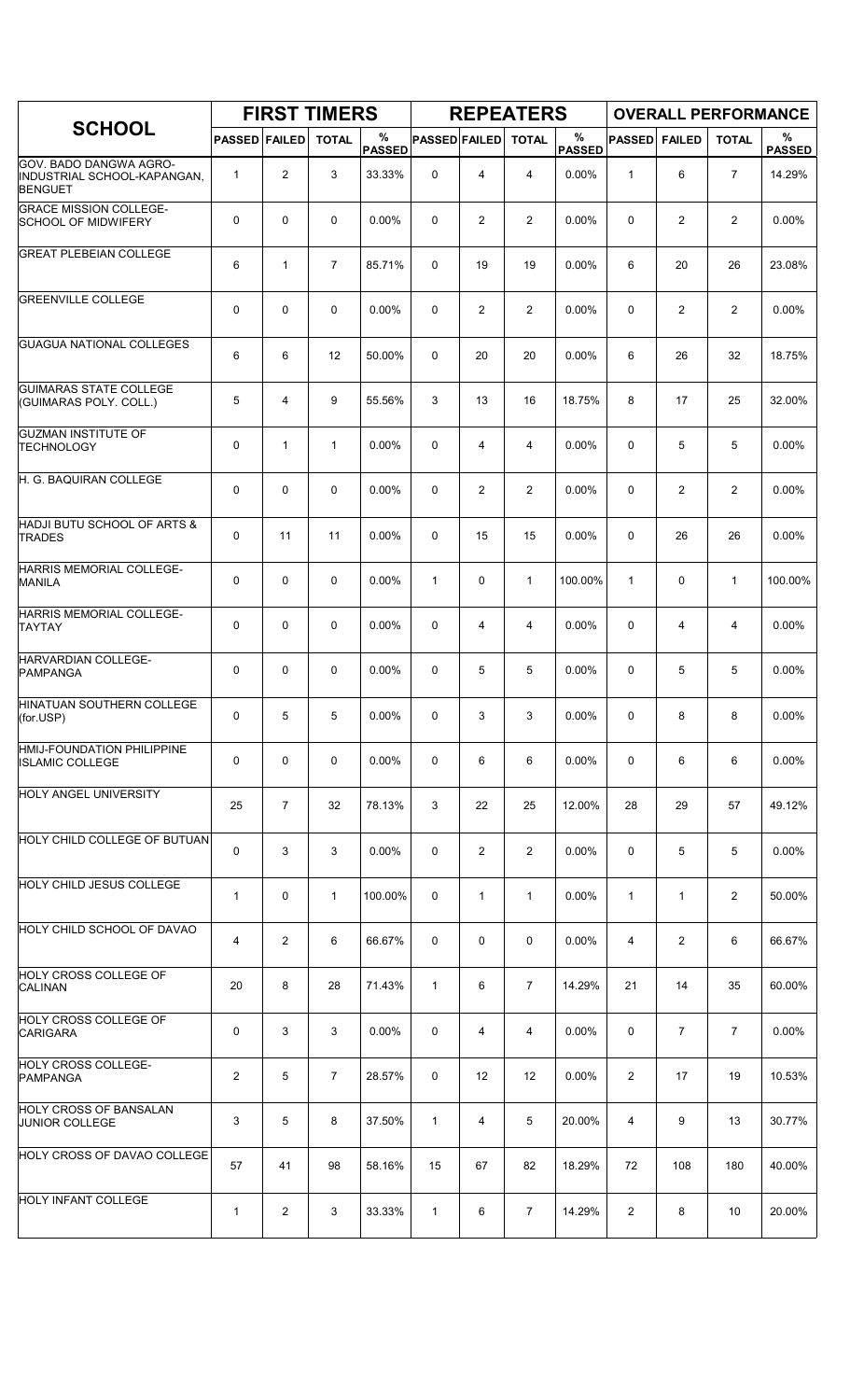| SCHOOL | FIRST TIMERS | | | | REPEATERS | | | | OVERALL PERFORMANCE | | | |
|---|---|---|---|---|---|---|---|---|---|---|---|---|
| | PASSED | FAILED | TOTAL | % PASSED | PASSED | FAILED | TOTAL | % PASSED | PASSED | FAILED | TOTAL | % PASSED |
| GOV. BADO DANGWA AGRO-INDUSTRIAL SCHOOL-KAPANGAN, BENGUET | 1 | 2 | 3 | 33.33% | 0 | 4 | 4 | 0.00% | 1 | 6 | 7 | 14.29% |
| GRACE MISSION COLLEGE-SCHOOL OF MIDWIFERY | 0 | 0 | 0 | 0.00% | 0 | 2 | 2 | 0.00% | 0 | 2 | 2 | 0.00% |
| GREAT PLEBEIAN COLLEGE | 6 | 1 | 7 | 85.71% | 0 | 19 | 19 | 0.00% | 6 | 20 | 26 | 23.08% |
| GREENVILLE COLLEGE | 0 | 0 | 0 | 0.00% | 0 | 2 | 2 | 0.00% | 0 | 2 | 2 | 0.00% |
| GUAGUA NATIONAL COLLEGES | 6 | 6 | 12 | 50.00% | 0 | 20 | 20 | 0.00% | 6 | 26 | 32 | 18.75% |
| GUIMARAS STATE COLLEGE (GUIMARAS POLY. COLL.) | 5 | 4 | 9 | 55.56% | 3 | 13 | 16 | 18.75% | 8 | 17 | 25 | 32.00% |
| GUZMAN INSTITUTE OF TECHNOLOGY | 0 | 1 | 1 | 0.00% | 0 | 4 | 4 | 0.00% | 0 | 5 | 5 | 0.00% |
| H. G. BAQUIRAN COLLEGE | 0 | 0 | 0 | 0.00% | 0 | 2 | 2 | 0.00% | 0 | 2 | 2 | 0.00% |
| HADJI BUTU SCHOOL OF ARTS & TRADES | 0 | 11 | 11 | 0.00% | 0 | 15 | 15 | 0.00% | 0 | 26 | 26 | 0.00% |
| HARRIS MEMORIAL COLLEGE-MANILA | 0 | 0 | 0 | 0.00% | 1 | 0 | 1 | 100.00% | 1 | 0 | 1 | 100.00% |
| HARRIS MEMORIAL COLLEGE-TAYTAY | 0 | 0 | 0 | 0.00% | 0 | 4 | 4 | 0.00% | 0 | 4 | 4 | 0.00% |
| HARVARDIAN COLLEGE-PAMPANGA | 0 | 0 | 0 | 0.00% | 0 | 5 | 5 | 0.00% | 0 | 5 | 5 | 0.00% |
| HINATUAN SOUTHERN COLLEGE (for.USP) | 0 | 5 | 5 | 0.00% | 0 | 3 | 3 | 0.00% | 0 | 8 | 8 | 0.00% |
| HMIJ-FOUNDATION PHILIPPINE ISLAMIC COLLEGE | 0 | 0 | 0 | 0.00% | 0 | 6 | 6 | 0.00% | 0 | 6 | 6 | 0.00% |
| HOLY ANGEL UNIVERSITY | 25 | 7 | 32 | 78.13% | 3 | 22 | 25 | 12.00% | 28 | 29 | 57 | 49.12% |
| HOLY CHILD COLLEGE OF BUTUAN | 0 | 3 | 3 | 0.00% | 0 | 2 | 2 | 0.00% | 0 | 5 | 5 | 0.00% |
| HOLY CHILD JESUS COLLEGE | 1 | 0 | 1 | 100.00% | 0 | 1 | 1 | 0.00% | 1 | 1 | 2 | 50.00% |
| HOLY CHILD SCHOOL OF DAVAO | 4 | 2 | 6 | 66.67% | 0 | 0 | 0 | 0.00% | 4 | 2 | 6 | 66.67% |
| HOLY CROSS COLLEGE OF CALINAN | 20 | 8 | 28 | 71.43% | 1 | 6 | 7 | 14.29% | 21 | 14 | 35 | 60.00% |
| HOLY CROSS COLLEGE OF CARIGARA | 0 | 3 | 3 | 0.00% | 0 | 4 | 4 | 0.00% | 0 | 7 | 7 | 0.00% |
| HOLY CROSS COLLEGE-PAMPANGA | 2 | 5 | 7 | 28.57% | 0 | 12 | 12 | 0.00% | 2 | 17 | 19 | 10.53% |
| HOLY CROSS OF BANSALAN JUNIOR COLLEGE | 3 | 5 | 8 | 37.50% | 1 | 4 | 5 | 20.00% | 4 | 9 | 13 | 30.77% |
| HOLY CROSS OF DAVAO COLLEGE | 57 | 41 | 98 | 58.16% | 15 | 67 | 82 | 18.29% | 72 | 108 | 180 | 40.00% |
| HOLY INFANT COLLEGE | 1 | 2 | 3 | 33.33% | 1 | 6 | 7 | 14.29% | 2 | 8 | 10 | 20.00% |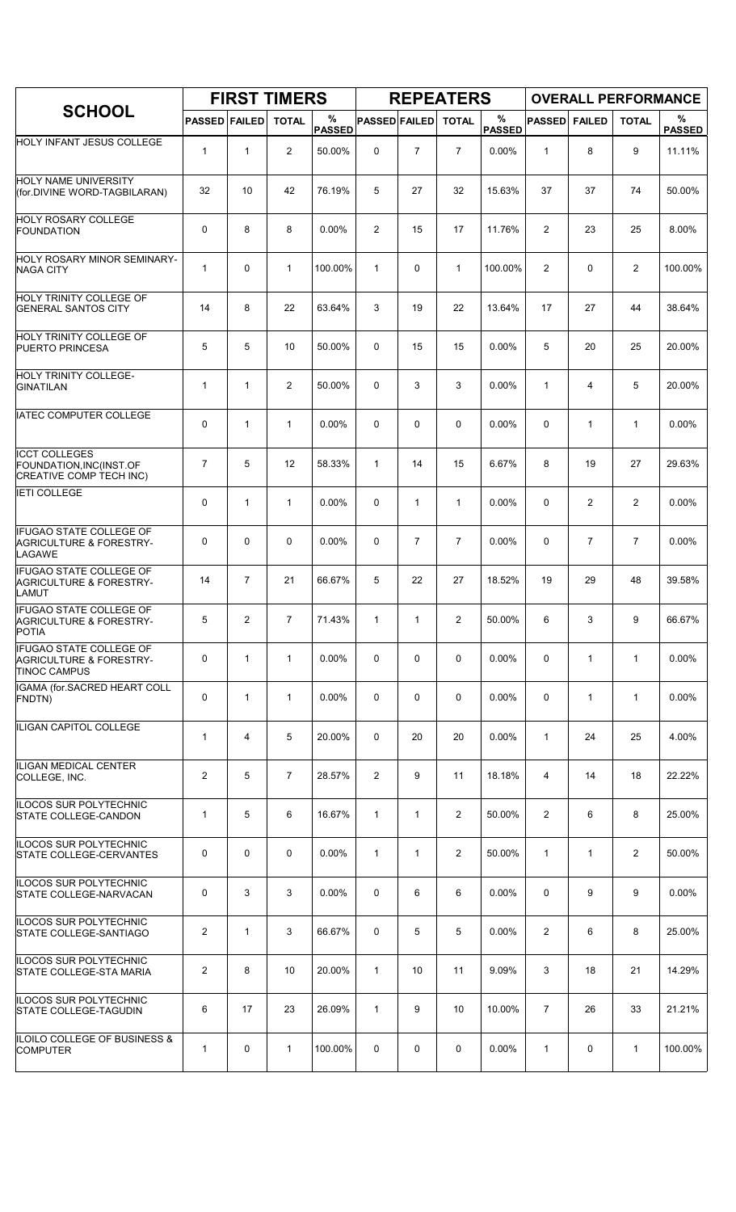| SCHOOL | FIRST TIMERS | | | | REPEATERS | | | | OVERALL PERFORMANCE | | | |
|---|---|---|---|---|---|---|---|---|---|---|---|---|
| | PASSED | FAILED | TOTAL | % PASSED | PASSED | FAILED | TOTAL | % PASSED | PASSED | FAILED | TOTAL | % PASSED |
| HOLY INFANT JESUS COLLEGE | 1 | 1 | 2 | 50.00% | 0 | 7 | 7 | 0.00% | 1 | 8 | 9 | 11.11% |
| HOLY NAME UNIVERSITY (for.DIVINE WORD-TAGBILARAN) | 32 | 10 | 42 | 76.19% | 5 | 27 | 32 | 15.63% | 37 | 37 | 74 | 50.00% |
| HOLY ROSARY COLLEGE FOUNDATION | 0 | 8 | 8 | 0.00% | 2 | 15 | 17 | 11.76% | 2 | 23 | 25 | 8.00% |
| HOLY ROSARY MINOR SEMINARY-NAGA CITY | 1 | 0 | 1 | 100.00% | 1 | 0 | 1 | 100.00% | 2 | 0 | 2 | 100.00% |
| HOLY TRINITY COLLEGE OF GENERAL SANTOS CITY | 14 | 8 | 22 | 63.64% | 3 | 19 | 22 | 13.64% | 17 | 27 | 44 | 38.64% |
| HOLY TRINITY COLLEGE OF PUERTO PRINCESA | 5 | 5 | 10 | 50.00% | 0 | 15 | 15 | 0.00% | 5 | 20 | 25 | 20.00% |
| HOLY TRINITY COLLEGE-GINATILAN | 1 | 1 | 2 | 50.00% | 0 | 3 | 3 | 0.00% | 1 | 4 | 5 | 20.00% |
| IATEC COMPUTER COLLEGE | 0 | 1 | 1 | 0.00% | 0 | 0 | 0 | 0.00% | 0 | 1 | 1 | 0.00% |
| ICCT COLLEGES FOUNDATION,INC(INST.OF CREATIVE COMP TECH INC) | 7 | 5 | 12 | 58.33% | 1 | 14 | 15 | 6.67% | 8 | 19 | 27 | 29.63% |
| IETI COLLEGE | 0 | 1 | 1 | 0.00% | 0 | 1 | 1 | 0.00% | 0 | 2 | 2 | 0.00% |
| IFUGAO STATE COLLEGE OF AGRICULTURE & FORESTRY-LAGAWE | 0 | 0 | 0 | 0.00% | 0 | 7 | 7 | 0.00% | 0 | 7 | 7 | 0.00% |
| IFUGAO STATE COLLEGE OF AGRICULTURE & FORESTRY-LAMUT | 14 | 7 | 21 | 66.67% | 5 | 22 | 27 | 18.52% | 19 | 29 | 48 | 39.58% |
| IFUGAO STATE COLLEGE OF AGRICULTURE & FORESTRY-POTIA | 5 | 2 | 7 | 71.43% | 1 | 1 | 2 | 50.00% | 6 | 3 | 9 | 66.67% |
| IFUGAO STATE COLLEGE OF AGRICULTURE & FORESTRY-TINOC CAMPUS | 0 | 1 | 1 | 0.00% | 0 | 0 | 0 | 0.00% | 0 | 1 | 1 | 0.00% |
| IGAMA (for.SACRED HEART COLL FNDTN) | 0 | 1 | 1 | 0.00% | 0 | 0 | 0 | 0.00% | 0 | 1 | 1 | 0.00% |
| ILIGAN CAPITOL COLLEGE | 1 | 4 | 5 | 20.00% | 0 | 20 | 20 | 0.00% | 1 | 24 | 25 | 4.00% |
| ILIGAN MEDICAL CENTER COLLEGE, INC. | 2 | 5 | 7 | 28.57% | 2 | 9 | 11 | 18.18% | 4 | 14 | 18 | 22.22% |
| ILOCOS SUR POLYTECHNIC STATE COLLEGE-CANDON | 1 | 5 | 6 | 16.67% | 1 | 1 | 2 | 50.00% | 2 | 6 | 8 | 25.00% |
| ILOCOS SUR POLYTECHNIC STATE COLLEGE-CERVANTES | 0 | 0 | 0 | 0.00% | 1 | 1 | 2 | 50.00% | 1 | 1 | 2 | 50.00% |
| ILOCOS SUR POLYTECHNIC STATE COLLEGE-NARVACAN | 0 | 3 | 3 | 0.00% | 0 | 6 | 6 | 0.00% | 0 | 9 | 9 | 0.00% |
| ILOCOS SUR POLYTECHNIC STATE COLLEGE-SANTIAGO | 2 | 1 | 3 | 66.67% | 0 | 5 | 5 | 0.00% | 2 | 6 | 8 | 25.00% |
| ILOCOS SUR POLYTECHNIC STATE COLLEGE-STA MARIA | 2 | 8 | 10 | 20.00% | 1 | 10 | 11 | 9.09% | 3 | 18 | 21 | 14.29% |
| ILOCOS SUR POLYTECHNIC STATE COLLEGE-TAGUDIN | 6 | 17 | 23 | 26.09% | 1 | 9 | 10 | 10.00% | 7 | 26 | 33 | 21.21% |
| ILOILO COLLEGE OF BUSINESS & COMPUTER | 1 | 0 | 1 | 100.00% | 0 | 0 | 0 | 0.00% | 1 | 0 | 1 | 100.00% |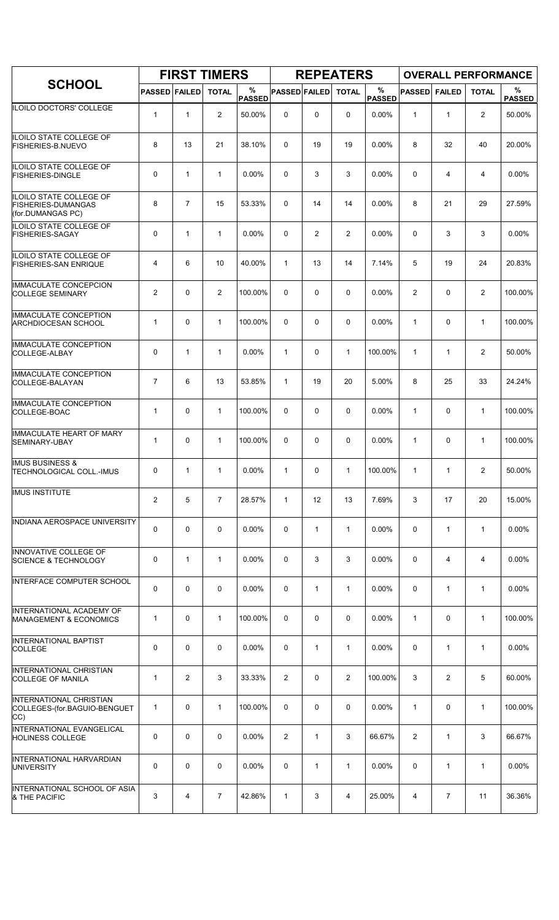| SCHOOL | FIRST TIMERS | | | | REPEATERS | | | | OVERALL PERFORMANCE | | | |
|---|---|---|---|---|---|---|---|---|---|---|---|---|
| | PASSED | FAILED | TOTAL | % PASSED | PASSED | FAILED | TOTAL | % PASSED | PASSED | FAILED | TOTAL | % PASSED |
| ILOILO DOCTORS' COLLEGE | 1 | 1 | 2 | 50.00% | 0 | 0 | 0 | 0.00% | 1 | 1 | 2 | 50.00% |
| ILOILO STATE COLLEGE OF FISHERIES-B.NUEVO | 8 | 13 | 21 | 38.10% | 0 | 19 | 19 | 0.00% | 8 | 32 | 40 | 20.00% |
| ILOILO STATE COLLEGE OF FISHERIES-DINGLE | 0 | 1 | 1 | 0.00% | 0 | 3 | 3 | 0.00% | 0 | 4 | 4 | 0.00% |
| ILOILO STATE COLLEGE OF FISHERIES-DUMANGAS (for.DUMANGAS PC) | 8 | 7 | 15 | 53.33% | 0 | 14 | 14 | 0.00% | 8 | 21 | 29 | 27.59% |
| ILOILO STATE COLLEGE OF FISHERIES-SAGAY | 0 | 1 | 1 | 0.00% | 0 | 2 | 2 | 0.00% | 0 | 3 | 3 | 0.00% |
| ILOILO STATE COLLEGE OF FISHERIES-SAN ENRIQUE | 4 | 6 | 10 | 40.00% | 1 | 13 | 14 | 7.14% | 5 | 19 | 24 | 20.83% |
| IMMACULATE CONCEPCION COLLEGE SEMINARY | 2 | 0 | 2 | 100.00% | 0 | 0 | 0 | 0.00% | 2 | 0 | 2 | 100.00% |
| IMMACULATE CONCEPTION ARCHDIOCESAN SCHOOL | 1 | 0 | 1 | 100.00% | 0 | 0 | 0 | 0.00% | 1 | 0 | 1 | 100.00% |
| IMMACULATE CONCEPTION COLLEGE-ALBAY | 0 | 1 | 1 | 0.00% | 1 | 0 | 1 | 100.00% | 1 | 1 | 2 | 50.00% |
| IMMACULATE CONCEPTION COLLEGE-BALAYAN | 7 | 6 | 13 | 53.85% | 1 | 19 | 20 | 5.00% | 8 | 25 | 33 | 24.24% |
| IMMACULATE CONCEPTION COLLEGE-BOAC | 1 | 0 | 1 | 100.00% | 0 | 0 | 0 | 0.00% | 1 | 0 | 1 | 100.00% |
| IMMACULATE HEART OF MARY SEMINARY-UBAY | 1 | 0 | 1 | 100.00% | 0 | 0 | 0 | 0.00% | 1 | 0 | 1 | 100.00% |
| IMUS BUSINESS & TECHNOLOGICAL COLL.-IMUS | 0 | 1 | 1 | 0.00% | 1 | 0 | 1 | 100.00% | 1 | 1 | 2 | 50.00% |
| IMUS INSTITUTE | 2 | 5 | 7 | 28.57% | 1 | 12 | 13 | 7.69% | 3 | 17 | 20 | 15.00% |
| INDIANA AEROSPACE UNIVERSITY | 0 | 0 | 0 | 0.00% | 0 | 1 | 1 | 0.00% | 0 | 1 | 1 | 0.00% |
| INNOVATIVE COLLEGE OF SCIENCE & TECHNOLOGY | 0 | 1 | 1 | 0.00% | 0 | 3 | 3 | 0.00% | 0 | 4 | 4 | 0.00% |
| INTERFACE COMPUTER SCHOOL | 0 | 0 | 0 | 0.00% | 0 | 1 | 1 | 0.00% | 0 | 1 | 1 | 0.00% |
| INTERNATIONAL ACADEMY OF MANAGEMENT & ECONOMICS | 1 | 0 | 1 | 100.00% | 0 | 0 | 0 | 0.00% | 1 | 0 | 1 | 100.00% |
| INTERNATIONAL BAPTIST COLLEGE | 0 | 0 | 0 | 0.00% | 0 | 1 | 1 | 0.00% | 0 | 1 | 1 | 0.00% |
| INTERNATIONAL CHRISTIAN COLLEGE OF MANILA | 1 | 2 | 3 | 33.33% | 2 | 0 | 2 | 100.00% | 3 | 2 | 5 | 60.00% |
| INTERNATIONAL CHRISTIAN COLLEGES-(for.BAGUIO-BENGUET CC) | 1 | 0 | 1 | 100.00% | 0 | 0 | 0 | 0.00% | 1 | 0 | 1 | 100.00% |
| INTERNATIONAL EVANGELICAL HOLINESS COLLEGE | 0 | 0 | 0 | 0.00% | 2 | 1 | 3 | 66.67% | 2 | 1 | 3 | 66.67% |
| INTERNATIONAL HARVARDIAN UNIVERSITY | 0 | 0 | 0 | 0.00% | 0 | 1 | 1 | 0.00% | 0 | 1 | 1 | 0.00% |
| INTERNATIONAL SCHOOL OF ASIA & THE PACIFIC | 3 | 4 | 7 | 42.86% | 1 | 3 | 4 | 25.00% | 4 | 7 | 11 | 36.36% |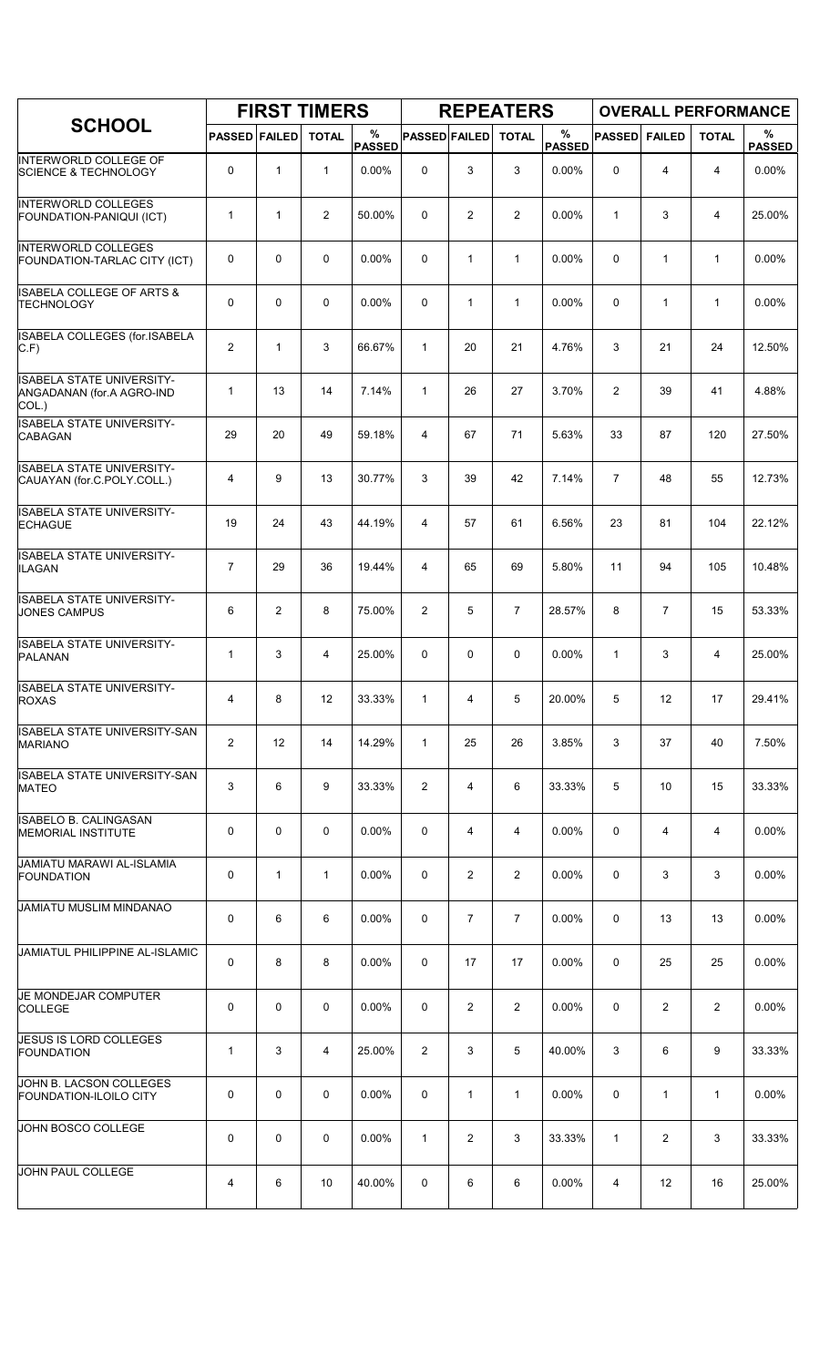| SCHOOL | FIRST TIMERS | | | | REPEATERS | | | | OVERALL PERFORMANCE | | | |
|---|---|---|---|---|---|---|---|---|---|---|---|---|
| | PASSED | FAILED | TOTAL | % PASSED | PASSED | FAILED | TOTAL | % PASSED | PASSED | FAILED | TOTAL | % PASSED |
| INTERWORLD COLLEGE OF SCIENCE & TECHNOLOGY | 0 | 1 | 1 | 0.00% | 0 | 3 | 3 | 0.00% | 0 | 4 | 4 | 0.00% |
| INTERWORLD COLLEGES FOUNDATION-PANIQUI (ICT) | 1 | 1 | 2 | 50.00% | 0 | 2 | 2 | 0.00% | 1 | 3 | 4 | 25.00% |
| INTERWORLD COLLEGES FOUNDATION-TARLAC CITY (ICT) | 0 | 0 | 0 | 0.00% | 0 | 1 | 1 | 0.00% | 0 | 1 | 1 | 0.00% |
| ISABELA COLLEGE OF ARTS & TECHNOLOGY | 0 | 0 | 0 | 0.00% | 0 | 1 | 1 | 0.00% | 0 | 1 | 1 | 0.00% |
| ISABELA COLLEGES (for.ISABELA C.F) | 2 | 1 | 3 | 66.67% | 1 | 20 | 21 | 4.76% | 3 | 21 | 24 | 12.50% |
| ISABELA STATE UNIVERSITY-ANGADANAN (for.A AGRO-IND COL.) | 1 | 13 | 14 | 7.14% | 1 | 26 | 27 | 3.70% | 2 | 39 | 41 | 4.88% |
| ISABELA STATE UNIVERSITY-CABAGAN | 29 | 20 | 49 | 59.18% | 4 | 67 | 71 | 5.63% | 33 | 87 | 120 | 27.50% |
| ISABELA STATE UNIVERSITY-CAUAYAN (for.C.POLY.COLL.) | 4 | 9 | 13 | 30.77% | 3 | 39 | 42 | 7.14% | 7 | 48 | 55 | 12.73% |
| ISABELA STATE UNIVERSITY-ECHAGUE | 19 | 24 | 43 | 44.19% | 4 | 57 | 61 | 6.56% | 23 | 81 | 104 | 22.12% |
| ISABELA STATE UNIVERSITY-ILAGAN | 7 | 29 | 36 | 19.44% | 4 | 65 | 69 | 5.80% | 11 | 94 | 105 | 10.48% |
| ISABELA STATE UNIVERSITY-JONES CAMPUS | 6 | 2 | 8 | 75.00% | 2 | 5 | 7 | 28.57% | 8 | 7 | 15 | 53.33% |
| ISABELA STATE UNIVERSITY-PALANAN | 1 | 3 | 4 | 25.00% | 0 | 0 | 0 | 0.00% | 1 | 3 | 4 | 25.00% |
| ISABELA STATE UNIVERSITY-ROXAS | 4 | 8 | 12 | 33.33% | 1 | 4 | 5 | 20.00% | 5 | 12 | 17 | 29.41% |
| ISABELA STATE UNIVERSITY-SAN MARIANO | 2 | 12 | 14 | 14.29% | 1 | 25 | 26 | 3.85% | 3 | 37 | 40 | 7.50% |
| ISABELA STATE UNIVERSITY-SAN MATEO | 3 | 6 | 9 | 33.33% | 2 | 4 | 6 | 33.33% | 5 | 10 | 15 | 33.33% |
| ISABELO B. CALINGASAN MEMORIAL INSTITUTE | 0 | 0 | 0 | 0.00% | 0 | 4 | 4 | 0.00% | 0 | 4 | 4 | 0.00% |
| JAMIATU MARAWI AL-ISLAMIA FOUNDATION | 0 | 1 | 1 | 0.00% | 0 | 2 | 2 | 0.00% | 0 | 3 | 3 | 0.00% |
| JAMIATU MUSLIM MINDANAO | 0 | 6 | 6 | 0.00% | 0 | 7 | 7 | 0.00% | 0 | 13 | 13 | 0.00% |
| JAMIATUL PHILIPPINE AL-ISLAMIC | 0 | 8 | 8 | 0.00% | 0 | 17 | 17 | 0.00% | 0 | 25 | 25 | 0.00% |
| JE MONDEJAR COMPUTER COLLEGE | 0 | 0 | 0 | 0.00% | 0 | 2 | 2 | 0.00% | 0 | 2 | 2 | 0.00% |
| JESUS IS LORD COLLEGES FOUNDATION | 1 | 3 | 4 | 25.00% | 2 | 3 | 5 | 40.00% | 3 | 6 | 9 | 33.33% |
| JOHN B. LACSON COLLEGES FOUNDATION-ILOILO CITY | 0 | 0 | 0 | 0.00% | 0 | 1 | 1 | 0.00% | 0 | 1 | 1 | 0.00% |
| JOHN BOSCO COLLEGE | 0 | 0 | 0 | 0.00% | 1 | 2 | 3 | 33.33% | 1 | 2 | 3 | 33.33% |
| JOHN PAUL COLLEGE | 4 | 6 | 10 | 40.00% | 0 | 6 | 6 | 0.00% | 4 | 12 | 16 | 25.00% |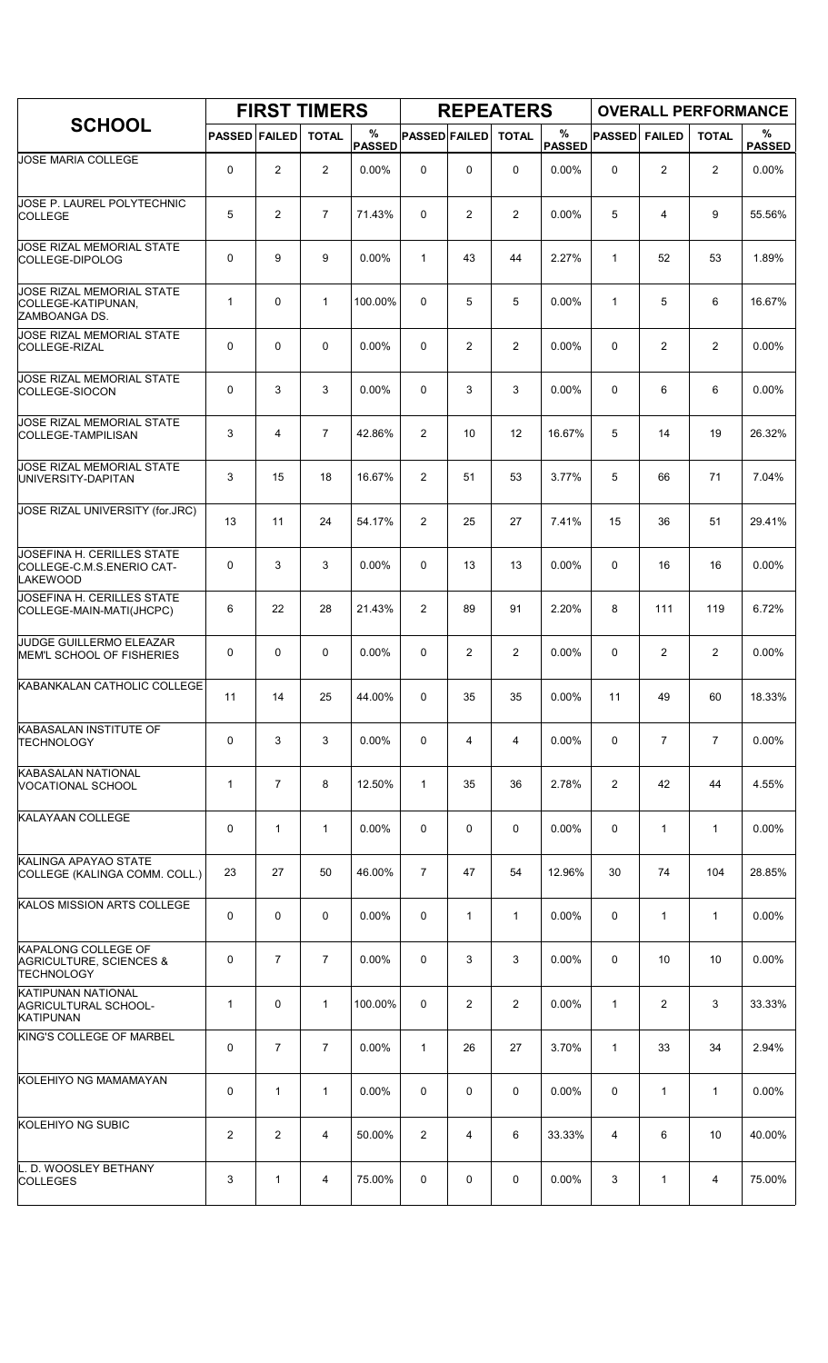| SCHOOL | FIRST TIMERS | | | | REPEATERS | | | | OVERALL PERFORMANCE | | | |
|---|---|---|---|---|---|---|---|---|---|---|---|---|
| | PASSED | FAILED | TOTAL | % PASSED | PASSED | FAILED | TOTAL | % PASSED | PASSED | FAILED | TOTAL | % PASSED |
| JOSE MARIA COLLEGE | 0 | 2 | 2 | 0.00% | 0 | 0 | 0 | 0.00% | 0 | 2 | 2 | 0.00% |
| JOSE P. LAUREL POLYTECHNIC COLLEGE | 5 | 2 | 7 | 71.43% | 0 | 2 | 2 | 0.00% | 5 | 4 | 9 | 55.56% |
| JOSE RIZAL MEMORIAL STATE COLLEGE-DIPOLOG | 0 | 9 | 9 | 0.00% | 1 | 43 | 44 | 2.27% | 1 | 52 | 53 | 1.89% |
| JOSE RIZAL MEMORIAL STATE COLLEGE-KATIPUNAN, ZAMBOANGA DS. | 1 | 0 | 1 | 100.00% | 0 | 5 | 5 | 0.00% | 1 | 5 | 6 | 16.67% |
| JOSE RIZAL MEMORIAL STATE COLLEGE-RIZAL | 0 | 0 | 0 | 0.00% | 0 | 2 | 2 | 0.00% | 0 | 2 | 2 | 0.00% |
| JOSE RIZAL MEMORIAL STATE COLLEGE-SIOCON | 0 | 3 | 3 | 0.00% | 0 | 3 | 3 | 0.00% | 0 | 6 | 6 | 0.00% |
| JOSE RIZAL MEMORIAL STATE COLLEGE-TAMPILISAN | 3 | 4 | 7 | 42.86% | 2 | 10 | 12 | 16.67% | 5 | 14 | 19 | 26.32% |
| JOSE RIZAL MEMORIAL STATE UNIVERSITY-DAPITAN | 3 | 15 | 18 | 16.67% | 2 | 51 | 53 | 3.77% | 5 | 66 | 71 | 7.04% |
| JOSE RIZAL UNIVERSITY (for.JRC) | 13 | 11 | 24 | 54.17% | 2 | 25 | 27 | 7.41% | 15 | 36 | 51 | 29.41% |
| JOSEFINA H. CERILLES STATE COLLEGE-C.M.S.ENERIO CAT-LAKEWOOD | 0 | 3 | 3 | 0.00% | 0 | 13 | 13 | 0.00% | 0 | 16 | 16 | 0.00% |
| JOSEFINA H. CERILLES STATE COLLEGE-MAIN-MATI(JHCPC) | 6 | 22 | 28 | 21.43% | 2 | 89 | 91 | 2.20% | 8 | 111 | 119 | 6.72% |
| JUDGE GUILLERMO ELEAZAR MEM'L SCHOOL OF FISHERIES | 0 | 0 | 0 | 0.00% | 0 | 2 | 2 | 0.00% | 0 | 2 | 2 | 0.00% |
| KABANKALAN CATHOLIC COLLEGE | 11 | 14 | 25 | 44.00% | 0 | 35 | 35 | 0.00% | 11 | 49 | 60 | 18.33% |
| KABASALAN INSTITUTE OF TECHNOLOGY | 0 | 3 | 3 | 0.00% | 0 | 4 | 4 | 0.00% | 0 | 7 | 7 | 0.00% |
| KABASALAN NATIONAL VOCATIONAL SCHOOL | 1 | 7 | 8 | 12.50% | 1 | 35 | 36 | 2.78% | 2 | 42 | 44 | 4.55% |
| KALAYAAN COLLEGE | 0 | 1 | 1 | 0.00% | 0 | 0 | 0 | 0.00% | 0 | 1 | 1 | 0.00% |
| KALINGA APAYAO STATE COLLEGE (KALINGA COMM. COLL.) | 23 | 27 | 50 | 46.00% | 7 | 47 | 54 | 12.96% | 30 | 74 | 104 | 28.85% |
| KALOS MISSION ARTS COLLEGE | 0 | 0 | 0 | 0.00% | 0 | 1 | 1 | 0.00% | 0 | 1 | 1 | 0.00% |
| KAPALONG COLLEGE OF AGRICULTURE, SCIENCES & TECHNOLOGY | 0 | 7 | 7 | 0.00% | 0 | 3 | 3 | 0.00% | 0 | 10 | 10 | 0.00% |
| KATIPUNAN NATIONAL AGRICULTURAL SCHOOL-KATIPUNAN | 1 | 0 | 1 | 100.00% | 0 | 2 | 2 | 0.00% | 1 | 2 | 3 | 33.33% |
| KING'S COLLEGE OF MARBEL | 0 | 7 | 7 | 0.00% | 1 | 26 | 27 | 3.70% | 1 | 33 | 34 | 2.94% |
| KOLEHIYO NG MAMAMAYAN | 0 | 1 | 1 | 0.00% | 0 | 0 | 0 | 0.00% | 0 | 1 | 1 | 0.00% |
| KOLEHIYO NG SUBIC | 2 | 2 | 4 | 50.00% | 2 | 4 | 6 | 33.33% | 4 | 6 | 10 | 40.00% |
| L. D. WOOSLEY BETHANY COLLEGES | 3 | 1 | 4 | 75.00% | 0 | 0 | 0 | 0.00% | 3 | 1 | 4 | 75.00% |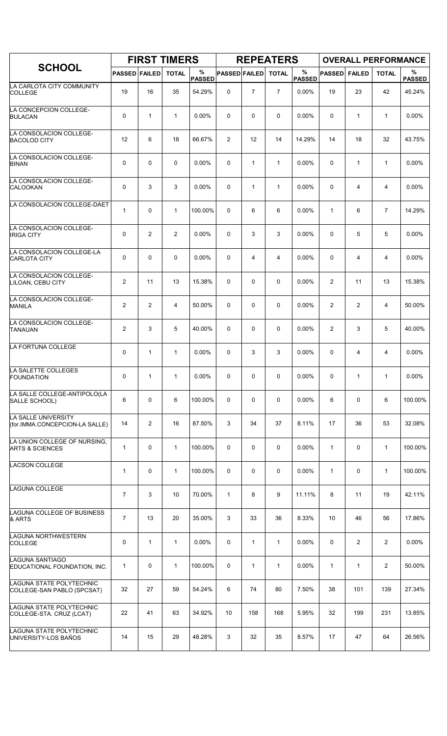| SCHOOL | FIRST TIMERS | | | | REPEATERS | | | | OVERALL PERFORMANCE | | | |
|---|---|---|---|---|---|---|---|---|---|---|---|---|
| | PASSED | FAILED | TOTAL | % PASSED | PASSED | FAILED | TOTAL | % PASSED | PASSED | FAILED | TOTAL | % PASSED |
| LA CARLOTA CITY COMMUNITY COLLEGE | 19 | 16 | 35 | 54.29% | 0 | 7 | 7 | 0.00% | 19 | 23 | 42 | 45.24% |
| LA CONCEPCION COLLEGE-BULACAN | 0 | 1 | 1 | 0.00% | 0 | 0 | 0 | 0.00% | 0 | 1 | 1 | 0.00% |
| LA CONSOLACION COLLEGE-BACOLOD CITY | 12 | 6 | 18 | 66.67% | 2 | 12 | 14 | 14.29% | 14 | 18 | 32 | 43.75% |
| LA CONSOLACION COLLEGE-BINAN | 0 | 0 | 0 | 0.00% | 0 | 1 | 1 | 0.00% | 0 | 1 | 1 | 0.00% |
| LA CONSOLACION COLLEGE-CALOOKAN | 0 | 3 | 3 | 0.00% | 0 | 1 | 1 | 0.00% | 0 | 4 | 4 | 0.00% |
| LA CONSOLACION COLLEGE-DAET | 1 | 0 | 1 | 100.00% | 0 | 6 | 6 | 0.00% | 1 | 6 | 7 | 14.29% |
| LA CONSOLACION COLLEGE-IRIGA CITY | 0 | 2 | 2 | 0.00% | 0 | 3 | 3 | 0.00% | 0 | 5 | 5 | 0.00% |
| LA CONSOLACION COLLEGE-LA CARLOTA CITY | 0 | 0 | 0 | 0.00% | 0 | 4 | 4 | 0.00% | 0 | 4 | 4 | 0.00% |
| LA CONSOLACION COLLEGE-LILOAN, CEBU CITY | 2 | 11 | 13 | 15.38% | 0 | 0 | 0 | 0.00% | 2 | 11 | 13 | 15.38% |
| LA CONSOLACION COLLEGE-MANILA | 2 | 2 | 4 | 50.00% | 0 | 0 | 0 | 0.00% | 2 | 2 | 4 | 50.00% |
| LA CONSOLACION COLLEGE-TANAUAN | 2 | 3 | 5 | 40.00% | 0 | 0 | 0 | 0.00% | 2 | 3 | 5 | 40.00% |
| LA FORTUNA COLLEGE | 0 | 1 | 1 | 0.00% | 0 | 3 | 3 | 0.00% | 0 | 4 | 4 | 0.00% |
| LA SALETTE COLLEGES FOUNDATION | 0 | 1 | 1 | 0.00% | 0 | 0 | 0 | 0.00% | 0 | 1 | 1 | 0.00% |
| LA SALLE COLLEGE-ANTIPOLO(LA SALLE SCHOOL) | 6 | 0 | 6 | 100.00% | 0 | 0 | 0 | 0.00% | 6 | 0 | 6 | 100.00% |
| LA SALLE UNIVERSITY (for.IMMA.CONCEPCION-LA SALLE) | 14 | 2 | 16 | 87.50% | 3 | 34 | 37 | 8.11% | 17 | 36 | 53 | 32.08% |
| LA UNION COLLEGE OF NURSING, ARTS & SCIENCES | 1 | 0 | 1 | 100.00% | 0 | 0 | 0 | 0.00% | 1 | 0 | 1 | 100.00% |
| LACSON COLLEGE | 1 | 0 | 1 | 100.00% | 0 | 0 | 0 | 0.00% | 1 | 0 | 1 | 100.00% |
| LAGUNA COLLEGE | 7 | 3 | 10 | 70.00% | 1 | 8 | 9 | 11.11% | 8 | 11 | 19 | 42.11% |
| LAGUNA COLLEGE OF BUSINESS & ARTS | 7 | 13 | 20 | 35.00% | 3 | 33 | 36 | 8.33% | 10 | 46 | 56 | 17.86% |
| LAGUNA NORTHWESTERN COLLEGE | 0 | 1 | 1 | 0.00% | 0 | 1 | 1 | 0.00% | 0 | 2 | 2 | 0.00% |
| LAGUNA SANTIAGO EDUCATIONAL FOUNDATION, INC. | 1 | 0 | 1 | 100.00% | 0 | 1 | 1 | 0.00% | 1 | 1 | 2 | 50.00% |
| LAGUNA STATE POLYTECHNIC COLLEGE-SAN PABLO (SPCSAT) | 32 | 27 | 59 | 54.24% | 6 | 74 | 80 | 7.50% | 38 | 101 | 139 | 27.34% |
| LAGUNA STATE POLYTECHNIC COLLEGE-STA. CRUZ (LCAT) | 22 | 41 | 63 | 34.92% | 10 | 158 | 168 | 5.95% | 32 | 199 | 231 | 13.85% |
| LAGUNA STATE POLYTECHNIC UNIVERSITY-LOS BAÑOS | 14 | 15 | 29 | 48.28% | 3 | 32 | 35 | 8.57% | 17 | 47 | 64 | 26.56% |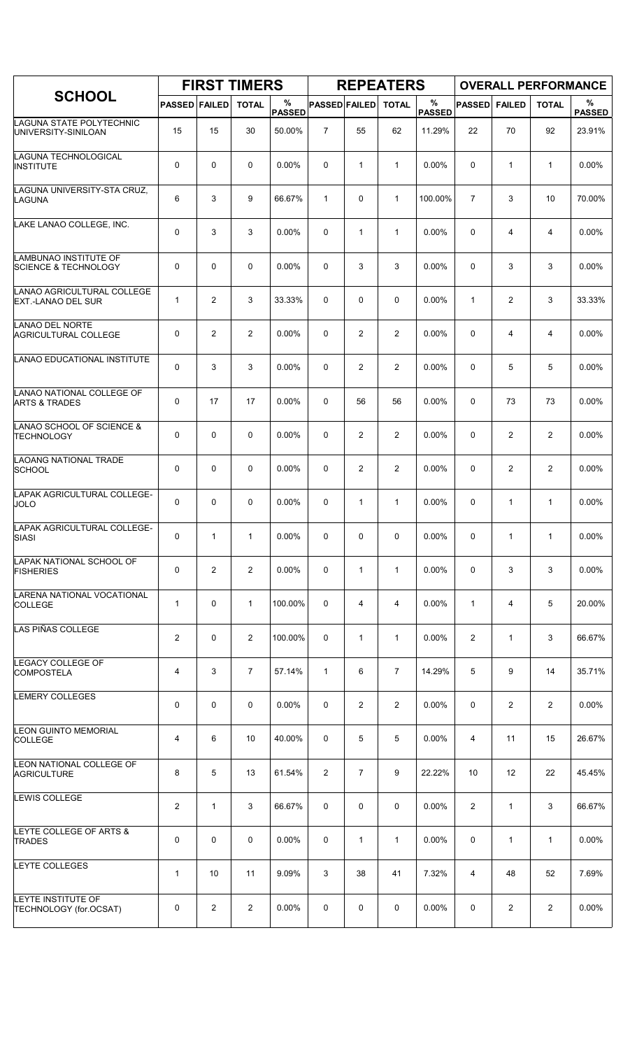| SCHOOL | FIRST TIMERS | | | | REPEATERS | | | | OVERALL PERFORMANCE | | | |
|---|---|---|---|---|---|---|---|---|---|---|---|---|
| | PASSED | FAILED | TOTAL | % PASSED | PASSED | FAILED | TOTAL | % PASSED | PASSED | FAILED | TOTAL | % PASSED |
| LAGUNA STATE POLYTECHNIC UNIVERSITY-SINILOAN | 15 | 15 | 30 | 50.00% | 7 | 55 | 62 | 11.29% | 22 | 70 | 92 | 23.91% |
| LAGUNA TECHNOLOGICAL INSTITUTE | 0 | 0 | 0 | 0.00% | 0 | 1 | 1 | 0.00% | 0 | 1 | 1 | 0.00% |
| LAGUNA UNIVERSITY-STA CRUZ, LAGUNA | 6 | 3 | 9 | 66.67% | 1 | 0 | 1 | 100.00% | 7 | 3 | 10 | 70.00% |
| LAKE LANAO COLLEGE, INC. | 0 | 3 | 3 | 0.00% | 0 | 1 | 1 | 0.00% | 0 | 4 | 4 | 0.00% |
| LAMBUNAO INSTITUTE OF SCIENCE & TECHNOLOGY | 0 | 0 | 0 | 0.00% | 0 | 3 | 3 | 0.00% | 0 | 3 | 3 | 0.00% |
| LANAO AGRICULTURAL COLLEGE EXT.-LANAO DEL SUR | 1 | 2 | 3 | 33.33% | 0 | 0 | 0 | 0.00% | 1 | 2 | 3 | 33.33% |
| LANAO DEL NORTE AGRICULTURAL COLLEGE | 0 | 2 | 2 | 0.00% | 0 | 2 | 2 | 0.00% | 0 | 4 | 4 | 0.00% |
| LANAO EDUCATIONAL INSTITUTE | 0 | 3 | 3 | 0.00% | 0 | 2 | 2 | 0.00% | 0 | 5 | 5 | 0.00% |
| LANAO NATIONAL COLLEGE OF ARTS & TRADES | 0 | 17 | 17 | 0.00% | 0 | 56 | 56 | 0.00% | 0 | 73 | 73 | 0.00% |
| LANAO SCHOOL OF SCIENCE & TECHNOLOGY | 0 | 0 | 0 | 0.00% | 0 | 2 | 2 | 0.00% | 0 | 2 | 2 | 0.00% |
| LAOANG NATIONAL TRADE SCHOOL | 0 | 0 | 0 | 0.00% | 0 | 2 | 2 | 0.00% | 0 | 2 | 2 | 0.00% |
| LAPAK AGRICULTURAL COLLEGE-JOLO | 0 | 0 | 0 | 0.00% | 0 | 1 | 1 | 0.00% | 0 | 1 | 1 | 0.00% |
| LAPAK AGRICULTURAL COLLEGE-SIASI | 0 | 1 | 1 | 0.00% | 0 | 0 | 0 | 0.00% | 0 | 1 | 1 | 0.00% |
| LAPAK NATIONAL SCHOOL OF FISHERIES | 0 | 2 | 2 | 0.00% | 0 | 1 | 1 | 0.00% | 0 | 3 | 3 | 0.00% |
| LARENA NATIONAL VOCATIONAL COLLEGE | 1 | 0 | 1 | 100.00% | 0 | 4 | 4 | 0.00% | 1 | 4 | 5 | 20.00% |
| LAS PIÑAS COLLEGE | 2 | 0 | 2 | 100.00% | 0 | 1 | 1 | 0.00% | 2 | 1 | 3 | 66.67% |
| LEGACY COLLEGE OF COMPOSTELA | 4 | 3 | 7 | 57.14% | 1 | 6 | 7 | 14.29% | 5 | 9 | 14 | 35.71% |
| LEMERY COLLEGES | 0 | 0 | 0 | 0.00% | 0 | 2 | 2 | 0.00% | 0 | 2 | 2 | 0.00% |
| LEON GUINTO MEMORIAL COLLEGE | 4 | 6 | 10 | 40.00% | 0 | 5 | 5 | 0.00% | 4 | 11 | 15 | 26.67% |
| LEON NATIONAL COLLEGE OF AGRICULTURE | 8 | 5 | 13 | 61.54% | 2 | 7 | 9 | 22.22% | 10 | 12 | 22 | 45.45% |
| LEWIS COLLEGE | 2 | 1 | 3 | 66.67% | 0 | 0 | 0 | 0.00% | 2 | 1 | 3 | 66.67% |
| LEYTE COLLEGE OF ARTS & TRADES | 0 | 0 | 0 | 0.00% | 0 | 1 | 1 | 0.00% | 0 | 1 | 1 | 0.00% |
| LEYTE COLLEGES | 1 | 10 | 11 | 9.09% | 3 | 38 | 41 | 7.32% | 4 | 48 | 52 | 7.69% |
| LEYTE INSTITUTE OF TECHNOLOGY (for.OCSAT) | 0 | 2 | 2 | 0.00% | 0 | 0 | 0 | 0.00% | 0 | 2 | 2 | 0.00% |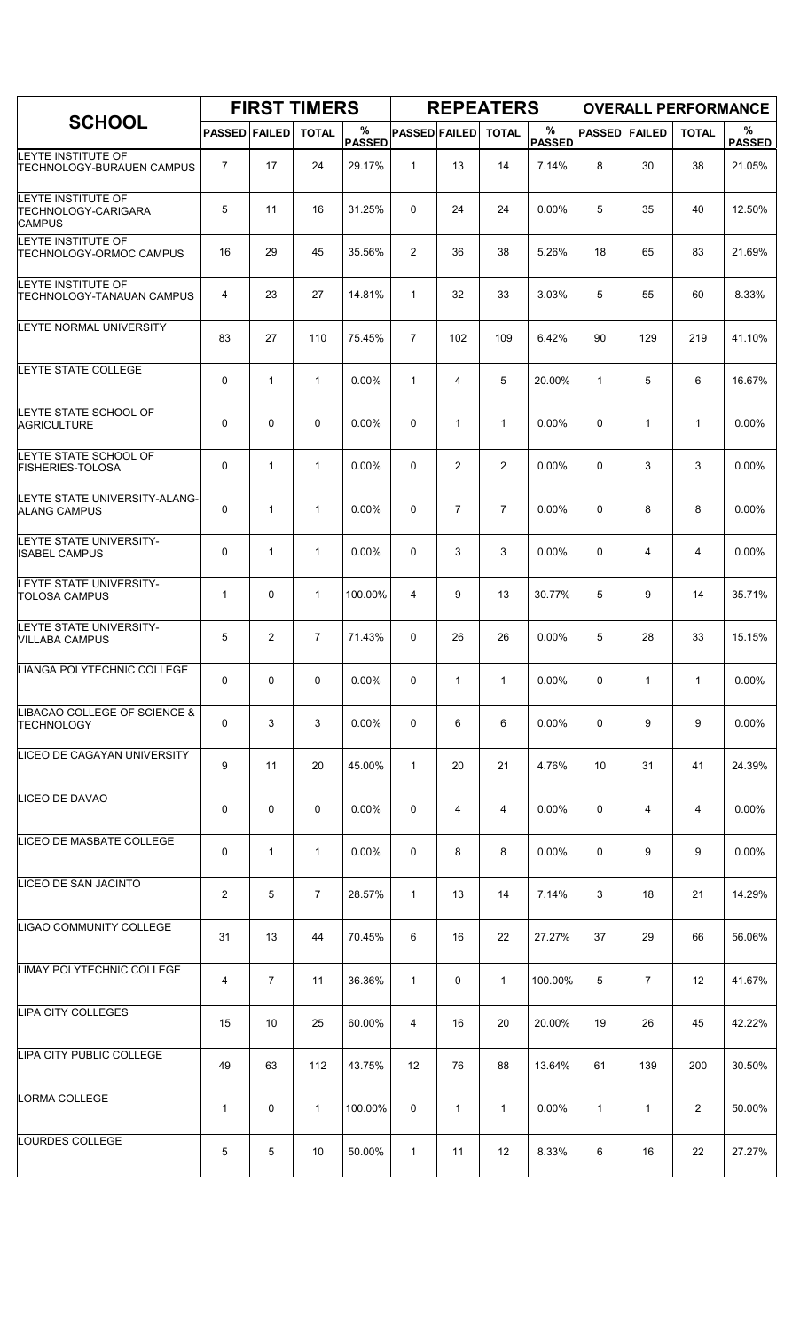| SCHOOL | FIRST TIMERS | | | | REPEATERS | | | | OVERALL PERFORMANCE | | | |
|---|---|---|---|---|---|---|---|---|---|---|---|---|
| | PASSED | FAILED | TOTAL | % PASSED | PASSED | FAILED | TOTAL | % PASSED | PASSED | FAILED | TOTAL | % PASSED |
| LEYTE INSTITUTE OF TECHNOLOGY-BURAUEN CAMPUS | 7 | 17 | 24 | 29.17% | 1 | 13 | 14 | 7.14% | 8 | 30 | 38 | 21.05% |
| LEYTE INSTITUTE OF TECHNOLOGY-CARIGARA CAMPUS | 5 | 11 | 16 | 31.25% | 0 | 24 | 24 | 0.00% | 5 | 35 | 40 | 12.50% |
| LEYTE INSTITUTE OF TECHNOLOGY-ORMOC CAMPUS | 16 | 29 | 45 | 35.56% | 2 | 36 | 38 | 5.26% | 18 | 65 | 83 | 21.69% |
| LEYTE INSTITUTE OF TECHNOLOGY-TANAUAN CAMPUS | 4 | 23 | 27 | 14.81% | 1 | 32 | 33 | 3.03% | 5 | 55 | 60 | 8.33% |
| LEYTE NORMAL UNIVERSITY | 83 | 27 | 110 | 75.45% | 7 | 102 | 109 | 6.42% | 90 | 129 | 219 | 41.10% |
| LEYTE STATE COLLEGE | 0 | 1 | 1 | 0.00% | 1 | 4 | 5 | 20.00% | 1 | 5 | 6 | 16.67% |
| LEYTE STATE SCHOOL OF AGRICULTURE | 0 | 0 | 0 | 0.00% | 0 | 1 | 1 | 0.00% | 0 | 1 | 1 | 0.00% |
| LEYTE STATE SCHOOL OF FISHERIES-TOLOSA | 0 | 1 | 1 | 0.00% | 0 | 2 | 2 | 0.00% | 0 | 3 | 3 | 0.00% |
| LEYTE STATE UNIVERSITY-ALANG-ALANG CAMPUS | 0 | 1 | 1 | 0.00% | 0 | 7 | 7 | 0.00% | 0 | 8 | 8 | 0.00% |
| LEYTE STATE UNIVERSITY-ISABEL CAMPUS | 0 | 1 | 1 | 0.00% | 0 | 3 | 3 | 0.00% | 0 | 4 | 4 | 0.00% |
| LEYTE STATE UNIVERSITY-TOLOSA CAMPUS | 1 | 0 | 1 | 100.00% | 4 | 9 | 13 | 30.77% | 5 | 9 | 14 | 35.71% |
| LEYTE STATE UNIVERSITY-VILLABA CAMPUS | 5 | 2 | 7 | 71.43% | 0 | 26 | 26 | 0.00% | 5 | 28 | 33 | 15.15% |
| LIANGA POLYTECHNIC COLLEGE | 0 | 0 | 0 | 0.00% | 0 | 1 | 1 | 0.00% | 0 | 1 | 1 | 0.00% |
| LIBACAO COLLEGE OF SCIENCE & TECHNOLOGY | 0 | 3 | 3 | 0.00% | 0 | 6 | 6 | 0.00% | 0 | 9 | 9 | 0.00% |
| LICEO DE CAGAYAN UNIVERSITY | 9 | 11 | 20 | 45.00% | 1 | 20 | 21 | 4.76% | 10 | 31 | 41 | 24.39% |
| LICEO DE DAVAO | 0 | 0 | 0 | 0.00% | 0 | 4 | 4 | 0.00% | 0 | 4 | 4 | 0.00% |
| LICEO DE MASBATE COLLEGE | 0 | 1 | 1 | 0.00% | 0 | 8 | 8 | 0.00% | 0 | 9 | 9 | 0.00% |
| LICEO DE SAN JACINTO | 2 | 5 | 7 | 28.57% | 1 | 13 | 14 | 7.14% | 3 | 18 | 21 | 14.29% |
| LIGAO COMMUNITY COLLEGE | 31 | 13 | 44 | 70.45% | 6 | 16 | 22 | 27.27% | 37 | 29 | 66 | 56.06% |
| LIMAY POLYTECHNIC COLLEGE | 4 | 7 | 11 | 36.36% | 1 | 0 | 1 | 100.00% | 5 | 7 | 12 | 41.67% |
| LIPA CITY COLLEGES | 15 | 10 | 25 | 60.00% | 4 | 16 | 20 | 20.00% | 19 | 26 | 45 | 42.22% |
| LIPA CITY PUBLIC COLLEGE | 49 | 63 | 112 | 43.75% | 12 | 76 | 88 | 13.64% | 61 | 139 | 200 | 30.50% |
| LORMA COLLEGE | 1 | 0 | 1 | 100.00% | 0 | 1 | 1 | 0.00% | 1 | 1 | 2 | 50.00% |
| LOURDES COLLEGE | 5 | 5 | 10 | 50.00% | 1 | 11 | 12 | 8.33% | 6 | 16 | 22 | 27.27% |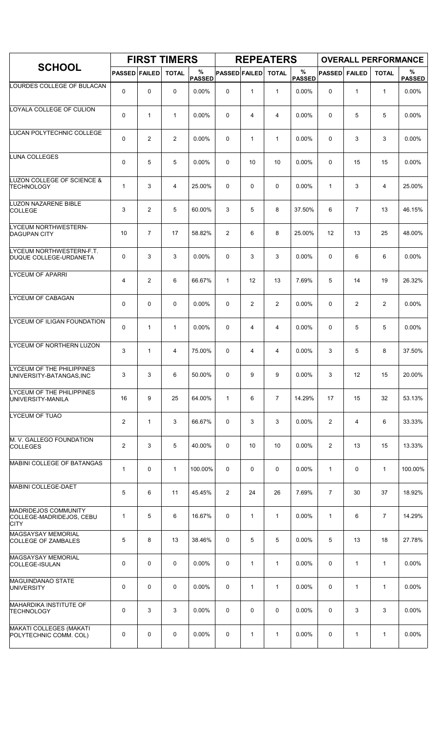| SCHOOL | FIRST TIMERS | | | | REPEATERS | | | | OVERALL PERFORMANCE | | | |
|---|---|---|---|---|---|---|---|---|---|---|---|---|
| | PASSED | FAILED | TOTAL | % PASSED | PASSED | FAILED | TOTAL | % PASSED | PASSED | FAILED | TOTAL | % PASSED |
| LOURDES COLLEGE OF BULACAN | 0 | 0 | 0 | 0.00% | 0 | 1 | 1 | 0.00% | 0 | 1 | 1 | 0.00% |
| LOYALA COLLEGE OF CULION | 0 | 1 | 1 | 0.00% | 0 | 4 | 4 | 0.00% | 0 | 5 | 5 | 0.00% |
| LUCAN POLYTECHNIC COLLEGE | 0 | 2 | 2 | 0.00% | 0 | 1 | 1 | 0.00% | 0 | 3 | 3 | 0.00% |
| LUNA COLLEGES | 0 | 5 | 5 | 0.00% | 0 | 10 | 10 | 0.00% | 0 | 15 | 15 | 0.00% |
| LUZON COLLEGE OF SCIENCE & TECHNOLOGY | 1 | 3 | 4 | 25.00% | 0 | 0 | 0 | 0.00% | 1 | 3 | 4 | 25.00% |
| LUZON NAZARENE BIBLE COLLEGE | 3 | 2 | 5 | 60.00% | 3 | 5 | 8 | 37.50% | 6 | 7 | 13 | 46.15% |
| LYCEUM NORTHWESTERN-DAGUPAN CITY | 10 | 7 | 17 | 58.82% | 2 | 6 | 8 | 25.00% | 12 | 13 | 25 | 48.00% |
| LYCEUM NORTHWESTERN-F.T. DUQUE COLLEGE-URDANETA | 0 | 3 | 3 | 0.00% | 0 | 3 | 3 | 0.00% | 0 | 6 | 6 | 0.00% |
| LYCEUM OF APARRI | 4 | 2 | 6 | 66.67% | 1 | 12 | 13 | 7.69% | 5 | 14 | 19 | 26.32% |
| LYCEUM OF CABAGAN | 0 | 0 | 0 | 0.00% | 0 | 2 | 2 | 0.00% | 0 | 2 | 2 | 0.00% |
| LYCEUM OF ILIGAN FOUNDATION | 0 | 1 | 1 | 0.00% | 0 | 4 | 4 | 0.00% | 0 | 5 | 5 | 0.00% |
| LYCEUM OF NORTHERN LUZON | 3 | 1 | 4 | 75.00% | 0 | 4 | 4 | 0.00% | 3 | 5 | 8 | 37.50% |
| LYCEUM OF THE PHILIPPINES UNIVERSITY-BATANGAS,INC | 3 | 3 | 6 | 50.00% | 0 | 9 | 9 | 0.00% | 3 | 12 | 15 | 20.00% |
| LYCEUM OF THE PHILIPPINES UNIVERSITY-MANILA | 16 | 9 | 25 | 64.00% | 1 | 6 | 7 | 14.29% | 17 | 15 | 32 | 53.13% |
| LYCEUM OF TUAO | 2 | 1 | 3 | 66.67% | 0 | 3 | 3 | 0.00% | 2 | 4 | 6 | 33.33% |
| M. V. GALLEGO FOUNDATION COLLEGES | 2 | 3 | 5 | 40.00% | 0 | 10 | 10 | 0.00% | 2 | 13 | 15 | 13.33% |
| MABINI COLLEGE OF BATANGAS | 1 | 0 | 1 | 100.00% | 0 | 0 | 0 | 0.00% | 1 | 0 | 1 | 100.00% |
| MABINI COLLEGE-DAET | 5 | 6 | 11 | 45.45% | 2 | 24 | 26 | 7.69% | 7 | 30 | 37 | 18.92% |
| MADRIDEJOS COMMUNITY COLLEGE-MADRIDEJOS, CEBU CITY | 1 | 5 | 6 | 16.67% | 0 | 1 | 1 | 0.00% | 1 | 6 | 7 | 14.29% |
| MAGSAYSAY MEMORIAL COLLEGE OF ZAMBALES | 5 | 8 | 13 | 38.46% | 0 | 5 | 5 | 0.00% | 5 | 13 | 18 | 27.78% |
| MAGSAYSAY MEMORIAL COLLEGE-ISULAN | 0 | 0 | 0 | 0.00% | 0 | 1 | 1 | 0.00% | 0 | 1 | 1 | 0.00% |
| MAGUINDANAO STATE UNIVERSITY | 0 | 0 | 0 | 0.00% | 0 | 1 | 1 | 0.00% | 0 | 1 | 1 | 0.00% |
| MAHARDIKA INSTITUTE OF TECHNOLOGY | 0 | 3 | 3 | 0.00% | 0 | 0 | 0 | 0.00% | 0 | 3 | 3 | 0.00% |
| MAKATI COLLEGES (MAKATI POLYTECHNIC COMM. COL) | 0 | 0 | 0 | 0.00% | 0 | 1 | 1 | 0.00% | 0 | 1 | 1 | 0.00% |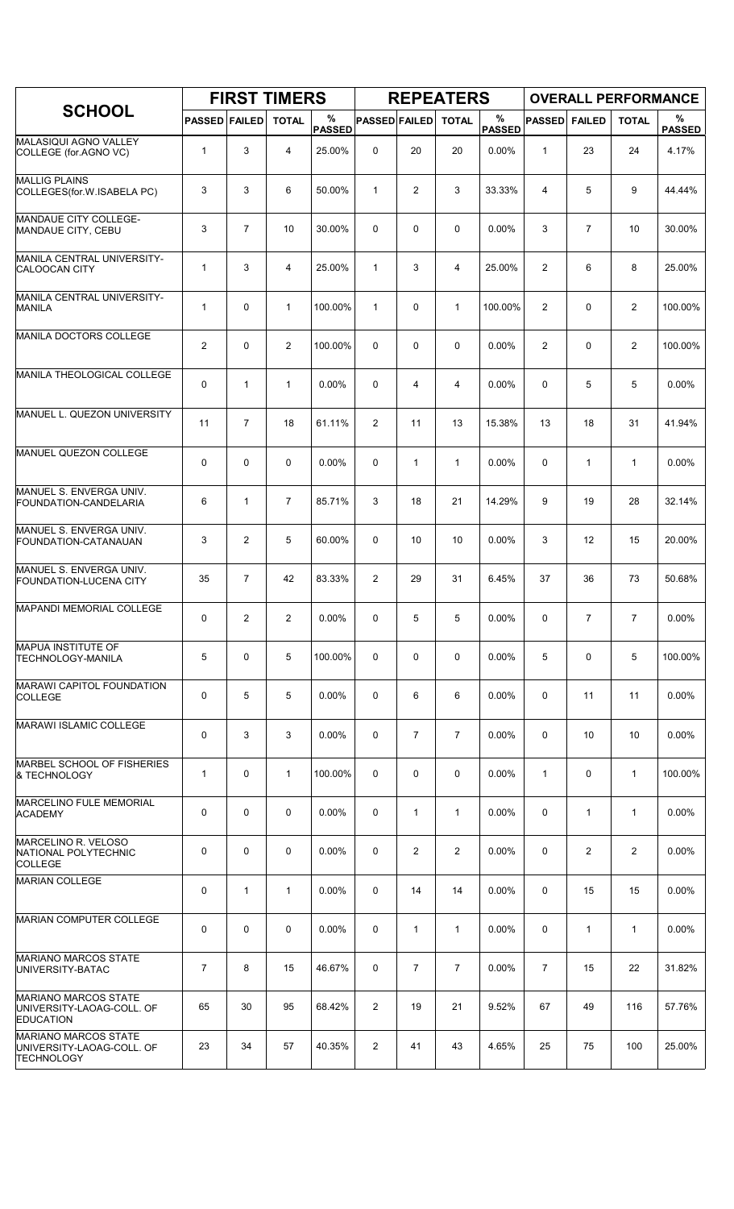| SCHOOL | FIRST TIMERS | | | | REPEATERS | | | | OVERALL PERFORMANCE | | | |
|---|---|---|---|---|---|---|---|---|---|---|---|---|
| | PASSED | FAILED | TOTAL | % PASSED | PASSED | FAILED | TOTAL | % PASSED | PASSED | FAILED | TOTAL | % PASSED |
| MALASIQUI AGNO VALLEY COLLEGE (for.AGNO VC) | 1 | 3 | 4 | 25.00% | 0 | 20 | 20 | 0.00% | 1 | 23 | 24 | 4.17% |
| MALLIG PLAINS COLLEGES(for.W.ISABELA PC) | 3 | 3 | 6 | 50.00% | 1 | 2 | 3 | 33.33% | 4 | 5 | 9 | 44.44% |
| MANDAUE CITY COLLEGE-MANDAUE CITY, CEBU | 3 | 7 | 10 | 30.00% | 0 | 0 | 0 | 0.00% | 3 | 7 | 10 | 30.00% |
| MANILA CENTRAL UNIVERSITY-CALOOCAN CITY | 1 | 3 | 4 | 25.00% | 1 | 3 | 4 | 25.00% | 2 | 6 | 8 | 25.00% |
| MANILA CENTRAL UNIVERSITY-MANILA | 1 | 0 | 1 | 100.00% | 1 | 0 | 1 | 100.00% | 2 | 0 | 2 | 100.00% |
| MANILA DOCTORS COLLEGE | 2 | 0 | 2 | 100.00% | 0 | 0 | 0 | 0.00% | 2 | 0 | 2 | 100.00% |
| MANILA THEOLOGICAL COLLEGE | 0 | 1 | 1 | 0.00% | 0 | 4 | 4 | 0.00% | 0 | 5 | 5 | 0.00% |
| MANUEL L. QUEZON UNIVERSITY | 11 | 7 | 18 | 61.11% | 2 | 11 | 13 | 15.38% | 13 | 18 | 31 | 41.94% |
| MANUEL QUEZON COLLEGE | 0 | 0 | 0 | 0.00% | 0 | 1 | 1 | 0.00% | 0 | 1 | 1 | 0.00% |
| MANUEL S. ENVERGA UNIV. FOUNDATION-CANDELARIA | 6 | 1 | 7 | 85.71% | 3 | 18 | 21 | 14.29% | 9 | 19 | 28 | 32.14% |
| MANUEL S. ENVERGA UNIV. FOUNDATION-CATANAUAN | 3 | 2 | 5 | 60.00% | 0 | 10 | 10 | 0.00% | 3 | 12 | 15 | 20.00% |
| MANUEL S. ENVERGA UNIV. FOUNDATION-LUCENA CITY | 35 | 7 | 42 | 83.33% | 2 | 29 | 31 | 6.45% | 37 | 36 | 73 | 50.68% |
| MAPANDI MEMORIAL COLLEGE | 0 | 2 | 2 | 0.00% | 0 | 5 | 5 | 0.00% | 0 | 7 | 7 | 0.00% |
| MAPUA INSTITUTE OF TECHNOLOGY-MANILA | 5 | 0 | 5 | 100.00% | 0 | 0 | 0 | 0.00% | 5 | 0 | 5 | 100.00% |
| MARAWI CAPITOL FOUNDATION COLLEGE | 0 | 5 | 5 | 0.00% | 0 | 6 | 6 | 0.00% | 0 | 11 | 11 | 0.00% |
| MARAWI ISLAMIC COLLEGE | 0 | 3 | 3 | 0.00% | 0 | 7 | 7 | 0.00% | 0 | 10 | 10 | 0.00% |
| MARBEL SCHOOL OF FISHERIES & TECHNOLOGY | 1 | 0 | 1 | 100.00% | 0 | 0 | 0 | 0.00% | 1 | 0 | 1 | 100.00% |
| MARCELINO FULE MEMORIAL ACADEMY | 0 | 0 | 0 | 0.00% | 0 | 1 | 1 | 0.00% | 0 | 1 | 1 | 0.00% |
| MARCELINO R. VELOSO NATIONAL POLYTECHNIC COLLEGE | 0 | 0 | 0 | 0.00% | 0 | 2 | 2 | 0.00% | 0 | 2 | 2 | 0.00% |
| MARIAN COLLEGE | 0 | 1 | 1 | 0.00% | 0 | 14 | 14 | 0.00% | 0 | 15 | 15 | 0.00% |
| MARIAN COMPUTER COLLEGE | 0 | 0 | 0 | 0.00% | 0 | 1 | 1 | 0.00% | 0 | 1 | 1 | 0.00% |
| MARIANO MARCOS STATE UNIVERSITY-BATAC | 7 | 8 | 15 | 46.67% | 0 | 7 | 7 | 0.00% | 7 | 15 | 22 | 31.82% |
| MARIANO MARCOS STATE UNIVERSITY-LAOAG-COLL. OF EDUCATION | 65 | 30 | 95 | 68.42% | 2 | 19 | 21 | 9.52% | 67 | 49 | 116 | 57.76% |
| MARIANO MARCOS STATE UNIVERSITY-LAOAG-COLL. OF TECHNOLOGY | 23 | 34 | 57 | 40.35% | 2 | 41 | 43 | 4.65% | 25 | 75 | 100 | 25.00% |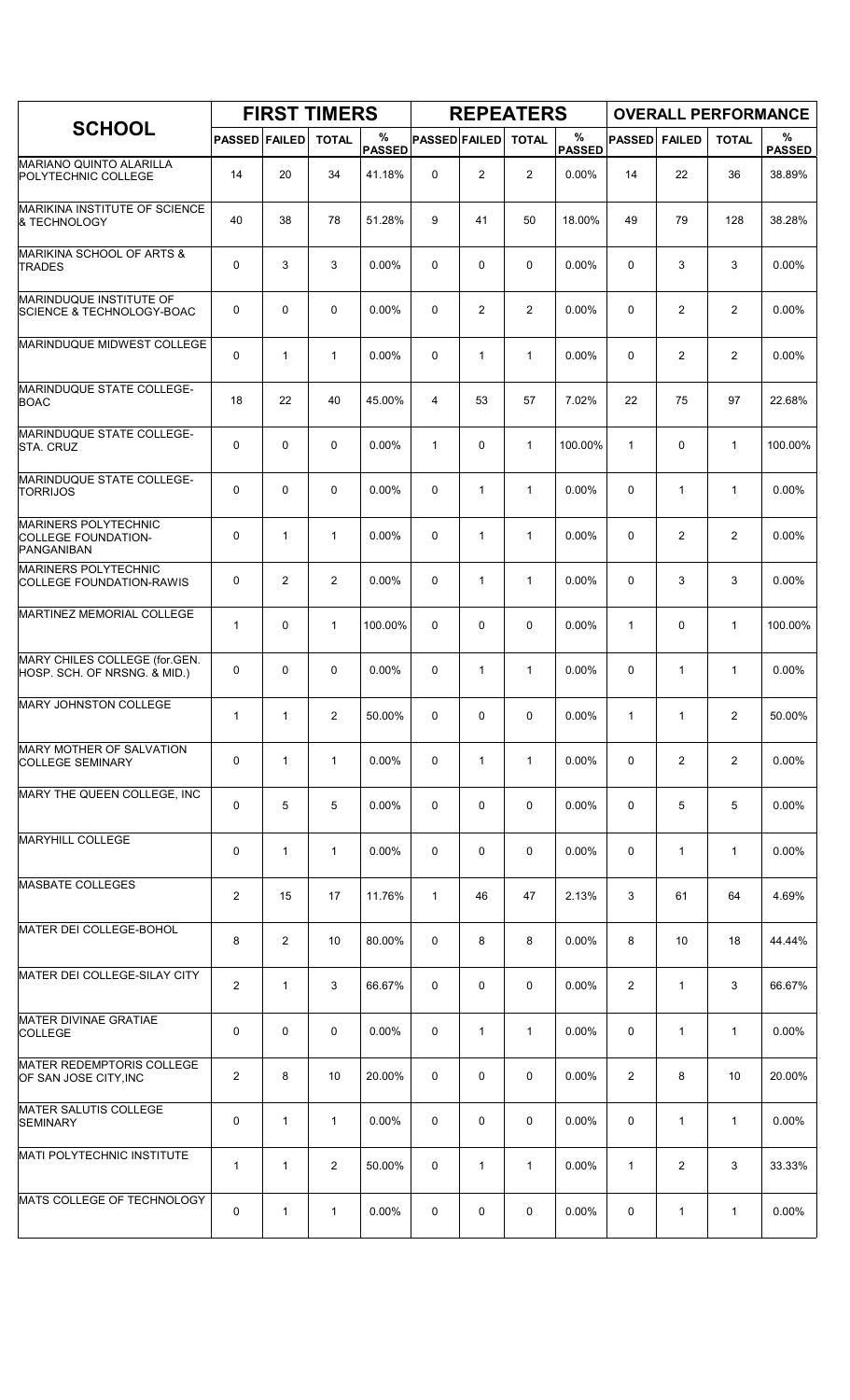| SCHOOL | FIRST TIMERS | | | | REPEATERS | | | | OVERALL PERFORMANCE | | | |
|---|---|---|---|---|---|---|---|---|---|---|---|---|
| | PASSED | FAILED | TOTAL | % PASSED | PASSED | FAILED | TOTAL | % PASSED | PASSED | FAILED | TOTAL | % PASSED |
| MARIANO QUINTO ALARILLA POLYTECHNIC COLLEGE | 14 | 20 | 34 | 41.18% | 0 | 2 | 2 | 0.00% | 14 | 22 | 36 | 38.89% |
| MARIKINA INSTITUTE OF SCIENCE & TECHNOLOGY | 40 | 38 | 78 | 51.28% | 9 | 41 | 50 | 18.00% | 49 | 79 | 128 | 38.28% |
| MARIKINA SCHOOL OF ARTS & TRADES | 0 | 3 | 3 | 0.00% | 0 | 0 | 0 | 0.00% | 0 | 3 | 3 | 0.00% |
| MARINDUQUE INSTITUTE OF SCIENCE & TECHNOLOGY-BOAC | 0 | 0 | 0 | 0.00% | 0 | 2 | 2 | 0.00% | 0 | 2 | 2 | 0.00% |
| MARINDUQUE MIDWEST COLLEGE | 0 | 1 | 1 | 0.00% | 0 | 1 | 1 | 0.00% | 0 | 2 | 2 | 0.00% |
| MARINDUQUE STATE COLLEGE-BOAC | 18 | 22 | 40 | 45.00% | 4 | 53 | 57 | 7.02% | 22 | 75 | 97 | 22.68% |
| MARINDUQUE STATE COLLEGE-STA. CRUZ | 0 | 0 | 0 | 0.00% | 1 | 0 | 1 | 100.00% | 1 | 0 | 1 | 100.00% |
| MARINDUQUE STATE COLLEGE-TORRIJOS | 0 | 0 | 0 | 0.00% | 0 | 1 | 1 | 0.00% | 0 | 1 | 1 | 0.00% |
| MARINERS POLYTECHNIC COLLEGE FOUNDATION-PANGANIBAN | 0 | 1 | 1 | 0.00% | 0 | 1 | 1 | 0.00% | 0 | 2 | 2 | 0.00% |
| MARINERS POLYTECHNIC COLLEGE FOUNDATION-RAWIS | 0 | 2 | 2 | 0.00% | 0 | 1 | 1 | 0.00% | 0 | 3 | 3 | 0.00% |
| MARTINEZ MEMORIAL COLLEGE | 1 | 0 | 1 | 100.00% | 0 | 0 | 0 | 0.00% | 1 | 0 | 1 | 100.00% |
| MARY CHILES COLLEGE (for.GEN. HOSP. SCH. OF NRSNG. & MID.) | 0 | 0 | 0 | 0.00% | 0 | 1 | 1 | 0.00% | 0 | 1 | 1 | 0.00% |
| MARY JOHNSTON COLLEGE | 1 | 1 | 2 | 50.00% | 0 | 0 | 0 | 0.00% | 1 | 1 | 2 | 50.00% |
| MARY MOTHER OF SALVATION COLLEGE SEMINARY | 0 | 1 | 1 | 0.00% | 0 | 1 | 1 | 0.00% | 0 | 2 | 2 | 0.00% |
| MARY THE QUEEN COLLEGE, INC | 0 | 5 | 5 | 0.00% | 0 | 0 | 0 | 0.00% | 0 | 5 | 5 | 0.00% |
| MARYHILL COLLEGE | 0 | 1 | 1 | 0.00% | 0 | 0 | 0 | 0.00% | 0 | 1 | 1 | 0.00% |
| MASBATE COLLEGES | 2 | 15 | 17 | 11.76% | 1 | 46 | 47 | 2.13% | 3 | 61 | 64 | 4.69% |
| MATER DEI COLLEGE-BOHOL | 8 | 2 | 10 | 80.00% | 0 | 8 | 8 | 0.00% | 8 | 10 | 18 | 44.44% |
| MATER DEI COLLEGE-SILAY CITY | 2 | 1 | 3 | 66.67% | 0 | 0 | 0 | 0.00% | 2 | 1 | 3 | 66.67% |
| MATER DIVINAE GRATIAE COLLEGE | 0 | 0 | 0 | 0.00% | 0 | 1 | 1 | 0.00% | 0 | 1 | 1 | 0.00% |
| MATER REDEMPTORIS COLLEGE OF SAN JOSE CITY,INC | 2 | 8 | 10 | 20.00% | 0 | 0 | 0 | 0.00% | 2 | 8 | 10 | 20.00% |
| MATER SALUTIS COLLEGE SEMINARY | 0 | 1 | 1 | 0.00% | 0 | 0 | 0 | 0.00% | 0 | 1 | 1 | 0.00% |
| MATI POLYTECHNIC INSTITUTE | 1 | 1 | 2 | 50.00% | 0 | 1 | 1 | 0.00% | 1 | 2 | 3 | 33.33% |
| MATS COLLEGE OF TECHNOLOGY | 0 | 1 | 1 | 0.00% | 0 | 0 | 0 | 0.00% | 0 | 1 | 1 | 0.00% |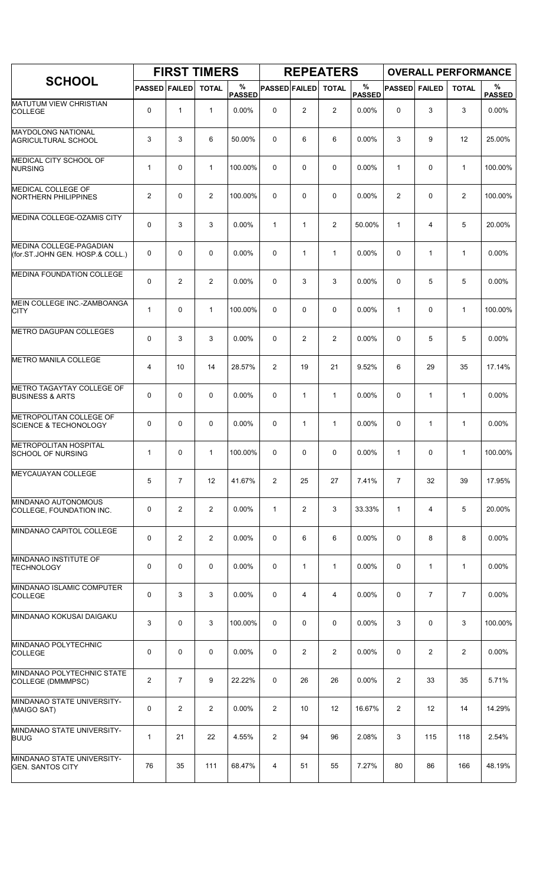| SCHOOL | FIRST TIMERS | | | | REPEATERS | | | | OVERALL PERFORMANCE | | | |
|---|---|---|---|---|---|---|---|---|---|---|---|---|
| | PASSED | FAILED | TOTAL | % PASSED | PASSED | FAILED | TOTAL | % PASSED | PASSED | FAILED | TOTAL | % PASSED |
| MATUTUM VIEW CHRISTIAN COLLEGE | 0 | 1 | 1 | 0.00% | 0 | 2 | 2 | 0.00% | 0 | 3 | 3 | 0.00% |
| MAYDOLONG NATIONAL AGRICULTURAL SCHOOL | 3 | 3 | 6 | 50.00% | 0 | 6 | 6 | 0.00% | 3 | 9 | 12 | 25.00% |
| MEDICAL CITY SCHOOL OF NURSING | 1 | 0 | 1 | 100.00% | 0 | 0 | 0 | 0.00% | 1 | 0 | 1 | 100.00% |
| MEDICAL COLLEGE OF NORTHERN PHILIPPINES | 2 | 0 | 2 | 100.00% | 0 | 0 | 0 | 0.00% | 2 | 0 | 2 | 100.00% |
| MEDINA COLLEGE-OZAMIS CITY | 0 | 3 | 3 | 0.00% | 1 | 1 | 2 | 50.00% | 1 | 4 | 5 | 20.00% |
| MEDINA COLLEGE-PAGADIAN (for.ST.JOHN GEN. HOSP.& COLL.) | 0 | 0 | 0 | 0.00% | 0 | 1 | 1 | 0.00% | 0 | 1 | 1 | 0.00% |
| MEDINA FOUNDATION COLLEGE | 0 | 2 | 2 | 0.00% | 0 | 3 | 3 | 0.00% | 0 | 5 | 5 | 0.00% |
| MEIN COLLEGE INC.-ZAMBOANGA CITY | 1 | 0 | 1 | 100.00% | 0 | 0 | 0 | 0.00% | 1 | 0 | 1 | 100.00% |
| METRO DAGUPAN COLLEGES | 0 | 3 | 3 | 0.00% | 0 | 2 | 2 | 0.00% | 0 | 5 | 5 | 0.00% |
| METRO MANILA COLLEGE | 4 | 10 | 14 | 28.57% | 2 | 19 | 21 | 9.52% | 6 | 29 | 35 | 17.14% |
| METRO TAGAYTAY COLLEGE OF BUSINESS & ARTS | 0 | 0 | 0 | 0.00% | 0 | 1 | 1 | 0.00% | 0 | 1 | 1 | 0.00% |
| METROPOLITAN COLLEGE OF SCIENCE & TECHONOLOGY | 0 | 0 | 0 | 0.00% | 0 | 1 | 1 | 0.00% | 0 | 1 | 1 | 0.00% |
| METROPOLITAN HOSPITAL SCHOOL OF NURSING | 1 | 0 | 1 | 100.00% | 0 | 0 | 0 | 0.00% | 1 | 0 | 1 | 100.00% |
| MEYCAUAYAN COLLEGE | 5 | 7 | 12 | 41.67% | 2 | 25 | 27 | 7.41% | 7 | 32 | 39 | 17.95% |
| MINDANAO AUTONOMOUS COLLEGE, FOUNDATION INC. | 0 | 2 | 2 | 0.00% | 1 | 2 | 3 | 33.33% | 1 | 4 | 5 | 20.00% |
| MINDANAO CAPITOL COLLEGE | 0 | 2 | 2 | 0.00% | 0 | 6 | 6 | 0.00% | 0 | 8 | 8 | 0.00% |
| MINDANAO INSTITUTE OF TECHNOLOGY | 0 | 0 | 0 | 0.00% | 0 | 1 | 1 | 0.00% | 0 | 1 | 1 | 0.00% |
| MINDANAO ISLAMIC COMPUTER COLLEGE | 0 | 3 | 3 | 0.00% | 0 | 4 | 4 | 0.00% | 0 | 7 | 7 | 0.00% |
| MINDANAO KOKUSAI DAIGAKU | 3 | 0 | 3 | 100.00% | 0 | 0 | 0 | 0.00% | 3 | 0 | 3 | 100.00% |
| MINDANAO POLYTECHNIC COLLEGE | 0 | 0 | 0 | 0.00% | 0 | 2 | 2 | 0.00% | 0 | 2 | 2 | 0.00% |
| MINDANAO POLYTECHNIC STATE COLLEGE (DMMMPSC) | 2 | 7 | 9 | 22.22% | 0 | 26 | 26 | 0.00% | 2 | 33 | 35 | 5.71% |
| MINDANAO STATE UNIVERSITY-(MAIGO SAT) | 0 | 2 | 2 | 0.00% | 2 | 10 | 12 | 16.67% | 2 | 12 | 14 | 14.29% |
| MINDANAO STATE UNIVERSITY-BUUG | 1 | 21 | 22 | 4.55% | 2 | 94 | 96 | 2.08% | 3 | 115 | 118 | 2.54% |
| MINDANAO STATE UNIVERSITY-GEN. SANTOS CITY | 76 | 35 | 111 | 68.47% | 4 | 51 | 55 | 7.27% | 80 | 86 | 166 | 48.19% |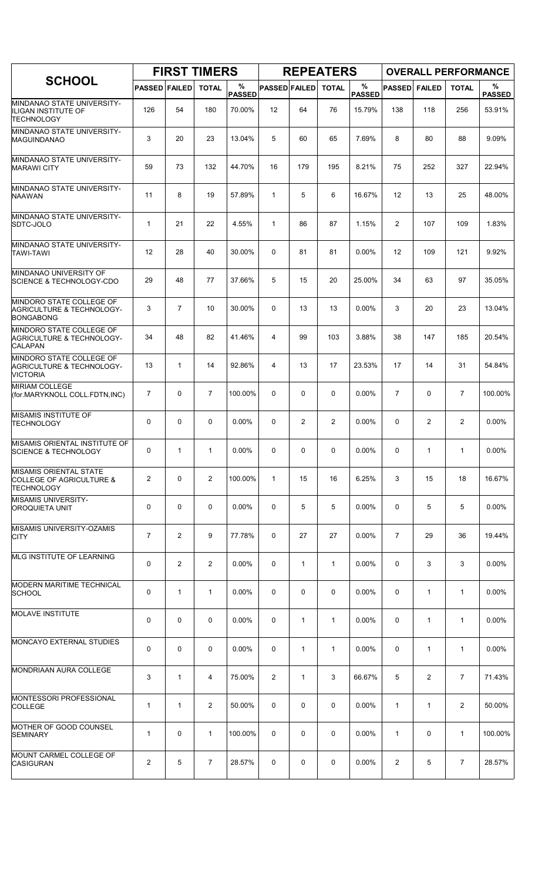| SCHOOL | FIRST TIMERS | | | | REPEATERS | | | | OVERALL PERFORMANCE | | | |
|---|---|---|---|---|---|---|---|---|---|---|---|---|
| | PASSED | FAILED | TOTAL | % PASSED | PASSED | FAILED | TOTAL | % PASSED | PASSED | FAILED | TOTAL | % PASSED |
| MINDANAO STATE UNIVERSITY-ILIGAN INSTITUTE OF TECHNOLOGY | 126 | 54 | 180 | 70.00% | 12 | 64 | 76 | 15.79% | 138 | 118 | 256 | 53.91% |
| MINDANAO STATE UNIVERSITY-MAGUINDANAO | 3 | 20 | 23 | 13.04% | 5 | 60 | 65 | 7.69% | 8 | 80 | 88 | 9.09% |
| MINDANAO STATE UNIVERSITY-MARAWI CITY | 59 | 73 | 132 | 44.70% | 16 | 179 | 195 | 8.21% | 75 | 252 | 327 | 22.94% |
| MINDANAO STATE UNIVERSITY-NAAWAN | 11 | 8 | 19 | 57.89% | 1 | 5 | 6 | 16.67% | 12 | 13 | 25 | 48.00% |
| MINDANAO STATE UNIVERSITY-SDTC-JOLO | 1 | 21 | 22 | 4.55% | 1 | 86 | 87 | 1.15% | 2 | 107 | 109 | 1.83% |
| MINDANAO STATE UNIVERSITY-TAWI-TAWI | 12 | 28 | 40 | 30.00% | 0 | 81 | 81 | 0.00% | 12 | 109 | 121 | 9.92% |
| MINDANAO UNIVERSITY OF SCIENCE & TECHNOLOGY-CDO | 29 | 48 | 77 | 37.66% | 5 | 15 | 20 | 25.00% | 34 | 63 | 97 | 35.05% |
| MINDORO STATE COLLEGE OF AGRICULTURE & TECHNOLOGY-BONGABONG | 3 | 7 | 10 | 30.00% | 0 | 13 | 13 | 0.00% | 3 | 20 | 23 | 13.04% |
| MINDORO STATE COLLEGE OF AGRICULTURE & TECHNOLOGY-CALAPAN | 34 | 48 | 82 | 41.46% | 4 | 99 | 103 | 3.88% | 38 | 147 | 185 | 20.54% |
| MINDORO STATE COLLEGE OF AGRICULTURE & TECHNOLOGY-VICTORIA | 13 | 1 | 14 | 92.86% | 4 | 13 | 17 | 23.53% | 17 | 14 | 31 | 54.84% |
| MIRIAM COLLEGE (for.MARYKNOLL COLL.FDTN,INC) | 7 | 0 | 7 | 100.00% | 0 | 0 | 0 | 0.00% | 7 | 0 | 7 | 100.00% |
| MISAMIS INSTITUTE OF TECHNOLOGY | 0 | 0 | 0 | 0.00% | 0 | 2 | 2 | 0.00% | 0 | 2 | 2 | 0.00% |
| MISAMIS ORIENTAL INSTITUTE OF SCIENCE & TECHNOLOGY | 0 | 1 | 1 | 0.00% | 0 | 0 | 0 | 0.00% | 0 | 1 | 1 | 0.00% |
| MISAMIS ORIENTAL STATE COLLEGE OF AGRICULTURE & TECHNOLOGY | 2 | 0 | 2 | 100.00% | 1 | 15 | 16 | 6.25% | 3 | 15 | 18 | 16.67% |
| MISAMIS UNIVERSITY-OROQUIETA UNIT | 0 | 0 | 0 | 0.00% | 0 | 5 | 5 | 0.00% | 0 | 5 | 5 | 0.00% |
| MISAMIS UNIVERSITY-OZAMIS CITY | 7 | 2 | 9 | 77.78% | 0 | 27 | 27 | 0.00% | 7 | 29 | 36 | 19.44% |
| MLG INSTITUTE OF LEARNING | 0 | 2 | 2 | 0.00% | 0 | 1 | 1 | 0.00% | 0 | 3 | 3 | 0.00% |
| MODERN MARITIME TECHNICAL SCHOOL | 0 | 1 | 1 | 0.00% | 0 | 0 | 0 | 0.00% | 0 | 1 | 1 | 0.00% |
| MOLAVE INSTITUTE | 0 | 0 | 0 | 0.00% | 0 | 1 | 1 | 0.00% | 0 | 1 | 1 | 0.00% |
| MONCAYO EXTERNAL STUDIES | 0 | 0 | 0 | 0.00% | 0 | 1 | 1 | 0.00% | 0 | 1 | 1 | 0.00% |
| MONDRIAAN AURA COLLEGE | 3 | 1 | 4 | 75.00% | 2 | 1 | 3 | 66.67% | 5 | 2 | 7 | 71.43% |
| MONTESSORI PROFESSIONAL COLLEGE | 1 | 1 | 2 | 50.00% | 0 | 0 | 0 | 0.00% | 1 | 1 | 2 | 50.00% |
| MOTHER OF GOOD COUNSEL SEMINARY | 1 | 0 | 1 | 100.00% | 0 | 0 | 0 | 0.00% | 1 | 0 | 1 | 100.00% |
| MOUNT CARMEL COLLEGE OF CASIGURAN | 2 | 5 | 7 | 28.57% | 0 | 0 | 0 | 0.00% | 2 | 5 | 7 | 28.57% |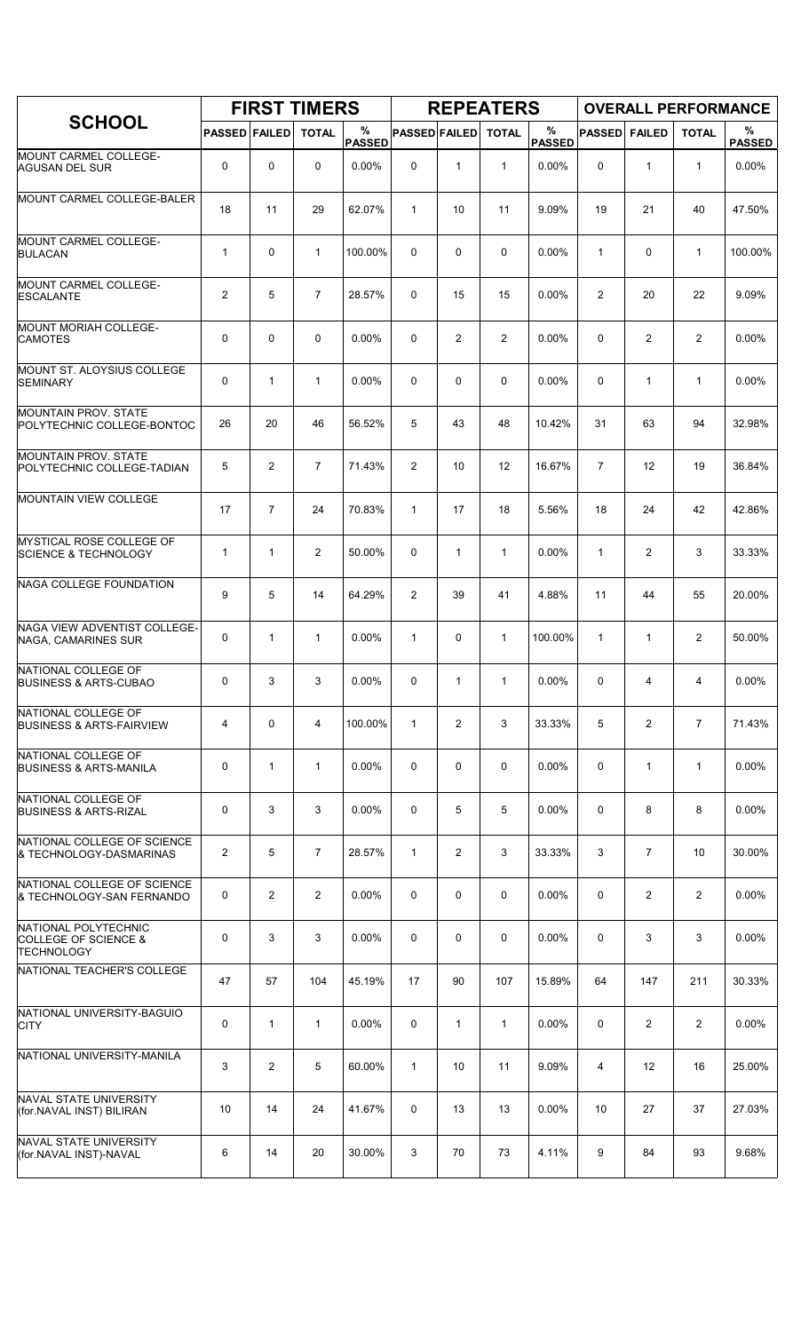| SCHOOL | FIRST TIMERS | | | | REPEATERS | | | | OVERALL PERFORMANCE | | | |
|---|---|---|---|---|---|---|---|---|---|---|---|---|
| | PASSED | FAILED | TOTAL | % PASSED | PASSED | FAILED | TOTAL | % PASSED | PASSED | FAILED | TOTAL | % PASSED |
| MOUNT CARMEL COLLEGE-AGUSAN DEL SUR | 0 | 0 | 0 | 0.00% | 0 | 1 | 1 | 0.00% | 0 | 1 | 1 | 0.00% |
| MOUNT CARMEL COLLEGE-BALER | 18 | 11 | 29 | 62.07% | 1 | 10 | 11 | 9.09% | 19 | 21 | 40 | 47.50% |
| MOUNT CARMEL COLLEGE-BULACAN | 1 | 0 | 1 | 100.00% | 0 | 0 | 0 | 0.00% | 1 | 0 | 1 | 100.00% |
| MOUNT CARMEL COLLEGE-ESCALANTE | 2 | 5 | 7 | 28.57% | 0 | 15 | 15 | 0.00% | 2 | 20 | 22 | 9.09% |
| MOUNT MORIAH COLLEGE-CAMOTES | 0 | 0 | 0 | 0.00% | 0 | 2 | 2 | 0.00% | 0 | 2 | 2 | 0.00% |
| MOUNT ST. ALOYSIUS COLLEGE SEMINARY | 0 | 1 | 1 | 0.00% | 0 | 0 | 0 | 0.00% | 0 | 1 | 1 | 0.00% |
| MOUNTAIN PROV. STATE POLYTECHNIC COLLEGE-BONTOC | 26 | 20 | 46 | 56.52% | 5 | 43 | 48 | 10.42% | 31 | 63 | 94 | 32.98% |
| MOUNTAIN PROV. STATE POLYTECHNIC COLLEGE-TADIAN | 5 | 2 | 7 | 71.43% | 2 | 10 | 12 | 16.67% | 7 | 12 | 19 | 36.84% |
| MOUNTAIN VIEW COLLEGE | 17 | 7 | 24 | 70.83% | 1 | 17 | 18 | 5.56% | 18 | 24 | 42 | 42.86% |
| MYSTICAL ROSE COLLEGE OF SCIENCE & TECHNOLOGY | 1 | 1 | 2 | 50.00% | 0 | 1 | 1 | 0.00% | 1 | 2 | 3 | 33.33% |
| NAGA COLLEGE FOUNDATION | 9 | 5 | 14 | 64.29% | 2 | 39 | 41 | 4.88% | 11 | 44 | 55 | 20.00% |
| NAGA VIEW ADVENTIST COLLEGE-NAGA, CAMARINES SUR | 0 | 1 | 1 | 0.00% | 1 | 0 | 1 | 100.00% | 1 | 1 | 2 | 50.00% |
| NATIONAL COLLEGE OF BUSINESS & ARTS-CUBAO | 0 | 3 | 3 | 0.00% | 0 | 1 | 1 | 0.00% | 0 | 4 | 4 | 0.00% |
| NATIONAL COLLEGE OF BUSINESS & ARTS-FAIRVIEW | 4 | 0 | 4 | 100.00% | 1 | 2 | 3 | 33.33% | 5 | 2 | 7 | 71.43% |
| NATIONAL COLLEGE OF BUSINESS & ARTS-MANILA | 0 | 1 | 1 | 0.00% | 0 | 0 | 0 | 0.00% | 0 | 1 | 1 | 0.00% |
| NATIONAL COLLEGE OF BUSINESS & ARTS-RIZAL | 0 | 3 | 3 | 0.00% | 0 | 5 | 5 | 0.00% | 0 | 8 | 8 | 0.00% |
| NATIONAL COLLEGE OF SCIENCE & TECHNOLOGY-DASMARINAS | 2 | 5 | 7 | 28.57% | 1 | 2 | 3 | 33.33% | 3 | 7 | 10 | 30.00% |
| NATIONAL COLLEGE OF SCIENCE & TECHNOLOGY-SAN FERNANDO | 0 | 2 | 2 | 0.00% | 0 | 0 | 0 | 0.00% | 0 | 2 | 2 | 0.00% |
| NATIONAL POLYTECHNIC COLLEGE OF SCIENCE & TECHNOLOGY | 0 | 3 | 3 | 0.00% | 0 | 0 | 0 | 0.00% | 0 | 3 | 3 | 0.00% |
| NATIONAL TEACHER'S COLLEGE | 47 | 57 | 104 | 45.19% | 17 | 90 | 107 | 15.89% | 64 | 147 | 211 | 30.33% |
| NATIONAL UNIVERSITY-BAGUIO CITY | 0 | 1 | 1 | 0.00% | 0 | 1 | 1 | 0.00% | 0 | 2 | 2 | 0.00% |
| NATIONAL UNIVERSITY-MANILA | 3 | 2 | 5 | 60.00% | 1 | 10 | 11 | 9.09% | 4 | 12 | 16 | 25.00% |
| NAVAL STATE UNIVERSITY (for.NAVAL INST) BILIRAN | 10 | 14 | 24 | 41.67% | 0 | 13 | 13 | 0.00% | 10 | 27 | 37 | 27.03% |
| NAVAL STATE UNIVERSITY (for.NAVAL INST)-NAVAL | 6 | 14 | 20 | 30.00% | 3 | 70 | 73 | 4.11% | 9 | 84 | 93 | 9.68% |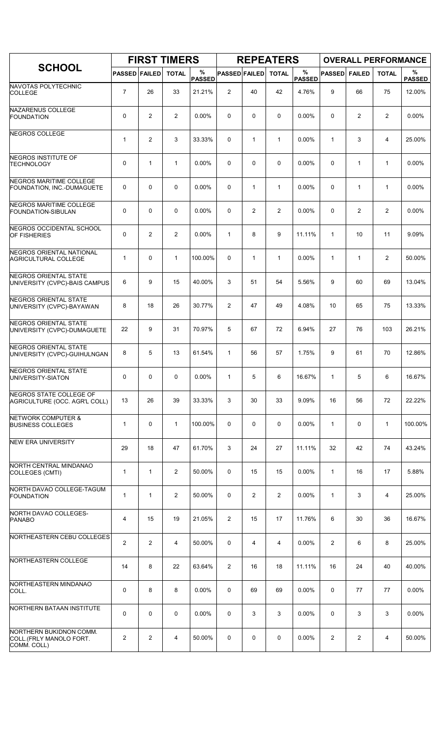| SCHOOL | FIRST TIMERS | | | | REPEATERS | | | | OVERALL PERFORMANCE | | | |
|---|---|---|---|---|---|---|---|---|---|---|---|---|
| | PASSED | FAILED | TOTAL | % PASSED | PASSED | FAILED | TOTAL | % PASSED | PASSED | FAILED | TOTAL | % PASSED |
| NAVOTAS POLYTECHNIC COLLEGE | 7 | 26 | 33 | 21.21% | 2 | 40 | 42 | 4.76% | 9 | 66 | 75 | 12.00% |
| NAZARENUS COLLEGE FOUNDATION | 0 | 2 | 2 | 0.00% | 0 | 0 | 0 | 0.00% | 0 | 2 | 2 | 0.00% |
| NEGROS COLLEGE | 1 | 2 | 3 | 33.33% | 0 | 1 | 1 | 0.00% | 1 | 3 | 4 | 25.00% |
| NEGROS INSTITUTE OF TECHNOLOGY | 0 | 1 | 1 | 0.00% | 0 | 0 | 0 | 0.00% | 0 | 1 | 1 | 0.00% |
| NEGROS MARITIME COLLEGE FOUNDATION, INC.-DUMAGUETE | 0 | 0 | 0 | 0.00% | 0 | 1 | 1 | 0.00% | 0 | 1 | 1 | 0.00% |
| NEGROS MARITIME COLLEGE FOUNDATION-SIBULAN | 0 | 0 | 0 | 0.00% | 0 | 2 | 2 | 0.00% | 0 | 2 | 2 | 0.00% |
| NEGROS OCCIDENTAL SCHOOL OF FISHERIES | 0 | 2 | 2 | 0.00% | 1 | 8 | 9 | 11.11% | 1 | 10 | 11 | 9.09% |
| NEGROS ORIENTAL NATIONAL AGRICULTURAL COLLEGE | 1 | 0 | 1 | 100.00% | 0 | 1 | 1 | 0.00% | 1 | 1 | 2 | 50.00% |
| NEGROS ORIENTAL STATE UNIVERSITY (CVPC)-BAIS CAMPUS | 6 | 9 | 15 | 40.00% | 3 | 51 | 54 | 5.56% | 9 | 60 | 69 | 13.04% |
| NEGROS ORIENTAL STATE UNIVERSITY (CVPC)-BAYAWAN | 8 | 18 | 26 | 30.77% | 2 | 47 | 49 | 4.08% | 10 | 65 | 75 | 13.33% |
| NEGROS ORIENTAL STATE UNIVERSITY (CVPC)-DUMAGUETE | 22 | 9 | 31 | 70.97% | 5 | 67 | 72 | 6.94% | 27 | 76 | 103 | 26.21% |
| NEGROS ORIENTAL STATE UNIVERSITY (CVPC)-GUIHULNGAN | 8 | 5 | 13 | 61.54% | 1 | 56 | 57 | 1.75% | 9 | 61 | 70 | 12.86% |
| NEGROS ORIENTAL STATE UNIVERSITY-SIATON | 0 | 0 | 0 | 0.00% | 1 | 5 | 6 | 16.67% | 1 | 5 | 6 | 16.67% |
| NEGROS STATE COLLEGE OF AGRICULTURE (OCC. AGR'L COLL) | 13 | 26 | 39 | 33.33% | 3 | 30 | 33 | 9.09% | 16 | 56 | 72 | 22.22% |
| NETWORK COMPUTER & BUSINESS COLLEGES | 1 | 0 | 1 | 100.00% | 0 | 0 | 0 | 0.00% | 1 | 0 | 1 | 100.00% |
| NEW ERA UNIVERSITY | 29 | 18 | 47 | 61.70% | 3 | 24 | 27 | 11.11% | 32 | 42 | 74 | 43.24% |
| NORTH CENTRAL MINDANAO COLLEGES (CMTI) | 1 | 1 | 2 | 50.00% | 0 | 15 | 15 | 0.00% | 1 | 16 | 17 | 5.88% |
| NORTH DAVAO COLLEGE-TAGUM FOUNDATION | 1 | 1 | 2 | 50.00% | 0 | 2 | 2 | 0.00% | 1 | 3 | 4 | 25.00% |
| NORTH DAVAO COLLEGES-PANABO | 4 | 15 | 19 | 21.05% | 2 | 15 | 17 | 11.76% | 6 | 30 | 36 | 16.67% |
| NORTHEASTERN CEBU COLLEGES | 2 | 2 | 4 | 50.00% | 0 | 4 | 4 | 0.00% | 2 | 6 | 8 | 25.00% |
| NORTHEASTERN COLLEGE | 14 | 8 | 22 | 63.64% | 2 | 16 | 18 | 11.11% | 16 | 24 | 40 | 40.00% |
| NORTHEASTERN MINDANAO COLL. | 0 | 8 | 8 | 0.00% | 0 | 69 | 69 | 0.00% | 0 | 77 | 77 | 0.00% |
| NORTHERN BATAAN INSTITUTE | 0 | 0 | 0 | 0.00% | 0 | 3 | 3 | 0.00% | 0 | 3 | 3 | 0.00% |
| NORTHERN BUKIDNON COMM. COLL.(FRLY MANOLO FORT. COMM. COLL) | 2 | 2 | 4 | 50.00% | 0 | 0 | 0 | 0.00% | 2 | 2 | 4 | 50.00% |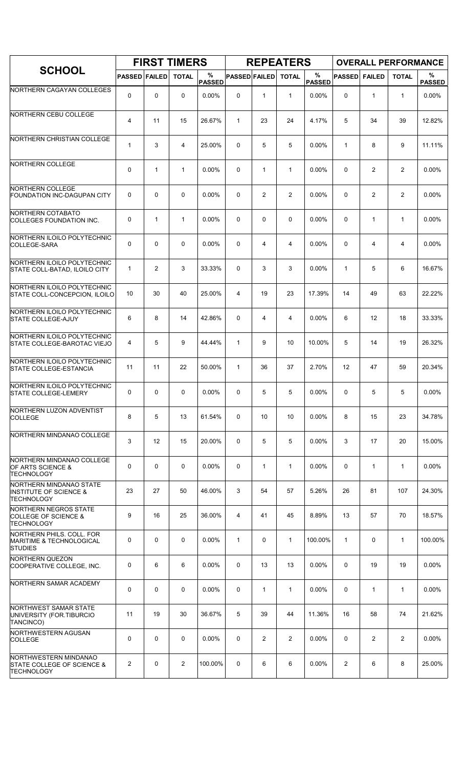| SCHOOL | FIRST TIMERS | | | | REPEATERS | | | | OVERALL PERFORMANCE | | | |
|---|---|---|---|---|---|---|---|---|---|---|---|---|
| | PASSED | FAILED | TOTAL | % PASSED | PASSED | FAILED | TOTAL | % PASSED | PASSED | FAILED | TOTAL | % PASSED |
| NORTHERN CAGAYAN COLLEGES | 0 | 0 | 0 | 0.00% | 0 | 1 | 1 | 0.00% | 0 | 1 | 1 | 0.00% |
| NORTHERN CEBU COLLEGE | 4 | 11 | 15 | 26.67% | 1 | 23 | 24 | 4.17% | 5 | 34 | 39 | 12.82% |
| NORTHERN CHRISTIAN COLLEGE | 1 | 3 | 4 | 25.00% | 0 | 5 | 5 | 0.00% | 1 | 8 | 9 | 11.11% |
| NORTHERN COLLEGE | 0 | 1 | 1 | 0.00% | 0 | 1 | 1 | 0.00% | 0 | 2 | 2 | 0.00% |
| NORTHERN COLLEGE FOUNDATION INC-DAGUPAN CITY | 0 | 0 | 0 | 0.00% | 0 | 2 | 2 | 0.00% | 0 | 2 | 2 | 0.00% |
| NORTHERN COTABATO COLLEGES FOUNDATION INC. | 0 | 1 | 1 | 0.00% | 0 | 0 | 0 | 0.00% | 0 | 1 | 1 | 0.00% |
| NORTHERN ILOILO POLYTECHNIC COLLEGE-SARA | 0 | 0 | 0 | 0.00% | 0 | 4 | 4 | 0.00% | 0 | 4 | 4 | 0.00% |
| NORTHERN ILOILO POLYTECHNIC STATE COLL-BATAD, ILOILO CITY | 1 | 2 | 3 | 33.33% | 0 | 3 | 3 | 0.00% | 1 | 5 | 6 | 16.67% |
| NORTHERN ILOILO POLYTECHNIC STATE COLL-CONCEPCION, ILOILO | 10 | 30 | 40 | 25.00% | 4 | 19 | 23 | 17.39% | 14 | 49 | 63 | 22.22% |
| NORTHERN ILOILO POLYTECHNIC STATE COLLEGE-AJUY | 6 | 8 | 14 | 42.86% | 0 | 4 | 4 | 0.00% | 6 | 12 | 18 | 33.33% |
| NORTHERN ILOILO POLYTECHNIC STATE COLLEGE-BAROTAC VIEJO | 4 | 5 | 9 | 44.44% | 1 | 9 | 10 | 10.00% | 5 | 14 | 19 | 26.32% |
| NORTHERN ILOILO POLYTECHNIC STATE COLLEGE-ESTANCIA | 11 | 11 | 22 | 50.00% | 1 | 36 | 37 | 2.70% | 12 | 47 | 59 | 20.34% |
| NORTHERN ILOILO POLYTECHNIC STATE COLLEGE-LEMERY | 0 | 0 | 0 | 0.00% | 0 | 5 | 5 | 0.00% | 0 | 5 | 5 | 0.00% |
| NORTHERN LUZON ADVENTIST COLLEGE | 8 | 5 | 13 | 61.54% | 0 | 10 | 10 | 0.00% | 8 | 15 | 23 | 34.78% |
| NORTHERN MINDANAO COLLEGE | 3 | 12 | 15 | 20.00% | 0 | 5 | 5 | 0.00% | 3 | 17 | 20 | 15.00% |
| NORTHERN MINDANAO COLLEGE OF ARTS SCIENCE & TECHNOLOGY | 0 | 0 | 0 | 0.00% | 0 | 1 | 1 | 0.00% | 0 | 1 | 1 | 0.00% |
| NORTHERN MINDANAO STATE INSTITUTE OF SCIENCE & TECHNOLOGY | 23 | 27 | 50 | 46.00% | 3 | 54 | 57 | 5.26% | 26 | 81 | 107 | 24.30% |
| NORTHERN NEGROS STATE COLLEGE OF SCIENCE & TECHNOLOGY | 9 | 16 | 25 | 36.00% | 4 | 41 | 45 | 8.89% | 13 | 57 | 70 | 18.57% |
| NORTHERN PHILS. COLL. FOR MARITIME & TECHNOLOGICAL STUDIES | 0 | 0 | 0 | 0.00% | 1 | 0 | 1 | 100.00% | 1 | 0 | 1 | 100.00% |
| NORTHERN QUEZON COOPERATIVE COLLEGE, INC. | 0 | 6 | 6 | 0.00% | 0 | 13 | 13 | 0.00% | 0 | 19 | 19 | 0.00% |
| NORTHERN SAMAR ACADEMY | 0 | 0 | 0 | 0.00% | 0 | 1 | 1 | 0.00% | 0 | 1 | 1 | 0.00% |
| NORTHWEST SAMAR STATE UNIVERSITY (FOR.TIBURCIO TANCINCO) | 11 | 19 | 30 | 36.67% | 5 | 39 | 44 | 11.36% | 16 | 58 | 74 | 21.62% |
| NORTHWESTERN AGUSAN COLLEGE | 0 | 0 | 0 | 0.00% | 0 | 2 | 2 | 0.00% | 0 | 2 | 2 | 0.00% |
| NORTHWESTERN MINDANAO STATE COLLEGE OF SCIENCE & TECHNOLOGY | 2 | 0 | 2 | 100.00% | 0 | 6 | 6 | 0.00% | 2 | 6 | 8 | 25.00% |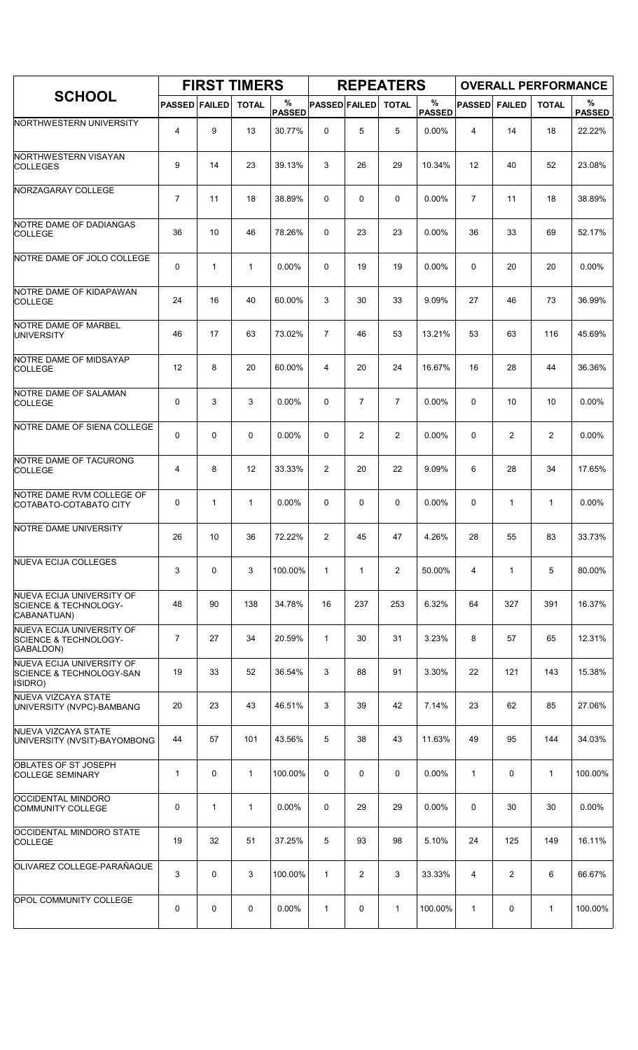| SCHOOL | FIRST TIMERS | | | | REPEATERS | | | | OVERALL PERFORMANCE | | | |
|---|---|---|---|---|---|---|---|---|---|---|---|---|
| | PASSED | FAILED | TOTAL | % PASSED | PASSED | FAILED | TOTAL | % PASSED | PASSED | FAILED | TOTAL | % PASSED |
| NORTHWESTERN UNIVERSITY | 4 | 9 | 13 | 30.77% | 0 | 5 | 5 | 0.00% | 4 | 14 | 18 | 22.22% |
| NORTHWESTERN VISAYAN COLLEGES | 9 | 14 | 23 | 39.13% | 3 | 26 | 29 | 10.34% | 12 | 40 | 52 | 23.08% |
| NORZAGARAY COLLEGE | 7 | 11 | 18 | 38.89% | 0 | 0 | 0 | 0.00% | 7 | 11 | 18 | 38.89% |
| NOTRE DAME OF DADIANGAS COLLEGE | 36 | 10 | 46 | 78.26% | 0 | 23 | 23 | 0.00% | 36 | 33 | 69 | 52.17% |
| NOTRE DAME OF JOLO COLLEGE | 0 | 1 | 1 | 0.00% | 0 | 19 | 19 | 0.00% | 0 | 20 | 20 | 0.00% |
| NOTRE DAME OF KIDAPAWAN COLLEGE | 24 | 16 | 40 | 60.00% | 3 | 30 | 33 | 9.09% | 27 | 46 | 73 | 36.99% |
| NOTRE DAME OF MARBEL UNIVERSITY | 46 | 17 | 63 | 73.02% | 7 | 46 | 53 | 13.21% | 53 | 63 | 116 | 45.69% |
| NOTRE DAME OF MIDSAYAP COLLEGE | 12 | 8 | 20 | 60.00% | 4 | 20 | 24 | 16.67% | 16 | 28 | 44 | 36.36% |
| NOTRE DAME OF SALAMAN COLLEGE | 0 | 3 | 3 | 0.00% | 0 | 7 | 7 | 0.00% | 0 | 10 | 10 | 0.00% |
| NOTRE DAME OF SIENA COLLEGE | 0 | 0 | 0 | 0.00% | 0 | 2 | 2 | 0.00% | 0 | 2 | 2 | 0.00% |
| NOTRE DAME OF TACURONG COLLEGE | 4 | 8 | 12 | 33.33% | 2 | 20 | 22 | 9.09% | 6 | 28 | 34 | 17.65% |
| NOTRE DAME RVM COLLEGE OF COTABATO-COTABATO CITY | 0 | 1 | 1 | 0.00% | 0 | 0 | 0 | 0.00% | 0 | 1 | 1 | 0.00% |
| NOTRE DAME UNIVERSITY | 26 | 10 | 36 | 72.22% | 2 | 45 | 47 | 4.26% | 28 | 55 | 83 | 33.73% |
| NUEVA ECIJA COLLEGES | 3 | 0 | 3 | 100.00% | 1 | 1 | 2 | 50.00% | 4 | 1 | 5 | 80.00% |
| NUEVA ECIJA UNIVERSITY OF SCIENCE & TECHNOLOGY-CABANATUAN) | 48 | 90 | 138 | 34.78% | 16 | 237 | 253 | 6.32% | 64 | 327 | 391 | 16.37% |
| NUEVA ECIJA UNIVERSITY OF SCIENCE & TECHNOLOGY-GABALDON) | 7 | 27 | 34 | 20.59% | 1 | 30 | 31 | 3.23% | 8 | 57 | 65 | 12.31% |
| NUEVA ECIJA UNIVERSITY OF SCIENCE & TECHNOLOGY-SAN ISIDRO) | 19 | 33 | 52 | 36.54% | 3 | 88 | 91 | 3.30% | 22 | 121 | 143 | 15.38% |
| NUEVA VIZCAYA STATE UNIVERSITY (NVPC)-BAMBANG | 20 | 23 | 43 | 46.51% | 3 | 39 | 42 | 7.14% | 23 | 62 | 85 | 27.06% |
| NUEVA VIZCAYA STATE UNIVERSITY (NVSIT)-BAYOMBONG | 44 | 57 | 101 | 43.56% | 5 | 38 | 43 | 11.63% | 49 | 95 | 144 | 34.03% |
| OBLATES OF ST JOSEPH COLLEGE SEMINARY | 1 | 0 | 1 | 100.00% | 0 | 0 | 0 | 0.00% | 1 | 0 | 1 | 100.00% |
| OCCIDENTAL MINDORO COMMUNITY COLLEGE | 0 | 1 | 1 | 0.00% | 0 | 29 | 29 | 0.00% | 0 | 30 | 30 | 0.00% |
| OCCIDENTAL MINDORO STATE COLLEGE | 19 | 32 | 51 | 37.25% | 5 | 93 | 98 | 5.10% | 24 | 125 | 149 | 16.11% |
| OLIVAREZ COLLEGE-PARAÑAQUE | 3 | 0 | 3 | 100.00% | 1 | 2 | 3 | 33.33% | 4 | 2 | 6 | 66.67% |
| OPOL COMMUNITY COLLEGE | 0 | 0 | 0 | 0.00% | 1 | 0 | 1 | 100.00% | 1 | 0 | 1 | 100.00% |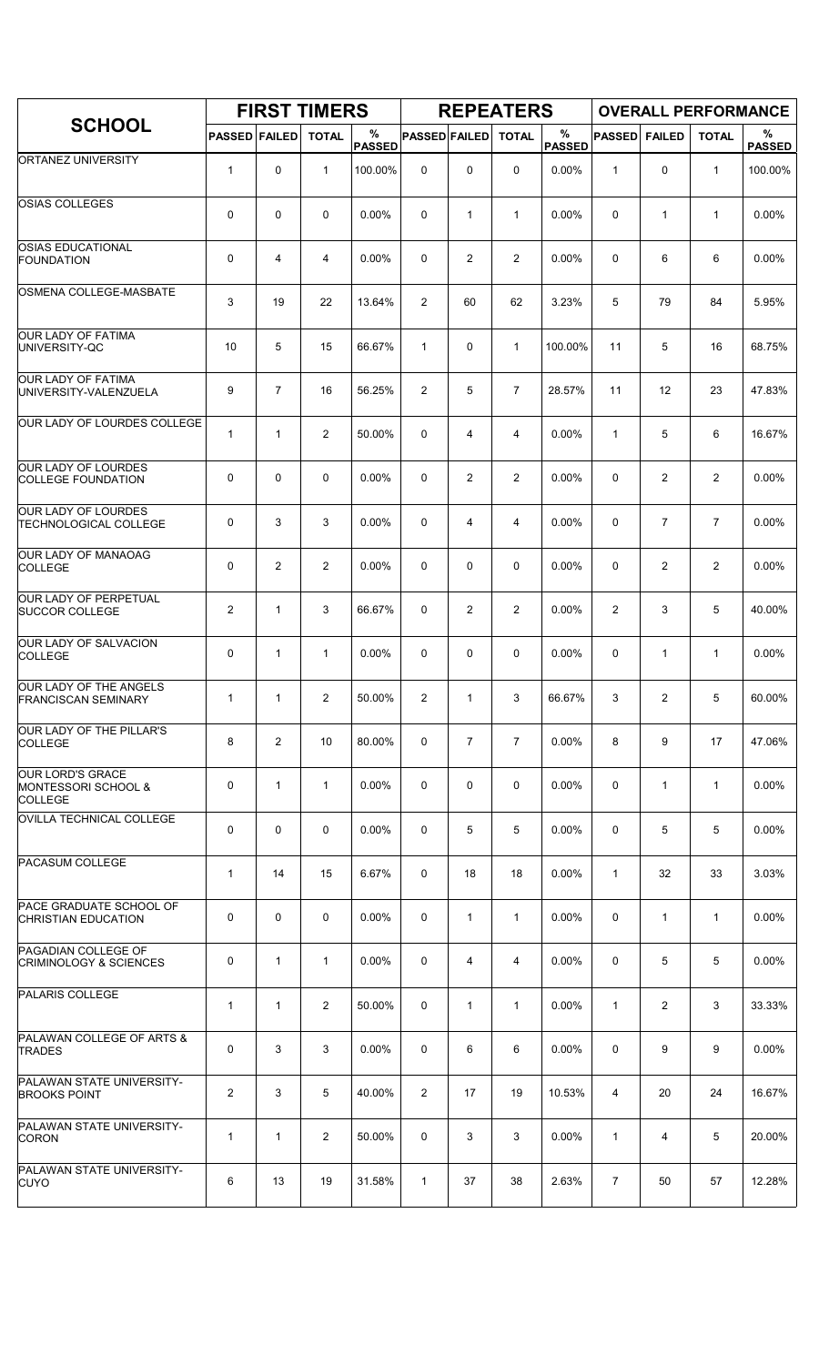| SCHOOL | FIRST TIMERS | | | | REPEATERS | | | | OVERALL PERFORMANCE | | | |
|---|---|---|---|---|---|---|---|---|---|---|---|---|
| | PASSED | FAILED | TOTAL | % PASSED | PASSED | FAILED | TOTAL | % PASSED | PASSED | FAILED | TOTAL | % PASSED |
| ORTANEZ UNIVERSITY | 1 | 0 | 1 | 100.00% | 0 | 0 | 0 | 0.00% | 1 | 0 | 1 | 100.00% |
| OSIAS COLLEGES | 0 | 0 | 0 | 0.00% | 0 | 1 | 1 | 0.00% | 0 | 1 | 1 | 0.00% |
| OSIAS EDUCATIONAL FOUNDATION | 0 | 4 | 4 | 0.00% | 0 | 2 | 2 | 0.00% | 0 | 6 | 6 | 0.00% |
| OSMENA COLLEGE-MASBATE | 3 | 19 | 22 | 13.64% | 2 | 60 | 62 | 3.23% | 5 | 79 | 84 | 5.95% |
| OUR LADY OF FATIMA UNIVERSITY-QC | 10 | 5 | 15 | 66.67% | 1 | 0 | 1 | 100.00% | 11 | 5 | 16 | 68.75% |
| OUR LADY OF FATIMA UNIVERSITY-VALENZUELA | 9 | 7 | 16 | 56.25% | 2 | 5 | 7 | 28.57% | 11 | 12 | 23 | 47.83% |
| OUR LADY OF LOURDES COLLEGE | 1 | 1 | 2 | 50.00% | 0 | 4 | 4 | 0.00% | 1 | 5 | 6 | 16.67% |
| OUR LADY OF LOURDES COLLEGE FOUNDATION | 0 | 0 | 0 | 0.00% | 0 | 2 | 2 | 0.00% | 0 | 2 | 2 | 0.00% |
| OUR LADY OF LOURDES TECHNOLOGICAL COLLEGE | 0 | 3 | 3 | 0.00% | 0 | 4 | 4 | 0.00% | 0 | 7 | 7 | 0.00% |
| OUR LADY OF MANAOAG COLLEGE | 0 | 2 | 2 | 0.00% | 0 | 0 | 0 | 0.00% | 0 | 2 | 2 | 0.00% |
| OUR LADY OF PERPETUAL SUCCOR COLLEGE | 2 | 1 | 3 | 66.67% | 0 | 2 | 2 | 0.00% | 2 | 3 | 5 | 40.00% |
| OUR LADY OF SALVACION COLLEGE | 0 | 1 | 1 | 0.00% | 0 | 0 | 0 | 0.00% | 0 | 1 | 1 | 0.00% |
| OUR LADY OF THE ANGELS FRANCISCAN SEMINARY | 1 | 1 | 2 | 50.00% | 2 | 1 | 3 | 66.67% | 3 | 2 | 5 | 60.00% |
| OUR LADY OF THE PILLAR'S COLLEGE | 8 | 2 | 10 | 80.00% | 0 | 7 | 7 | 0.00% | 8 | 9 | 17 | 47.06% |
| OUR LORD'S GRACE MONTESSORI SCHOOL & COLLEGE | 0 | 1 | 1 | 0.00% | 0 | 0 | 0 | 0.00% | 0 | 1 | 1 | 0.00% |
| OVILLA TECHNICAL COLLEGE | 0 | 0 | 0 | 0.00% | 0 | 5 | 5 | 0.00% | 0 | 5 | 5 | 0.00% |
| PACASUM COLLEGE | 1 | 14 | 15 | 6.67% | 0 | 18 | 18 | 0.00% | 1 | 32 | 33 | 3.03% |
| PACE GRADUATE SCHOOL OF CHRISTIAN EDUCATION | 0 | 0 | 0 | 0.00% | 0 | 1 | 1 | 0.00% | 0 | 1 | 1 | 0.00% |
| PAGADIAN COLLEGE OF CRIMINOLOGY & SCIENCES | 0 | 1 | 1 | 0.00% | 0 | 4 | 4 | 0.00% | 0 | 5 | 5 | 0.00% |
| PALARIS COLLEGE | 1 | 1 | 2 | 50.00% | 0 | 1 | 1 | 0.00% | 1 | 2 | 3 | 33.33% |
| PALAWAN COLLEGE OF ARTS & TRADES | 0 | 3 | 3 | 0.00% | 0 | 6 | 6 | 0.00% | 0 | 9 | 9 | 0.00% |
| PALAWAN STATE UNIVERSITY-BROOKS POINT | 2 | 3 | 5 | 40.00% | 2 | 17 | 19 | 10.53% | 4 | 20 | 24 | 16.67% |
| PALAWAN STATE UNIVERSITY-CORON | 1 | 1 | 2 | 50.00% | 0 | 3 | 3 | 0.00% | 1 | 4 | 5 | 20.00% |
| PALAWAN STATE UNIVERSITY-CUYO | 6 | 13 | 19 | 31.58% | 1 | 37 | 38 | 2.63% | 7 | 50 | 57 | 12.28% |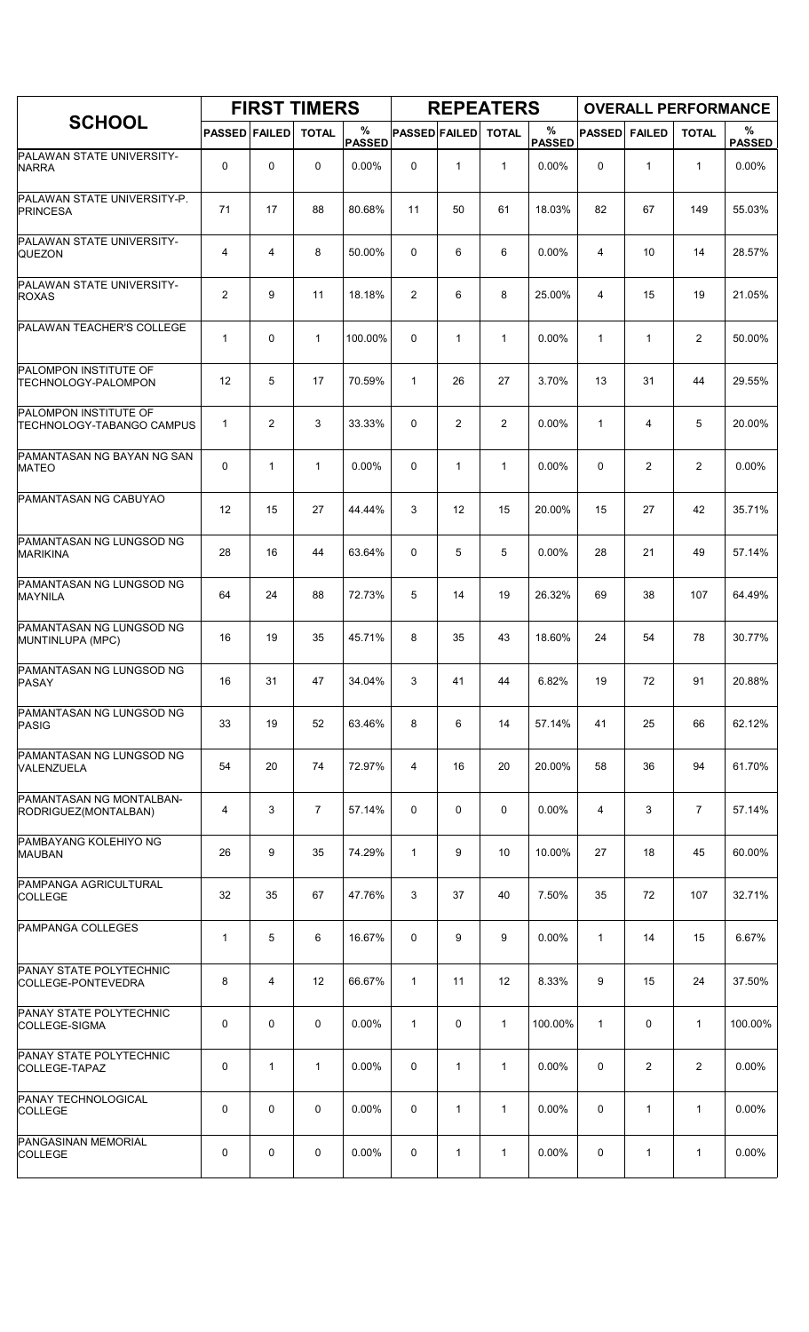| SCHOOL | FIRST TIMERS | | | | REPEATERS | | | | OVERALL PERFORMANCE | | | |
|---|---|---|---|---|---|---|---|---|---|---|---|---|
| | PASSED | FAILED | TOTAL | % PASSED | PASSED | FAILED | TOTAL | % PASSED | PASSED | FAILED | TOTAL | % PASSED |
| PALAWAN STATE UNIVERSITY-NARRA | 0 | 0 | 0 | 0.00% | 0 | 1 | 1 | 0.00% | 0 | 1 | 1 | 0.00% |
| PALAWAN STATE UNIVERSITY-P. PRINCESA | 71 | 17 | 88 | 80.68% | 11 | 50 | 61 | 18.03% | 82 | 67 | 149 | 55.03% |
| PALAWAN STATE UNIVERSITY-QUEZON | 4 | 4 | 8 | 50.00% | 0 | 6 | 6 | 0.00% | 4 | 10 | 14 | 28.57% |
| PALAWAN STATE UNIVERSITY-ROXAS | 2 | 9 | 11 | 18.18% | 2 | 6 | 8 | 25.00% | 4 | 15 | 19 | 21.05% |
| PALAWAN TEACHER'S COLLEGE | 1 | 0 | 1 | 100.00% | 0 | 1 | 1 | 0.00% | 1 | 1 | 2 | 50.00% |
| PALOMPON INSTITUTE OF TECHNOLOGY-PALOMPON | 12 | 5 | 17 | 70.59% | 1 | 26 | 27 | 3.70% | 13 | 31 | 44 | 29.55% |
| PALOMPON INSTITUTE OF TECHNOLOGY-TABANGO CAMPUS | 1 | 2 | 3 | 33.33% | 0 | 2 | 2 | 0.00% | 1 | 4 | 5 | 20.00% |
| PAMANTASAN NG BAYAN NG SAN MATEO | 0 | 1 | 1 | 0.00% | 0 | 1 | 1 | 0.00% | 0 | 2 | 2 | 0.00% |
| PAMANTASAN NG CABUYAO | 12 | 15 | 27 | 44.44% | 3 | 12 | 15 | 20.00% | 15 | 27 | 42 | 35.71% |
| PAMANTASAN NG LUNGSOD NG MARIKINA | 28 | 16 | 44 | 63.64% | 0 | 5 | 5 | 0.00% | 28 | 21 | 49 | 57.14% |
| PAMANTASAN NG LUNGSOD NG MAYNILA | 64 | 24 | 88 | 72.73% | 5 | 14 | 19 | 26.32% | 69 | 38 | 107 | 64.49% |
| PAMANTASAN NG LUNGSOD NG MUNTINLUPA (MPC) | 16 | 19 | 35 | 45.71% | 8 | 35 | 43 | 18.60% | 24 | 54 | 78 | 30.77% |
| PAMANTASAN NG LUNGSOD NG PASAY | 16 | 31 | 47 | 34.04% | 3 | 41 | 44 | 6.82% | 19 | 72 | 91 | 20.88% |
| PAMANTASAN NG LUNGSOD NG PASIG | 33 | 19 | 52 | 63.46% | 8 | 6 | 14 | 57.14% | 41 | 25 | 66 | 62.12% |
| PAMANTASAN NG LUNGSOD NG VALENZUELA | 54 | 20 | 74 | 72.97% | 4 | 16 | 20 | 20.00% | 58 | 36 | 94 | 61.70% |
| PAMANTASAN NG MONTALBAN-RODRIGUEZ(MONTALBAN) | 4 | 3 | 7 | 57.14% | 0 | 0 | 0 | 0.00% | 4 | 3 | 7 | 57.14% |
| PAMBAYANG KOLEHIYO NG MAUBAN | 26 | 9 | 35 | 74.29% | 1 | 9 | 10 | 10.00% | 27 | 18 | 45 | 60.00% |
| PAMPANGA AGRICULTURAL COLLEGE | 32 | 35 | 67 | 47.76% | 3 | 37 | 40 | 7.50% | 35 | 72 | 107 | 32.71% |
| PAMPANGA COLLEGES | 1 | 5 | 6 | 16.67% | 0 | 9 | 9 | 0.00% | 1 | 14 | 15 | 6.67% |
| PANAY STATE POLYTECHNIC COLLEGE-PONTEVEDRA | 8 | 4 | 12 | 66.67% | 1 | 11 | 12 | 8.33% | 9 | 15 | 24 | 37.50% |
| PANAY STATE POLYTECHNIC COLLEGE-SIGMA | 0 | 0 | 0 | 0.00% | 1 | 0 | 1 | 100.00% | 1 | 0 | 1 | 100.00% |
| PANAY STATE POLYTECHNIC COLLEGE-TAPAZ | 0 | 1 | 1 | 0.00% | 0 | 1 | 1 | 0.00% | 0 | 2 | 2 | 0.00% |
| PANAY TECHNOLOGICAL COLLEGE | 0 | 0 | 0 | 0.00% | 0 | 1 | 1 | 0.00% | 0 | 1 | 1 | 0.00% |
| PANGASINAN MEMORIAL COLLEGE | 0 | 0 | 0 | 0.00% | 0 | 1 | 1 | 0.00% | 0 | 1 | 1 | 0.00% |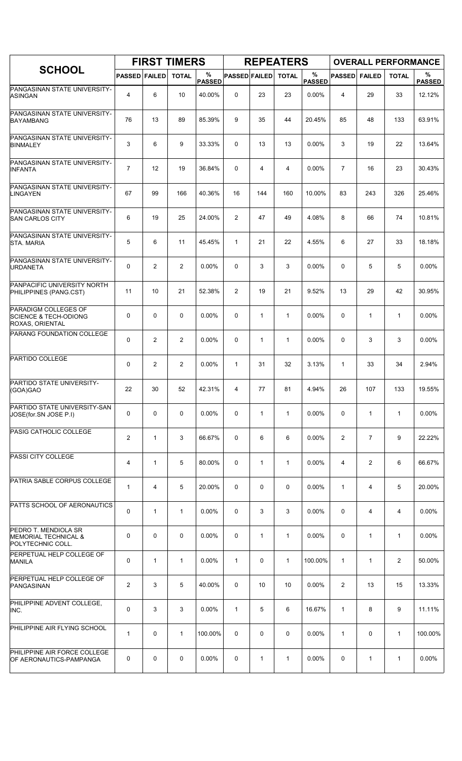| SCHOOL | FIRST TIMERS | | | | REPEATERS | | | | OVERALL PERFORMANCE | | | |
|---|---|---|---|---|---|---|---|---|---|---|---|---|
| | PASSED | FAILED | TOTAL | % PASSED | PASSED | FAILED | TOTAL | % PASSED | PASSED | FAILED | TOTAL | % PASSED |
| PANGASINAN STATE UNIVERSITY-ASINGAN | 4 | 6 | 10 | 40.00% | 0 | 23 | 23 | 0.00% | 4 | 29 | 33 | 12.12% |
| PANGASINAN STATE UNIVERSITY-BAYAMBANG | 76 | 13 | 89 | 85.39% | 9 | 35 | 44 | 20.45% | 85 | 48 | 133 | 63.91% |
| PANGASINAN STATE UNIVERSITY-BINMALEY | 3 | 6 | 9 | 33.33% | 0 | 13 | 13 | 0.00% | 3 | 19 | 22 | 13.64% |
| PANGASINAN STATE UNIVERSITY-INFANTA | 7 | 12 | 19 | 36.84% | 0 | 4 | 4 | 0.00% | 7 | 16 | 23 | 30.43% |
| PANGASINAN STATE UNIVERSITY-LINGAYEN | 67 | 99 | 166 | 40.36% | 16 | 144 | 160 | 10.00% | 83 | 243 | 326 | 25.46% |
| PANGASINAN STATE UNIVERSITY-SAN CARLOS CITY | 6 | 19 | 25 | 24.00% | 2 | 47 | 49 | 4.08% | 8 | 66 | 74 | 10.81% |
| PANGASINAN STATE UNIVERSITY-STA. MARIA | 5 | 6 | 11 | 45.45% | 1 | 21 | 22 | 4.55% | 6 | 27 | 33 | 18.18% |
| PANGASINAN STATE UNIVERSITY-URDANETA | 0 | 2 | 2 | 0.00% | 0 | 3 | 3 | 0.00% | 0 | 5 | 5 | 0.00% |
| PANPACIFIC UNIVERSITY NORTH PHILIPPINES (PANG.CST) | 11 | 10 | 21 | 52.38% | 2 | 19 | 21 | 9.52% | 13 | 29 | 42 | 30.95% |
| PARADIGM COLLEGES OF SCIENCE & TECH-ODIONG ROXAS, ORIENTAL | 0 | 0 | 0 | 0.00% | 0 | 1 | 1 | 0.00% | 0 | 1 | 1 | 0.00% |
| PARANG FOUNDATION COLLEGE | 0 | 2 | 2 | 0.00% | 0 | 1 | 1 | 0.00% | 0 | 3 | 3 | 0.00% |
| PARTIDO COLLEGE | 0 | 2 | 2 | 0.00% | 1 | 31 | 32 | 3.13% | 1 | 33 | 34 | 2.94% |
| PARTIDO STATE UNIVERSITY-(GOA)GAO | 22 | 30 | 52 | 42.31% | 4 | 77 | 81 | 4.94% | 26 | 107 | 133 | 19.55% |
| PARTIDO STATE UNIVERSITY-SAN JOSE(for.SN JOSE P.I) | 0 | 0 | 0 | 0.00% | 0 | 1 | 1 | 0.00% | 0 | 1 | 1 | 0.00% |
| PASIG CATHOLIC COLLEGE | 2 | 1 | 3 | 66.67% | 0 | 6 | 6 | 0.00% | 2 | 7 | 9 | 22.22% |
| PASSI CITY COLLEGE | 4 | 1 | 5 | 80.00% | 0 | 1 | 1 | 0.00% | 4 | 2 | 6 | 66.67% |
| PATRIA SABLE CORPUS COLLEGE | 1 | 4 | 5 | 20.00% | 0 | 0 | 0 | 0.00% | 1 | 4 | 5 | 20.00% |
| PATTS SCHOOL OF AERONAUTICS | 0 | 1 | 1 | 0.00% | 0 | 3 | 3 | 0.00% | 0 | 4 | 4 | 0.00% |
| PEDRO T. MENDIOLA SR MEMORIAL TECHNICAL & POLYTECHNIC COLL. | 0 | 0 | 0 | 0.00% | 0 | 1 | 1 | 0.00% | 0 | 1 | 1 | 0.00% |
| PERPETUAL HELP COLLEGE OF MANILA | 0 | 1 | 1 | 0.00% | 1 | 0 | 1 | 100.00% | 1 | 1 | 2 | 50.00% |
| PERPETUAL HELP COLLEGE OF PANGASINAN | 2 | 3 | 5 | 40.00% | 0 | 10 | 10 | 0.00% | 2 | 13 | 15 | 13.33% |
| PHILIPPINE ADVENT COLLEGE, INC. | 0 | 3 | 3 | 0.00% | 1 | 5 | 6 | 16.67% | 1 | 8 | 9 | 11.11% |
| PHILIPPINE AIR FLYING SCHOOL | 1 | 0 | 1 | 100.00% | 0 | 0 | 0 | 0.00% | 1 | 0 | 1 | 100.00% |
| PHILIPPINE AIR FORCE COLLEGE OF AERONAUTICS-PAMPANGA | 0 | 0 | 0 | 0.00% | 0 | 1 | 1 | 0.00% | 0 | 1 | 1 | 0.00% |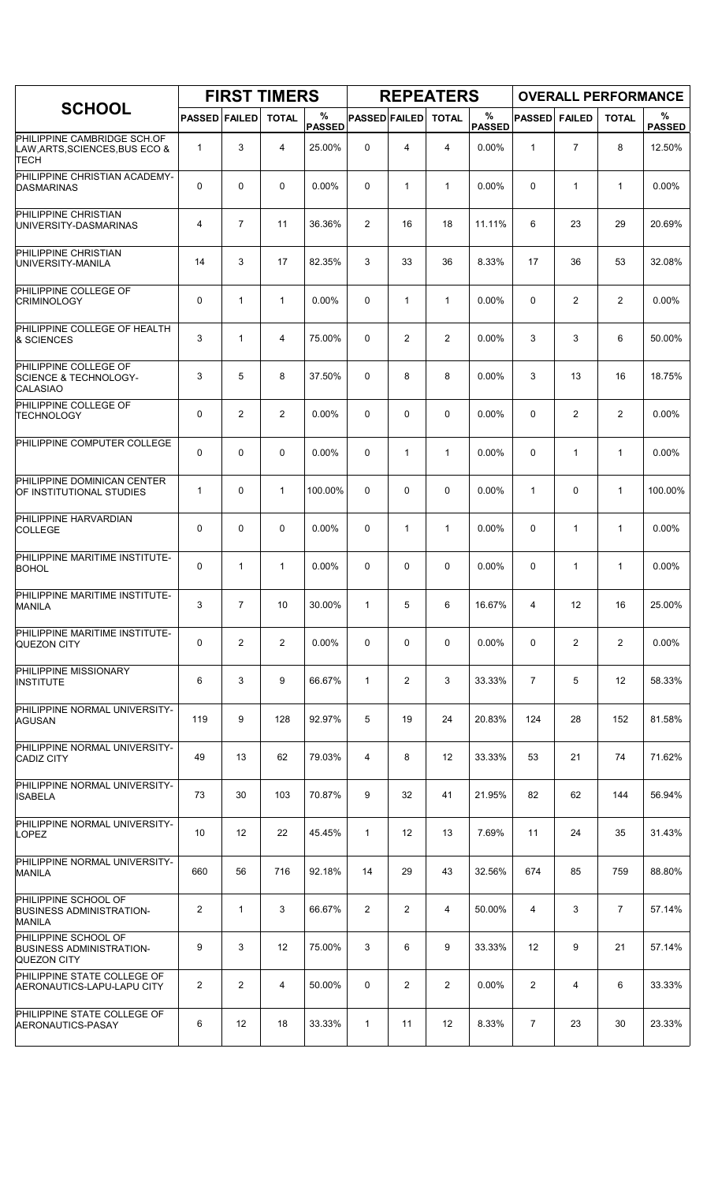| SCHOOL | FIRST TIMERS | | | | REPEATERS | | | | OVERALL PERFORMANCE | | | |
|---|---|---|---|---|---|---|---|---|---|---|---|---|
| | PASSED | FAILED | TOTAL | % PASSED | PASSED | FAILED | TOTAL | % PASSED | PASSED | FAILED | TOTAL | % PASSED |
| PHILIPPINE CAMBRIDGE SCH.OF LAW,ARTS,SCIENCES,BUS ECO & TECH | 1 | 3 | 4 | 25.00% | 0 | 4 | 4 | 0.00% | 1 | 7 | 8 | 12.50% |
| PHILIPPINE CHRISTIAN ACADEMY-DASMARINAS | 0 | 0 | 0 | 0.00% | 0 | 1 | 1 | 0.00% | 0 | 1 | 1 | 0.00% |
| PHILIPPINE CHRISTIAN UNIVERSITY-DASMARINAS | 4 | 7 | 11 | 36.36% | 2 | 16 | 18 | 11.11% | 6 | 23 | 29 | 20.69% |
| PHILIPPINE CHRISTIAN UNIVERSITY-MANILA | 14 | 3 | 17 | 82.35% | 3 | 33 | 36 | 8.33% | 17 | 36 | 53 | 32.08% |
| PHILIPPINE COLLEGE OF CRIMINOLOGY | 0 | 1 | 1 | 0.00% | 0 | 1 | 1 | 0.00% | 0 | 2 | 2 | 0.00% |
| PHILIPPINE COLLEGE OF HEALTH & SCIENCES | 3 | 1 | 4 | 75.00% | 0 | 2 | 2 | 0.00% | 3 | 3 | 6 | 50.00% |
| PHILIPPINE COLLEGE OF SCIENCE & TECHNOLOGY-CALASIAO | 3 | 5 | 8 | 37.50% | 0 | 8 | 8 | 0.00% | 3 | 13 | 16 | 18.75% |
| PHILIPPINE COLLEGE OF TECHNOLOGY | 0 | 2 | 2 | 0.00% | 0 | 0 | 0 | 0.00% | 0 | 2 | 2 | 0.00% |
| PHILIPPINE COMPUTER COLLEGE | 0 | 0 | 0 | 0.00% | 0 | 1 | 1 | 0.00% | 0 | 1 | 1 | 0.00% |
| PHILIPPINE DOMINICAN CENTER OF INSTITUTIONAL STUDIES | 1 | 0 | 1 | 100.00% | 0 | 0 | 0 | 0.00% | 1 | 0 | 1 | 100.00% |
| PHILIPPINE HARVARDIAN COLLEGE | 0 | 0 | 0 | 0.00% | 0 | 1 | 1 | 0.00% | 0 | 1 | 1 | 0.00% |
| PHILIPPINE MARITIME INSTITUTE-BOHOL | 0 | 1 | 1 | 0.00% | 0 | 0 | 0 | 0.00% | 0 | 1 | 1 | 0.00% |
| PHILIPPINE MARITIME INSTITUTE-MANILA | 3 | 7 | 10 | 30.00% | 1 | 5 | 6 | 16.67% | 4 | 12 | 16 | 25.00% |
| PHILIPPINE MARITIME INSTITUTE-QUEZON CITY | 0 | 2 | 2 | 0.00% | 0 | 0 | 0 | 0.00% | 0 | 2 | 2 | 0.00% |
| PHILIPPINE MISSIONARY INSTITUTE | 6 | 3 | 9 | 66.67% | 1 | 2 | 3 | 33.33% | 7 | 5 | 12 | 58.33% |
| PHILIPPINE NORMAL UNIVERSITY-AGUSAN | 119 | 9 | 128 | 92.97% | 5 | 19 | 24 | 20.83% | 124 | 28 | 152 | 81.58% |
| PHILIPPINE NORMAL UNIVERSITY-CADIZ CITY | 49 | 13 | 62 | 79.03% | 4 | 8 | 12 | 33.33% | 53 | 21 | 74 | 71.62% |
| PHILIPPINE NORMAL UNIVERSITY-ISABELA | 73 | 30 | 103 | 70.87% | 9 | 32 | 41 | 21.95% | 82 | 62 | 144 | 56.94% |
| PHILIPPINE NORMAL UNIVERSITY-LOPEZ | 10 | 12 | 22 | 45.45% | 1 | 12 | 13 | 7.69% | 11 | 24 | 35 | 31.43% |
| PHILIPPINE NORMAL UNIVERSITY-MANILA | 660 | 56 | 716 | 92.18% | 14 | 29 | 43 | 32.56% | 674 | 85 | 759 | 88.80% |
| PHILIPPINE SCHOOL OF BUSINESS ADMINISTRATION-MANILA | 2 | 1 | 3 | 66.67% | 2 | 2 | 4 | 50.00% | 4 | 3 | 7 | 57.14% |
| PHILIPPINE SCHOOL OF BUSINESS ADMINISTRATION-QUEZON CITY | 9 | 3 | 12 | 75.00% | 3 | 6 | 9 | 33.33% | 12 | 9 | 21 | 57.14% |
| PHILIPPINE STATE COLLEGE OF AERONAUTICS-LAPU-LAPU CITY | 2 | 2 | 4 | 50.00% | 0 | 2 | 2 | 0.00% | 2 | 4 | 6 | 33.33% |
| PHILIPPINE STATE COLLEGE OF AERONAUTICS-PASAY | 6 | 12 | 18 | 33.33% | 1 | 11 | 12 | 8.33% | 7 | 23 | 30 | 23.33% |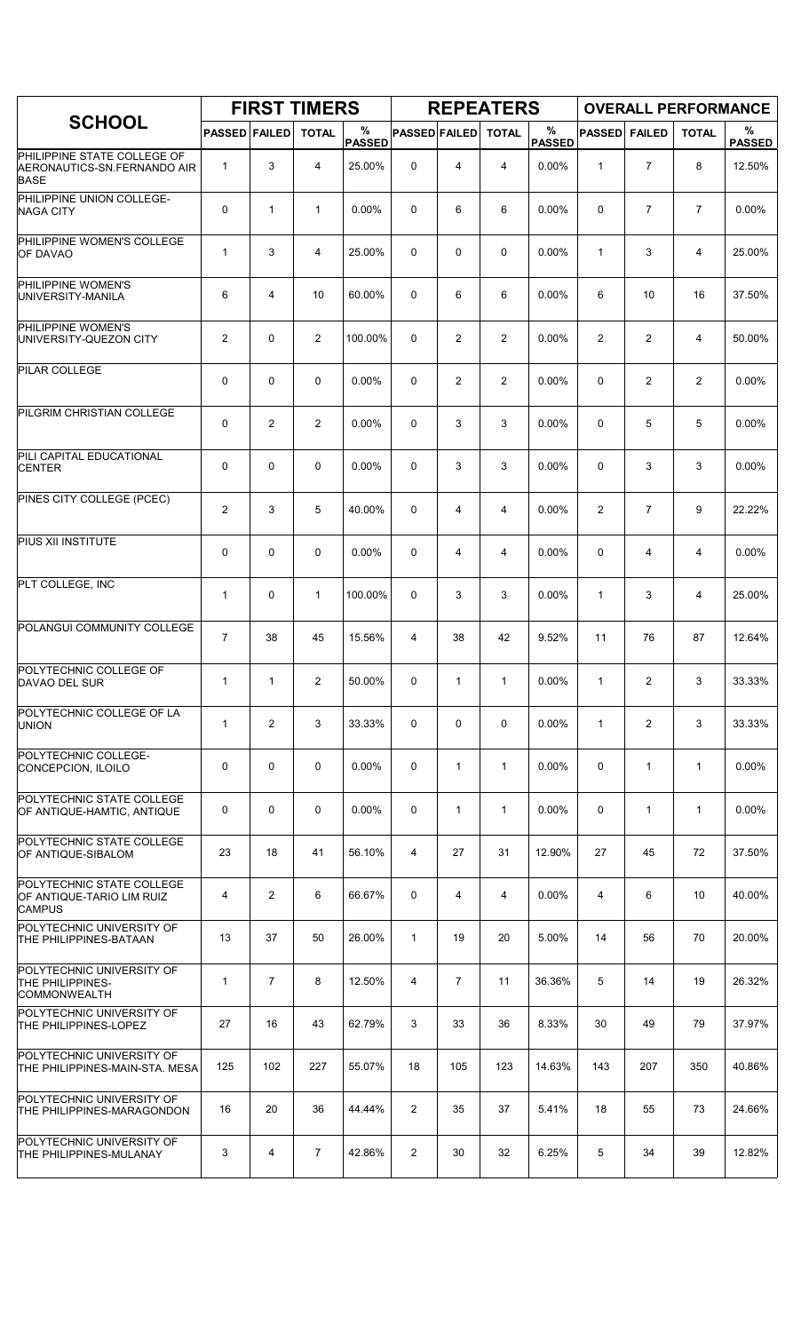| SCHOOL | FIRST TIMERS | | | | REPEATERS | | | | OVERALL PERFORMANCE | | | |
|---|---|---|---|---|---|---|---|---|---|---|---|---|
| | PASSED | FAILED | TOTAL | % PASSED | PASSED | FAILED | TOTAL | % PASSED | PASSED | FAILED | TOTAL | % PASSED |
| PHILIPPINE STATE COLLEGE OF AERONAUTICS-SN.FERNANDO AIR BASE | 1 | 3 | 4 | 25.00% | 0 | 4 | 4 | 0.00% | 1 | 7 | 8 | 12.50% |
| PHILIPPINE UNION COLLEGE-NAGA CITY | 0 | 1 | 1 | 0.00% | 0 | 6 | 6 | 0.00% | 0 | 7 | 7 | 0.00% |
| PHILIPPINE WOMEN'S COLLEGE OF DAVAO | 1 | 3 | 4 | 25.00% | 0 | 0 | 0 | 0.00% | 1 | 3 | 4 | 25.00% |
| PHILIPPINE WOMEN'S UNIVERSITY-MANILA | 6 | 4 | 10 | 60.00% | 0 | 6 | 6 | 0.00% | 6 | 10 | 16 | 37.50% |
| PHILIPPINE WOMEN'S UNIVERSITY-QUEZON CITY | 2 | 0 | 2 | 100.00% | 0 | 2 | 2 | 0.00% | 2 | 2 | 4 | 50.00% |
| PILAR COLLEGE | 0 | 0 | 0 | 0.00% | 0 | 2 | 2 | 0.00% | 0 | 2 | 2 | 0.00% |
| PILGRIM CHRISTIAN COLLEGE | 0 | 2 | 2 | 0.00% | 0 | 3 | 3 | 0.00% | 0 | 5 | 5 | 0.00% |
| PILI CAPITAL EDUCATIONAL CENTER | 0 | 0 | 0 | 0.00% | 0 | 3 | 3 | 0.00% | 0 | 3 | 3 | 0.00% |
| PINES CITY COLLEGE (PCEC) | 2 | 3 | 5 | 40.00% | 0 | 4 | 4 | 0.00% | 2 | 7 | 9 | 22.22% |
| PIUS XII INSTITUTE | 0 | 0 | 0 | 0.00% | 0 | 4 | 4 | 0.00% | 0 | 4 | 4 | 0.00% |
| PLT COLLEGE, INC | 1 | 0 | 1 | 100.00% | 0 | 3 | 3 | 0.00% | 1 | 3 | 4 | 25.00% |
| POLANGUI COMMUNITY COLLEGE | 7 | 38 | 45 | 15.56% | 4 | 38 | 42 | 9.52% | 11 | 76 | 87 | 12.64% |
| POLYTECHNIC COLLEGE OF DAVAO DEL SUR | 1 | 1 | 2 | 50.00% | 0 | 1 | 1 | 0.00% | 1 | 2 | 3 | 33.33% |
| POLYTECHNIC COLLEGE OF LA UNION | 1 | 2 | 3 | 33.33% | 0 | 0 | 0 | 0.00% | 1 | 2 | 3 | 33.33% |
| POLYTECHNIC COLLEGE-CONCEPCION, ILOILO | 0 | 0 | 0 | 0.00% | 0 | 1 | 1 | 0.00% | 0 | 1 | 1 | 0.00% |
| POLYTECHNIC STATE COLLEGE OF ANTIQUE-HAMTIC, ANTIQUE | 0 | 0 | 0 | 0.00% | 0 | 1 | 1 | 0.00% | 0 | 1 | 1 | 0.00% |
| POLYTECHNIC STATE COLLEGE OF ANTIQUE-SIBALOM | 23 | 18 | 41 | 56.10% | 4 | 27 | 31 | 12.90% | 27 | 45 | 72 | 37.50% |
| POLYTECHNIC STATE COLLEGE OF ANTIQUE-TARIO LIM RUIZ CAMPUS | 4 | 2 | 6 | 66.67% | 0 | 4 | 4 | 0.00% | 4 | 6 | 10 | 40.00% |
| POLYTECHNIC UNIVERSITY OF THE PHILIPPINES-BATAAN | 13 | 37 | 50 | 26.00% | 1 | 19 | 20 | 5.00% | 14 | 56 | 70 | 20.00% |
| POLYTECHNIC UNIVERSITY OF THE PHILIPPINES-COMMONWEALTH | 1 | 7 | 8 | 12.50% | 4 | 7 | 11 | 36.36% | 5 | 14 | 19 | 26.32% |
| POLYTECHNIC UNIVERSITY OF THE PHILIPPINES-LOPEZ | 27 | 16 | 43 | 62.79% | 3 | 33 | 36 | 8.33% | 30 | 49 | 79 | 37.97% |
| POLYTECHNIC UNIVERSITY OF THE PHILIPPINES-MAIN-STA. MESA | 125 | 102 | 227 | 55.07% | 18 | 105 | 123 | 14.63% | 143 | 207 | 350 | 40.86% |
| POLYTECHNIC UNIVERSITY OF THE PHILIPPINES-MARAGONDON | 16 | 20 | 36 | 44.44% | 2 | 35 | 37 | 5.41% | 18 | 55 | 73 | 24.66% |
| POLYTECHNIC UNIVERSITY OF THE PHILIPPINES-MULANAY | 3 | 4 | 7 | 42.86% | 2 | 30 | 32 | 6.25% | 5 | 34 | 39 | 12.82% |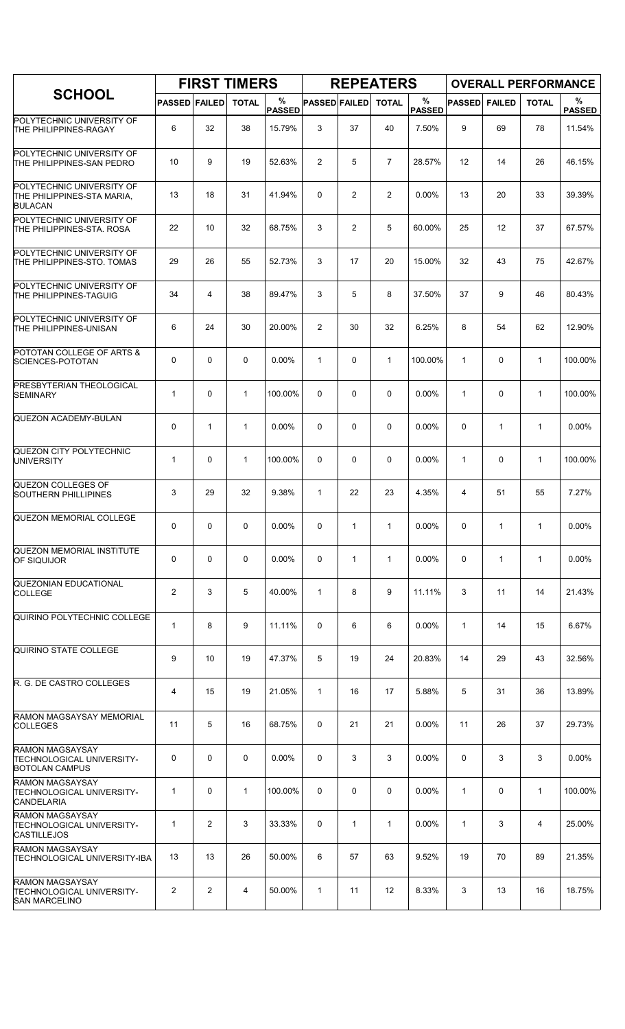| SCHOOL | FIRST TIMERS | | | | REPEATERS | | | | OVERALL PERFORMANCE | | | |
|---|---|---|---|---|---|---|---|---|---|---|---|---|
| | PASSED | FAILED | TOTAL | % PASSED | PASSED | FAILED | TOTAL | % PASSED | PASSED | FAILED | TOTAL | % PASSED |
| POLYTECHNIC UNIVERSITY OF THE PHILIPPINES-RAGAY | 6 | 32 | 38 | 15.79% | 3 | 37 | 40 | 7.50% | 9 | 69 | 78 | 11.54% |
| POLYTECHNIC UNIVERSITY OF THE PHILIPPINES-SAN PEDRO | 10 | 9 | 19 | 52.63% | 2 | 5 | 7 | 28.57% | 12 | 14 | 26 | 46.15% |
| POLYTECHNIC UNIVERSITY OF THE PHILIPPINES-STA MARIA, BULACAN | 13 | 18 | 31 | 41.94% | 0 | 2 | 2 | 0.00% | 13 | 20 | 33 | 39.39% |
| POLYTECHNIC UNIVERSITY OF THE PHILIPPINES-STA. ROSA | 22 | 10 | 32 | 68.75% | 3 | 2 | 5 | 60.00% | 25 | 12 | 37 | 67.57% |
| POLYTECHNIC UNIVERSITY OF THE PHILIPPINES-STO. TOMAS | 29 | 26 | 55 | 52.73% | 3 | 17 | 20 | 15.00% | 32 | 43 | 75 | 42.67% |
| POLYTECHNIC UNIVERSITY OF THE PHILIPPINES-TAGUIG | 34 | 4 | 38 | 89.47% | 3 | 5 | 8 | 37.50% | 37 | 9 | 46 | 80.43% |
| POLYTECHNIC UNIVERSITY OF THE PHILIPPINES-UNISAN | 6 | 24 | 30 | 20.00% | 2 | 30 | 32 | 6.25% | 8 | 54 | 62 | 12.90% |
| POTOTAN COLLEGE OF ARTS & SCIENCES-POTOTAN | 0 | 0 | 0 | 0.00% | 1 | 0 | 1 | 100.00% | 1 | 0 | 1 | 100.00% |
| PRESBYTERIAN THEOLOGICAL SEMINARY | 1 | 0 | 1 | 100.00% | 0 | 0 | 0 | 0.00% | 1 | 0 | 1 | 100.00% |
| QUEZON ACADEMY-BULAN | 0 | 1 | 1 | 0.00% | 0 | 0 | 0 | 0.00% | 0 | 1 | 1 | 0.00% |
| QUEZON CITY POLYTECHNIC UNIVERSITY | 1 | 0 | 1 | 100.00% | 0 | 0 | 0 | 0.00% | 1 | 0 | 1 | 100.00% |
| QUEZON COLLEGES OF SOUTHERN PHILLIPINES | 3 | 29 | 32 | 9.38% | 1 | 22 | 23 | 4.35% | 4 | 51 | 55 | 7.27% |
| QUEZON MEMORIAL COLLEGE | 0 | 0 | 0 | 0.00% | 0 | 1 | 1 | 0.00% | 0 | 1 | 1 | 0.00% |
| QUEZON MEMORIAL INSTITUTE OF SIQUIJOR | 0 | 0 | 0 | 0.00% | 0 | 1 | 1 | 0.00% | 0 | 1 | 1 | 0.00% |
| QUEZONIAN EDUCATIONAL COLLEGE | 2 | 3 | 5 | 40.00% | 1 | 8 | 9 | 11.11% | 3 | 11 | 14 | 21.43% |
| QUIRINO POLYTECHNIC COLLEGE | 1 | 8 | 9 | 11.11% | 0 | 6 | 6 | 0.00% | 1 | 14 | 15 | 6.67% |
| QUIRINO STATE COLLEGE | 9 | 10 | 19 | 47.37% | 5 | 19 | 24 | 20.83% | 14 | 29 | 43 | 32.56% |
| R. G. DE CASTRO COLLEGES | 4 | 15 | 19 | 21.05% | 1 | 16 | 17 | 5.88% | 5 | 31 | 36 | 13.89% |
| RAMON MAGSAYSAY MEMORIAL COLLEGES | 11 | 5 | 16 | 68.75% | 0 | 21 | 21 | 0.00% | 11 | 26 | 37 | 29.73% |
| RAMON MAGSAYSAY TECHNOLOGICAL UNIVERSITY-BOTOLAN CAMPUS | 0 | 0 | 0 | 0.00% | 0 | 3 | 3 | 0.00% | 0 | 3 | 3 | 0.00% |
| RAMON MAGSAYSAY TECHNOLOGICAL UNIVERSITY-CANDELARIA | 1 | 0 | 1 | 100.00% | 0 | 0 | 0 | 0.00% | 1 | 0 | 1 | 100.00% |
| RAMON MAGSAYSAY TECHNOLOGICAL UNIVERSITY-CASTILLEJOS | 1 | 2 | 3 | 33.33% | 0 | 1 | 1 | 0.00% | 1 | 3 | 4 | 25.00% |
| RAMON MAGSAYSAY TECHNOLOGICAL UNIVERSITY-IBA | 13 | 13 | 26 | 50.00% | 6 | 57 | 63 | 9.52% | 19 | 70 | 89 | 21.35% |
| RAMON MAGSAYSAY TECHNOLOGICAL UNIVERSITY-SAN MARCELINO | 2 | 2 | 4 | 50.00% | 1 | 11 | 12 | 8.33% | 3 | 13 | 16 | 18.75% |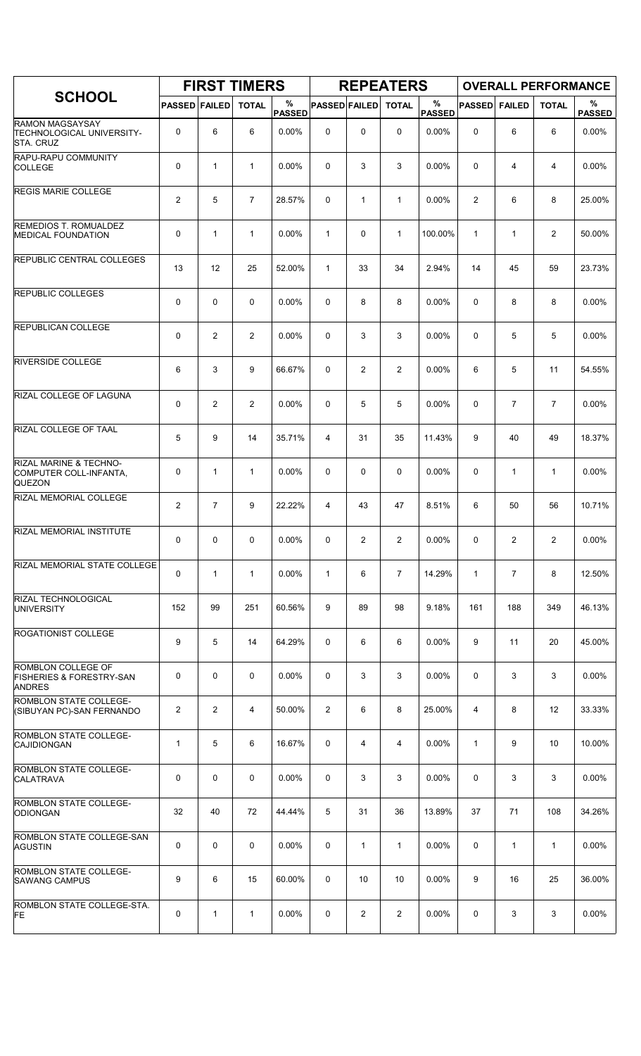| SCHOOL | FIRST TIMERS | | | | REPEATERS | | | | OVERALL PERFORMANCE | | | |
|---|---|---|---|---|---|---|---|---|---|---|---|---|
| | PASSED | FAILED | TOTAL | % PASSED | PASSED | FAILED | TOTAL | % PASSED | PASSED | FAILED | TOTAL | % PASSED |
| RAMON MAGSAYSAY TECHNOLOGICAL UNIVERSITY-STA. CRUZ | 0 | 6 | 6 | 0.00% | 0 | 0 | 0 | 0.00% | 0 | 6 | 6 | 0.00% |
| RAPU-RAPU COMMUNITY COLLEGE | 0 | 1 | 1 | 0.00% | 0 | 3 | 3 | 0.00% | 0 | 4 | 4 | 0.00% |
| REGIS MARIE COLLEGE | 2 | 5 | 7 | 28.57% | 0 | 1 | 1 | 0.00% | 2 | 6 | 8 | 25.00% |
| REMEDIOS T. ROMUALDEZ MEDICAL FOUNDATION | 0 | 1 | 1 | 0.00% | 1 | 0 | 1 | 100.00% | 1 | 1 | 2 | 50.00% |
| REPUBLIC CENTRAL COLLEGES | 13 | 12 | 25 | 52.00% | 1 | 33 | 34 | 2.94% | 14 | 45 | 59 | 23.73% |
| REPUBLIC COLLEGES | 0 | 0 | 0 | 0.00% | 0 | 8 | 8 | 0.00% | 0 | 8 | 8 | 0.00% |
| REPUBLICAN COLLEGE | 0 | 2 | 2 | 0.00% | 0 | 3 | 3 | 0.00% | 0 | 5 | 5 | 0.00% |
| RIVERSIDE COLLEGE | 6 | 3 | 9 | 66.67% | 0 | 2 | 2 | 0.00% | 6 | 5 | 11 | 54.55% |
| RIZAL COLLEGE OF LAGUNA | 0 | 2 | 2 | 0.00% | 0 | 5 | 5 | 0.00% | 0 | 7 | 7 | 0.00% |
| RIZAL COLLEGE OF TAAL | 5 | 9 | 14 | 35.71% | 4 | 31 | 35 | 11.43% | 9 | 40 | 49 | 18.37% |
| RIZAL MARINE & TECHNO-COMPUTER COLL-INFANTA, QUEZON | 0 | 1 | 1 | 0.00% | 0 | 0 | 0 | 0.00% | 0 | 1 | 1 | 0.00% |
| RIZAL MEMORIAL COLLEGE | 2 | 7 | 9 | 22.22% | 4 | 43 | 47 | 8.51% | 6 | 50 | 56 | 10.71% |
| RIZAL MEMORIAL INSTITUTE | 0 | 0 | 0 | 0.00% | 0 | 2 | 2 | 0.00% | 0 | 2 | 2 | 0.00% |
| RIZAL MEMORIAL STATE COLLEGE | 0 | 1 | 1 | 0.00% | 1 | 6 | 7 | 14.29% | 1 | 7 | 8 | 12.50% |
| RIZAL TECHNOLOGICAL UNIVERSITY | 152 | 99 | 251 | 60.56% | 9 | 89 | 98 | 9.18% | 161 | 188 | 349 | 46.13% |
| ROGATIONIST COLLEGE | 9 | 5 | 14 | 64.29% | 0 | 6 | 6 | 0.00% | 9 | 11 | 20 | 45.00% |
| ROMBLON COLLEGE OF FISHERIES & FORESTRY-SAN ANDRES | 0 | 0 | 0 | 0.00% | 0 | 3 | 3 | 0.00% | 0 | 3 | 3 | 0.00% |
| ROMBLON STATE COLLEGE-(SIBUYAN PC)-SAN FERNANDO | 2 | 2 | 4 | 50.00% | 2 | 6 | 8 | 25.00% | 4 | 8 | 12 | 33.33% |
| ROMBLON STATE COLLEGE-CAJIDIONGAN | 1 | 5 | 6 | 16.67% | 0 | 4 | 4 | 0.00% | 1 | 9 | 10 | 10.00% |
| ROMBLON STATE COLLEGE-CALATRAVA | 0 | 0 | 0 | 0.00% | 0 | 3 | 3 | 0.00% | 0 | 3 | 3 | 0.00% |
| ROMBLON STATE COLLEGE-ODIONGAN | 32 | 40 | 72 | 44.44% | 5 | 31 | 36 | 13.89% | 37 | 71 | 108 | 34.26% |
| ROMBLON STATE COLLEGE-SAN AGUSTIN | 0 | 0 | 0 | 0.00% | 0 | 1 | 1 | 0.00% | 0 | 1 | 1 | 0.00% |
| ROMBLON STATE COLLEGE-SAWANG CAMPUS | 9 | 6 | 15 | 60.00% | 0 | 10 | 10 | 0.00% | 9 | 16 | 25 | 36.00% |
| ROMBLON STATE COLLEGE-STA. FE | 0 | 1 | 1 | 0.00% | 0 | 2 | 2 | 0.00% | 0 | 3 | 3 | 0.00% |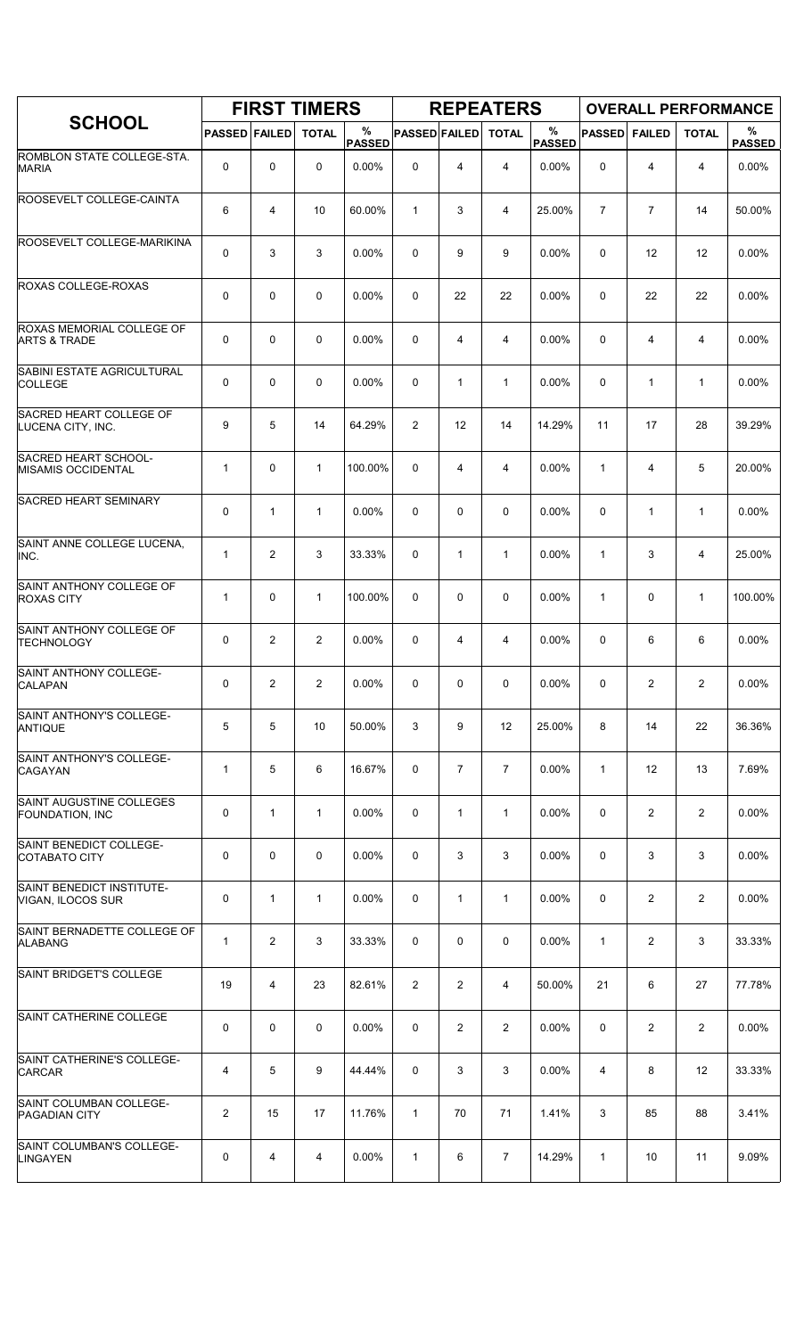| SCHOOL | FIRST TIMERS | | | | REPEATERS | | | | OVERALL PERFORMANCE | | | |
|---|---|---|---|---|---|---|---|---|---|---|---|---|
| | PASSED | FAILED | TOTAL | % PASSED | PASSED | FAILED | TOTAL | % PASSED | PASSED | FAILED | TOTAL | % PASSED |
| ROMBLON STATE COLLEGE-STA. MARIA | 0 | 0 | 0 | 0.00% | 0 | 4 | 4 | 0.00% | 0 | 4 | 4 | 0.00% |
| ROOSEVELT COLLEGE-CAINTA | 6 | 4 | 10 | 60.00% | 1 | 3 | 4 | 25.00% | 7 | 7 | 14 | 50.00% |
| ROOSEVELT COLLEGE-MARIKINA | 0 | 3 | 3 | 0.00% | 0 | 9 | 9 | 0.00% | 0 | 12 | 12 | 0.00% |
| ROXAS COLLEGE-ROXAS | 0 | 0 | 0 | 0.00% | 0 | 22 | 22 | 0.00% | 0 | 22 | 22 | 0.00% |
| ROXAS MEMORIAL COLLEGE OF ARTS & TRADE | 0 | 0 | 0 | 0.00% | 0 | 4 | 4 | 0.00% | 0 | 4 | 4 | 0.00% |
| SABINI ESTATE AGRICULTURAL COLLEGE | 0 | 0 | 0 | 0.00% | 0 | 1 | 1 | 0.00% | 0 | 1 | 1 | 0.00% |
| SACRED HEART COLLEGE OF LUCENA CITY, INC. | 9 | 5 | 14 | 64.29% | 2 | 12 | 14 | 14.29% | 11 | 17 | 28 | 39.29% |
| SACRED HEART SCHOOL-MISAMIS OCCIDENTAL | 1 | 0 | 1 | 100.00% | 0 | 4 | 4 | 0.00% | 1 | 4 | 5 | 20.00% |
| SACRED HEART SEMINARY | 0 | 1 | 1 | 0.00% | 0 | 0 | 0 | 0.00% | 0 | 1 | 1 | 0.00% |
| SAINT ANNE COLLEGE LUCENA, INC. | 1 | 2 | 3 | 33.33% | 0 | 1 | 1 | 0.00% | 1 | 3 | 4 | 25.00% |
| SAINT ANTHONY COLLEGE OF ROXAS CITY | 1 | 0 | 1 | 100.00% | 0 | 0 | 0 | 0.00% | 1 | 0 | 1 | 100.00% |
| SAINT ANTHONY COLLEGE OF TECHNOLOGY | 0 | 2 | 2 | 0.00% | 0 | 4 | 4 | 0.00% | 0 | 6 | 6 | 0.00% |
| SAINT ANTHONY COLLEGE-CALAPAN | 0 | 2 | 2 | 0.00% | 0 | 0 | 0 | 0.00% | 0 | 2 | 2 | 0.00% |
| SAINT ANTHONY'S COLLEGE-ANTIQUE | 5 | 5 | 10 | 50.00% | 3 | 9 | 12 | 25.00% | 8 | 14 | 22 | 36.36% |
| SAINT ANTHONY'S COLLEGE-CAGAYAN | 1 | 5 | 6 | 16.67% | 0 | 7 | 7 | 0.00% | 1 | 12 | 13 | 7.69% |
| SAINT AUGUSTINE COLLEGES FOUNDATION, INC | 0 | 1 | 1 | 0.00% | 0 | 1 | 1 | 0.00% | 0 | 2 | 2 | 0.00% |
| SAINT BENEDICT COLLEGE-COTABATO CITY | 0 | 0 | 0 | 0.00% | 0 | 3 | 3 | 0.00% | 0 | 3 | 3 | 0.00% |
| SAINT BENEDICT INSTITUTE-VIGAN, ILOCOS SUR | 0 | 1 | 1 | 0.00% | 0 | 1 | 1 | 0.00% | 0 | 2 | 2 | 0.00% |
| SAINT BERNADETTE COLLEGE OF ALABANG | 1 | 2 | 3 | 33.33% | 0 | 0 | 0 | 0.00% | 1 | 2 | 3 | 33.33% |
| SAINT BRIDGET'S COLLEGE | 19 | 4 | 23 | 82.61% | 2 | 2 | 4 | 50.00% | 21 | 6 | 27 | 77.78% |
| SAINT CATHERINE COLLEGE | 0 | 0 | 0 | 0.00% | 0 | 2 | 2 | 0.00% | 0 | 2 | 2 | 0.00% |
| SAINT CATHERINE'S COLLEGE-CARCAR | 4 | 5 | 9 | 44.44% | 0 | 3 | 3 | 0.00% | 4 | 8 | 12 | 33.33% |
| SAINT COLUMBAN COLLEGE-PAGADIAN CITY | 2 | 15 | 17 | 11.76% | 1 | 70 | 71 | 1.41% | 3 | 85 | 88 | 3.41% |
| SAINT COLUMBAN'S COLLEGE-LINGAYEN | 0 | 4 | 4 | 0.00% | 1 | 6 | 7 | 14.29% | 1 | 10 | 11 | 9.09% |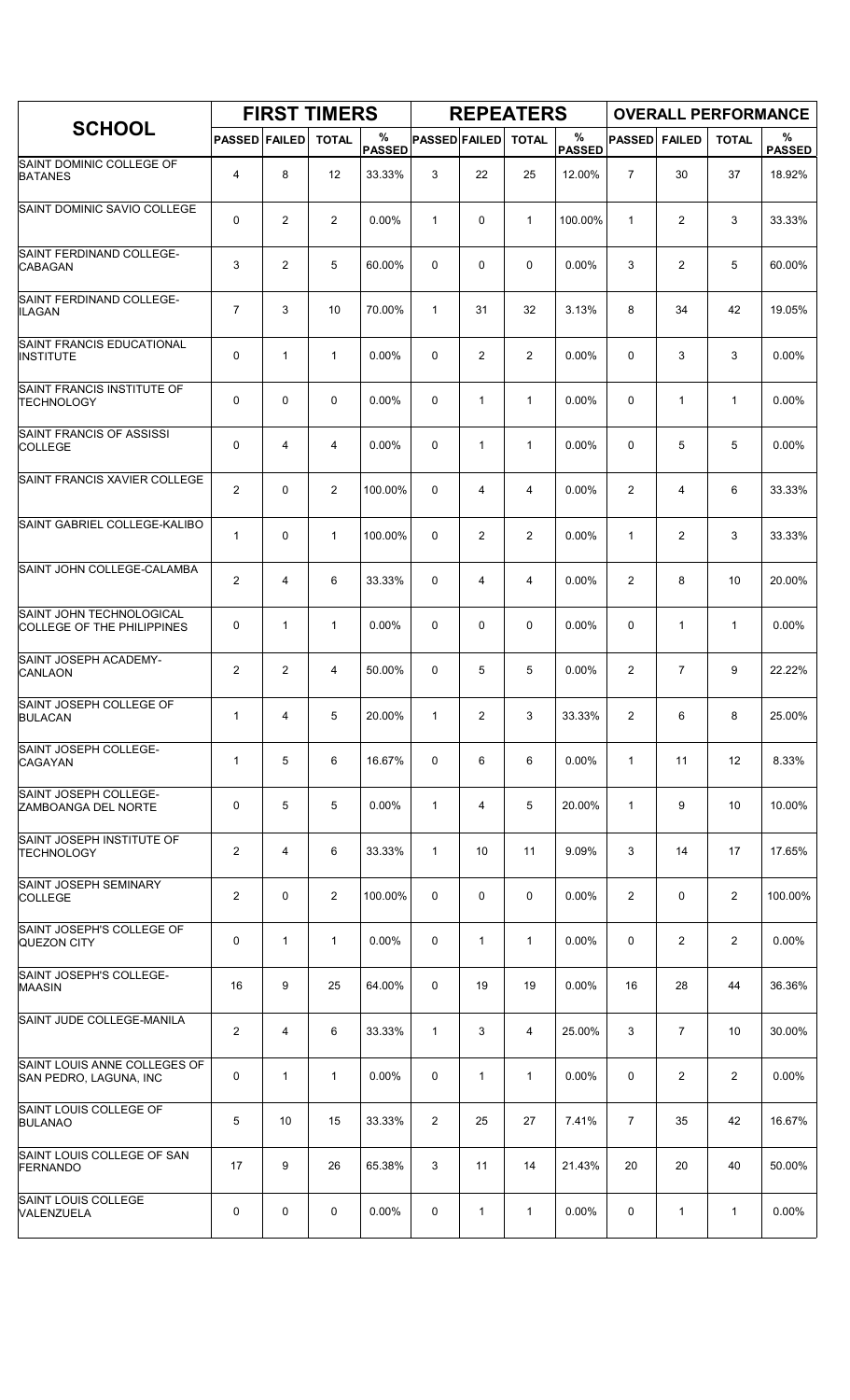| SCHOOL | FIRST TIMERS | | | | REPEATERS | | | | OVERALL PERFORMANCE | | | |
|---|---|---|---|---|---|---|---|---|---|---|---|---|
| | PASSED | FAILED | TOTAL | % PASSED | PASSED | FAILED | TOTAL | % PASSED | PASSED | FAILED | TOTAL | % PASSED |
| SAINT DOMINIC COLLEGE OF BATANES | 4 | 8 | 12 | 33.33% | 3 | 22 | 25 | 12.00% | 7 | 30 | 37 | 18.92% |
| SAINT DOMINIC SAVIO COLLEGE | 0 | 2 | 2 | 0.00% | 1 | 0 | 1 | 100.00% | 1 | 2 | 3 | 33.33% |
| SAINT FERDINAND COLLEGE-CABAGAN | 3 | 2 | 5 | 60.00% | 0 | 0 | 0 | 0.00% | 3 | 2 | 5 | 60.00% |
| SAINT FERDINAND COLLEGE-ILAGAN | 7 | 3 | 10 | 70.00% | 1 | 31 | 32 | 3.13% | 8 | 34 | 42 | 19.05% |
| SAINT FRANCIS EDUCATIONAL INSTITUTE | 0 | 1 | 1 | 0.00% | 0 | 2 | 2 | 0.00% | 0 | 3 | 3 | 0.00% |
| SAINT FRANCIS INSTITUTE OF TECHNOLOGY | 0 | 0 | 0 | 0.00% | 0 | 1 | 1 | 0.00% | 0 | 1 | 1 | 0.00% |
| SAINT FRANCIS OF ASSISSI COLLEGE | 0 | 4 | 4 | 0.00% | 0 | 1 | 1 | 0.00% | 0 | 5 | 5 | 0.00% |
| SAINT FRANCIS XAVIER COLLEGE | 2 | 0 | 2 | 100.00% | 0 | 4 | 4 | 0.00% | 2 | 4 | 6 | 33.33% |
| SAINT GABRIEL COLLEGE-KALIBO | 1 | 0 | 1 | 100.00% | 0 | 2 | 2 | 0.00% | 1 | 2 | 3 | 33.33% |
| SAINT JOHN COLLEGE-CALAMBA | 2 | 4 | 6 | 33.33% | 0 | 4 | 4 | 0.00% | 2 | 8 | 10 | 20.00% |
| SAINT JOHN TECHNOLOGICAL COLLEGE OF THE PHILIPPINES | 0 | 1 | 1 | 0.00% | 0 | 0 | 0 | 0.00% | 0 | 1 | 1 | 0.00% |
| SAINT JOSEPH ACADEMY-CANLAON | 2 | 2 | 4 | 50.00% | 0 | 5 | 5 | 0.00% | 2 | 7 | 9 | 22.22% |
| SAINT JOSEPH COLLEGE OF BULACAN | 1 | 4 | 5 | 20.00% | 1 | 2 | 3 | 33.33% | 2 | 6 | 8 | 25.00% |
| SAINT JOSEPH COLLEGE-CAGAYAN | 1 | 5 | 6 | 16.67% | 0 | 6 | 6 | 0.00% | 1 | 11 | 12 | 8.33% |
| SAINT JOSEPH COLLEGE-ZAMBOANGA DEL NORTE | 0 | 5 | 5 | 0.00% | 1 | 4 | 5 | 20.00% | 1 | 9 | 10 | 10.00% |
| SAINT JOSEPH INSTITUTE OF TECHNOLOGY | 2 | 4 | 6 | 33.33% | 1 | 10 | 11 | 9.09% | 3 | 14 | 17 | 17.65% |
| SAINT JOSEPH SEMINARY COLLEGE | 2 | 0 | 2 | 100.00% | 0 | 0 | 0 | 0.00% | 2 | 0 | 2 | 100.00% |
| SAINT JOSEPH'S COLLEGE OF QUEZON CITY | 0 | 1 | 1 | 0.00% | 0 | 1 | 1 | 0.00% | 0 | 2 | 2 | 0.00% |
| SAINT JOSEPH'S COLLEGE-MAASIN | 16 | 9 | 25 | 64.00% | 0 | 19 | 19 | 0.00% | 16 | 28 | 44 | 36.36% |
| SAINT JUDE COLLEGE-MANILA | 2 | 4 | 6 | 33.33% | 1 | 3 | 4 | 25.00% | 3 | 7 | 10 | 30.00% |
| SAINT LOUIS ANNE COLLEGES OF SAN PEDRO, LAGUNA, INC | 0 | 1 | 1 | 0.00% | 0 | 1 | 1 | 0.00% | 0 | 2 | 2 | 0.00% |
| SAINT LOUIS COLLEGE OF BULANAO | 5 | 10 | 15 | 33.33% | 2 | 25 | 27 | 7.41% | 7 | 35 | 42 | 16.67% |
| SAINT LOUIS COLLEGE OF SAN FERNANDO | 17 | 9 | 26 | 65.38% | 3 | 11 | 14 | 21.43% | 20 | 20 | 40 | 50.00% |
| SAINT LOUIS COLLEGE VALENZUELA | 0 | 0 | 0 | 0.00% | 0 | 1 | 1 | 0.00% | 0 | 1 | 1 | 0.00% |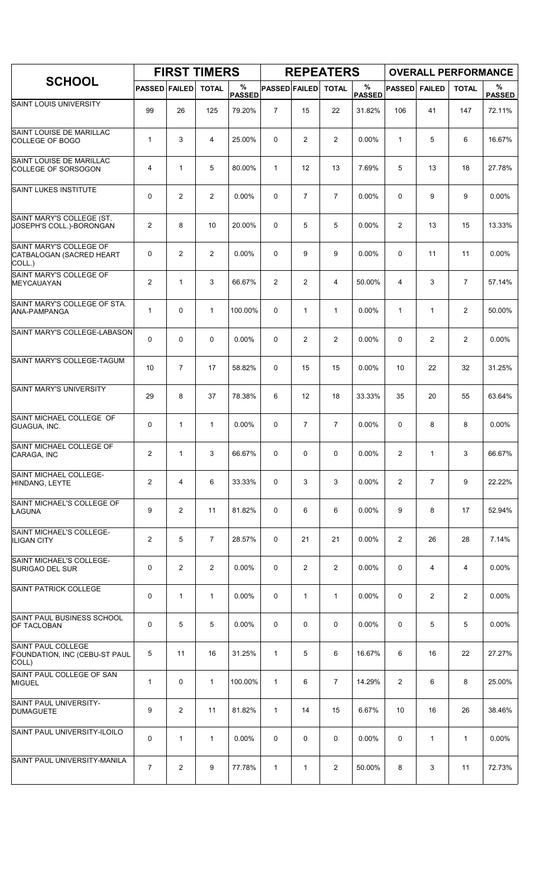| SCHOOL | FIRST TIMERS | | | | REPEATERS | | | | OVERALL PERFORMANCE | | | |
|---|---|---|---|---|---|---|---|---|---|---|---|---|
| | PASSED | FAILED | TOTAL | % PASSED | PASSED | FAILED | TOTAL | % PASSED | PASSED | FAILED | TOTAL | % PASSED |
| SAINT LOUIS UNIVERSITY | 99 | 26 | 125 | 79.20% | 7 | 15 | 22 | 31.82% | 106 | 41 | 147 | 72.11% |
| SAINT LOUISE DE MARILLAC COLLEGE OF BOGO | 1 | 3 | 4 | 25.00% | 0 | 2 | 2 | 0.00% | 1 | 5 | 6 | 16.67% |
| SAINT LOUISE DE MARILLAC COLLEGE OF SORSOGON | 4 | 1 | 5 | 80.00% | 1 | 12 | 13 | 7.69% | 5 | 13 | 18 | 27.78% |
| SAINT LUKES INSTITUTE | 0 | 2 | 2 | 0.00% | 0 | 7 | 7 | 0.00% | 0 | 9 | 9 | 0.00% |
| SAINT MARY'S COLLEGE (ST. JOSEPH'S COLL.)-BORONGAN | 2 | 8 | 10 | 20.00% | 0 | 5 | 5 | 0.00% | 2 | 13 | 15 | 13.33% |
| SAINT MARY'S COLLEGE OF CATBALOGAN (SACRED HEART COLL.) | 0 | 2 | 2 | 0.00% | 0 | 9 | 9 | 0.00% | 0 | 11 | 11 | 0.00% |
| SAINT MARY'S COLLEGE OF MEYCAUAYAN | 2 | 1 | 3 | 66.67% | 2 | 2 | 4 | 50.00% | 4 | 3 | 7 | 57.14% |
| SAINT MARY'S COLLEGE OF STA. ANA-PAMPANGA | 1 | 0 | 1 | 100.00% | 0 | 1 | 1 | 0.00% | 1 | 1 | 2 | 50.00% |
| SAINT MARY'S COLLEGE-LABASON | 0 | 0 | 0 | 0.00% | 0 | 2 | 2 | 0.00% | 0 | 2 | 2 | 0.00% |
| SAINT MARY'S COLLEGE-TAGUM | 10 | 7 | 17 | 58.82% | 0 | 15 | 15 | 0.00% | 10 | 22 | 32 | 31.25% |
| SAINT MARY'S UNIVERSITY | 29 | 8 | 37 | 78.38% | 6 | 12 | 18 | 33.33% | 35 | 20 | 55 | 63.64% |
| SAINT MICHAEL COLLEGE OF GUAGUA, INC. | 0 | 1 | 1 | 0.00% | 0 | 7 | 7 | 0.00% | 0 | 8 | 8 | 0.00% |
| SAINT MICHAEL COLLEGE OF CARAGA, INC | 2 | 1 | 3 | 66.67% | 0 | 0 | 0 | 0.00% | 2 | 1 | 3 | 66.67% |
| SAINT MICHAEL COLLEGE-HINDANG, LEYTE | 2 | 4 | 6 | 33.33% | 0 | 3 | 3 | 0.00% | 2 | 7 | 9 | 22.22% |
| SAINT MICHAEL'S COLLEGE OF LAGUNA | 9 | 2 | 11 | 81.82% | 0 | 6 | 6 | 0.00% | 9 | 8 | 17 | 52.94% |
| SAINT MICHAEL'S COLLEGE-ILIGAN CITY | 2 | 5 | 7 | 28.57% | 0 | 21 | 21 | 0.00% | 2 | 26 | 28 | 7.14% |
| SAINT MICHAEL'S COLLEGE-SURIGAO DEL SUR | 0 | 2 | 2 | 0.00% | 0 | 2 | 2 | 0.00% | 0 | 4 | 4 | 0.00% |
| SAINT PATRICK COLLEGE | 0 | 1 | 1 | 0.00% | 0 | 1 | 1 | 0.00% | 0 | 2 | 2 | 0.00% |
| SAINT PAUL BUSINESS SCHOOL OF TACLOBAN | 0 | 5 | 5 | 0.00% | 0 | 0 | 0 | 0.00% | 0 | 5 | 5 | 0.00% |
| SAINT PAUL COLLEGE FOUNDATION, INC (CEBU-ST PAUL COLL) | 5 | 11 | 16 | 31.25% | 1 | 5 | 6 | 16.67% | 6 | 16 | 22 | 27.27% |
| SAINT PAUL COLLEGE OF SAN MIGUEL | 1 | 0 | 1 | 100.00% | 1 | 6 | 7 | 14.29% | 2 | 6 | 8 | 25.00% |
| SAINT PAUL UNIVERSITY-DUMAGUETE | 9 | 2 | 11 | 81.82% | 1 | 14 | 15 | 6.67% | 10 | 16 | 26 | 38.46% |
| SAINT PAUL UNIVERSITY-ILOILO | 0 | 1 | 1 | 0.00% | 0 | 0 | 0 | 0.00% | 0 | 1 | 1 | 0.00% |
| SAINT PAUL UNIVERSITY-MANILA | 7 | 2 | 9 | 77.78% | 1 | 1 | 2 | 50.00% | 8 | 3 | 11 | 72.73% |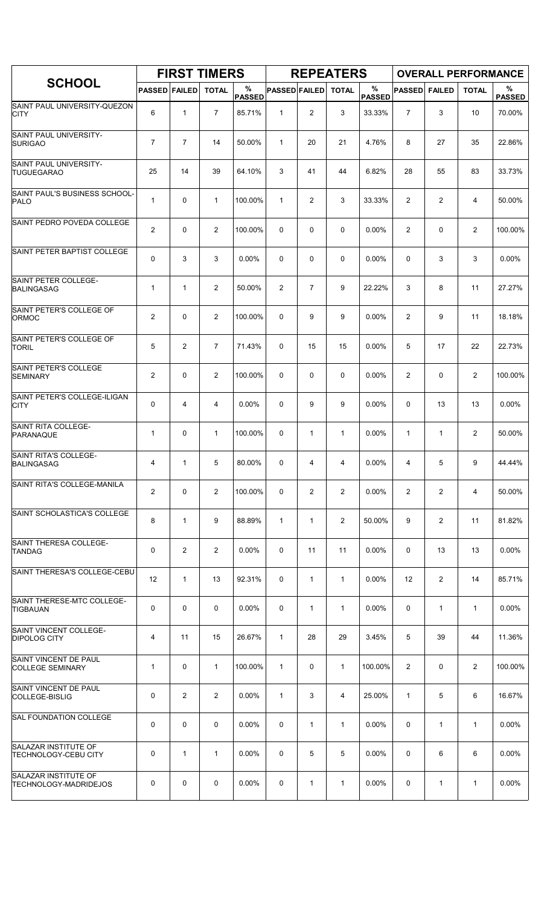| SCHOOL | FIRST TIMERS | | | | REPEATERS | | | | OVERALL PERFORMANCE | | | |
|---|---|---|---|---|---|---|---|---|---|---|---|---|
| | PASSED | FAILED | TOTAL | % PASSED | PASSED | FAILED | TOTAL | % PASSED | PASSED | FAILED | TOTAL | % PASSED |
| SAINT PAUL UNIVERSITY-QUEZON CITY | 6 | 1 | 7 | 85.71% | 1 | 2 | 3 | 33.33% | 7 | 3 | 10 | 70.00% |
| SAINT PAUL UNIVERSITY-SURIGAO | 7 | 7 | 14 | 50.00% | 1 | 20 | 21 | 4.76% | 8 | 27 | 35 | 22.86% |
| SAINT PAUL UNIVERSITY-TUGUEGARAO | 25 | 14 | 39 | 64.10% | 3 | 41 | 44 | 6.82% | 28 | 55 | 83 | 33.73% |
| SAINT PAUL'S BUSINESS SCHOOL-PALO | 1 | 0 | 1 | 100.00% | 1 | 2 | 3 | 33.33% | 2 | 2 | 4 | 50.00% |
| SAINT PEDRO POVEDA COLLEGE | 2 | 0 | 2 | 100.00% | 0 | 0 | 0 | 0.00% | 2 | 0 | 2 | 100.00% |
| SAINT PETER BAPTIST COLLEGE | 0 | 3 | 3 | 0.00% | 0 | 0 | 0 | 0.00% | 0 | 3 | 3 | 0.00% |
| SAINT PETER COLLEGE-BALINGASAG | 1 | 1 | 2 | 50.00% | 2 | 7 | 9 | 22.22% | 3 | 8 | 11 | 27.27% |
| SAINT PETER'S COLLEGE OF ORMOC | 2 | 0 | 2 | 100.00% | 0 | 9 | 9 | 0.00% | 2 | 9 | 11 | 18.18% |
| SAINT PETER'S COLLEGE OF TORIL | 5 | 2 | 7 | 71.43% | 0 | 15 | 15 | 0.00% | 5 | 17 | 22 | 22.73% |
| SAINT PETER'S COLLEGE SEMINARY | 2 | 0 | 2 | 100.00% | 0 | 0 | 0 | 0.00% | 2 | 0 | 2 | 100.00% |
| SAINT PETER'S COLLEGE-ILIGAN CITY | 0 | 4 | 4 | 0.00% | 0 | 9 | 9 | 0.00% | 0 | 13 | 13 | 0.00% |
| SAINT RITA COLLEGE-PARANAQUE | 1 | 0 | 1 | 100.00% | 0 | 1 | 1 | 0.00% | 1 | 1 | 2 | 50.00% |
| SAINT RITA'S COLLEGE-BALINGASAG | 4 | 1 | 5 | 80.00% | 0 | 4 | 4 | 0.00% | 4 | 5 | 9 | 44.44% |
| SAINT RITA'S COLLEGE-MANILA | 2 | 0 | 2 | 100.00% | 0 | 2 | 2 | 0.00% | 2 | 2 | 4 | 50.00% |
| SAINT SCHOLASTICA'S COLLEGE | 8 | 1 | 9 | 88.89% | 1 | 1 | 2 | 50.00% | 9 | 2 | 11 | 81.82% |
| SAINT THERESA COLLEGE-TANDAG | 0 | 2 | 2 | 0.00% | 0 | 11 | 11 | 0.00% | 0 | 13 | 13 | 0.00% |
| SAINT THERESA'S COLLEGE-CEBU | 12 | 1 | 13 | 92.31% | 0 | 1 | 1 | 0.00% | 12 | 2 | 14 | 85.71% |
| SAINT THERESE-MTC COLLEGE-TIGBAUAN | 0 | 0 | 0 | 0.00% | 0 | 1 | 1 | 0.00% | 0 | 1 | 1 | 0.00% |
| SAINT VINCENT COLLEGE-DIPOLOG CITY | 4 | 11 | 15 | 26.67% | 1 | 28 | 29 | 3.45% | 5 | 39 | 44 | 11.36% |
| SAINT VINCENT DE PAUL COLLEGE SEMINARY | 1 | 0 | 1 | 100.00% | 1 | 0 | 1 | 100.00% | 2 | 0 | 2 | 100.00% |
| SAINT VINCENT DE PAUL COLLEGE-BISLIG | 0 | 2 | 2 | 0.00% | 1 | 3 | 4 | 25.00% | 1 | 5 | 6 | 16.67% |
| SAL FOUNDATION COLLEGE | 0 | 0 | 0 | 0.00% | 0 | 1 | 1 | 0.00% | 0 | 1 | 1 | 0.00% |
| SALAZAR INSTITUTE OF TECHNOLOGY-CEBU CITY | 0 | 1 | 1 | 0.00% | 0 | 5 | 5 | 0.00% | 0 | 6 | 6 | 0.00% |
| SALAZAR INSTITUTE OF TECHNOLOGY-MADRIDEJOS | 0 | 0 | 0 | 0.00% | 0 | 1 | 1 | 0.00% | 0 | 1 | 1 | 0.00% |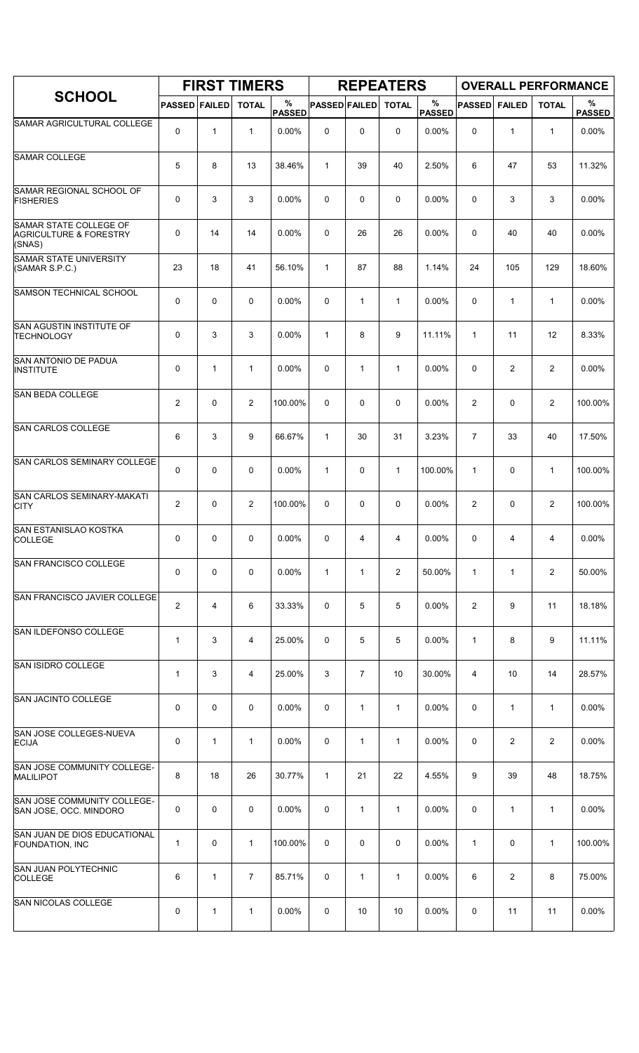| SCHOOL | FIRST TIMERS | | | | REPEATERS | | | | OVERALL PERFORMANCE | | | |
|---|---|---|---|---|---|---|---|---|---|---|---|---|
| | PASSED | FAILED | TOTAL | % PASSED | PASSED | FAILED | TOTAL | % PASSED | PASSED | FAILED | TOTAL | % PASSED |
| SAMAR AGRICULTURAL COLLEGE | 0 | 1 | 1 | 0.00% | 0 | 0 | 0 | 0.00% | 0 | 1 | 1 | 0.00% |
| SAMAR COLLEGE | 5 | 8 | 13 | 38.46% | 1 | 39 | 40 | 2.50% | 6 | 47 | 53 | 11.32% |
| SAMAR REGIONAL SCHOOL OF FISHERIES | 0 | 3 | 3 | 0.00% | 0 | 0 | 0 | 0.00% | 0 | 3 | 3 | 0.00% |
| SAMAR STATE COLLEGE OF AGRICULTURE & FORESTRY (SNAS) | 0 | 14 | 14 | 0.00% | 0 | 26 | 26 | 0.00% | 0 | 40 | 40 | 0.00% |
| SAMAR STATE UNIVERSITY (SAMAR S.P.C.) | 23 | 18 | 41 | 56.10% | 1 | 87 | 88 | 1.14% | 24 | 105 | 129 | 18.60% |
| SAMSON TECHNICAL SCHOOL | 0 | 0 | 0 | 0.00% | 0 | 1 | 1 | 0.00% | 0 | 1 | 1 | 0.00% |
| SAN AGUSTIN INSTITUTE OF TECHNOLOGY | 0 | 3 | 3 | 0.00% | 1 | 8 | 9 | 11.11% | 1 | 11 | 12 | 8.33% |
| SAN ANTONIO DE PADUA INSTITUTE | 0 | 1 | 1 | 0.00% | 0 | 1 | 1 | 0.00% | 0 | 2 | 2 | 0.00% |
| SAN BEDA COLLEGE | 2 | 0 | 2 | 100.00% | 0 | 0 | 0 | 0.00% | 2 | 0 | 2 | 100.00% |
| SAN CARLOS COLLEGE | 6 | 3 | 9 | 66.67% | 1 | 30 | 31 | 3.23% | 7 | 33 | 40 | 17.50% |
| SAN CARLOS SEMINARY COLLEGE | 0 | 0 | 0 | 0.00% | 1 | 0 | 1 | 100.00% | 1 | 0 | 1 | 100.00% |
| SAN CARLOS SEMINARY-MAKATI CITY | 2 | 0 | 2 | 100.00% | 0 | 0 | 0 | 0.00% | 2 | 0 | 2 | 100.00% |
| SAN ESTANISLAO KOSTKA COLLEGE | 0 | 0 | 0 | 0.00% | 0 | 4 | 4 | 0.00% | 0 | 4 | 4 | 0.00% |
| SAN FRANCISCO COLLEGE | 0 | 0 | 0 | 0.00% | 1 | 1 | 2 | 50.00% | 1 | 1 | 2 | 50.00% |
| SAN FRANCISCO JAVIER COLLEGE | 2 | 4 | 6 | 33.33% | 0 | 5 | 5 | 0.00% | 2 | 9 | 11 | 18.18% |
| SAN ILDEFONSO COLLEGE | 1 | 3 | 4 | 25.00% | 0 | 5 | 5 | 0.00% | 1 | 8 | 9 | 11.11% |
| SAN ISIDRO COLLEGE | 1 | 3 | 4 | 25.00% | 3 | 7 | 10 | 30.00% | 4 | 10 | 14 | 28.57% |
| SAN JACINTO COLLEGE | 0 | 0 | 0 | 0.00% | 0 | 1 | 1 | 0.00% | 0 | 1 | 1 | 0.00% |
| SAN JOSE COLLEGES-NUEVA ECIJA | 0 | 1 | 1 | 0.00% | 0 | 1 | 1 | 0.00% | 0 | 2 | 2 | 0.00% |
| SAN JOSE COMMUNITY COLLEGE-MALILIPOT | 8 | 18 | 26 | 30.77% | 1 | 21 | 22 | 4.55% | 9 | 39 | 48 | 18.75% |
| SAN JOSE COMMUNITY COLLEGE-SAN JOSE, OCC. MINDORO | 0 | 0 | 0 | 0.00% | 0 | 1 | 1 | 0.00% | 0 | 1 | 1 | 0.00% |
| SAN JUAN DE DIOS EDUCATIONAL FOUNDATION, INC | 1 | 0 | 1 | 100.00% | 0 | 0 | 0 | 0.00% | 1 | 0 | 1 | 100.00% |
| SAN JUAN POLYTECHNIC COLLEGE | 6 | 1 | 7 | 85.71% | 0 | 1 | 1 | 0.00% | 6 | 2 | 8 | 75.00% |
| SAN NICOLAS COLLEGE | 0 | 1 | 1 | 0.00% | 0 | 10 | 10 | 0.00% | 0 | 11 | 11 | 0.00% |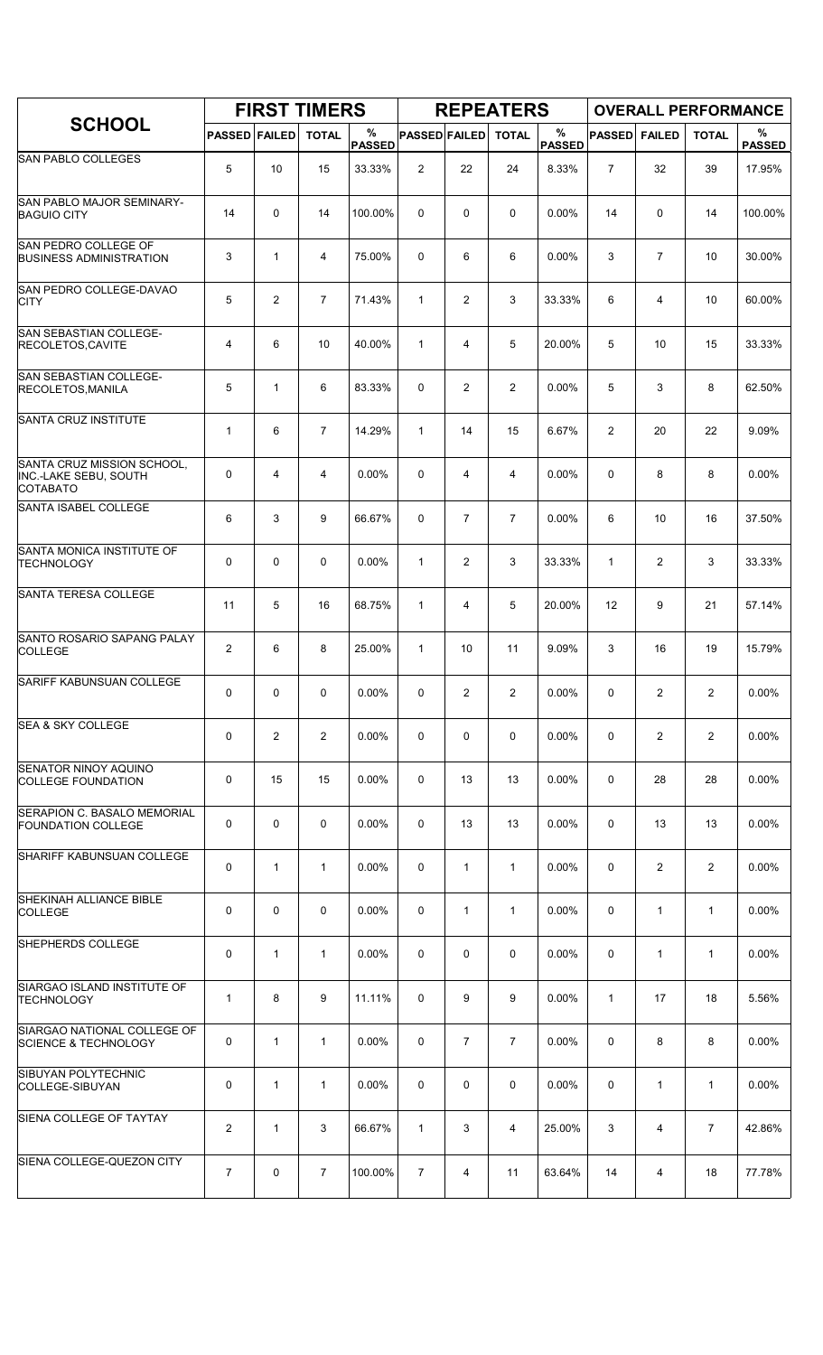| SCHOOL | FIRST TIMERS | | | | REPEATERS | | | | OVERALL PERFORMANCE | | | |
|---|---|---|---|---|---|---|---|---|---|---|---|---|
| | PASSED | FAILED | TOTAL | % PASSED | PASSED | FAILED | TOTAL | % PASSED | PASSED | FAILED | TOTAL | % PASSED |
| SAN PABLO COLLEGES | 5 | 10 | 15 | 33.33% | 2 | 22 | 24 | 8.33% | 7 | 32 | 39 | 17.95% |
| SAN PABLO MAJOR SEMINARY-BAGUIO CITY | 14 | 0 | 14 | 100.00% | 0 | 0 | 0 | 0.00% | 14 | 0 | 14 | 100.00% |
| SAN PEDRO COLLEGE OF BUSINESS ADMINISTRATION | 3 | 1 | 4 | 75.00% | 0 | 6 | 6 | 0.00% | 3 | 7 | 10 | 30.00% |
| SAN PEDRO COLLEGE-DAVAO CITY | 5 | 2 | 7 | 71.43% | 1 | 2 | 3 | 33.33% | 6 | 4 | 10 | 60.00% |
| SAN SEBASTIAN COLLEGE-RECOLETOS,CAVITE | 4 | 6 | 10 | 40.00% | 1 | 4 | 5 | 20.00% | 5 | 10 | 15 | 33.33% |
| SAN SEBASTIAN COLLEGE-RECOLETOS,MANILA | 5 | 1 | 6 | 83.33% | 0 | 2 | 2 | 0.00% | 5 | 3 | 8 | 62.50% |
| SANTA CRUZ INSTITUTE | 1 | 6 | 7 | 14.29% | 1 | 14 | 15 | 6.67% | 2 | 20 | 22 | 9.09% |
| SANTA CRUZ MISSION SCHOOL, INC.-LAKE SEBU, SOUTH COTABATO | 0 | 4 | 4 | 0.00% | 0 | 4 | 4 | 0.00% | 0 | 8 | 8 | 0.00% |
| SANTA ISABEL COLLEGE | 6 | 3 | 9 | 66.67% | 0 | 7 | 7 | 0.00% | 6 | 10 | 16 | 37.50% |
| SANTA MONICA INSTITUTE OF TECHNOLOGY | 0 | 0 | 0 | 0.00% | 1 | 2 | 3 | 33.33% | 1 | 2 | 3 | 33.33% |
| SANTA TERESA COLLEGE | 11 | 5 | 16 | 68.75% | 1 | 4 | 5 | 20.00% | 12 | 9 | 21 | 57.14% |
| SANTO ROSARIO SAPANG PALAY COLLEGE | 2 | 6 | 8 | 25.00% | 1 | 10 | 11 | 9.09% | 3 | 16 | 19 | 15.79% |
| SARIFF KABUNSUAN COLLEGE | 0 | 0 | 0 | 0.00% | 0 | 2 | 2 | 0.00% | 0 | 2 | 2 | 0.00% |
| SEA & SKY COLLEGE | 0 | 2 | 2 | 0.00% | 0 | 0 | 0 | 0.00% | 0 | 2 | 2 | 0.00% |
| SENATOR NINOY AQUINO COLLEGE FOUNDATION | 0 | 15 | 15 | 0.00% | 0 | 13 | 13 | 0.00% | 0 | 28 | 28 | 0.00% |
| SERAPION C. BASALO MEMORIAL FOUNDATION COLLEGE | 0 | 0 | 0 | 0.00% | 0 | 13 | 13 | 0.00% | 0 | 13 | 13 | 0.00% |
| SHARIFF KABUNSUAN COLLEGE | 0 | 1 | 1 | 0.00% | 0 | 1 | 1 | 0.00% | 0 | 2 | 2 | 0.00% |
| SHEKINAH ALLIANCE BIBLE COLLEGE | 0 | 0 | 0 | 0.00% | 0 | 1 | 1 | 0.00% | 0 | 1 | 1 | 0.00% |
| SHEPHERDS COLLEGE | 0 | 1 | 1 | 0.00% | 0 | 0 | 0 | 0.00% | 0 | 1 | 1 | 0.00% |
| SIARGAO ISLAND INSTITUTE OF TECHNOLOGY | 1 | 8 | 9 | 11.11% | 0 | 9 | 9 | 0.00% | 1 | 17 | 18 | 5.56% |
| SIARGAO NATIONAL COLLEGE OF SCIENCE & TECHNOLOGY | 0 | 1 | 1 | 0.00% | 0 | 7 | 7 | 0.00% | 0 | 8 | 8 | 0.00% |
| SIBUYAN POLYTECHNIC COLLEGE-SIBUYAN | 0 | 1 | 1 | 0.00% | 0 | 0 | 0 | 0.00% | 0 | 1 | 1 | 0.00% |
| SIENA COLLEGE OF TAYTAY | 2 | 1 | 3 | 66.67% | 1 | 3 | 4 | 25.00% | 3 | 4 | 7 | 42.86% |
| SIENA COLLEGE-QUEZON CITY | 7 | 0 | 7 | 100.00% | 7 | 4 | 11 | 63.64% | 14 | 4 | 18 | 77.78% |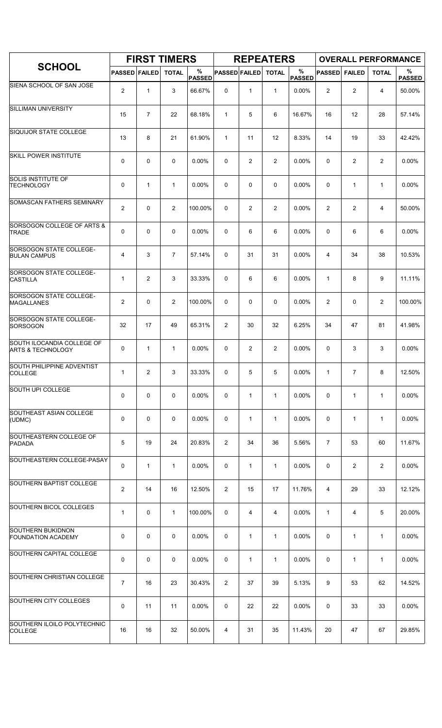| SCHOOL | FIRST TIMERS | | | | REPEATERS | | | | OVERALL PERFORMANCE | | | |
|---|---|---|---|---|---|---|---|---|---|---|---|---|
| | PASSED | FAILED | TOTAL | % PASSED | PASSED | FAILED | TOTAL | % PASSED | PASSED | FAILED | TOTAL | % PASSED |
| SIENA SCHOOL OF SAN JOSE | 2 | 1 | 3 | 66.67% | 0 | 1 | 1 | 0.00% | 2 | 2 | 4 | 50.00% |
| SILLIMAN UNIVERSITY | 15 | 7 | 22 | 68.18% | 1 | 5 | 6 | 16.67% | 16 | 12 | 28 | 57.14% |
| SIQUIJOR STATE COLLEGE | 13 | 8 | 21 | 61.90% | 1 | 11 | 12 | 8.33% | 14 | 19 | 33 | 42.42% |
| SKILL POWER INSTITUTE | 0 | 0 | 0 | 0.00% | 0 | 2 | 2 | 0.00% | 0 | 2 | 2 | 0.00% |
| SOLIS INSTITUTE OF TECHNOLOGY | 0 | 1 | 1 | 0.00% | 0 | 0 | 0 | 0.00% | 0 | 1 | 1 | 0.00% |
| SOMASCAN FATHERS SEMINARY | 2 | 0 | 2 | 100.00% | 0 | 2 | 2 | 0.00% | 2 | 2 | 4 | 50.00% |
| SORSOGON COLLEGE OF ARTS & TRADE | 0 | 0 | 0 | 0.00% | 0 | 6 | 6 | 0.00% | 0 | 6 | 6 | 0.00% |
| SORSOGON STATE COLLEGE-BULAN CAMPUS | 4 | 3 | 7 | 57.14% | 0 | 31 | 31 | 0.00% | 4 | 34 | 38 | 10.53% |
| SORSOGON STATE COLLEGE-CASTILLA | 1 | 2 | 3 | 33.33% | 0 | 6 | 6 | 0.00% | 1 | 8 | 9 | 11.11% |
| SORSOGON STATE COLLEGE-MAGALLANES | 2 | 0 | 2 | 100.00% | 0 | 0 | 0 | 0.00% | 2 | 0 | 2 | 100.00% |
| SORSOGON STATE COLLEGE-SORSOGON | 32 | 17 | 49 | 65.31% | 2 | 30 | 32 | 6.25% | 34 | 47 | 81 | 41.98% |
| SOUTH ILOCANDIA COLLEGE OF ARTS & TECHNOLOGY | 0 | 1 | 1 | 0.00% | 0 | 2 | 2 | 0.00% | 0 | 3 | 3 | 0.00% |
| SOUTH PHILIPPINE ADVENTIST COLLEGE | 1 | 2 | 3 | 33.33% | 0 | 5 | 5 | 0.00% | 1 | 7 | 8 | 12.50% |
| SOUTH UPI COLLEGE | 0 | 0 | 0 | 0.00% | 0 | 1 | 1 | 0.00% | 0 | 1 | 1 | 0.00% |
| SOUTHEAST ASIAN COLLEGE (UDMC) | 0 | 0 | 0 | 0.00% | 0 | 1 | 1 | 0.00% | 0 | 1 | 1 | 0.00% |
| SOUTHEASTERN COLLEGE OF PADADA | 5 | 19 | 24 | 20.83% | 2 | 34 | 36 | 5.56% | 7 | 53 | 60 | 11.67% |
| SOUTHEASTERN COLLEGE-PASAY | 0 | 1 | 1 | 0.00% | 0 | 1 | 1 | 0.00% | 0 | 2 | 2 | 0.00% |
| SOUTHERN BAPTIST COLLEGE | 2 | 14 | 16 | 12.50% | 2 | 15 | 17 | 11.76% | 4 | 29 | 33 | 12.12% |
| SOUTHERN BICOL COLLEGES | 1 | 0 | 1 | 100.00% | 0 | 4 | 4 | 0.00% | 1 | 4 | 5 | 20.00% |
| SOUTHERN BUKIDNON FOUNDATION ACADEMY | 0 | 0 | 0 | 0.00% | 0 | 1 | 1 | 0.00% | 0 | 1 | 1 | 0.00% |
| SOUTHERN CAPITAL COLLEGE | 0 | 0 | 0 | 0.00% | 0 | 1 | 1 | 0.00% | 0 | 1 | 1 | 0.00% |
| SOUTHERN CHRISTIAN COLLEGE | 7 | 16 | 23 | 30.43% | 2 | 37 | 39 | 5.13% | 9 | 53 | 62 | 14.52% |
| SOUTHERN CITY COLLEGES | 0 | 11 | 11 | 0.00% | 0 | 22 | 22 | 0.00% | 0 | 33 | 33 | 0.00% |
| SOUTHERN ILOILO POLYTECHNIC COLLEGE | 16 | 16 | 32 | 50.00% | 4 | 31 | 35 | 11.43% | 20 | 47 | 67 | 29.85% |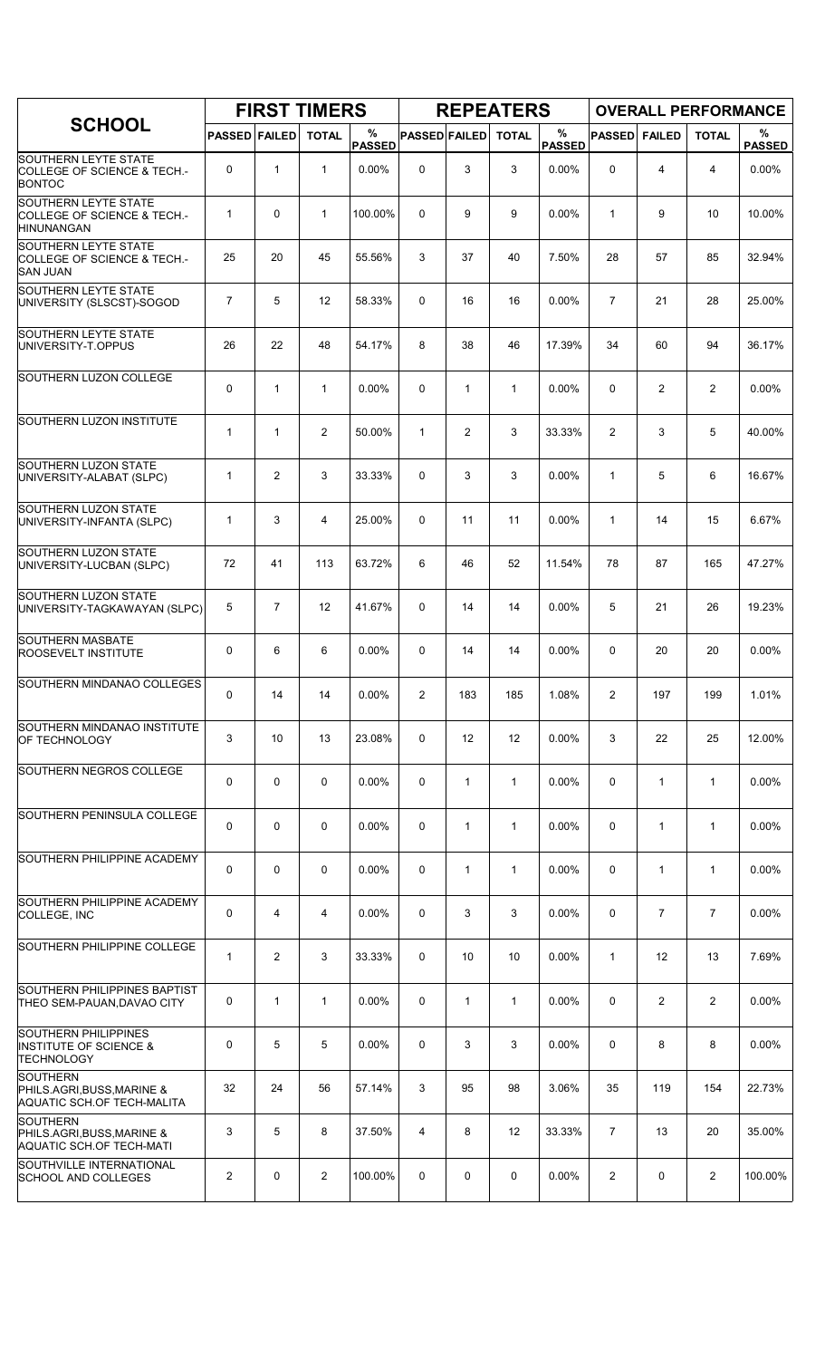| SCHOOL | FIRST TIMERS | | | | REPEATERS | | | | OVERALL PERFORMANCE | | | |
|---|---|---|---|---|---|---|---|---|---|---|---|---|
| | PASSED | FAILED | TOTAL | % PASSED | PASSED | FAILED | TOTAL | % PASSED | PASSED | FAILED | TOTAL | % PASSED |
| SOUTHERN LEYTE STATE COLLEGE OF SCIENCE & TECH.-BONTOC | 0 | 1 | 1 | 0.00% | 0 | 3 | 3 | 0.00% | 0 | 4 | 4 | 0.00% |
| SOUTHERN LEYTE STATE COLLEGE OF SCIENCE & TECH.-HINUNANGAN | 1 | 0 | 1 | 100.00% | 0 | 9 | 9 | 0.00% | 1 | 9 | 10 | 10.00% |
| SOUTHERN LEYTE STATE COLLEGE OF SCIENCE & TECH.-SAN JUAN | 25 | 20 | 45 | 55.56% | 3 | 37 | 40 | 7.50% | 28 | 57 | 85 | 32.94% |
| SOUTHERN LEYTE STATE UNIVERSITY (SLSCST)-SOGOD | 7 | 5 | 12 | 58.33% | 0 | 16 | 16 | 0.00% | 7 | 21 | 28 | 25.00% |
| SOUTHERN LEYTE STATE UNIVERSITY-T.OPPUS | 26 | 22 | 48 | 54.17% | 8 | 38 | 46 | 17.39% | 34 | 60 | 94 | 36.17% |
| SOUTHERN LUZON COLLEGE | 0 | 1 | 1 | 0.00% | 0 | 1 | 1 | 0.00% | 0 | 2 | 2 | 0.00% |
| SOUTHERN LUZON INSTITUTE | 1 | 1 | 2 | 50.00% | 1 | 2 | 3 | 33.33% | 2 | 3 | 5 | 40.00% |
| SOUTHERN LUZON STATE UNIVERSITY-ALABAT (SLPC) | 1 | 2 | 3 | 33.33% | 0 | 3 | 3 | 0.00% | 1 | 5 | 6 | 16.67% |
| SOUTHERN LUZON STATE UNIVERSITY-INFANTA (SLPC) | 1 | 3 | 4 | 25.00% | 0 | 11 | 11 | 0.00% | 1 | 14 | 15 | 6.67% |
| SOUTHERN LUZON STATE UNIVERSITY-LUCBAN (SLPC) | 72 | 41 | 113 | 63.72% | 6 | 46 | 52 | 11.54% | 78 | 87 | 165 | 47.27% |
| SOUTHERN LUZON STATE UNIVERSITY-TAGKAWAYAN (SLPC) | 5 | 7 | 12 | 41.67% | 0 | 14 | 14 | 0.00% | 5 | 21 | 26 | 19.23% |
| SOUTHERN MASBATE ROOSEVELT INSTITUTE | 0 | 6 | 6 | 0.00% | 0 | 14 | 14 | 0.00% | 0 | 20 | 20 | 0.00% |
| SOUTHERN MINDANAO COLLEGES | 0 | 14 | 14 | 0.00% | 2 | 183 | 185 | 1.08% | 2 | 197 | 199 | 1.01% |
| SOUTHERN MINDANAO INSTITUTE OF TECHNOLOGY | 3 | 10 | 13 | 23.08% | 0 | 12 | 12 | 0.00% | 3 | 22 | 25 | 12.00% |
| SOUTHERN NEGROS COLLEGE | 0 | 0 | 0 | 0.00% | 0 | 1 | 1 | 0.00% | 0 | 1 | 1 | 0.00% |
| SOUTHERN PENINSULA COLLEGE | 0 | 0 | 0 | 0.00% | 0 | 1 | 1 | 0.00% | 0 | 1 | 1 | 0.00% |
| SOUTHERN PHILIPPINE ACADEMY | 0 | 0 | 0 | 0.00% | 0 | 1 | 1 | 0.00% | 0 | 1 | 1 | 0.00% |
| SOUTHERN PHILIPPINE ACADEMY COLLEGE, INC | 0 | 4 | 4 | 0.00% | 0 | 3 | 3 | 0.00% | 0 | 7 | 7 | 0.00% |
| SOUTHERN PHILIPPINE COLLEGE | 1 | 2 | 3 | 33.33% | 0 | 10 | 10 | 0.00% | 1 | 12 | 13 | 7.69% |
| SOUTHERN PHILIPPINES BAPTIST THEO SEM-PAUAN,DAVAO CITY | 0 | 1 | 1 | 0.00% | 0 | 1 | 1 | 0.00% | 0 | 2 | 2 | 0.00% |
| SOUTHERN PHILIPPINES INSTITUTE OF SCIENCE & TECHNOLOGY | 0 | 5 | 5 | 0.00% | 0 | 3 | 3 | 0.00% | 0 | 8 | 8 | 0.00% |
| SOUTHERN PHILS.AGRI,BUSS,MARINE & AQUATIC SCH.OF TECH-MALITA | 32 | 24 | 56 | 57.14% | 3 | 95 | 98 | 3.06% | 35 | 119 | 154 | 22.73% |
| SOUTHERN PHILS.AGRI,BUSS,MARINE & AQUATIC SCH.OF TECH-MATI | 3 | 5 | 8 | 37.50% | 4 | 8 | 12 | 33.33% | 7 | 13 | 20 | 35.00% |
| SOUTHVILLE INTERNATIONAL SCHOOL AND COLLEGES | 2 | 0 | 2 | 100.00% | 0 | 0 | 0 | 0.00% | 2 | 0 | 2 | 100.00% |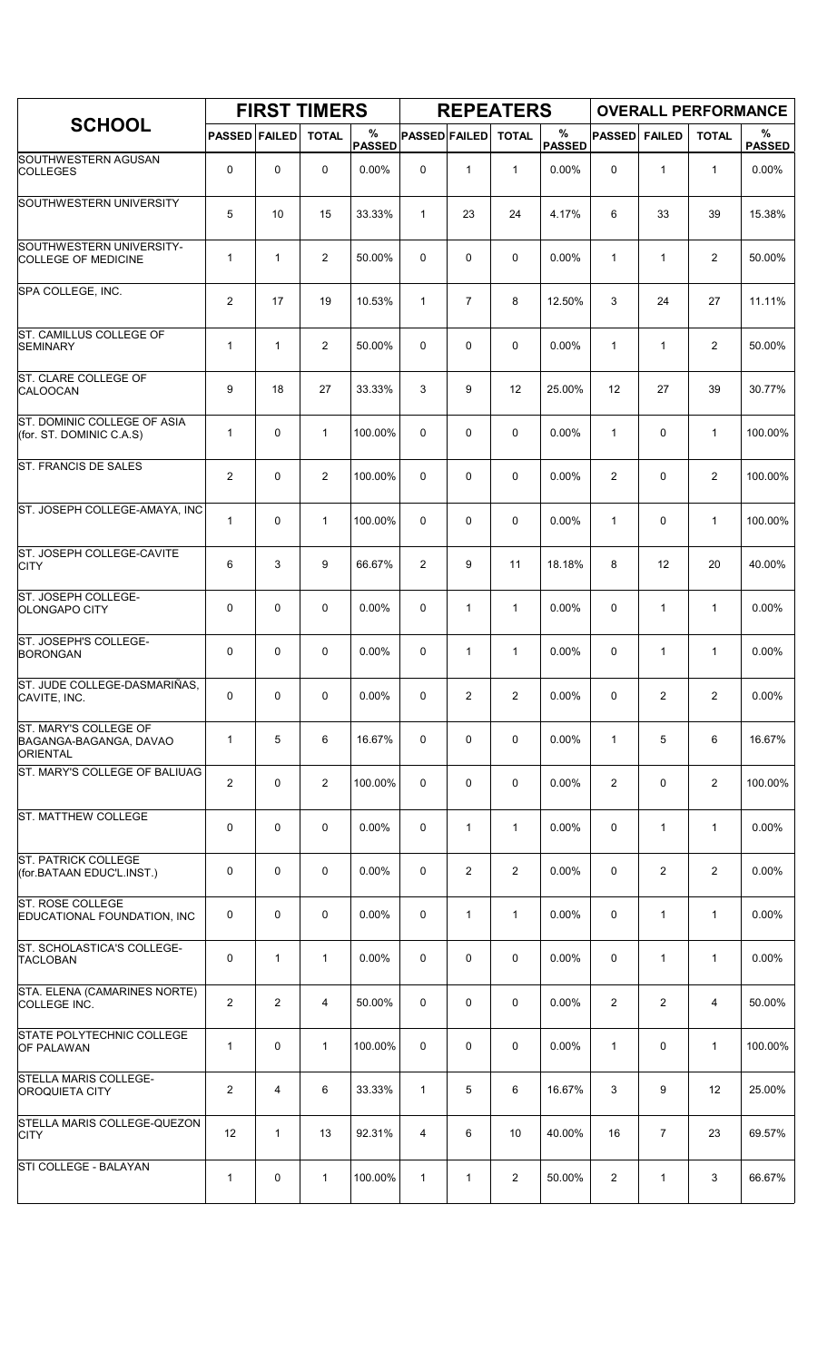| SCHOOL | FIRST TIMERS | | | | REPEATERS | | | | OVERALL PERFORMANCE | | | |
|---|---|---|---|---|---|---|---|---|---|---|---|---|
| | PASSED | FAILED | TOTAL | % PASSED | PASSED | FAILED | TOTAL | % PASSED | PASSED | FAILED | TOTAL | % PASSED |
| SOUTHWESTERN AGUSAN COLLEGES | 0 | 0 | 0 | 0.00% | 0 | 1 | 1 | 0.00% | 0 | 1 | 1 | 0.00% |
| SOUTHWESTERN UNIVERSITY | 5 | 10 | 15 | 33.33% | 1 | 23 | 24 | 4.17% | 6 | 33 | 39 | 15.38% |
| SOUTHWESTERN UNIVERSITY-COLLEGE OF MEDICINE | 1 | 1 | 2 | 50.00% | 0 | 0 | 0 | 0.00% | 1 | 1 | 2 | 50.00% |
| SPA COLLEGE, INC. | 2 | 17 | 19 | 10.53% | 1 | 7 | 8 | 12.50% | 3 | 24 | 27 | 11.11% |
| ST. CAMILLUS COLLEGE OF SEMINARY | 1 | 1 | 2 | 50.00% | 0 | 0 | 0 | 0.00% | 1 | 1 | 2 | 50.00% |
| ST. CLARE COLLEGE OF CALOOCAN | 9 | 18 | 27 | 33.33% | 3 | 9 | 12 | 25.00% | 12 | 27 | 39 | 30.77% |
| ST. DOMINIC COLLEGE OF ASIA (for. ST. DOMINIC C.A.S) | 1 | 0 | 1 | 100.00% | 0 | 0 | 0 | 0.00% | 1 | 0 | 1 | 100.00% |
| ST. FRANCIS DE SALES | 2 | 0 | 2 | 100.00% | 0 | 0 | 0 | 0.00% | 2 | 0 | 2 | 100.00% |
| ST. JOSEPH COLLEGE-AMAYA, INC | 1 | 0 | 1 | 100.00% | 0 | 0 | 0 | 0.00% | 1 | 0 | 1 | 100.00% |
| ST. JOSEPH COLLEGE-CAVITE CITY | 6 | 3 | 9 | 66.67% | 2 | 9 | 11 | 18.18% | 8 | 12 | 20 | 40.00% |
| ST. JOSEPH COLLEGE-OLONGAPO CITY | 0 | 0 | 0 | 0.00% | 0 | 1 | 1 | 0.00% | 0 | 1 | 1 | 0.00% |
| ST. JOSEPH'S COLLEGE-BORONGAN | 0 | 0 | 0 | 0.00% | 0 | 1 | 1 | 0.00% | 0 | 1 | 1 | 0.00% |
| ST. JUDE COLLEGE-DASMARIÑAS, CAVITE, INC. | 0 | 0 | 0 | 0.00% | 0 | 2 | 2 | 0.00% | 0 | 2 | 2 | 0.00% |
| ST. MARY'S COLLEGE OF BAGANGA-BAGANGA, DAVAO ORIENTAL | 1 | 5 | 6 | 16.67% | 0 | 0 | 0 | 0.00% | 1 | 5 | 6 | 16.67% |
| ST. MARY'S COLLEGE OF BALIUAG | 2 | 0 | 2 | 100.00% | 0 | 0 | 0 | 0.00% | 2 | 0 | 2 | 100.00% |
| ST. MATTHEW COLLEGE | 0 | 0 | 0 | 0.00% | 0 | 1 | 1 | 0.00% | 0 | 1 | 1 | 0.00% |
| ST. PATRICK COLLEGE (for.BATAAN EDUC'L.INST.) | 0 | 0 | 0 | 0.00% | 0 | 2 | 2 | 0.00% | 0 | 2 | 2 | 0.00% |
| ST. ROSE COLLEGE EDUCATIONAL FOUNDATION, INC | 0 | 0 | 0 | 0.00% | 0 | 1 | 1 | 0.00% | 0 | 1 | 1 | 0.00% |
| ST. SCHOLASTICA'S COLLEGE-TACLOBAN | 0 | 1 | 1 | 0.00% | 0 | 0 | 0 | 0.00% | 0 | 1 | 1 | 0.00% |
| STA. ELENA (CAMARINES NORTE) COLLEGE INC. | 2 | 2 | 4 | 50.00% | 0 | 0 | 0 | 0.00% | 2 | 2 | 4 | 50.00% |
| STATE POLYTECHNIC COLLEGE OF PALAWAN | 1 | 0 | 1 | 100.00% | 0 | 0 | 0 | 0.00% | 1 | 0 | 1 | 100.00% |
| STELLA MARIS COLLEGE-OROQUIETA CITY | 2 | 4 | 6 | 33.33% | 1 | 5 | 6 | 16.67% | 3 | 9 | 12 | 25.00% |
| STELLA MARIS COLLEGE-QUEZON CITY | 12 | 1 | 13 | 92.31% | 4 | 6 | 10 | 40.00% | 16 | 7 | 23 | 69.57% |
| STI COLLEGE - BALAYAN | 1 | 0 | 1 | 100.00% | 1 | 1 | 2 | 50.00% | 2 | 1 | 3 | 66.67% |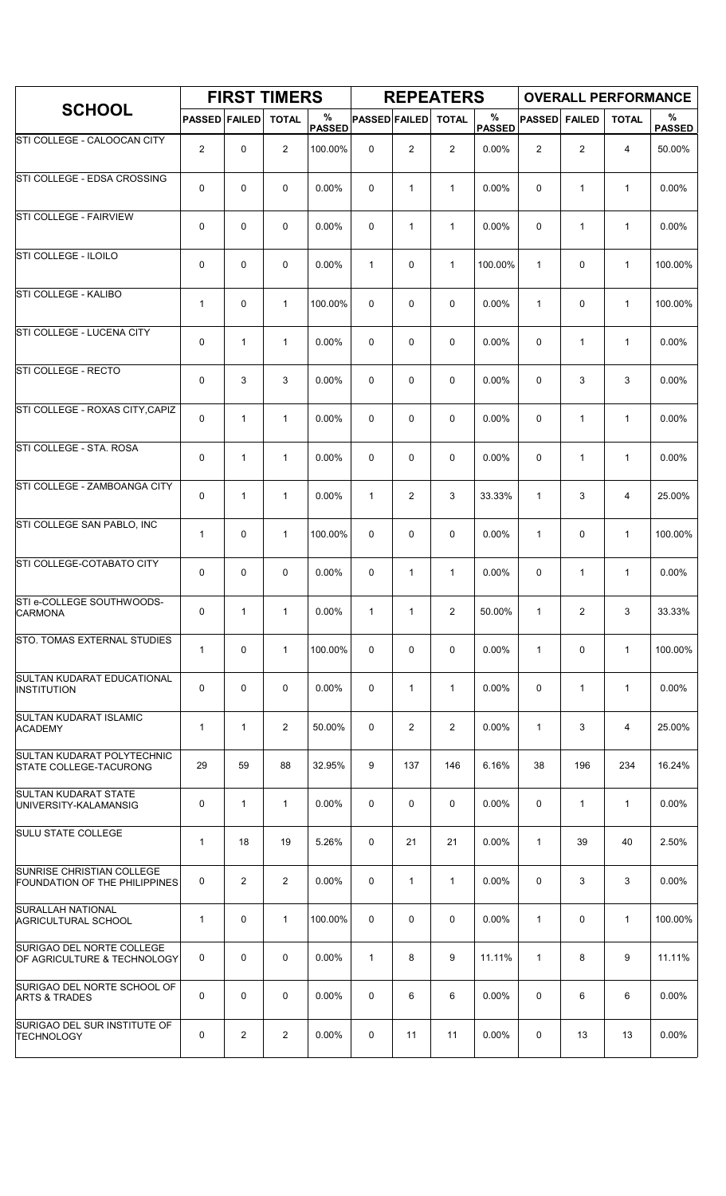| SCHOOL | FIRST TIMERS | | | | REPEATERS | | | | OVERALL PERFORMANCE | | | |
|---|---|---|---|---|---|---|---|---|---|---|---|---|
| | PASSED | FAILED | TOTAL | % PASSED | PASSED | FAILED | TOTAL | % PASSED | PASSED | FAILED | TOTAL | % PASSED |
| STI COLLEGE - CALOOCAN CITY | 2 | 0 | 2 | 100.00% | 0 | 2 | 2 | 0.00% | 2 | 2 | 4 | 50.00% |
| STI COLLEGE - EDSA CROSSING | 0 | 0 | 0 | 0.00% | 0 | 1 | 1 | 0.00% | 0 | 1 | 1 | 0.00% |
| STI COLLEGE - FAIRVIEW | 0 | 0 | 0 | 0.00% | 0 | 1 | 1 | 0.00% | 0 | 1 | 1 | 0.00% |
| STI COLLEGE - ILOILO | 0 | 0 | 0 | 0.00% | 1 | 0 | 1 | 100.00% | 1 | 0 | 1 | 100.00% |
| STI COLLEGE - KALIBO | 1 | 0 | 1 | 100.00% | 0 | 0 | 0 | 0.00% | 1 | 0 | 1 | 100.00% |
| STI COLLEGE - LUCENA CITY | 0 | 1 | 1 | 0.00% | 0 | 0 | 0 | 0.00% | 0 | 1 | 1 | 0.00% |
| STI COLLEGE - RECTO | 0 | 3 | 3 | 0.00% | 0 | 0 | 0 | 0.00% | 0 | 3 | 3 | 0.00% |
| STI COLLEGE - ROXAS CITY,CAPIZ | 0 | 1 | 1 | 0.00% | 0 | 0 | 0 | 0.00% | 0 | 1 | 1 | 0.00% |
| STI COLLEGE - STA. ROSA | 0 | 1 | 1 | 0.00% | 0 | 0 | 0 | 0.00% | 0 | 1 | 1 | 0.00% |
| STI COLLEGE - ZAMBOANGA CITY | 0 | 1 | 1 | 0.00% | 1 | 2 | 3 | 33.33% | 1 | 3 | 4 | 25.00% |
| STI COLLEGE SAN PABLO, INC | 1 | 0 | 1 | 100.00% | 0 | 0 | 0 | 0.00% | 1 | 0 | 1 | 100.00% |
| STI COLLEGE-COTABATO CITY | 0 | 0 | 0 | 0.00% | 0 | 1 | 1 | 0.00% | 0 | 1 | 1 | 0.00% |
| STI e-COLLEGE SOUTHWOODS-CARMONA | 0 | 1 | 1 | 0.00% | 1 | 1 | 2 | 50.00% | 1 | 2 | 3 | 33.33% |
| STO. TOMAS EXTERNAL STUDIES | 1 | 0 | 1 | 100.00% | 0 | 0 | 0 | 0.00% | 1 | 0 | 1 | 100.00% |
| SULTAN KUDARAT EDUCATIONAL INSTITUTION | 0 | 0 | 0 | 0.00% | 0 | 1 | 1 | 0.00% | 0 | 1 | 1 | 0.00% |
| SULTAN KUDARAT ISLAMIC ACADEMY | 1 | 1 | 2 | 50.00% | 0 | 2 | 2 | 0.00% | 1 | 3 | 4 | 25.00% |
| SULTAN KUDARAT POLYTECHNIC STATE COLLEGE-TACURONG | 29 | 59 | 88 | 32.95% | 9 | 137 | 146 | 6.16% | 38 | 196 | 234 | 16.24% |
| SULTAN KUDARAT STATE UNIVERSITY-KALAMANSIG | 0 | 1 | 1 | 0.00% | 0 | 0 | 0 | 0.00% | 0 | 1 | 1 | 0.00% |
| SULU STATE COLLEGE | 1 | 18 | 19 | 5.26% | 0 | 21 | 21 | 0.00% | 1 | 39 | 40 | 2.50% |
| SUNRISE CHRISTIAN COLLEGE FOUNDATION OF THE PHILIPPINES | 0 | 2 | 2 | 0.00% | 0 | 1 | 1 | 0.00% | 0 | 3 | 3 | 0.00% |
| SURALLAH NATIONAL AGRICULTURAL SCHOOL | 1 | 0 | 1 | 100.00% | 0 | 0 | 0 | 0.00% | 1 | 0 | 1 | 100.00% |
| SURIGAO DEL NORTE COLLEGE OF AGRICULTURE & TECHNOLOGY | 0 | 0 | 0 | 0.00% | 1 | 8 | 9 | 11.11% | 1 | 8 | 9 | 11.11% |
| SURIGAO DEL NORTE SCHOOL OF ARTS & TRADES | 0 | 0 | 0 | 0.00% | 0 | 6 | 6 | 0.00% | 0 | 6 | 6 | 0.00% |
| SURIGAO DEL SUR INSTITUTE OF TECHNOLOGY | 0 | 2 | 2 | 0.00% | 0 | 11 | 11 | 0.00% | 0 | 13 | 13 | 0.00% |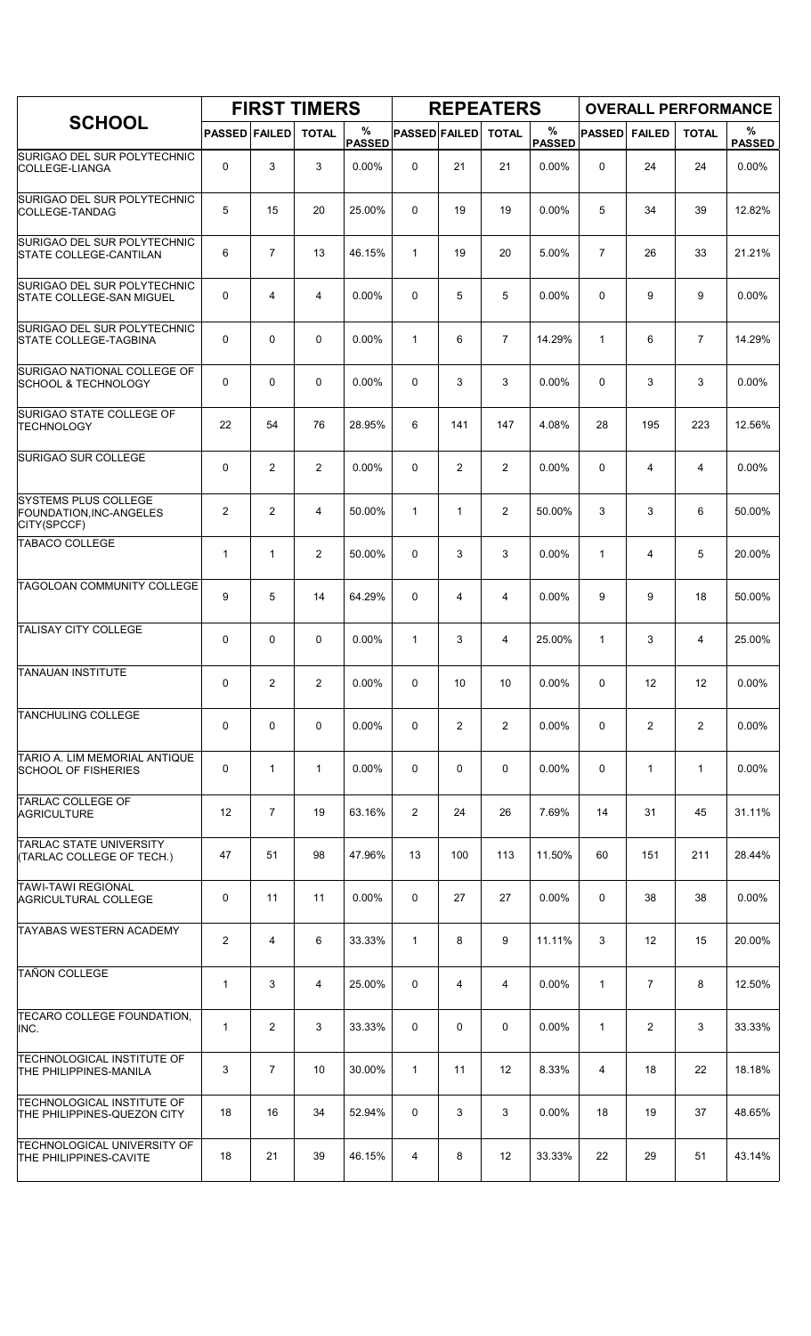| SCHOOL | FIRST TIMERS | | | | REPEATERS | | | | OVERALL PERFORMANCE | | | |
|---|---|---|---|---|---|---|---|---|---|---|---|---|
| | PASSED | FAILED | TOTAL | % PASSED | PASSED | FAILED | TOTAL | % PASSED | PASSED | FAILED | TOTAL | % PASSED |
| SURIGAO DEL SUR POLYTECHNIC COLLEGE-LIANGA | 0 | 3 | 3 | 0.00% | 0 | 21 | 21 | 0.00% | 0 | 24 | 24 | 0.00% |
| SURIGAO DEL SUR POLYTECHNIC COLLEGE-TANDAG | 5 | 15 | 20 | 25.00% | 0 | 19 | 19 | 0.00% | 5 | 34 | 39 | 12.82% |
| SURIGAO DEL SUR POLYTECHNIC STATE COLLEGE-CANTILAN | 6 | 7 | 13 | 46.15% | 1 | 19 | 20 | 5.00% | 7 | 26 | 33 | 21.21% |
| SURIGAO DEL SUR POLYTECHNIC STATE COLLEGE-SAN MIGUEL | 0 | 4 | 4 | 0.00% | 0 | 5 | 5 | 0.00% | 0 | 9 | 9 | 0.00% |
| SURIGAO DEL SUR POLYTECHNIC STATE COLLEGE-TAGBINA | 0 | 0 | 0 | 0.00% | 1 | 6 | 7 | 14.29% | 1 | 6 | 7 | 14.29% |
| SURIGAO NATIONAL COLLEGE OF SCHOOL & TECHNOLOGY | 0 | 0 | 0 | 0.00% | 0 | 3 | 3 | 0.00% | 0 | 3 | 3 | 0.00% |
| SURIGAO STATE COLLEGE OF TECHNOLOGY | 22 | 54 | 76 | 28.95% | 6 | 141 | 147 | 4.08% | 28 | 195 | 223 | 12.56% |
| SURIGAO SUR COLLEGE | 0 | 2 | 2 | 0.00% | 0 | 2 | 2 | 0.00% | 0 | 4 | 4 | 0.00% |
| SYSTEMS PLUS COLLEGE FOUNDATION,INC-ANGELES CITY(SPCCF) | 2 | 2 | 4 | 50.00% | 1 | 1 | 2 | 50.00% | 3 | 3 | 6 | 50.00% |
| TABACO COLLEGE | 1 | 1 | 2 | 50.00% | 0 | 3 | 3 | 0.00% | 1 | 4 | 5 | 20.00% |
| TAGOLOAN COMMUNITY COLLEGE | 9 | 5 | 14 | 64.29% | 0 | 4 | 4 | 0.00% | 9 | 9 | 18 | 50.00% |
| TALISAY CITY COLLEGE | 0 | 0 | 0 | 0.00% | 1 | 3 | 4 | 25.00% | 1 | 3 | 4 | 25.00% |
| TANAUAN INSTITUTE | 0 | 2 | 2 | 0.00% | 0 | 10 | 10 | 0.00% | 0 | 12 | 12 | 0.00% |
| TANCHULING COLLEGE | 0 | 0 | 0 | 0.00% | 0 | 2 | 2 | 0.00% | 0 | 2 | 2 | 0.00% |
| TARIO A. LIM MEMORIAL ANTIQUE SCHOOL OF FISHERIES | 0 | 1 | 1 | 0.00% | 0 | 0 | 0 | 0.00% | 0 | 1 | 1 | 0.00% |
| TARLAC COLLEGE OF AGRICULTURE | 12 | 7 | 19 | 63.16% | 2 | 24 | 26 | 7.69% | 14 | 31 | 45 | 31.11% |
| TARLAC STATE UNIVERSITY (TARLAC COLLEGE OF TECH.) | 47 | 51 | 98 | 47.96% | 13 | 100 | 113 | 11.50% | 60 | 151 | 211 | 28.44% |
| TAWI-TAWI REGIONAL AGRICULTURAL COLLEGE | 0 | 11 | 11 | 0.00% | 0 | 27 | 27 | 0.00% | 0 | 38 | 38 | 0.00% |
| TAYABAS WESTERN ACADEMY | 2 | 4 | 6 | 33.33% | 1 | 8 | 9 | 11.11% | 3 | 12 | 15 | 20.00% |
| TAÑON COLLEGE | 1 | 3 | 4 | 25.00% | 0 | 4 | 4 | 0.00% | 1 | 7 | 8 | 12.50% |
| TECARO COLLEGE FOUNDATION, INC. | 1 | 2 | 3 | 33.33% | 0 | 0 | 0 | 0.00% | 1 | 2 | 3 | 33.33% |
| TECHNOLOGICAL INSTITUTE OF THE PHILIPPINES-MANILA | 3 | 7 | 10 | 30.00% | 1 | 11 | 12 | 8.33% | 4 | 18 | 22 | 18.18% |
| TECHNOLOGICAL INSTITUTE OF THE PHILIPPINES-QUEZON CITY | 18 | 16 | 34 | 52.94% | 0 | 3 | 3 | 0.00% | 18 | 19 | 37 | 48.65% |
| TECHNOLOGICAL UNIVERSITY OF THE PHILIPPINES-CAVITE | 18 | 21 | 39 | 46.15% | 4 | 8 | 12 | 33.33% | 22 | 29 | 51 | 43.14% |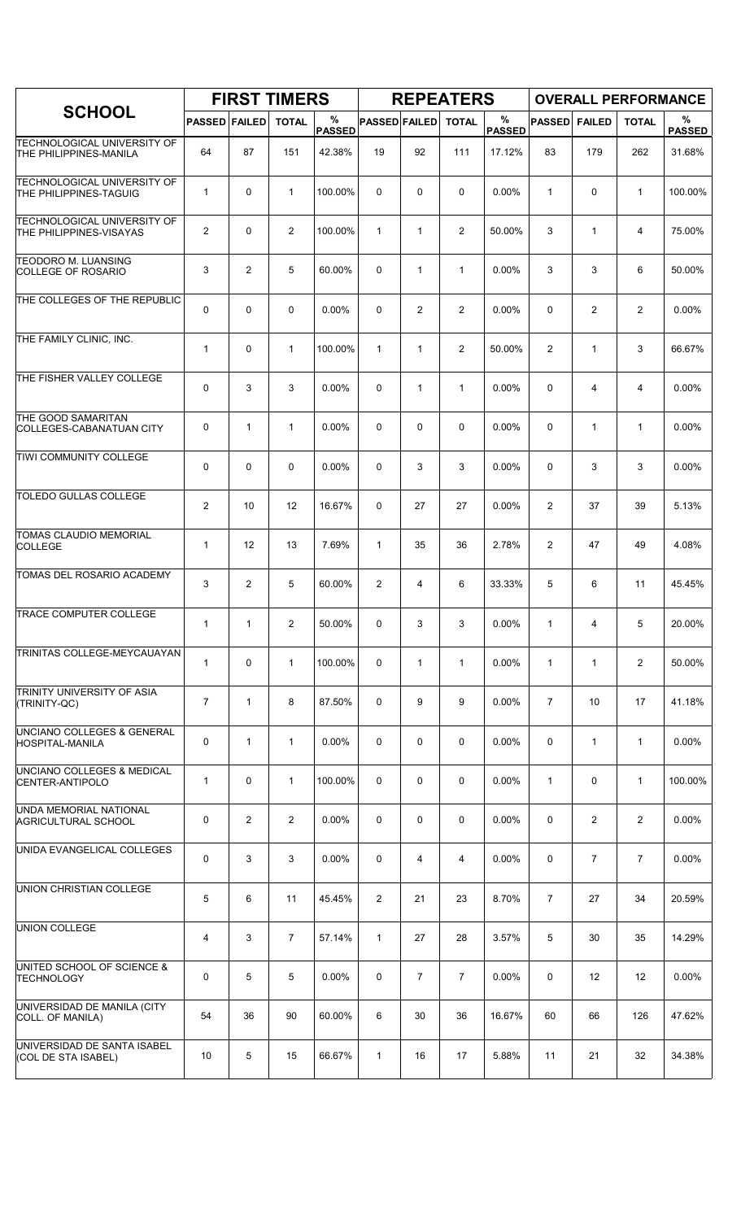| SCHOOL | FIRST TIMERS | | | | REPEATERS | | | | OVERALL PERFORMANCE | | | |
|---|---|---|---|---|---|---|---|---|---|---|---|---|
| | PASSED | FAILED | TOTAL | % PASSED | PASSED | FAILED | TOTAL | % PASSED | PASSED | FAILED | TOTAL | % PASSED |
| TECHNOLOGICAL UNIVERSITY OF THE PHILIPPINES-MANILA | 64 | 87 | 151 | 42.38% | 19 | 92 | 111 | 17.12% | 83 | 179 | 262 | 31.68% |
| TECHNOLOGICAL UNIVERSITY OF THE PHILIPPINES-TAGUIG | 1 | 0 | 1 | 100.00% | 0 | 0 | 0 | 0.00% | 1 | 0 | 1 | 100.00% |
| TECHNOLOGICAL UNIVERSITY OF THE PHILIPPINES-VISAYAS | 2 | 0 | 2 | 100.00% | 1 | 1 | 2 | 50.00% | 3 | 1 | 4 | 75.00% |
| TEODORO M. LUANSING COLLEGE OF ROSARIO | 3 | 2 | 5 | 60.00% | 0 | 1 | 1 | 0.00% | 3 | 3 | 6 | 50.00% |
| THE COLLEGES OF THE REPUBLIC | 0 | 0 | 0 | 0.00% | 0 | 2 | 2 | 0.00% | 0 | 2 | 2 | 0.00% |
| THE FAMILY CLINIC, INC. | 1 | 0 | 1 | 100.00% | 1 | 1 | 2 | 50.00% | 2 | 1 | 3 | 66.67% |
| THE FISHER VALLEY COLLEGE | 0 | 3 | 3 | 0.00% | 0 | 1 | 1 | 0.00% | 0 | 4 | 4 | 0.00% |
| THE GOOD SAMARITAN COLLEGES-CABANATUAN CITY | 0 | 1 | 1 | 0.00% | 0 | 0 | 0 | 0.00% | 0 | 1 | 1 | 0.00% |
| TIWI COMMUNITY COLLEGE | 0 | 0 | 0 | 0.00% | 0 | 3 | 3 | 0.00% | 0 | 3 | 3 | 0.00% |
| TOLEDO GULLAS COLLEGE | 2 | 10 | 12 | 16.67% | 0 | 27 | 27 | 0.00% | 2 | 37 | 39 | 5.13% |
| TOMAS CLAUDIO MEMORIAL COLLEGE | 1 | 12 | 13 | 7.69% | 1 | 35 | 36 | 2.78% | 2 | 47 | 49 | 4.08% |
| TOMAS DEL ROSARIO ACADEMY | 3 | 2 | 5 | 60.00% | 2 | 4 | 6 | 33.33% | 5 | 6 | 11 | 45.45% |
| TRACE COMPUTER COLLEGE | 1 | 1 | 2 | 50.00% | 0 | 3 | 3 | 0.00% | 1 | 4 | 5 | 20.00% |
| TRINITAS COLLEGE-MEYCAUAYAN | 1 | 0 | 1 | 100.00% | 0 | 1 | 1 | 0.00% | 1 | 1 | 2 | 50.00% |
| TRINITY UNIVERSITY OF ASIA (TRINITY-QC) | 7 | 1 | 8 | 87.50% | 0 | 9 | 9 | 0.00% | 7 | 10 | 17 | 41.18% |
| UNCIANO COLLEGES & GENERAL HOSPITAL-MANILA | 0 | 1 | 1 | 0.00% | 0 | 0 | 0 | 0.00% | 0 | 1 | 1 | 0.00% |
| UNCIANO COLLEGES & MEDICAL CENTER-ANTIPOLO | 1 | 0 | 1 | 100.00% | 0 | 0 | 0 | 0.00% | 1 | 0 | 1 | 100.00% |
| UNDA MEMORIAL NATIONAL AGRICULTURAL SCHOOL | 0 | 2 | 2 | 0.00% | 0 | 0 | 0 | 0.00% | 0 | 2 | 2 | 0.00% |
| UNIDA EVANGELICAL COLLEGES | 0 | 3 | 3 | 0.00% | 0 | 4 | 4 | 0.00% | 0 | 7 | 7 | 0.00% |
| UNION CHRISTIAN COLLEGE | 5 | 6 | 11 | 45.45% | 2 | 21 | 23 | 8.70% | 7 | 27 | 34 | 20.59% |
| UNION COLLEGE | 4 | 3 | 7 | 57.14% | 1 | 27 | 28 | 3.57% | 5 | 30 | 35 | 14.29% |
| UNITED SCHOOL OF SCIENCE & TECHNOLOGY | 0 | 5 | 5 | 0.00% | 0 | 7 | 7 | 0.00% | 0 | 12 | 12 | 0.00% |
| UNIVERSIDAD DE MANILA (CITY COLL. OF MANILA) | 54 | 36 | 90 | 60.00% | 6 | 30 | 36 | 16.67% | 60 | 66 | 126 | 47.62% |
| UNIVERSIDAD DE SANTA ISABEL (COL DE STA ISABEL) | 10 | 5 | 15 | 66.67% | 1 | 16 | 17 | 5.88% | 11 | 21 | 32 | 34.38% |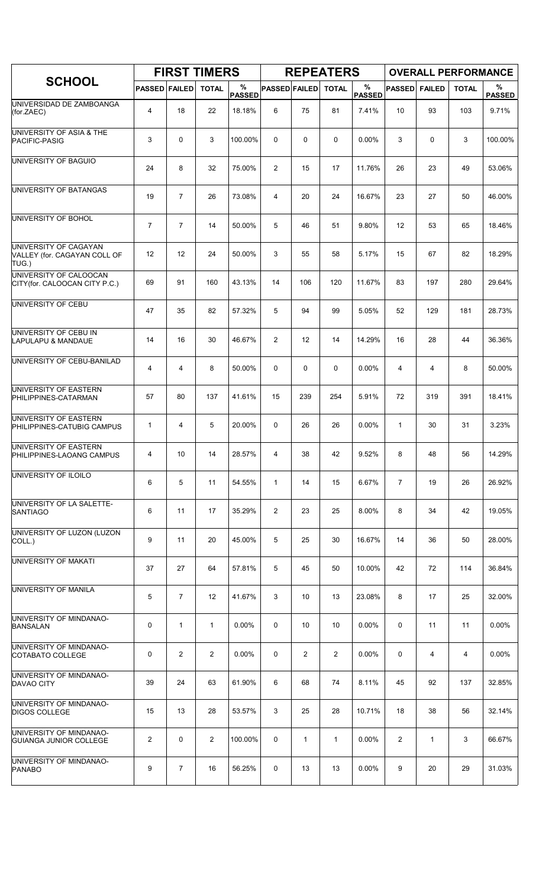| SCHOOL | FIRST TIMERS | | | | REPEATERS | | | | OVERALL PERFORMANCE | | | |
|---|---|---|---|---|---|---|---|---|---|---|---|---|
| | PASSED | FAILED | TOTAL | % PASSED | PASSED | FAILED | TOTAL | % PASSED | PASSED | FAILED | TOTAL | % PASSED |
| UNIVERSIDAD DE ZAMBOANGA (for.ZAEC) | 4 | 18 | 22 | 18.18% | 6 | 75 | 81 | 7.41% | 10 | 93 | 103 | 9.71% |
| UNIVERSITY OF ASIA & THE PACIFIC-PASIG | 3 | 0 | 3 | 100.00% | 0 | 0 | 0 | 0.00% | 3 | 0 | 3 | 100.00% |
| UNIVERSITY OF BAGUIO | 24 | 8 | 32 | 75.00% | 2 | 15 | 17 | 11.76% | 26 | 23 | 49 | 53.06% |
| UNIVERSITY OF BATANGAS | 19 | 7 | 26 | 73.08% | 4 | 20 | 24 | 16.67% | 23 | 27 | 50 | 46.00% |
| UNIVERSITY OF BOHOL | 7 | 7 | 14 | 50.00% | 5 | 46 | 51 | 9.80% | 12 | 53 | 65 | 18.46% |
| UNIVERSITY OF CAGAYAN VALLEY (for. CAGAYAN COLL OF TUG.) | 12 | 12 | 24 | 50.00% | 3 | 55 | 58 | 5.17% | 15 | 67 | 82 | 18.29% |
| UNIVERSITY OF CALOOCAN CITY(for. CALOOCAN CITY P.C.) | 69 | 91 | 160 | 43.13% | 14 | 106 | 120 | 11.67% | 83 | 197 | 280 | 29.64% |
| UNIVERSITY OF CEBU | 47 | 35 | 82 | 57.32% | 5 | 94 | 99 | 5.05% | 52 | 129 | 181 | 28.73% |
| UNIVERSITY OF CEBU IN LAPULAPU & MANDAUE | 14 | 16 | 30 | 46.67% | 2 | 12 | 14 | 14.29% | 16 | 28 | 44 | 36.36% |
| UNIVERSITY OF CEBU-BANILAD | 4 | 4 | 8 | 50.00% | 0 | 0 | 0 | 0.00% | 4 | 4 | 8 | 50.00% |
| UNIVERSITY OF EASTERN PHILIPPINES-CATARMAN | 57 | 80 | 137 | 41.61% | 15 | 239 | 254 | 5.91% | 72 | 319 | 391 | 18.41% |
| UNIVERSITY OF EASTERN PHILIPPINES-CATUBIG CAMPUS | 1 | 4 | 5 | 20.00% | 0 | 26 | 26 | 0.00% | 1 | 30 | 31 | 3.23% |
| UNIVERSITY OF EASTERN PHILIPPINES-LAOANG CAMPUS | 4 | 10 | 14 | 28.57% | 4 | 38 | 42 | 9.52% | 8 | 48 | 56 | 14.29% |
| UNIVERSITY OF ILOILO | 6 | 5 | 11 | 54.55% | 1 | 14 | 15 | 6.67% | 7 | 19 | 26 | 26.92% |
| UNIVERSITY OF LA SALETTE-SANTIAGO | 6 | 11 | 17 | 35.29% | 2 | 23 | 25 | 8.00% | 8 | 34 | 42 | 19.05% |
| UNIVERSITY OF LUZON (LUZON COLL.) | 9 | 11 | 20 | 45.00% | 5 | 25 | 30 | 16.67% | 14 | 36 | 50 | 28.00% |
| UNIVERSITY OF MAKATI | 37 | 27 | 64 | 57.81% | 5 | 45 | 50 | 10.00% | 42 | 72 | 114 | 36.84% |
| UNIVERSITY OF MANILA | 5 | 7 | 12 | 41.67% | 3 | 10 | 13 | 23.08% | 8 | 17 | 25 | 32.00% |
| UNIVERSITY OF MINDANAO-BANSALAN | 0 | 1 | 1 | 0.00% | 0 | 10 | 10 | 0.00% | 0 | 11 | 11 | 0.00% |
| UNIVERSITY OF MINDANAO-COTABATO COLLEGE | 0 | 2 | 2 | 0.00% | 0 | 2 | 2 | 0.00% | 0 | 4 | 4 | 0.00% |
| UNIVERSITY OF MINDANAO-DAVAO CITY | 39 | 24 | 63 | 61.90% | 6 | 68 | 74 | 8.11% | 45 | 92 | 137 | 32.85% |
| UNIVERSITY OF MINDANAO-DIGOS COLLEGE | 15 | 13 | 28 | 53.57% | 3 | 25 | 28 | 10.71% | 18 | 38 | 56 | 32.14% |
| UNIVERSITY OF MINDANAO-GUIANGA JUNIOR COLLEGE | 2 | 0 | 2 | 100.00% | 0 | 1 | 1 | 0.00% | 2 | 1 | 3 | 66.67% |
| UNIVERSITY OF MINDANAO-PANABO | 9 | 7 | 16 | 56.25% | 0 | 13 | 13 | 0.00% | 9 | 20 | 29 | 31.03% |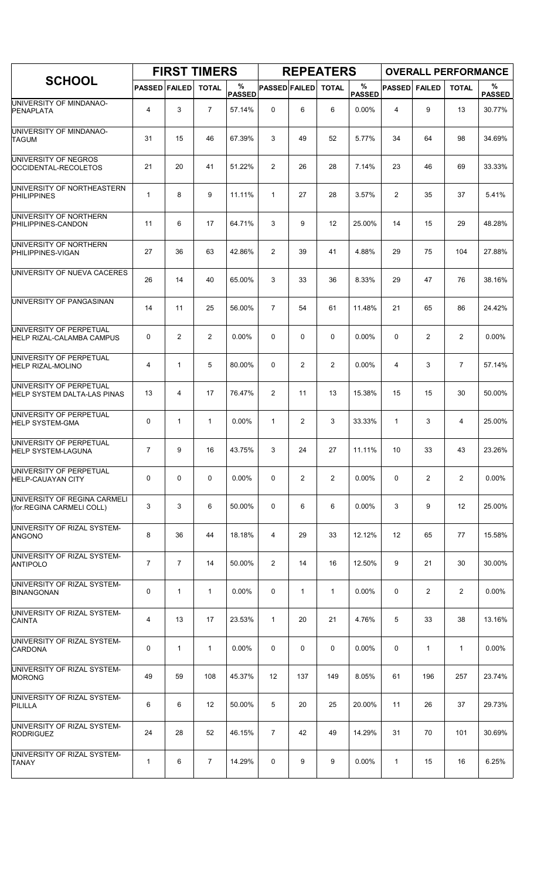| SCHOOL | FIRST TIMERS | | | | REPEATERS | | | | OVERALL PERFORMANCE | | | |
|---|---|---|---|---|---|---|---|---|---|---|---|---|
| | PASSED | FAILED | TOTAL | % PASSED | PASSED | FAILED | TOTAL | % PASSED | PASSED | FAILED | TOTAL | % PASSED |
| UNIVERSITY OF MINDANAO-PENAPLATA | 4 | 3 | 7 | 57.14% | 0 | 6 | 6 | 0.00% | 4 | 9 | 13 | 30.77% |
| UNIVERSITY OF MINDANAO-TAGUM | 31 | 15 | 46 | 67.39% | 3 | 49 | 52 | 5.77% | 34 | 64 | 98 | 34.69% |
| UNIVERSITY OF NEGROS OCCIDENTAL-RECOLETOS | 21 | 20 | 41 | 51.22% | 2 | 26 | 28 | 7.14% | 23 | 46 | 69 | 33.33% |
| UNIVERSITY OF NORTHEASTERN PHILIPPINES | 1 | 8 | 9 | 11.11% | 1 | 27 | 28 | 3.57% | 2 | 35 | 37 | 5.41% |
| UNIVERSITY OF NORTHERN PHILIPPINES-CANDON | 11 | 6 | 17 | 64.71% | 3 | 9 | 12 | 25.00% | 14 | 15 | 29 | 48.28% |
| UNIVERSITY OF NORTHERN PHILIPPINES-VIGAN | 27 | 36 | 63 | 42.86% | 2 | 39 | 41 | 4.88% | 29 | 75 | 104 | 27.88% |
| UNIVERSITY OF NUEVA CACERES | 26 | 14 | 40 | 65.00% | 3 | 33 | 36 | 8.33% | 29 | 47 | 76 | 38.16% |
| UNIVERSITY OF PANGASINAN | 14 | 11 | 25 | 56.00% | 7 | 54 | 61 | 11.48% | 21 | 65 | 86 | 24.42% |
| UNIVERSITY OF PERPETUAL HELP RIZAL-CALAMBA CAMPUS | 0 | 2 | 2 | 0.00% | 0 | 0 | 0 | 0.00% | 0 | 2 | 2 | 0.00% |
| UNIVERSITY OF PERPETUAL HELP RIZAL-MOLINO | 4 | 1 | 5 | 80.00% | 0 | 2 | 2 | 0.00% | 4 | 3 | 7 | 57.14% |
| UNIVERSITY OF PERPETUAL HELP SYSTEM DALTA-LAS PINAS | 13 | 4 | 17 | 76.47% | 2 | 11 | 13 | 15.38% | 15 | 15 | 30 | 50.00% |
| UNIVERSITY OF PERPETUAL HELP SYSTEM-GMA | 0 | 1 | 1 | 0.00% | 1 | 2 | 3 | 33.33% | 1 | 3 | 4 | 25.00% |
| UNIVERSITY OF PERPETUAL HELP SYSTEM-LAGUNA | 7 | 9 | 16 | 43.75% | 3 | 24 | 27 | 11.11% | 10 | 33 | 43 | 23.26% |
| UNIVERSITY OF PERPETUAL HELP-CAUAYAN CITY | 0 | 0 | 0 | 0.00% | 0 | 2 | 2 | 0.00% | 0 | 2 | 2 | 0.00% |
| UNIVERSITY OF REGINA CARMELI (for.REGINA CARMELI COLL) | 3 | 3 | 6 | 50.00% | 0 | 6 | 6 | 0.00% | 3 | 9 | 12 | 25.00% |
| UNIVERSITY OF RIZAL SYSTEM-ANGONO | 8 | 36 | 44 | 18.18% | 4 | 29 | 33 | 12.12% | 12 | 65 | 77 | 15.58% |
| UNIVERSITY OF RIZAL SYSTEM-ANTIPOLO | 7 | 7 | 14 | 50.00% | 2 | 14 | 16 | 12.50% | 9 | 21 | 30 | 30.00% |
| UNIVERSITY OF RIZAL SYSTEM-BINANGONAN | 0 | 1 | 1 | 0.00% | 0 | 1 | 1 | 0.00% | 0 | 2 | 2 | 0.00% |
| UNIVERSITY OF RIZAL SYSTEM-CAINTA | 4 | 13 | 17 | 23.53% | 1 | 20 | 21 | 4.76% | 5 | 33 | 38 | 13.16% |
| UNIVERSITY OF RIZAL SYSTEM-CARDONA | 0 | 1 | 1 | 0.00% | 0 | 0 | 0 | 0.00% | 0 | 1 | 1 | 0.00% |
| UNIVERSITY OF RIZAL SYSTEM-MORONG | 49 | 59 | 108 | 45.37% | 12 | 137 | 149 | 8.05% | 61 | 196 | 257 | 23.74% |
| UNIVERSITY OF RIZAL SYSTEM-PILILLA | 6 | 6 | 12 | 50.00% | 5 | 20 | 25 | 20.00% | 11 | 26 | 37 | 29.73% |
| UNIVERSITY OF RIZAL SYSTEM-RODRIGUEZ | 24 | 28 | 52 | 46.15% | 7 | 42 | 49 | 14.29% | 31 | 70 | 101 | 30.69% |
| UNIVERSITY OF RIZAL SYSTEM-TANAY | 1 | 6 | 7 | 14.29% | 0 | 9 | 9 | 0.00% | 1 | 15 | 16 | 6.25% |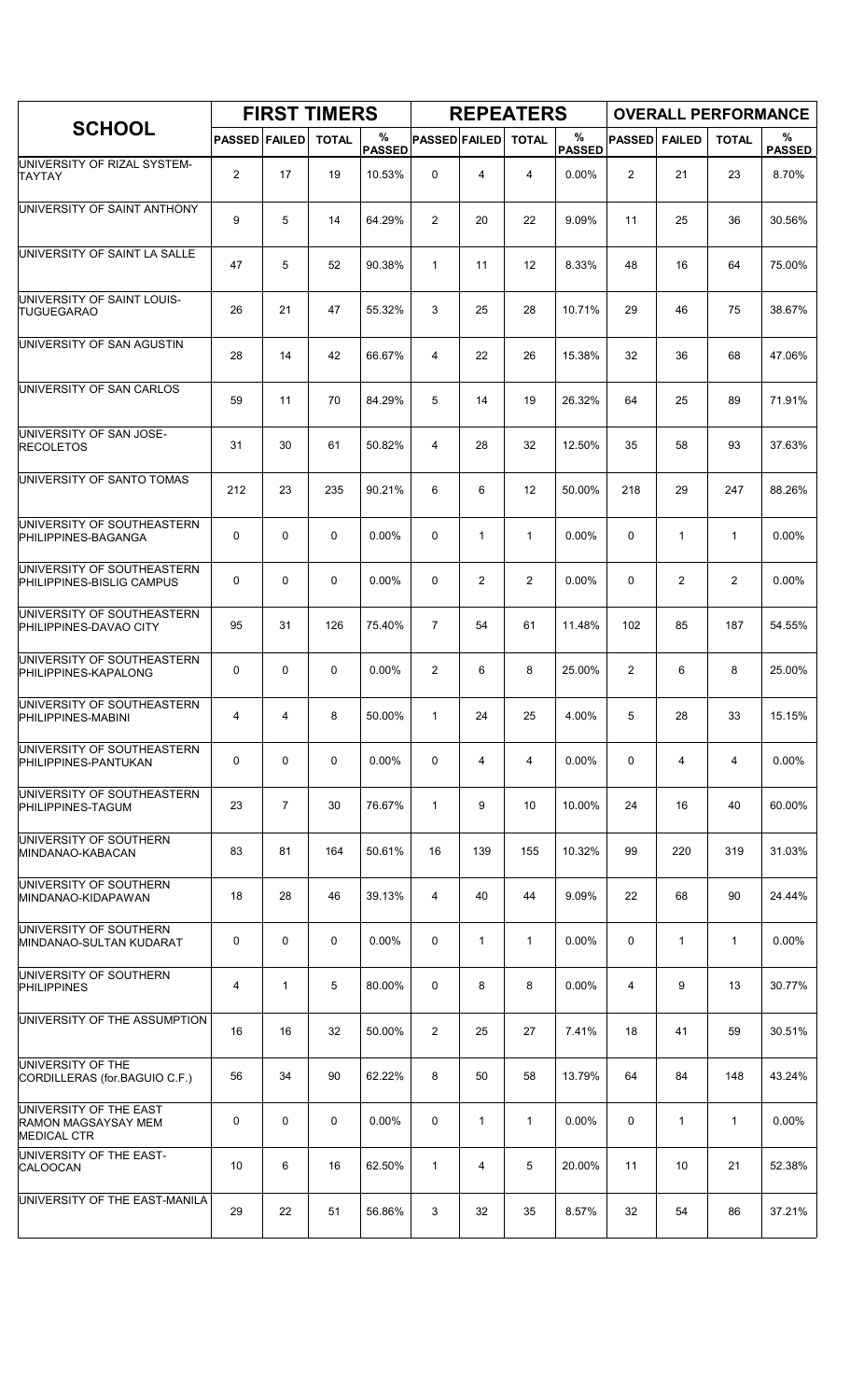| SCHOOL | FIRST TIMERS | | | | REPEATERS | | | | OVERALL PERFORMANCE | | | |
|---|---|---|---|---|---|---|---|---|---|---|---|---|
| | PASSED | FAILED | TOTAL | % PASSED | PASSED | FAILED | TOTAL | % PASSED | PASSED | FAILED | TOTAL | % PASSED |
| UNIVERSITY OF RIZAL SYSTEM-TAYTAY | 2 | 17 | 19 | 10.53% | 0 | 4 | 4 | 0.00% | 2 | 21 | 23 | 8.70% |
| UNIVERSITY OF SAINT ANTHONY | 9 | 5 | 14 | 64.29% | 2 | 20 | 22 | 9.09% | 11 | 25 | 36 | 30.56% |
| UNIVERSITY OF SAINT LA SALLE | 47 | 5 | 52 | 90.38% | 1 | 11 | 12 | 8.33% | 48 | 16 | 64 | 75.00% |
| UNIVERSITY OF SAINT LOUIS-TUGUEGARAO | 26 | 21 | 47 | 55.32% | 3 | 25 | 28 | 10.71% | 29 | 46 | 75 | 38.67% |
| UNIVERSITY OF SAN AGUSTIN | 28 | 14 | 42 | 66.67% | 4 | 22 | 26 | 15.38% | 32 | 36 | 68 | 47.06% |
| UNIVERSITY OF SAN CARLOS | 59 | 11 | 70 | 84.29% | 5 | 14 | 19 | 26.32% | 64 | 25 | 89 | 71.91% |
| UNIVERSITY OF SAN JOSE-RECOLETOS | 31 | 30 | 61 | 50.82% | 4 | 28 | 32 | 12.50% | 35 | 58 | 93 | 37.63% |
| UNIVERSITY OF SANTO TOMAS | 212 | 23 | 235 | 90.21% | 6 | 6 | 12 | 50.00% | 218 | 29 | 247 | 88.26% |
| UNIVERSITY OF SOUTHEASTERN PHILIPPINES-BAGANGA | 0 | 0 | 0 | 0.00% | 0 | 1 | 1 | 0.00% | 0 | 1 | 1 | 0.00% |
| UNIVERSITY OF SOUTHEASTERN PHILIPPINES-BISLIG CAMPUS | 0 | 0 | 0 | 0.00% | 0 | 2 | 2 | 0.00% | 0 | 2 | 2 | 0.00% |
| UNIVERSITY OF SOUTHEASTERN PHILIPPINES-DAVAO CITY | 95 | 31 | 126 | 75.40% | 7 | 54 | 61 | 11.48% | 102 | 85 | 187 | 54.55% |
| UNIVERSITY OF SOUTHEASTERN PHILIPPINES-KAPALONG | 0 | 0 | 0 | 0.00% | 2 | 6 | 8 | 25.00% | 2 | 6 | 8 | 25.00% |
| UNIVERSITY OF SOUTHEASTERN PHILIPPINES-MABINI | 4 | 4 | 8 | 50.00% | 1 | 24 | 25 | 4.00% | 5 | 28 | 33 | 15.15% |
| UNIVERSITY OF SOUTHEASTERN PHILIPPINES-PANTUKAN | 0 | 0 | 0 | 0.00% | 0 | 4 | 4 | 0.00% | 0 | 4 | 4 | 0.00% |
| UNIVERSITY OF SOUTHEASTERN PHILIPPINES-TAGUM | 23 | 7 | 30 | 76.67% | 1 | 9 | 10 | 10.00% | 24 | 16 | 40 | 60.00% |
| UNIVERSITY OF SOUTHERN MINDANAO-KABACAN | 83 | 81 | 164 | 50.61% | 16 | 139 | 155 | 10.32% | 99 | 220 | 319 | 31.03% |
| UNIVERSITY OF SOUTHERN MINDANAO-KIDAPAWAN | 18 | 28 | 46 | 39.13% | 4 | 40 | 44 | 9.09% | 22 | 68 | 90 | 24.44% |
| UNIVERSITY OF SOUTHERN MINDANAO-SULTAN KUDARAT | 0 | 0 | 0 | 0.00% | 0 | 1 | 1 | 0.00% | 0 | 1 | 1 | 0.00% |
| UNIVERSITY OF SOUTHERN PHILIPPINES | 4 | 1 | 5 | 80.00% | 0 | 8 | 8 | 0.00% | 4 | 9 | 13 | 30.77% |
| UNIVERSITY OF THE ASSUMPTION | 16 | 16 | 32 | 50.00% | 2 | 25 | 27 | 7.41% | 18 | 41 | 59 | 30.51% |
| UNIVERSITY OF THE CORDILLERAS (for.BAGUIO C.F.) | 56 | 34 | 90 | 62.22% | 8 | 50 | 58 | 13.79% | 64 | 84 | 148 | 43.24% |
| UNIVERSITY OF THE EAST RAMON MAGSAYSAY MEM MEDICAL CTR | 0 | 0 | 0 | 0.00% | 0 | 1 | 1 | 0.00% | 0 | 1 | 1 | 0.00% |
| UNIVERSITY OF THE EAST-CALOOCAN | 10 | 6 | 16 | 62.50% | 1 | 4 | 5 | 20.00% | 11 | 10 | 21 | 52.38% |
| UNIVERSITY OF THE EAST-MANILA | 29 | 22 | 51 | 56.86% | 3 | 32 | 35 | 8.57% | 32 | 54 | 86 | 37.21% |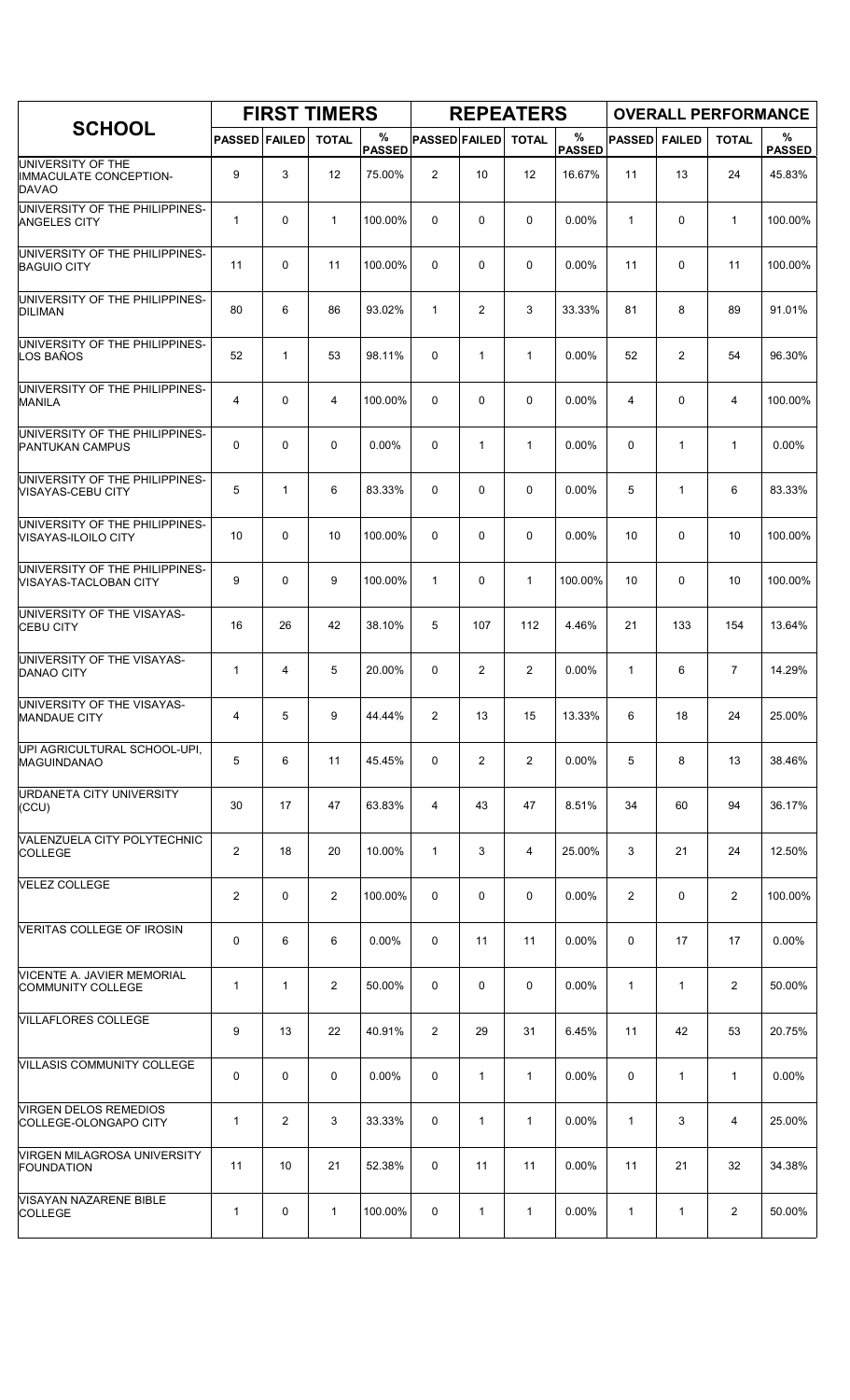| SCHOOL | FIRST TIMERS | | | | REPEATERS | | | | OVERALL PERFORMANCE | | | |
|---|---|---|---|---|---|---|---|---|---|---|---|---|
| | PASSED | FAILED | TOTAL | % PASSED | PASSED | FAILED | TOTAL | % PASSED | PASSED | FAILED | TOTAL | % PASSED |
| UNIVERSITY OF THE IMMACULATE CONCEPTION-DAVAO | 9 | 3 | 12 | 75.00% | 2 | 10 | 12 | 16.67% | 11 | 13 | 24 | 45.83% |
| UNIVERSITY OF THE PHILIPPINES-ANGELES CITY | 1 | 0 | 1 | 100.00% | 0 | 0 | 0 | 0.00% | 1 | 0 | 1 | 100.00% |
| UNIVERSITY OF THE PHILIPPINES-BAGUIO CITY | 11 | 0 | 11 | 100.00% | 0 | 0 | 0 | 0.00% | 11 | 0 | 11 | 100.00% |
| UNIVERSITY OF THE PHILIPPINES-DILIMAN | 80 | 6 | 86 | 93.02% | 1 | 2 | 3 | 33.33% | 81 | 8 | 89 | 91.01% |
| UNIVERSITY OF THE PHILIPPINES-LOS BAÑOS | 52 | 1 | 53 | 98.11% | 0 | 1 | 1 | 0.00% | 52 | 2 | 54 | 96.30% |
| UNIVERSITY OF THE PHILIPPINES-MANILA | 4 | 0 | 4 | 100.00% | 0 | 0 | 0 | 0.00% | 4 | 0 | 4 | 100.00% |
| UNIVERSITY OF THE PHILIPPINES-PANTUKAN CAMPUS | 0 | 0 | 0 | 0.00% | 0 | 1 | 1 | 0.00% | 0 | 1 | 1 | 0.00% |
| UNIVERSITY OF THE PHILIPPINES-VISAYAS-CEBU CITY | 5 | 1 | 6 | 83.33% | 0 | 0 | 0 | 0.00% | 5 | 1 | 6 | 83.33% |
| UNIVERSITY OF THE PHILIPPINES-VISAYAS-ILOILO CITY | 10 | 0 | 10 | 100.00% | 0 | 0 | 0 | 0.00% | 10 | 0 | 10 | 100.00% |
| UNIVERSITY OF THE PHILIPPINES-VISAYAS-TACLOBAN CITY | 9 | 0 | 9 | 100.00% | 1 | 0 | 1 | 100.00% | 10 | 0 | 10 | 100.00% |
| UNIVERSITY OF THE VISAYAS-CEBU CITY | 16 | 26 | 42 | 38.10% | 5 | 107 | 112 | 4.46% | 21 | 133 | 154 | 13.64% |
| UNIVERSITY OF THE VISAYAS-DANAO CITY | 1 | 4 | 5 | 20.00% | 0 | 2 | 2 | 0.00% | 1 | 6 | 7 | 14.29% |
| UNIVERSITY OF THE VISAYAS-MANDAUE CITY | 4 | 5 | 9 | 44.44% | 2 | 13 | 15 | 13.33% | 6 | 18 | 24 | 25.00% |
| UPI AGRICULTURAL SCHOOL-UPI, MAGUINDANAO | 5 | 6 | 11 | 45.45% | 0 | 2 | 2 | 0.00% | 5 | 8 | 13 | 38.46% |
| URDANETA CITY UNIVERSITY (CCU) | 30 | 17 | 47 | 63.83% | 4 | 43 | 47 | 8.51% | 34 | 60 | 94 | 36.17% |
| VALENZUELA CITY POLYTECHNIC COLLEGE | 2 | 18 | 20 | 10.00% | 1 | 3 | 4 | 25.00% | 3 | 21 | 24 | 12.50% |
| VELEZ COLLEGE | 2 | 0 | 2 | 100.00% | 0 | 0 | 0 | 0.00% | 2 | 0 | 2 | 100.00% |
| VERITAS COLLEGE OF IROSIN | 0 | 6 | 6 | 0.00% | 0 | 11 | 11 | 0.00% | 0 | 17 | 17 | 0.00% |
| VICENTE A. JAVIER MEMORIAL COMMUNITY COLLEGE | 1 | 1 | 2 | 50.00% | 0 | 0 | 0 | 0.00% | 1 | 1 | 2 | 50.00% |
| VILLAFLORES COLLEGE | 9 | 13 | 22 | 40.91% | 2 | 29 | 31 | 6.45% | 11 | 42 | 53 | 20.75% |
| VILLASIS COMMUNITY COLLEGE | 0 | 0 | 0 | 0.00% | 0 | 1 | 1 | 0.00% | 0 | 1 | 1 | 0.00% |
| VIRGEN DELOS REMEDIOS COLLEGE-OLONGAPO CITY | 1 | 2 | 3 | 33.33% | 0 | 1 | 1 | 0.00% | 1 | 3 | 4 | 25.00% |
| VIRGEN MILAGROSA UNIVERSITY FOUNDATION | 11 | 10 | 21 | 52.38% | 0 | 11 | 11 | 0.00% | 11 | 21 | 32 | 34.38% |
| VISAYAN NAZARENE BIBLE COLLEGE | 1 | 0 | 1 | 100.00% | 0 | 1 | 1 | 0.00% | 1 | 1 | 2 | 50.00% |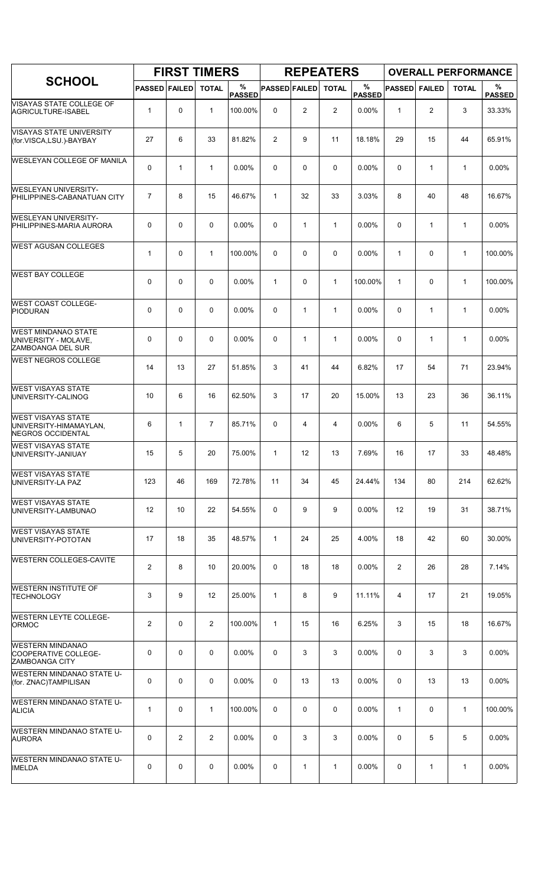| SCHOOL | FIRST TIMERS | | | | REPEATERS | | | | OVERALL PERFORMANCE | | | |
|---|---|---|---|---|---|---|---|---|---|---|---|---|
| | PASSED | FAILED | TOTAL | % PASSED | PASSED | FAILED | TOTAL | % PASSED | PASSED | FAILED | TOTAL | % PASSED |
| VISAYAS STATE COLLEGE OF AGRICULTURE-ISABEL | 1 | 0 | 1 | 100.00% | 0 | 2 | 2 | 0.00% | 1 | 2 | 3 | 33.33% |
| VISAYAS STATE UNIVERSITY (for.VISCA,LSU.)-BAYBAY | 27 | 6 | 33 | 81.82% | 2 | 9 | 11 | 18.18% | 29 | 15 | 44 | 65.91% |
| WESLEYAN COLLEGE OF MANILA | 0 | 1 | 1 | 0.00% | 0 | 0 | 0 | 0.00% | 0 | 1 | 1 | 0.00% |
| WESLEYAN UNIVERSITY-PHILIPPINES-CABANATUAN CITY | 7 | 8 | 15 | 46.67% | 1 | 32 | 33 | 3.03% | 8 | 40 | 48 | 16.67% |
| WESLEYAN UNIVERSITY-PHILIPPINES-MARIA AURORA | 0 | 0 | 0 | 0.00% | 0 | 1 | 1 | 0.00% | 0 | 1 | 1 | 0.00% |
| WEST AGUSAN COLLEGES | 1 | 0 | 1 | 100.00% | 0 | 0 | 0 | 0.00% | 1 | 0 | 1 | 100.00% |
| WEST BAY COLLEGE | 0 | 0 | 0 | 0.00% | 1 | 0 | 1 | 100.00% | 1 | 0 | 1 | 100.00% |
| WEST COAST COLLEGE-PIODURAN | 0 | 0 | 0 | 0.00% | 0 | 1 | 1 | 0.00% | 0 | 1 | 1 | 0.00% |
| WEST MINDANAO STATE UNIVERSITY - MOLAVE, ZAMBOANGA DEL SUR | 0 | 0 | 0 | 0.00% | 0 | 1 | 1 | 0.00% | 0 | 1 | 1 | 0.00% |
| WEST NEGROS COLLEGE | 14 | 13 | 27 | 51.85% | 3 | 41 | 44 | 6.82% | 17 | 54 | 71 | 23.94% |
| WEST VISAYAS STATE UNIVERSITY-CALINOG | 10 | 6 | 16 | 62.50% | 3 | 17 | 20 | 15.00% | 13 | 23 | 36 | 36.11% |
| WEST VISAYAS STATE UNIVERSITY-HIMAMAYLAN, NEGROS OCCIDENTAL | 6 | 1 | 7 | 85.71% | 0 | 4 | 4 | 0.00% | 6 | 5 | 11 | 54.55% |
| WEST VISAYAS STATE UNIVERSITY-JANIUAY | 15 | 5 | 20 | 75.00% | 1 | 12 | 13 | 7.69% | 16 | 17 | 33 | 48.48% |
| WEST VISAYAS STATE UNIVERSITY-LA PAZ | 123 | 46 | 169 | 72.78% | 11 | 34 | 45 | 24.44% | 134 | 80 | 214 | 62.62% |
| WEST VISAYAS STATE UNIVERSITY-LAMBUNAO | 12 | 10 | 22 | 54.55% | 0 | 9 | 9 | 0.00% | 12 | 19 | 31 | 38.71% |
| WEST VISAYAS STATE UNIVERSITY-POTOTAN | 17 | 18 | 35 | 48.57% | 1 | 24 | 25 | 4.00% | 18 | 42 | 60 | 30.00% |
| WESTERN COLLEGES-CAVITE | 2 | 8 | 10 | 20.00% | 0 | 18 | 18 | 0.00% | 2 | 26 | 28 | 7.14% |
| WESTERN INSTITUTE OF TECHNOLOGY | 3 | 9 | 12 | 25.00% | 1 | 8 | 9 | 11.11% | 4 | 17 | 21 | 19.05% |
| WESTERN LEYTE COLLEGE-ORMOC | 2 | 0 | 2 | 100.00% | 1 | 15 | 16 | 6.25% | 3 | 15 | 18 | 16.67% |
| WESTERN MINDANAO COOPERATIVE COLLEGE-ZAMBOANGA CITY | 0 | 0 | 0 | 0.00% | 0 | 3 | 3 | 0.00% | 0 | 3 | 3 | 0.00% |
| WESTERN MINDANAO STATE U-(for. ZNAC)TAMPILISAN | 0 | 0 | 0 | 0.00% | 0 | 13 | 13 | 0.00% | 0 | 13 | 13 | 0.00% |
| WESTERN MINDANAO STATE U-ALICIA | 1 | 0 | 1 | 100.00% | 0 | 0 | 0 | 0.00% | 1 | 0 | 1 | 100.00% |
| WESTERN MINDANAO STATE U-AURORA | 0 | 2 | 2 | 0.00% | 0 | 3 | 3 | 0.00% | 0 | 5 | 5 | 0.00% |
| WESTERN MINDANAO STATE U-IMELDA | 0 | 0 | 0 | 0.00% | 0 | 1 | 1 | 0.00% | 0 | 1 | 1 | 0.00% |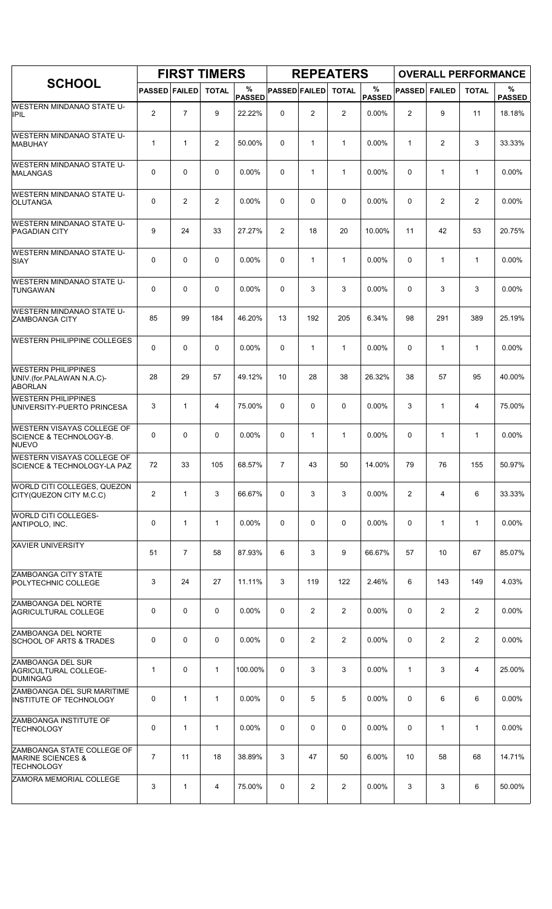| SCHOOL | FIRST TIMERS | | | | REPEATERS | | | | OVERALL PERFORMANCE | | | |
|---|---|---|---|---|---|---|---|---|---|---|---|---|
| | PASSED | FAILED | TOTAL | % PASSED | PASSED | FAILED | TOTAL | % PASSED | PASSED | FAILED | TOTAL | % PASSED |
| WESTERN MINDANAO STATE U-IPIL | 2 | 7 | 9 | 22.22% | 0 | 2 | 2 | 0.00% | 2 | 9 | 11 | 18.18% |
| WESTERN MINDANAO STATE U-MABUHAY | 1 | 1 | 2 | 50.00% | 0 | 1 | 1 | 0.00% | 1 | 2 | 3 | 33.33% |
| WESTERN MINDANAO STATE U-MALANGAS | 0 | 0 | 0 | 0.00% | 0 | 1 | 1 | 0.00% | 0 | 1 | 1 | 0.00% |
| WESTERN MINDANAO STATE U-OLUTANGA | 0 | 2 | 2 | 0.00% | 0 | 0 | 0 | 0.00% | 0 | 2 | 2 | 0.00% |
| WESTERN MINDANAO STATE U-PAGADIAN CITY | 9 | 24 | 33 | 27.27% | 2 | 18 | 20 | 10.00% | 11 | 42 | 53 | 20.75% |
| WESTERN MINDANAO STATE U-SIAY | 0 | 0 | 0 | 0.00% | 0 | 1 | 1 | 0.00% | 0 | 1 | 1 | 0.00% |
| WESTERN MINDANAO STATE U-TUNGAWAN | 0 | 0 | 0 | 0.00% | 0 | 3 | 3 | 0.00% | 0 | 3 | 3 | 0.00% |
| WESTERN MINDANAO STATE U-ZAMBOANGA CITY | 85 | 99 | 184 | 46.20% | 13 | 192 | 205 | 6.34% | 98 | 291 | 389 | 25.19% |
| WESTERN PHILIPPINE COLLEGES | 0 | 0 | 0 | 0.00% | 0 | 1 | 1 | 0.00% | 0 | 1 | 1 | 0.00% |
| WESTERN PHILIPPINES UNIV.(for.PALAWAN N.A.C)-ABORLAN | 28 | 29 | 57 | 49.12% | 10 | 28 | 38 | 26.32% | 38 | 57 | 95 | 40.00% |
| WESTERN PHILIPPINES UNIVERSITY-PUERTO PRINCESA | 3 | 1 | 4 | 75.00% | 0 | 0 | 0 | 0.00% | 3 | 1 | 4 | 75.00% |
| WESTERN VISAYAS COLLEGE OF SCIENCE & TECHNOLOGY-B. NUEVO | 0 | 0 | 0 | 0.00% | 0 | 1 | 1 | 0.00% | 0 | 1 | 1 | 0.00% |
| WESTERN VISAYAS COLLEGE OF SCIENCE & TECHNOLOGY-LA PAZ | 72 | 33 | 105 | 68.57% | 7 | 43 | 50 | 14.00% | 79 | 76 | 155 | 50.97% |
| WORLD CITI COLLEGES, QUEZON CITY(QUEZON CITY M.C.C) | 2 | 1 | 3 | 66.67% | 0 | 3 | 3 | 0.00% | 2 | 4 | 6 | 33.33% |
| WORLD CITI COLLEGES-ANTIPOLO, INC. | 0 | 1 | 1 | 0.00% | 0 | 0 | 0 | 0.00% | 0 | 1 | 1 | 0.00% |
| XAVIER UNIVERSITY | 51 | 7 | 58 | 87.93% | 6 | 3 | 9 | 66.67% | 57 | 10 | 67 | 85.07% |
| ZAMBOANGA CITY STATE POLYTECHNIC COLLEGE | 3 | 24 | 27 | 11.11% | 3 | 119 | 122 | 2.46% | 6 | 143 | 149 | 4.03% |
| ZAMBOANGA DEL NORTE AGRICULTURAL COLLEGE | 0 | 0 | 0 | 0.00% | 0 | 2 | 2 | 0.00% | 0 | 2 | 2 | 0.00% |
| ZAMBOANGA DEL NORTE SCHOOL OF ARTS & TRADES | 0 | 0 | 0 | 0.00% | 0 | 2 | 2 | 0.00% | 0 | 2 | 2 | 0.00% |
| ZAMBOANGA DEL SUR AGRICULTURAL COLLEGE-DUMINGAG | 1 | 0 | 1 | 100.00% | 0 | 3 | 3 | 0.00% | 1 | 3 | 4 | 25.00% |
| ZAMBOANGA DEL SUR MARITIME INSTITUTE OF TECHNOLOGY | 0 | 1 | 1 | 0.00% | 0 | 5 | 5 | 0.00% | 0 | 6 | 6 | 0.00% |
| ZAMBOANGA INSTITUTE OF TECHNOLOGY | 0 | 1 | 1 | 0.00% | 0 | 0 | 0 | 0.00% | 0 | 1 | 1 | 0.00% |
| ZAMBOANGA STATE COLLEGE OF MARINE SCIENCES & TECHNOLOGY | 7 | 11 | 18 | 38.89% | 3 | 47 | 50 | 6.00% | 10 | 58 | 68 | 14.71% |
| ZAMORA MEMORIAL COLLEGE | 3 | 1 | 4 | 75.00% | 0 | 2 | 2 | 0.00% | 3 | 3 | 6 | 50.00% |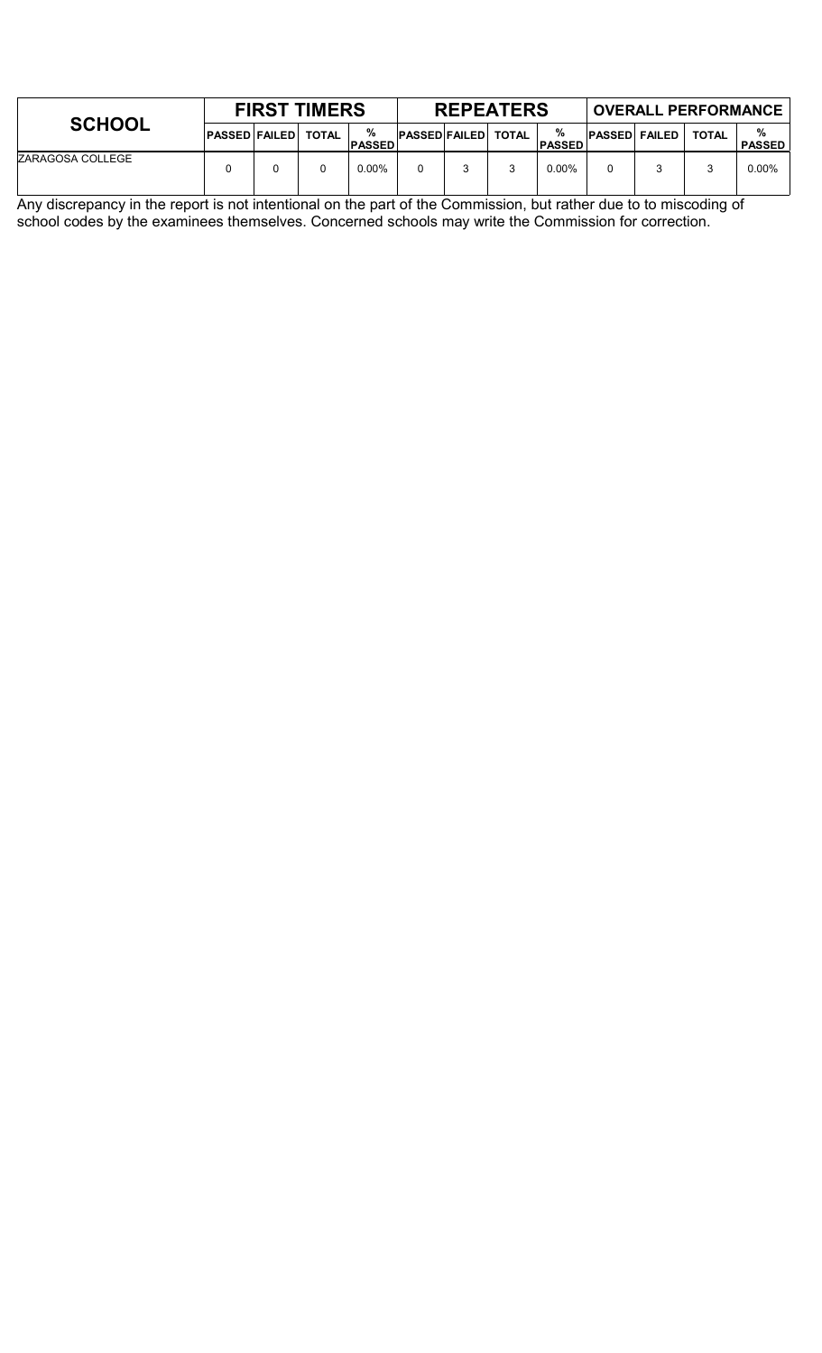| SCHOOL | FIRST TIMERS | | | | REPEATERS | | | | OVERALL PERFORMANCE | | | |
|---|---|---|---|---|---|---|---|---|---|---|---|---|
| | PASSED | FAILED | TOTAL | % PASSED | PASSED | FAILED | TOTAL | % PASSED | PASSED | FAILED | TOTAL | % PASSED |
| ZARAGOSA COLLEGE | 0 | 0 | 0 | 0.00% | 0 | 3 | 3 | 0.00% | 0 | 3 | 3 | 0.00% |

Any discrepancy in the report is not intentional on the part of the Commission, but rather due to to miscoding of school codes by the examinees themselves. Concerned schools may write the Commission for correction.